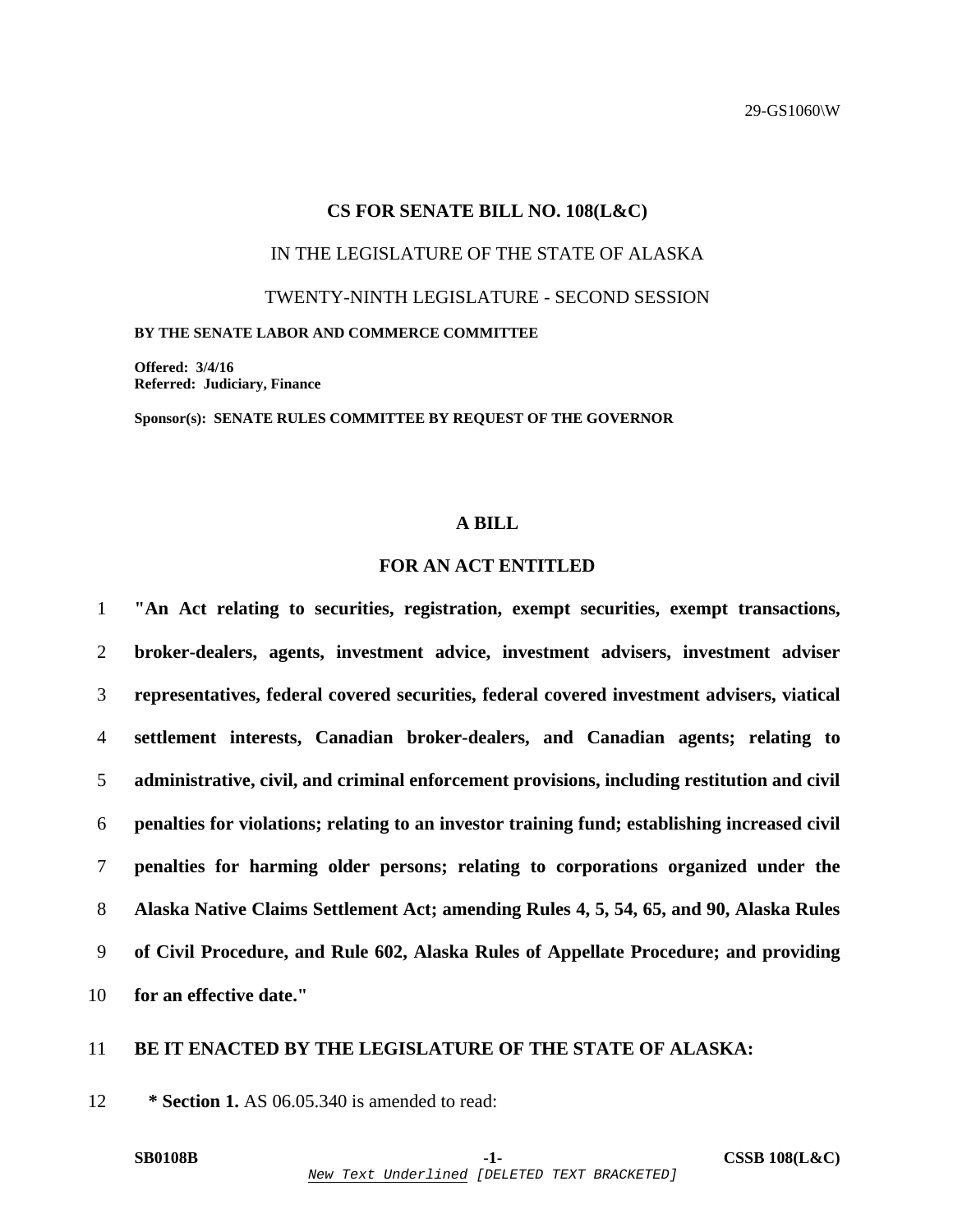29-GS1060\W

## CS FOR SENATE BILL NO. 108(L&C)

IN THE LEGISLATURE OF THE STATE OF ALASKA

TWENTY-NINTH LEGISLATURE - SECOND SESSION

**BY THE SENATE LABOR AND COMMERCE COMMITTEE**

**Offered: 3/4/16**
**Referred: Judiciary, Finance**

**Sponsor(s): SENATE RULES COMMITTEE BY REQUEST OF THE GOVERNOR**

## A BILL

## FOR AN ACT ENTITLED

1 **"An Act relating to securities, registration, exempt securities, exempt transactions,**
2 **broker-dealers, agents, investment advice, investment advisers, investment adviser**
3 **representatives, federal covered securities, federal covered investment advisers, viatical**
4 **settlement interests, Canadian broker-dealers, and Canadian agents; relating to**
5 **administrative, civil, and criminal enforcement provisions, including restitution and civil**
6 **penalties for violations; relating to an investor training fund; establishing increased civil**
7 **penalties for harming older persons; relating to corporations organized under the**
8 **Alaska Native Claims Settlement Act; amending Rules 4, 5, 54, 65, and 90, Alaska Rules**
9 **of Civil Procedure, and Rule 602, Alaska Rules of Appellate Procedure; and providing**
10 **for an effective date."**

11 **BE IT ENACTED BY THE LEGISLATURE OF THE STATE OF ALASKA:**

12 **\* Section 1.** AS 06.05.340 is amended to read:

**SB0108B** **CSSB 108(L&C)**

*New Text Underlined* [DELETED TEXT BRACKETED]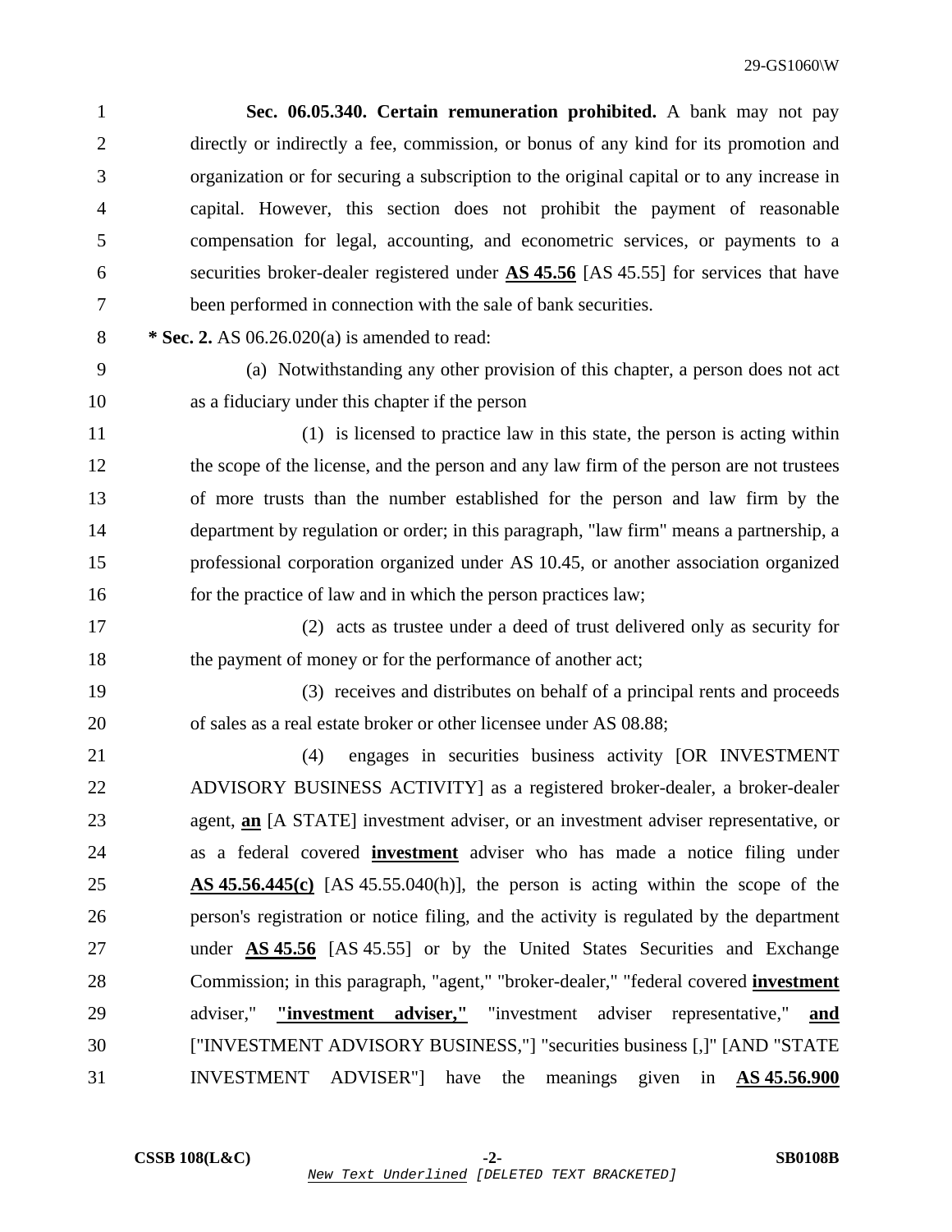**Sec. 06.05.340. Certain remuneration prohibited.** A bank may not pay directly or indirectly a fee, commission, or bonus of any kind for its promotion and organization or for securing a subscription to the original capital or to any increase in capital. However, this section does not prohibit the payment of reasonable compensation for legal, accounting, and econometric services, or payments to a securities broker-dealer registered under **AS 45.56** [AS 45.55] for services that have been performed in connection with the sale of bank securities.

**\* Sec. 2.** AS 06.26.020(a) is amended to read:

(a) Notwithstanding any other provision of this chapter, a person does not act as a fiduciary under this chapter if the person

(1) is licensed to practice law in this state, the person is acting within the scope of the license, and the person and any law firm of the person are not trustees of more trusts than the number established for the person and law firm by the department by regulation or order; in this paragraph, "law firm" means a partnership, a professional corporation organized under AS 10.45, or another association organized for the practice of law and in which the person practices law;

(2) acts as trustee under a deed of trust delivered only as security for the payment of money or for the performance of another act;

(3) receives and distributes on behalf of a principal rents and proceeds of sales as a real estate broker or other licensee under AS 08.88;

(4) engages in securities business activity [OR INVESTMENT ADVISORY BUSINESS ACTIVITY] as a registered broker-dealer, a broker-dealer agent, **an** [A STATE] investment adviser, or an investment adviser representative, or as a federal covered **investment** adviser who has made a notice filing under **AS 45.56.445(c)** [AS 45.55.040(h)], the person is acting within the scope of the person's registration or notice filing, and the activity is regulated by the department under **AS 45.56** [AS 45.55] or by the United States Securities and Exchange Commission; in this paragraph, "agent," "broker-dealer," "federal covered **investment** adviser," **"investment adviser,"** "investment adviser representative," **and** ["INVESTMENT ADVISORY BUSINESS,"] "securities business [,]" [AND "STATE INVESTMENT ADVISER"] have the meanings given in **AS 45.56.900**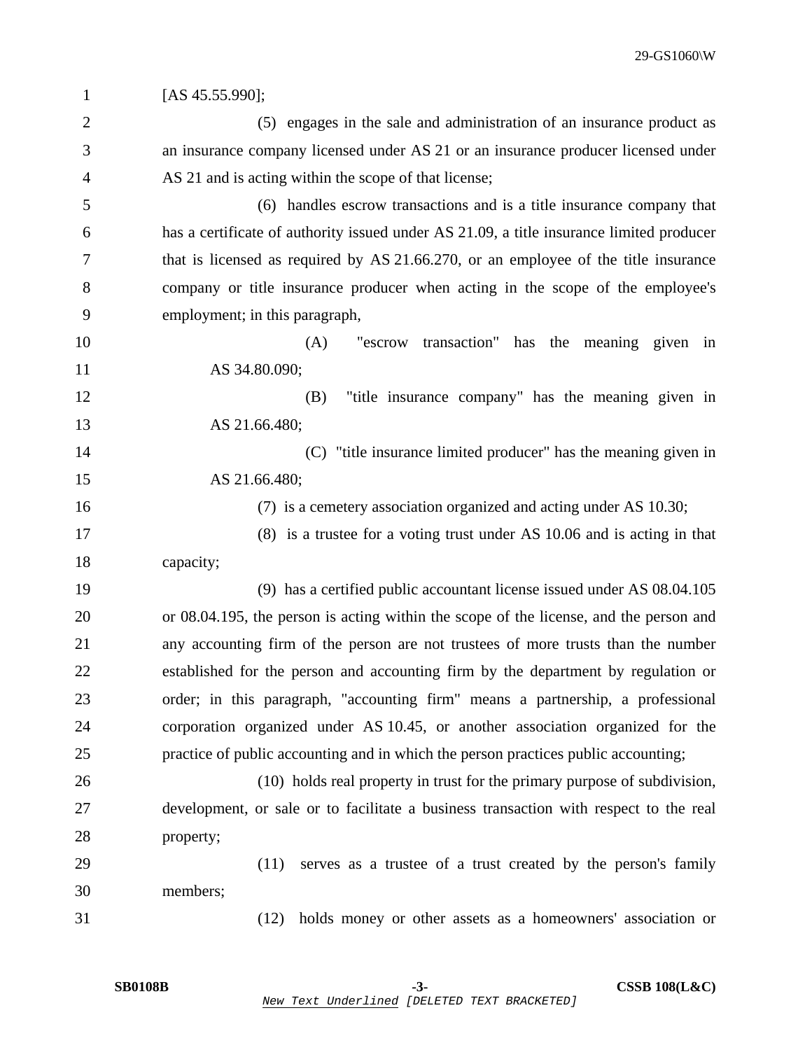[AS 45.55.990];

(5) engages in the sale and administration of an insurance product as an insurance company licensed under AS 21 or an insurance producer licensed under AS 21 and is acting within the scope of that license;

(6) handles escrow transactions and is a title insurance company that has a certificate of authority issued under AS 21.09, a title insurance limited producer that is licensed as required by AS 21.66.270, or an employee of the title insurance company or title insurance producer when acting in the scope of the employee's employment; in this paragraph,

(A) "escrow transaction" has the meaning given in AS 34.80.090;

(B) "title insurance company" has the meaning given in AS 21.66.480;

(C) "title insurance limited producer" has the meaning given in AS 21.66.480;

(7) is a cemetery association organized and acting under AS 10.30;

(8) is a trustee for a voting trust under AS 10.06 and is acting in that capacity;

(9) has a certified public accountant license issued under AS 08.04.105 or 08.04.195, the person is acting within the scope of the license, and the person and any accounting firm of the person are not trustees of more trusts than the number established for the person and accounting firm by the department by regulation or order; in this paragraph, "accounting firm" means a partnership, a professional corporation organized under AS 10.45, or another association organized for the practice of public accounting and in which the person practices public accounting;

(10) holds real property in trust for the primary purpose of subdivision, development, or sale or to facilitate a business transaction with respect to the real property;

(11) serves as a trustee of a trust created by the person's family members;

(12) holds money or other assets as a homeowners' association or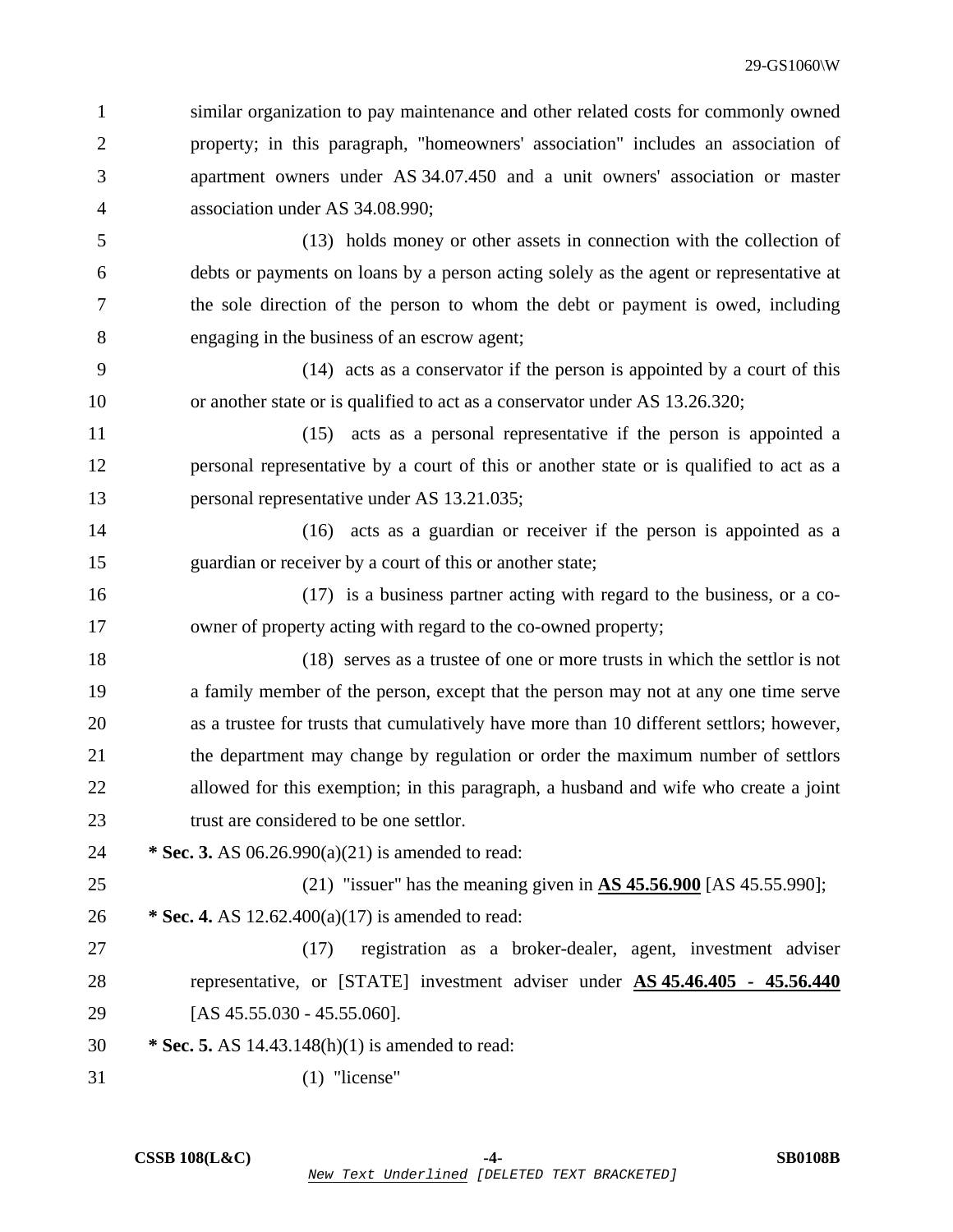similar organization to pay maintenance and other related costs for commonly owned property; in this paragraph, "homeowners' association" includes an association of apartment owners under AS 34.07.450 and a unit owners' association or master association under AS 34.08.990;

(13) holds money or other assets in connection with the collection of debts or payments on loans by a person acting solely as the agent or representative at the sole direction of the person to whom the debt or payment is owed, including engaging in the business of an escrow agent;

(14) acts as a conservator if the person is appointed by a court of this or another state or is qualified to act as a conservator under AS 13.26.320;

(15) acts as a personal representative if the person is appointed a personal representative by a court of this or another state or is qualified to act as a personal representative under AS 13.21.035;

(16) acts as a guardian or receiver if the person is appointed as a guardian or receiver by a court of this or another state;

(17) is a business partner acting with regard to the business, or a co-owner of property acting with regard to the co-owned property;

(18) serves as a trustee of one or more trusts in which the settlor is not a family member of the person, except that the person may not at any one time serve as a trustee for trusts that cumulatively have more than 10 different settlors; however, the department may change by regulation or order the maximum number of settlors allowed for this exemption; in this paragraph, a husband and wife who create a joint trust are considered to be one settlor.

**\* Sec. 3.** AS 06.26.990(a)(21) is amended to read:

(21) "issuer" has the meaning given in **<u>AS 45.56.900</u>** [AS 45.55.990];

**\* Sec. 4.** AS 12.62.400(a)(17) is amended to read:

(17) registration as a broker-dealer, agent, investment adviser representative, or [STATE] investment adviser under **<u>AS 45.46.405 - 45.56.440</u>** [AS 45.55.030 - 45.55.060].

**\* Sec. 5.** AS 14.43.148(h)(1) is amended to read:

(1) "license"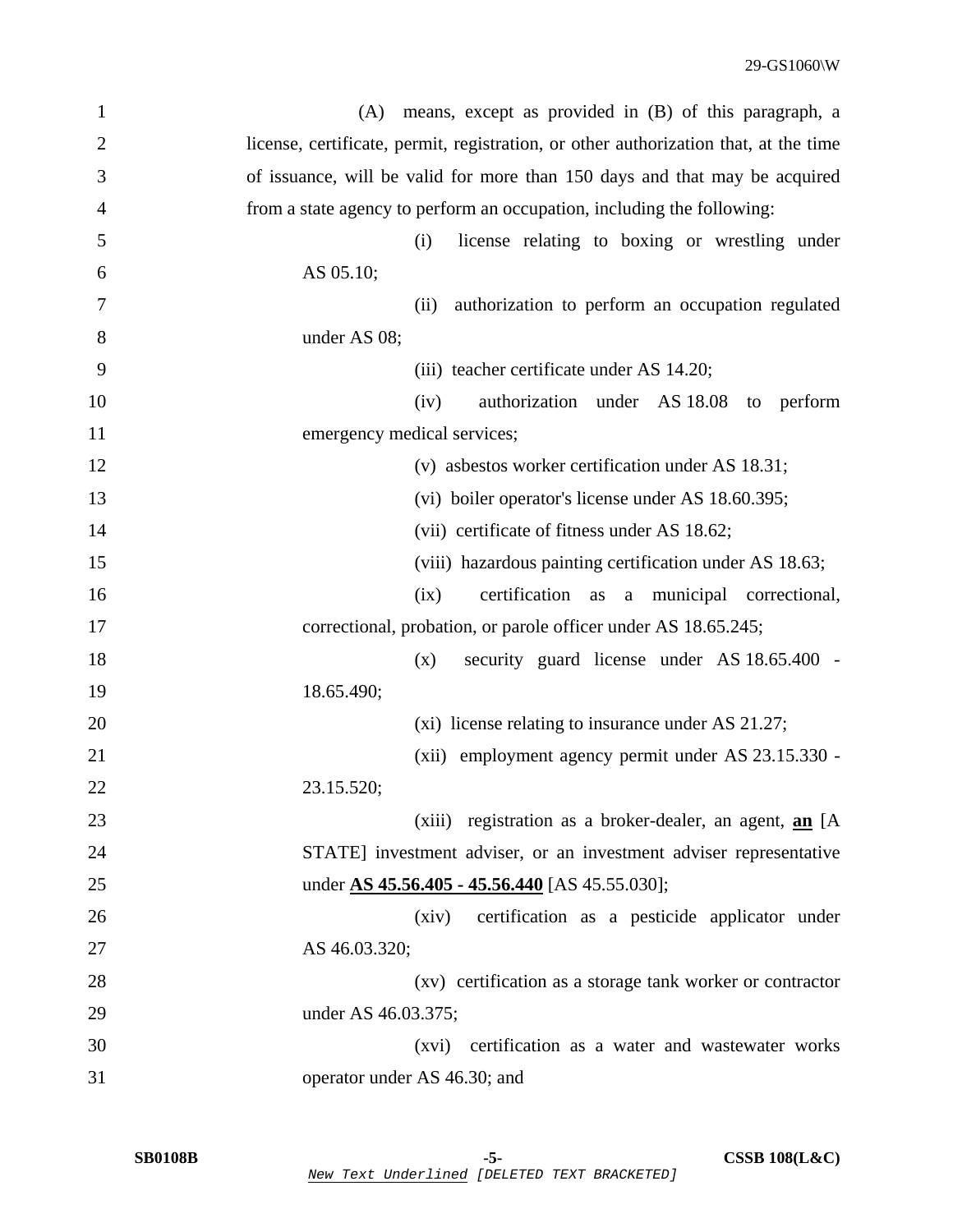(A) means, except as provided in (B) of this paragraph, a license, certificate, permit, registration, or other authorization that, at the time of issuance, will be valid for more than 150 days and that may be acquired from a state agency to perform an occupation, including the following:

(i) license relating to boxing or wrestling under AS 05.10;

(ii) authorization to perform an occupation regulated under AS 08;

(iii) teacher certificate under AS 14.20;

(iv) authorization under AS 18.08 to perform emergency medical services;

(v) asbestos worker certification under AS 18.31;

(vi) boiler operator's license under AS 18.60.395;

(vii) certificate of fitness under AS 18.62;

(viii) hazardous painting certification under AS 18.63;

(ix) certification as a municipal correctional, correctional, probation, or parole officer under AS 18.65.245;

(x) security guard license under AS 18.65.400 - 18.65.490;

(xi) license relating to insurance under AS 21.27;

(xii) employment agency permit under AS 23.15.330 - 23.15.520;

(xiii) registration as a broker-dealer, an agent, **<u>an</u>** [A STATE] investment adviser, or an investment adviser representative under **<u>AS 45.56.405 - 45.56.440</u>** [AS 45.55.030];

(xiv) certification as a pesticide applicator under AS 46.03.320;

(xv) certification as a storage tank worker or contractor under AS 46.03.375;

(xvi) certification as a water and wastewater works operator under AS 46.30; and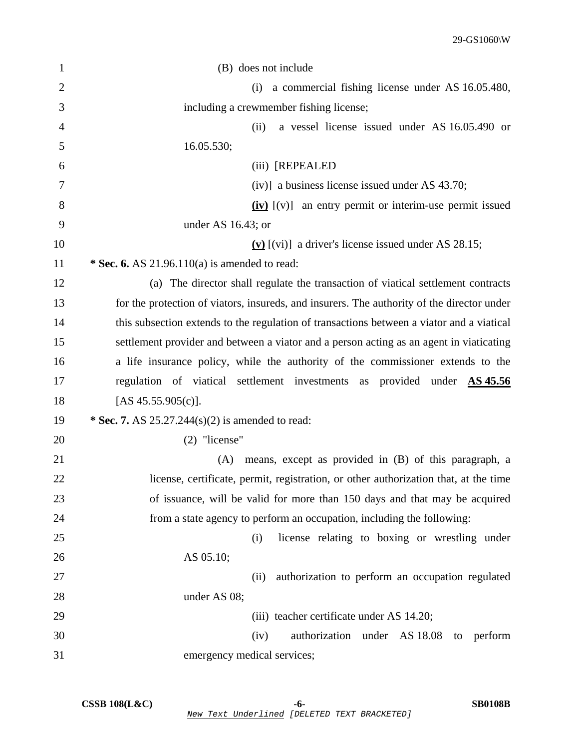(B) does not include

(i) a commercial fishing license under AS 16.05.480, including a crewmember fishing license;

(ii) a vessel license issued under AS 16.05.490 or 16.05.530;

(iii) [REPEALED

(iv)] a business license issued under AS 43.70;

**(iv)** [(v)] an entry permit or interim-use permit issued under AS 16.43; or

**(v)** [(vi)] a driver's license issued under AS 28.15;

**\* Sec. 6.** AS 21.96.110(a) is amended to read:

(a) The director shall regulate the transaction of viatical settlement contracts for the protection of viators, insureds, and insurers. The authority of the director under this subsection extends to the regulation of transactions between a viator and a viatical settlement provider and between a viator and a person acting as an agent in viaticating a life insurance policy, while the authority of the commissioner extends to the regulation of viatical settlement investments as provided under **AS 45.56** [AS 45.55.905(c)].

**\* Sec. 7.** AS 25.27.244(s)(2) is amended to read:

(2) "license"

(A) means, except as provided in (B) of this paragraph, a license, certificate, permit, registration, or other authorization that, at the time of issuance, will be valid for more than 150 days and that may be acquired from a state agency to perform an occupation, including the following:

(i) license relating to boxing or wrestling under AS 05.10;

(ii) authorization to perform an occupation regulated under AS 08;

(iii) teacher certificate under AS 14.20;

(iv) authorization under AS 18.08 to perform emergency medical services;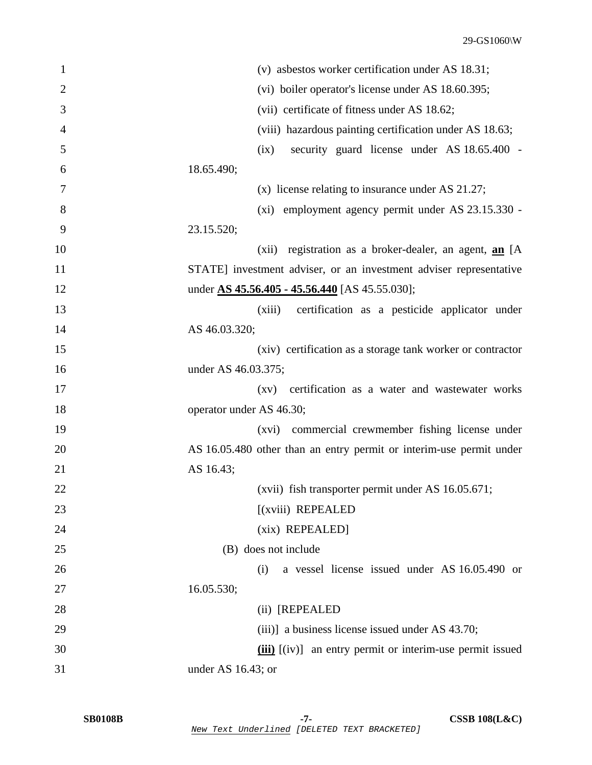(v) asbestos worker certification under AS 18.31;

(vi) boiler operator's license under AS 18.60.395;

(vii) certificate of fitness under AS 18.62;

(viii) hazardous painting certification under AS 18.63;

(ix) security guard license under AS 18.65.400 - 18.65.490;

(x) license relating to insurance under AS 21.27;

(xi) employment agency permit under AS 23.15.330 - 23.15.520;

(xii) registration as a broker-dealer, an agent, <u>**an**</u> [A STATE] investment adviser, or an investment adviser representative under <u>**AS 45.56.405 - 45.56.440**</u> [AS 45.55.030];

(xiii) certification as a pesticide applicator under AS 46.03.320;

(xiv) certification as a storage tank worker or contractor under AS 46.03.375;

(xv) certification as a water and wastewater works operator under AS 46.30;

(xvi) commercial crewmember fishing license under AS 16.05.480 other than an entry permit or interim-use permit under AS 16.43;

(xvii) fish transporter permit under AS 16.05.671;

[(xviii) REPEALED

(xix) REPEALED]

(B) does not include

(i) a vessel license issued under AS 16.05.490 or 16.05.530;

(ii) [REPEALED

(iii)] a business license issued under AS 43.70;

<u>**(iii)**</u> [(iv)] an entry permit or interim-use permit issued under AS 16.43; or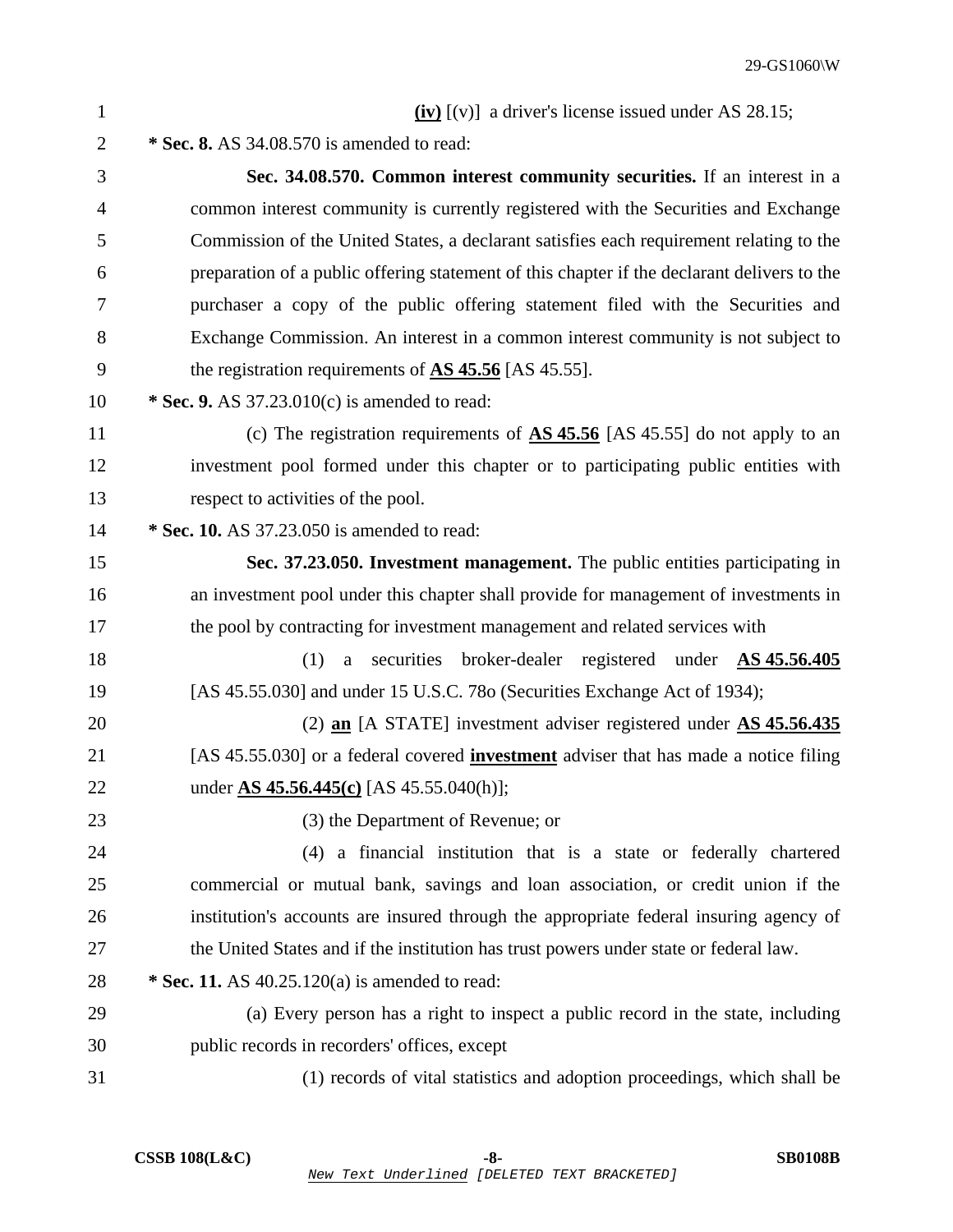**(iv)** [(v)] a driver's license issued under AS 28.15;

**\* Sec. 8.** AS 34.08.570 is amended to read:

**Sec. 34.08.570. Common interest community securities.** If an interest in a common interest community is currently registered with the Securities and Exchange Commission of the United States, a declarant satisfies each requirement relating to the preparation of a public offering statement of this chapter if the declarant delivers to the purchaser a copy of the public offering statement filed with the Securities and Exchange Commission. An interest in a common interest community is not subject to the registration requirements of **AS 45.56** [AS 45.55].

**\* Sec. 9.** AS 37.23.010(c) is amended to read:

(c) The registration requirements of **AS 45.56** [AS 45.55] do not apply to an investment pool formed under this chapter or to participating public entities with respect to activities of the pool.

**\* Sec. 10.** AS 37.23.050 is amended to read:

**Sec. 37.23.050. Investment management.** The public entities participating in an investment pool under this chapter shall provide for management of investments in the pool by contracting for investment management and related services with

(1) a securities broker-dealer registered under **AS 45.56.405** [AS 45.55.030] and under 15 U.S.C. 78o (Securities Exchange Act of 1934);

(2) **an** [A STATE] investment adviser registered under **AS 45.56.435** [AS 45.55.030] or a federal covered **investment** adviser that has made a notice filing under **AS 45.56.445(c)** [AS 45.55.040(h)];

(3) the Department of Revenue; or

(4) a financial institution that is a state or federally chartered commercial or mutual bank, savings and loan association, or credit union if the institution's accounts are insured through the appropriate federal insuring agency of the United States and if the institution has trust powers under state or federal law.

**\* Sec. 11.** AS 40.25.120(a) is amended to read:

(a) Every person has a right to inspect a public record in the state, including public records in recorders' offices, except

(1) records of vital statistics and adoption proceedings, which shall be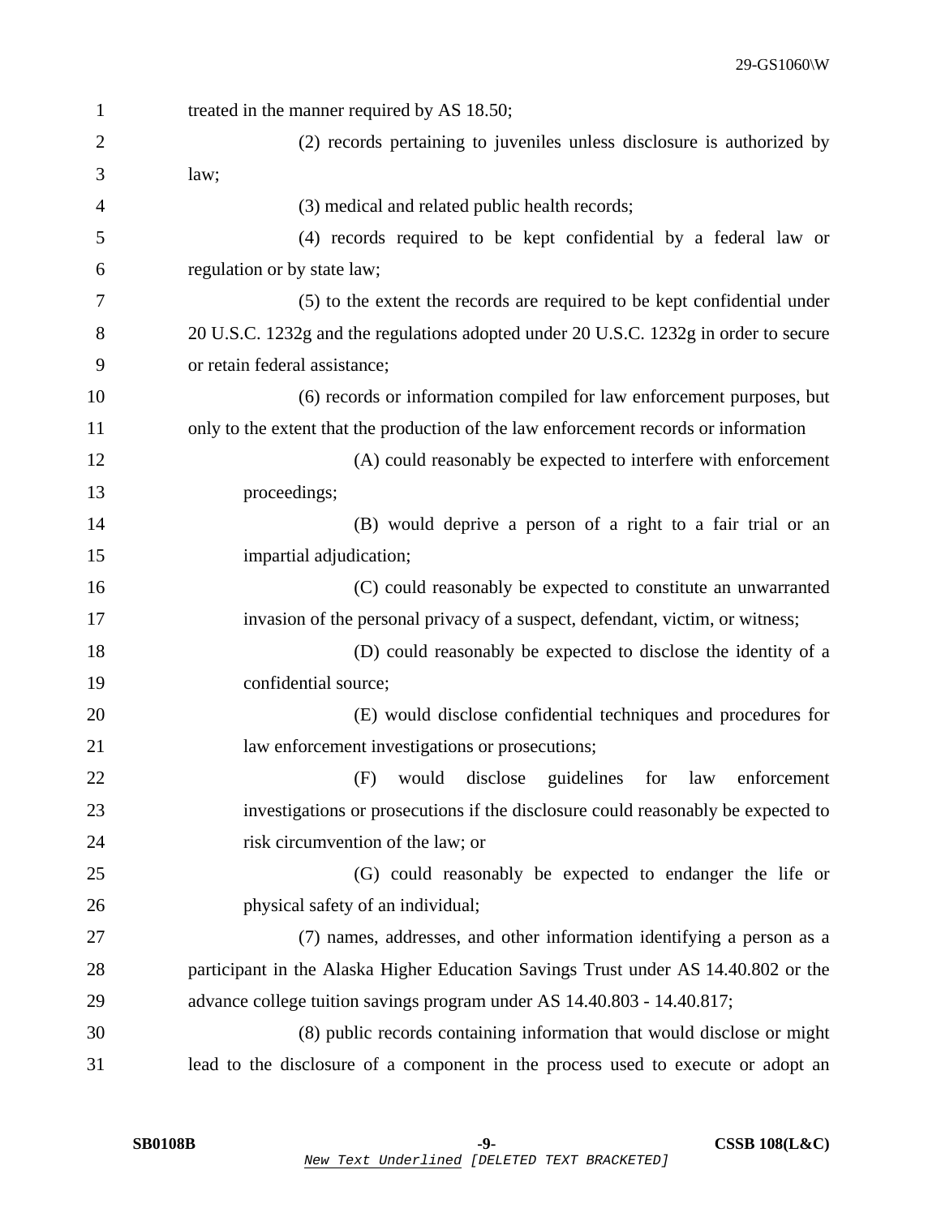treated in the manner required by AS 18.50;

(2) records pertaining to juveniles unless disclosure is authorized by law;

(3) medical and related public health records;

(4) records required to be kept confidential by a federal law or regulation or by state law;

(5) to the extent the records are required to be kept confidential under 20 U.S.C. 1232g and the regulations adopted under 20 U.S.C. 1232g in order to secure or retain federal assistance;

(6) records or information compiled for law enforcement purposes, but only to the extent that the production of the law enforcement records or information

(A) could reasonably be expected to interfere with enforcement proceedings;

(B) would deprive a person of a right to a fair trial or an impartial adjudication;

(C) could reasonably be expected to constitute an unwarranted invasion of the personal privacy of a suspect, defendant, victim, or witness;

(D) could reasonably be expected to disclose the identity of a confidential source;

(E) would disclose confidential techniques and procedures for law enforcement investigations or prosecutions;

(F) would disclose guidelines for law enforcement investigations or prosecutions if the disclosure could reasonably be expected to risk circumvention of the law; or

(G) could reasonably be expected to endanger the life or physical safety of an individual;

(7) names, addresses, and other information identifying a person as a participant in the Alaska Higher Education Savings Trust under AS 14.40.802 or the advance college tuition savings program under AS 14.40.803 - 14.40.817;

(8) public records containing information that would disclose or might lead to the disclosure of a component in the process used to execute or adopt an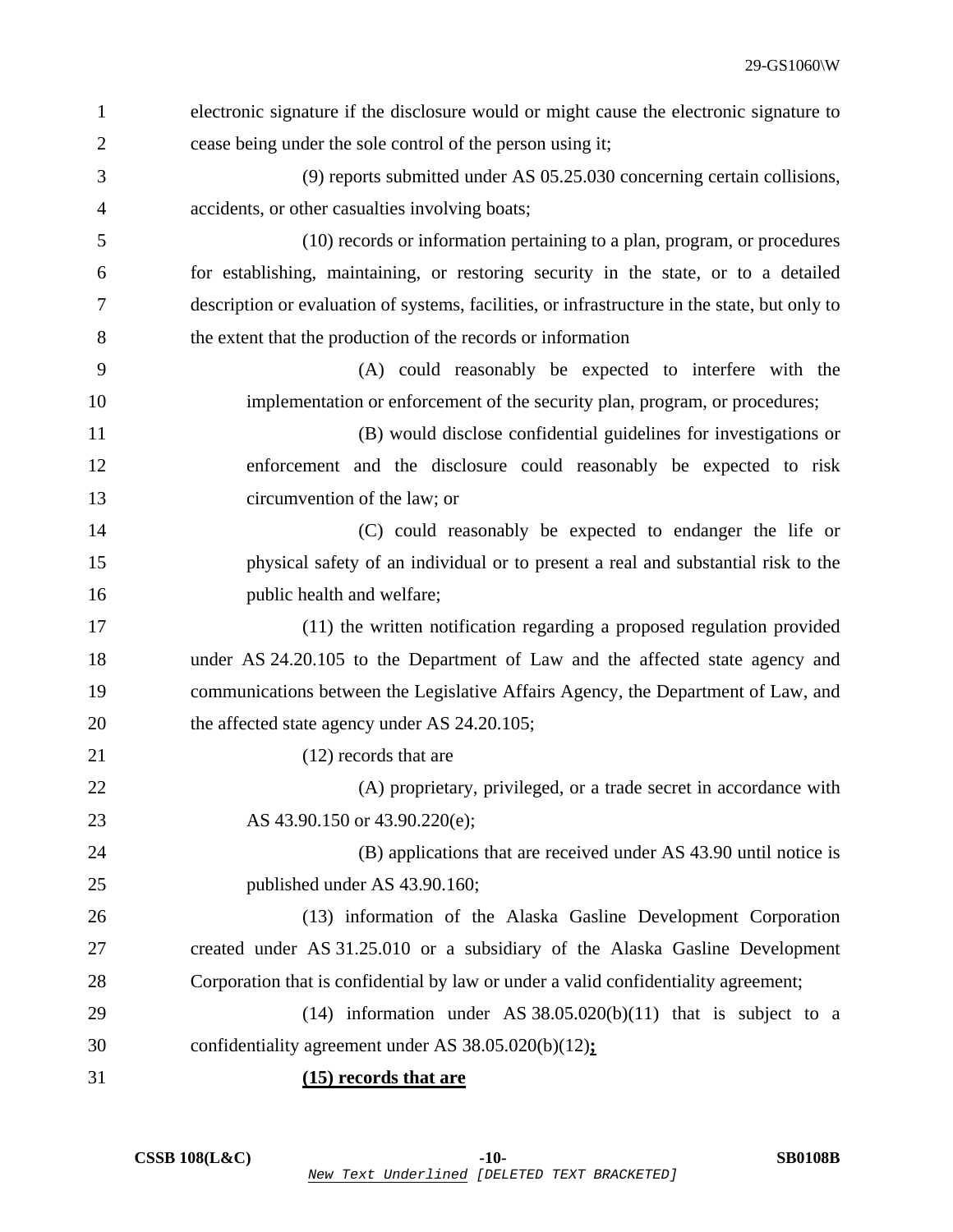electronic signature if the disclosure would or might cause the electronic signature to cease being under the sole control of the person using it;

(9) reports submitted under AS 05.25.030 concerning certain collisions, accidents, or other casualties involving boats;

(10) records or information pertaining to a plan, program, or procedures for establishing, maintaining, or restoring security in the state, or to a detailed description or evaluation of systems, facilities, or infrastructure in the state, but only to the extent that the production of the records or information

(A) could reasonably be expected to interfere with the implementation or enforcement of the security plan, program, or procedures;

(B) would disclose confidential guidelines for investigations or enforcement and the disclosure could reasonably be expected to risk circumvention of the law; or

(C) could reasonably be expected to endanger the life or physical safety of an individual or to present a real and substantial risk to the public health and welfare;

(11) the written notification regarding a proposed regulation provided under AS 24.20.105 to the Department of Law and the affected state agency and communications between the Legislative Affairs Agency, the Department of Law, and the affected state agency under AS 24.20.105;

(12) records that are

(A) proprietary, privileged, or a trade secret in accordance with AS 43.90.150 or 43.90.220(e);

(B) applications that are received under AS 43.90 until notice is published under AS 43.90.160;

(13) information of the Alaska Gasline Development Corporation created under AS 31.25.010 or a subsidiary of the Alaska Gasline Development Corporation that is confidential by law or under a valid confidentiality agreement;

(14) information under AS 38.05.020(b)(11) that is subject to a confidentiality agreement under AS 38.05.020(b)(12)**;**

**(15) records that are**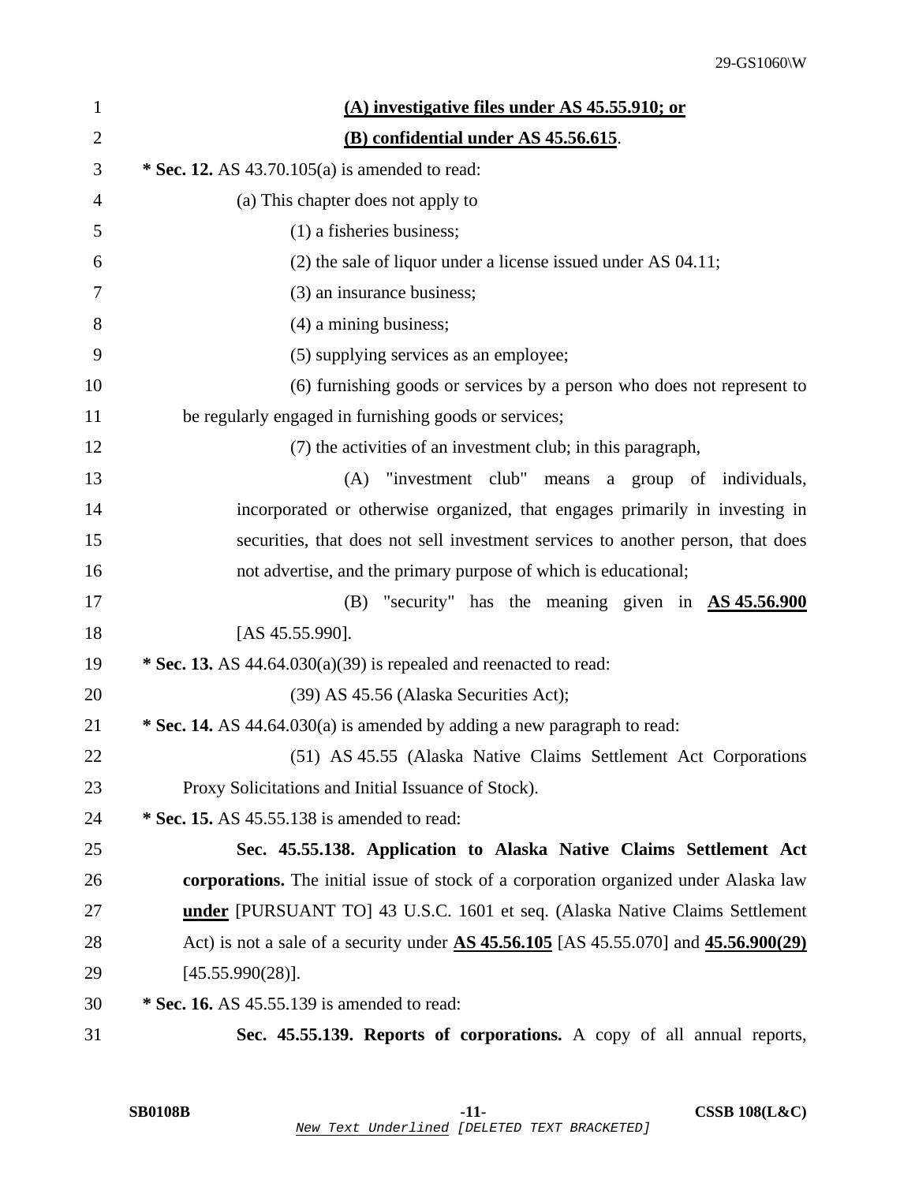**(A) investigative files under AS 45.55.910; or**

**(B) confidential under AS 45.56.615**.

**\* Sec. 12.** AS 43.70.105(a) is amended to read:

(a) This chapter does not apply to

(1) a fisheries business;

(2) the sale of liquor under a license issued under AS 04.11;

(3) an insurance business;

(4) a mining business;

(5) supplying services as an employee;

(6) furnishing goods or services by a person who does not represent to be regularly engaged in furnishing goods or services;

(7) the activities of an investment club; in this paragraph,

(A) "investment club" means a group of individuals, incorporated or otherwise organized, that engages primarily in investing in securities, that does not sell investment services to another person, that does not advertise, and the primary purpose of which is educational;

(B) "security" has the meaning given in **AS 45.56.900** [AS 45.55.990].

**\* Sec. 13.** AS 44.64.030(a)(39) is repealed and reenacted to read:

(39) AS 45.56 (Alaska Securities Act);

**\* Sec. 14.** AS 44.64.030(a) is amended by adding a new paragraph to read:

(51) AS 45.55 (Alaska Native Claims Settlement Act Corporations Proxy Solicitations and Initial Issuance of Stock).

**\* Sec. 15.** AS 45.55.138 is amended to read:

**Sec. 45.55.138. Application to Alaska Native Claims Settlement Act corporations.** The initial issue of stock of a corporation organized under Alaska law **under** [PURSUANT TO] 43 U.S.C. 1601 et seq. (Alaska Native Claims Settlement Act) is not a sale of a security under **AS 45.56.105** [AS 45.55.070] and **45.56.900(29)** [45.55.990(28)].

**\* Sec. 16.** AS 45.55.139 is amended to read:

**Sec. 45.55.139. Reports of corporations.** A copy of all annual reports,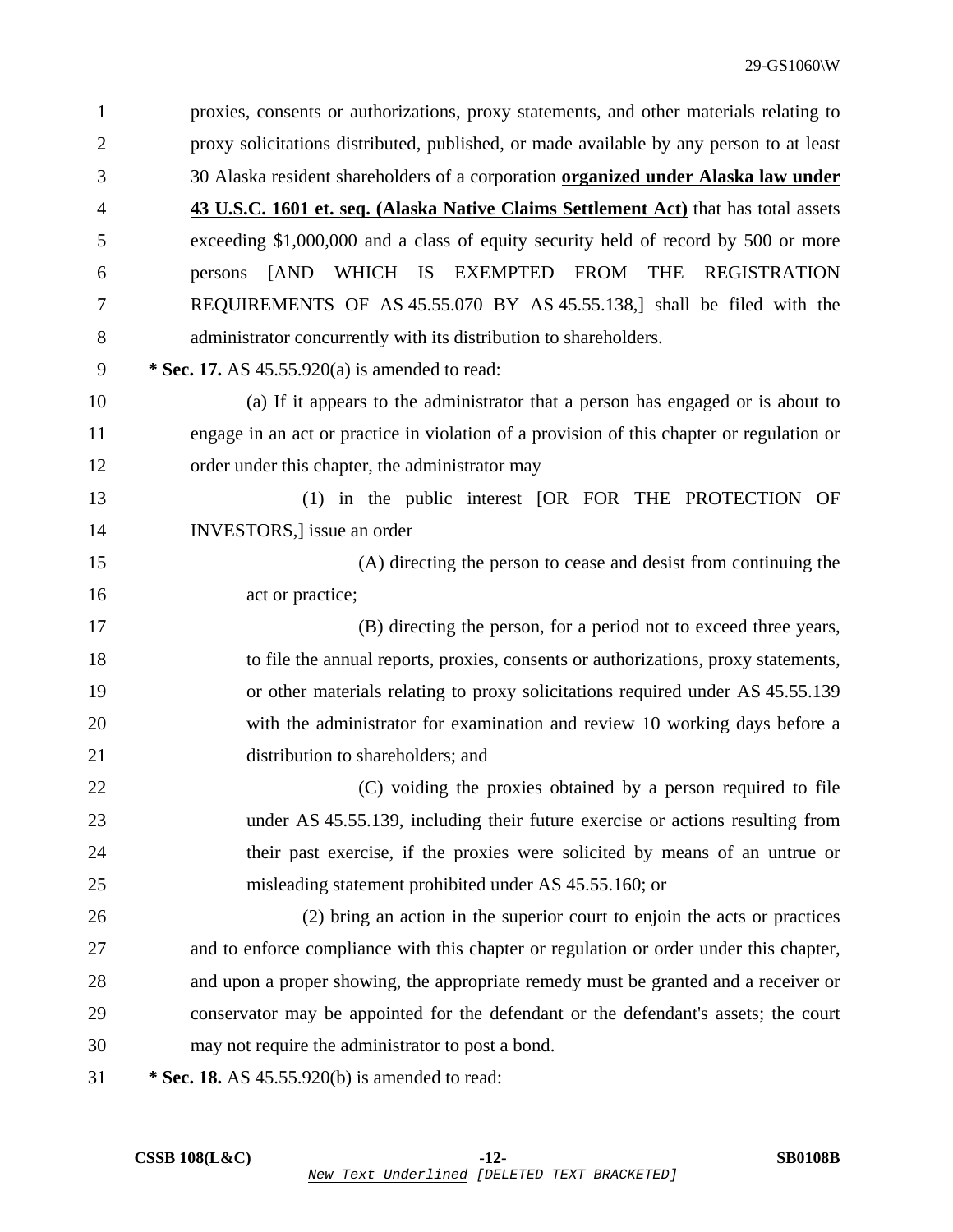proxies, consents or authorizations, proxy statements, and other materials relating to proxy solicitations distributed, published, or made available by any person to at least 30 Alaska resident shareholders of a corporation **organized under Alaska law under 43 U.S.C. 1601 et. seq. (Alaska Native Claims Settlement Act)** that has total assets exceeding $1,000,000 and a class of equity security held of record by 500 or more persons [AND WHICH IS EXEMPTED FROM THE REGISTRATION REQUIREMENTS OF AS 45.55.070 BY AS 45.55.138,] shall be filed with the administrator concurrently with its distribution to shareholders.

**\* Sec. 17.** AS 45.55.920(a) is amended to read:

(a) If it appears to the administrator that a person has engaged or is about to engage in an act or practice in violation of a provision of this chapter or regulation or order under this chapter, the administrator may

(1) in the public interest [OR FOR THE PROTECTION OF INVESTORS,] issue an order

(A) directing the person to cease and desist from continuing the act or practice;

(B) directing the person, for a period not to exceed three years, to file the annual reports, proxies, consents or authorizations, proxy statements, or other materials relating to proxy solicitations required under AS 45.55.139 with the administrator for examination and review 10 working days before a distribution to shareholders; and

(C) voiding the proxies obtained by a person required to file under AS 45.55.139, including their future exercise or actions resulting from their past exercise, if the proxies were solicited by means of an untrue or misleading statement prohibited under AS 45.55.160; or

(2) bring an action in the superior court to enjoin the acts or practices and to enforce compliance with this chapter or regulation or order under this chapter, and upon a proper showing, the appropriate remedy must be granted and a receiver or conservator may be appointed for the defendant or the defendant's assets; the court may not require the administrator to post a bond.

**\* Sec. 18.** AS 45.55.920(b) is amended to read: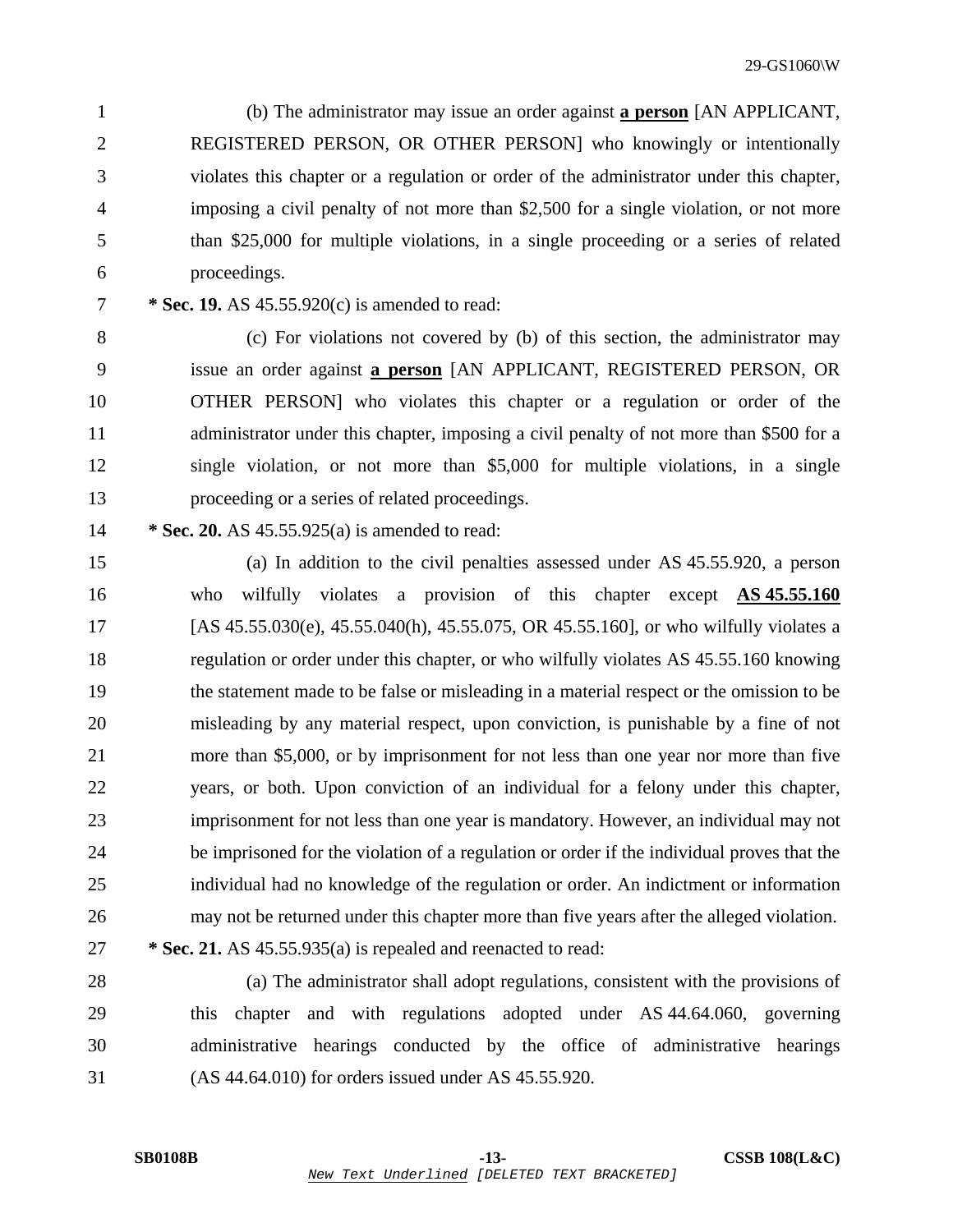(b) The administrator may issue an order against **a person** [AN APPLICANT, REGISTERED PERSON, OR OTHER PERSON] who knowingly or intentionally violates this chapter or a regulation or order of the administrator under this chapter, imposing a civil penalty of not more than $2,500 for a single violation, or not more than $25,000 for multiple violations, in a single proceeding or a series of related proceedings.

**\* Sec. 19.** AS 45.55.920(c) is amended to read:

(c) For violations not covered by (b) of this section, the administrator may issue an order against **a person** [AN APPLICANT, REGISTERED PERSON, OR OTHER PERSON] who violates this chapter or a regulation or order of the administrator under this chapter, imposing a civil penalty of not more than $500 for a single violation, or not more than $5,000 for multiple violations, in a single proceeding or a series of related proceedings.

**\* Sec. 20.** AS 45.55.925(a) is amended to read:

(a) In addition to the civil penalties assessed under AS 45.55.920, a person who wilfully violates a provision of this chapter except **AS 45.55.160** [AS 45.55.030(e), 45.55.040(h), 45.55.075, OR 45.55.160], or who wilfully violates a regulation or order under this chapter, or who wilfully violates AS 45.55.160 knowing the statement made to be false or misleading in a material respect or the omission to be misleading by any material respect, upon conviction, is punishable by a fine of not more than $5,000, or by imprisonment for not less than one year nor more than five years, or both. Upon conviction of an individual for a felony under this chapter, imprisonment for not less than one year is mandatory. However, an individual may not be imprisoned for the violation of a regulation or order if the individual proves that the individual had no knowledge of the regulation or order. An indictment or information may not be returned under this chapter more than five years after the alleged violation.

**\* Sec. 21.** AS 45.55.935(a) is repealed and reenacted to read:

(a) The administrator shall adopt regulations, consistent with the provisions of this chapter and with regulations adopted under AS 44.64.060, governing administrative hearings conducted by the office of administrative hearings (AS 44.64.010) for orders issued under AS 45.55.920.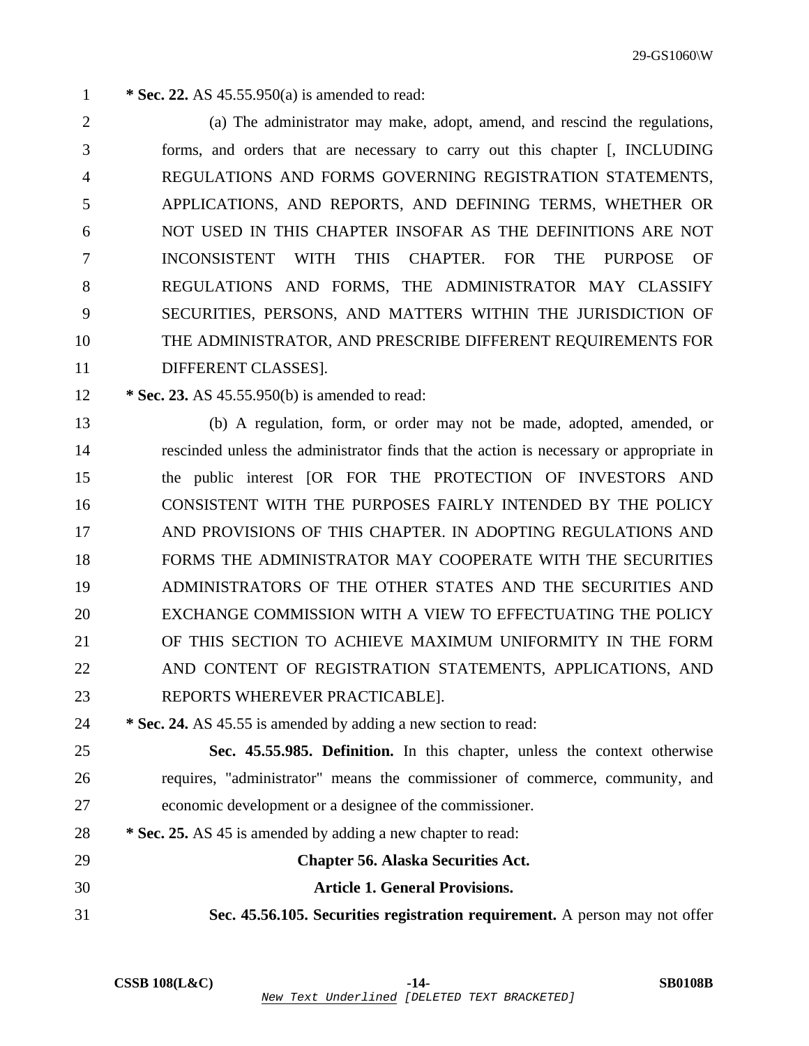**\* Sec. 22.** AS 45.55.950(a) is amended to read:

(a) The administrator may make, adopt, amend, and rescind the regulations, forms, and orders that are necessary to carry out this chapter [, INCLUDING REGULATIONS AND FORMS GOVERNING REGISTRATION STATEMENTS, APPLICATIONS, AND REPORTS, AND DEFINING TERMS, WHETHER OR NOT USED IN THIS CHAPTER INSOFAR AS THE DEFINITIONS ARE NOT INCONSISTENT WITH THIS CHAPTER. FOR THE PURPOSE OF REGULATIONS AND FORMS, THE ADMINISTRATOR MAY CLASSIFY SECURITIES, PERSONS, AND MATTERS WITHIN THE JURISDICTION OF THE ADMINISTRATOR, AND PRESCRIBE DIFFERENT REQUIREMENTS FOR DIFFERENT CLASSES].

**\* Sec. 23.** AS 45.55.950(b) is amended to read:

(b) A regulation, form, or order may not be made, adopted, amended, or rescinded unless the administrator finds that the action is necessary or appropriate in the public interest [OR FOR THE PROTECTION OF INVESTORS AND CONSISTENT WITH THE PURPOSES FAIRLY INTENDED BY THE POLICY AND PROVISIONS OF THIS CHAPTER. IN ADOPTING REGULATIONS AND FORMS THE ADMINISTRATOR MAY COOPERATE WITH THE SECURITIES ADMINISTRATORS OF THE OTHER STATES AND THE SECURITIES AND EXCHANGE COMMISSION WITH A VIEW TO EFFECTUATING THE POLICY OF THIS SECTION TO ACHIEVE MAXIMUM UNIFORMITY IN THE FORM AND CONTENT OF REGISTRATION STATEMENTS, APPLICATIONS, AND REPORTS WHEREVER PRACTICABLE].

**\* Sec. 24.** AS 45.55 is amended by adding a new section to read:

**Sec. 45.55.985. Definition.** In this chapter, unless the context otherwise requires, "administrator" means the commissioner of commerce, community, and economic development or a designee of the commissioner.

**\* Sec. 25.** AS 45 is amended by adding a new chapter to read:

**Chapter 56. Alaska Securities Act.**

**Article 1. General Provisions.**

**Sec. 45.56.105. Securities registration requirement.** A person may not offer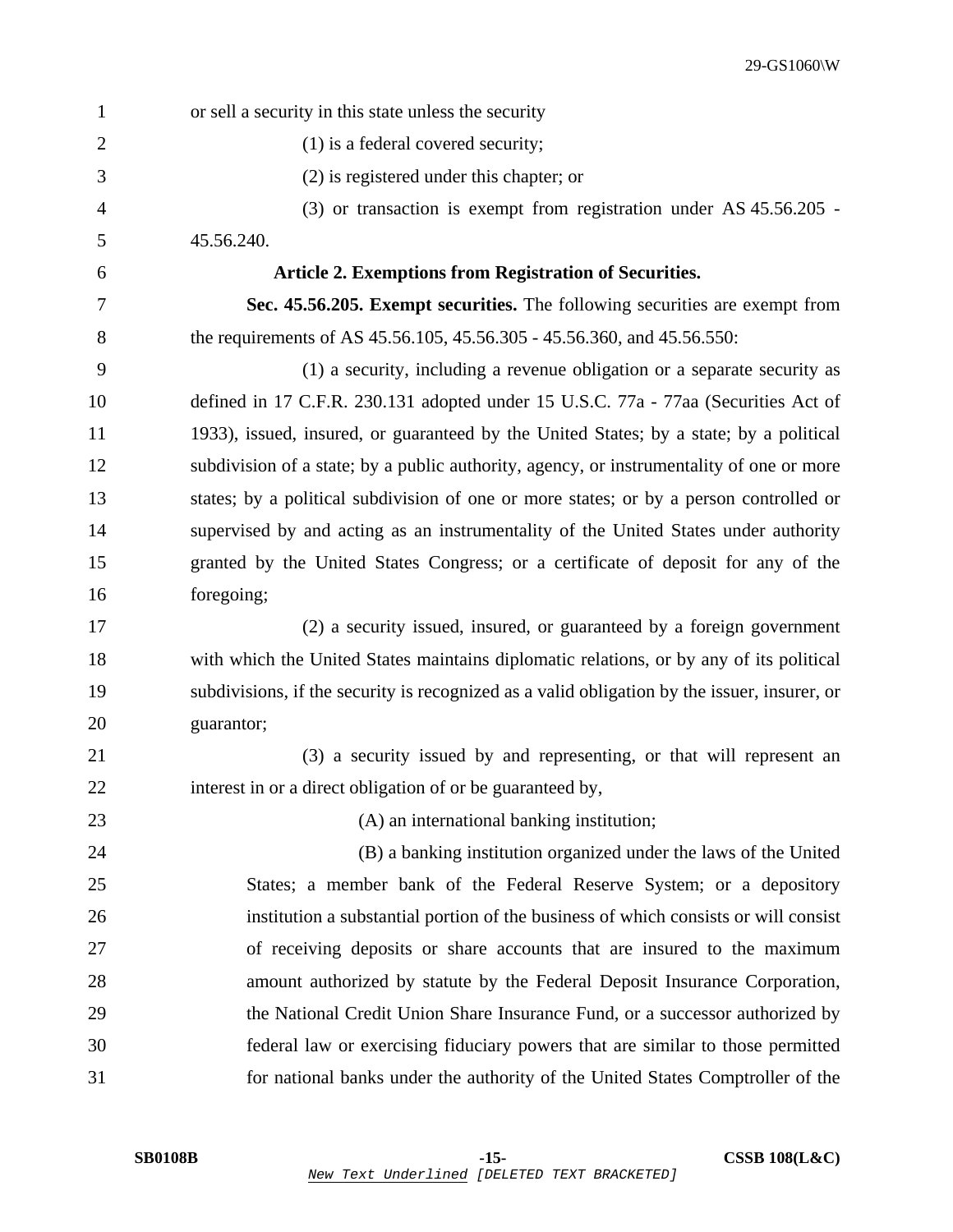or sell a security in this state unless the security

(1) is a federal covered security;

(2) is registered under this chapter; or

(3) or transaction is exempt from registration under AS 45.56.205 - 45.56.240.

**Article 2. Exemptions from Registration of Securities.**

**Sec. 45.56.205. Exempt securities.** The following securities are exempt from the requirements of AS 45.56.105, 45.56.305 - 45.56.360, and 45.56.550:

(1) a security, including a revenue obligation or a separate security as defined in 17 C.F.R. 230.131 adopted under 15 U.S.C. 77a - 77aa (Securities Act of 1933), issued, insured, or guaranteed by the United States; by a state; by a political subdivision of a state; by a public authority, agency, or instrumentality of one or more states; by a political subdivision of one or more states; or by a person controlled or supervised by and acting as an instrumentality of the United States under authority granted by the United States Congress; or a certificate of deposit for any of the foregoing;

(2) a security issued, insured, or guaranteed by a foreign government with which the United States maintains diplomatic relations, or by any of its political subdivisions, if the security is recognized as a valid obligation by the issuer, insurer, or guarantor;

(3) a security issued by and representing, or that will represent an interest in or a direct obligation of or be guaranteed by,

(A) an international banking institution;

(B) a banking institution organized under the laws of the United States; a member bank of the Federal Reserve System; or a depository institution a substantial portion of the business of which consists or will consist of receiving deposits or share accounts that are insured to the maximum amount authorized by statute by the Federal Deposit Insurance Corporation, the National Credit Union Share Insurance Fund, or a successor authorized by federal law or exercising fiduciary powers that are similar to those permitted for national banks under the authority of the United States Comptroller of the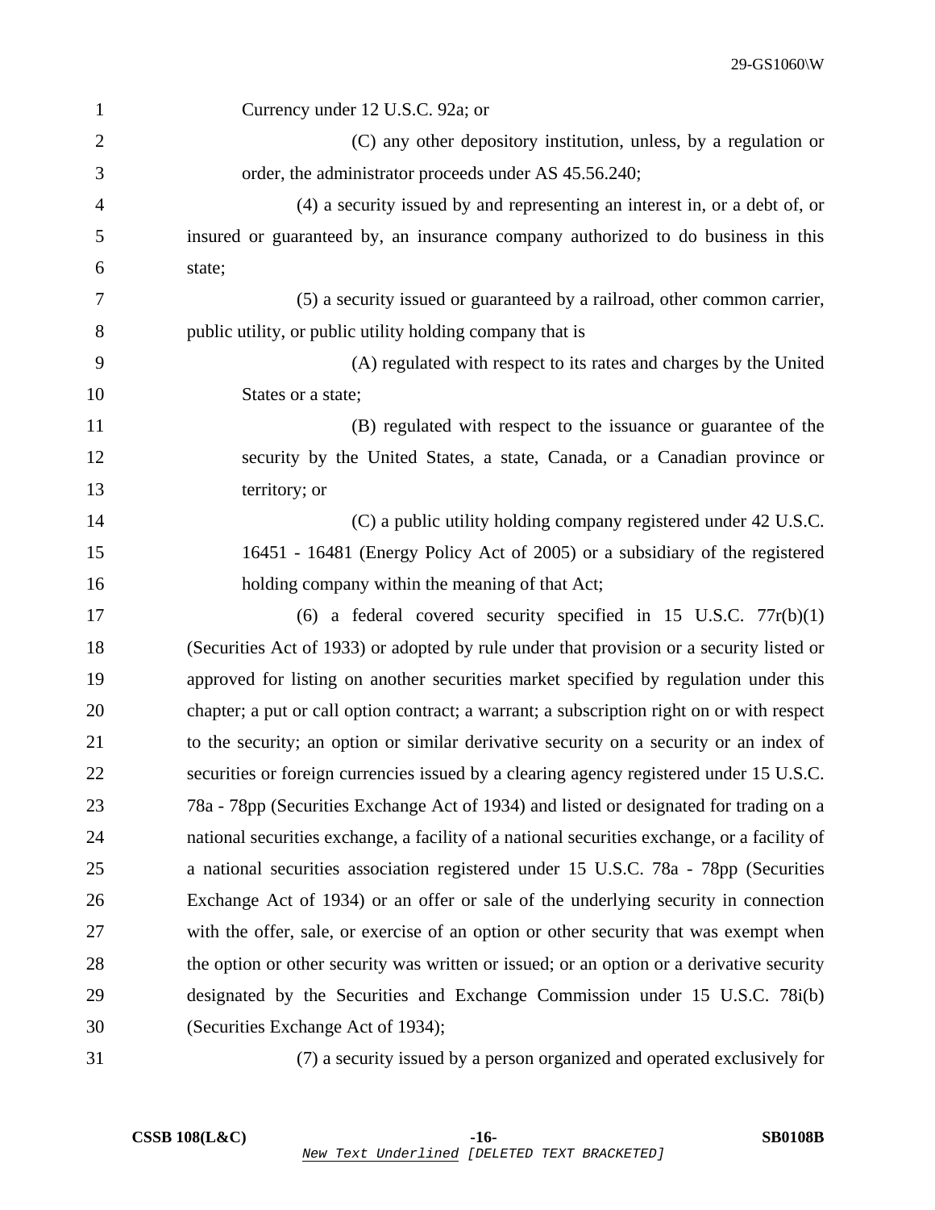Currency under 12 U.S.C. 92a; or

(C) any other depository institution, unless, by a regulation or order, the administrator proceeds under AS 45.56.240;

(4) a security issued by and representing an interest in, or a debt of, or insured or guaranteed by, an insurance company authorized to do business in this state;

(5) a security issued or guaranteed by a railroad, other common carrier, public utility, or public utility holding company that is

(A) regulated with respect to its rates and charges by the United States or a state;

(B) regulated with respect to the issuance or guarantee of the security by the United States, a state, Canada, or a Canadian province or territory; or

(C) a public utility holding company registered under 42 U.S.C. 16451 - 16481 (Energy Policy Act of 2005) or a subsidiary of the registered holding company within the meaning of that Act;

(6) a federal covered security specified in 15 U.S.C. 77r(b)(1) (Securities Act of 1933) or adopted by rule under that provision or a security listed or approved for listing on another securities market specified by regulation under this chapter; a put or call option contract; a warrant; a subscription right on or with respect to the security; an option or similar derivative security on a security or an index of securities or foreign currencies issued by a clearing agency registered under 15 U.S.C. 78a - 78pp (Securities Exchange Act of 1934) and listed or designated for trading on a national securities exchange, a facility of a national securities exchange, or a facility of a national securities association registered under 15 U.S.C. 78a - 78pp (Securities Exchange Act of 1934) or an offer or sale of the underlying security in connection with the offer, sale, or exercise of an option or other security that was exempt when the option or other security was written or issued; or an option or a derivative security designated by the Securities and Exchange Commission under 15 U.S.C. 78i(b) (Securities Exchange Act of 1934);

(7) a security issued by a person organized and operated exclusively for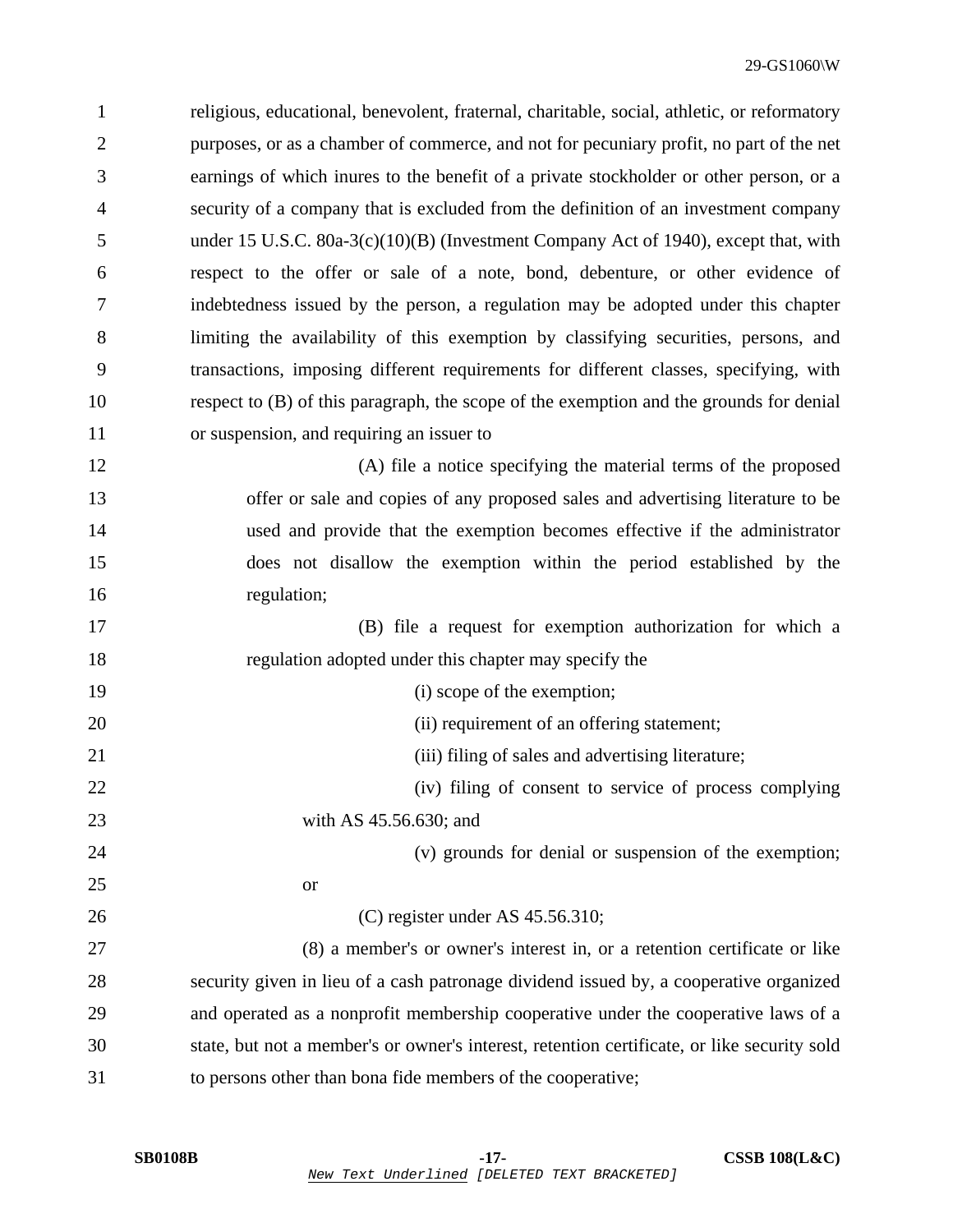religious, educational, benevolent, fraternal, charitable, social, athletic, or reformatory purposes, or as a chamber of commerce, and not for pecuniary profit, no part of the net earnings of which inures to the benefit of a private stockholder or other person, or a security of a company that is excluded from the definition of an investment company under 15 U.S.C. 80a-3(c)(10)(B) (Investment Company Act of 1940), except that, with respect to the offer or sale of a note, bond, debenture, or other evidence of indebtedness issued by the person, a regulation may be adopted under this chapter limiting the availability of this exemption by classifying securities, persons, and transactions, imposing different requirements for different classes, specifying, with respect to (B) of this paragraph, the scope of the exemption and the grounds for denial or suspension, and requiring an issuer to

(A) file a notice specifying the material terms of the proposed offer or sale and copies of any proposed sales and advertising literature to be used and provide that the exemption becomes effective if the administrator does not disallow the exemption within the period established by the regulation;

(B) file a request for exemption authorization for which a regulation adopted under this chapter may specify the

(i) scope of the exemption;

(ii) requirement of an offering statement;

(iii) filing of sales and advertising literature;

(iv) filing of consent to service of process complying with AS 45.56.630; and

(v) grounds for denial or suspension of the exemption; or

(C) register under AS 45.56.310;

(8) a member's or owner's interest in, or a retention certificate or like security given in lieu of a cash patronage dividend issued by, a cooperative organized and operated as a nonprofit membership cooperative under the cooperative laws of a state, but not a member's or owner's interest, retention certificate, or like security sold to persons other than bona fide members of the cooperative;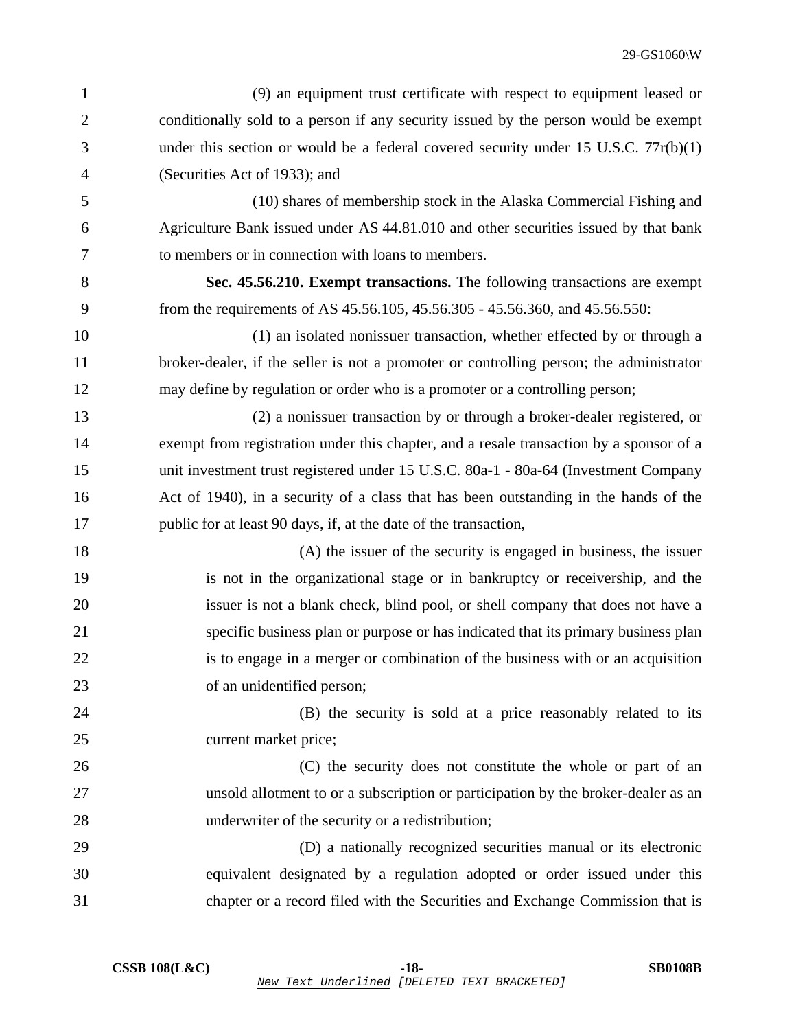(9) an equipment trust certificate with respect to equipment leased or conditionally sold to a person if any security issued by the person would be exempt under this section or would be a federal covered security under 15 U.S.C. 77r(b)(1) (Securities Act of 1933); and

(10) shares of membership stock in the Alaska Commercial Fishing and Agriculture Bank issued under AS 44.81.010 and other securities issued by that bank to members or in connection with loans to members.

**Sec. 45.56.210. Exempt transactions.** The following transactions are exempt from the requirements of AS 45.56.105, 45.56.305 - 45.56.360, and 45.56.550:

(1) an isolated nonissuer transaction, whether effected by or through a broker-dealer, if the seller is not a promoter or controlling person; the administrator may define by regulation or order who is a promoter or a controlling person;

(2) a nonissuer transaction by or through a broker-dealer registered, or exempt from registration under this chapter, and a resale transaction by a sponsor of a unit investment trust registered under 15 U.S.C. 80a-1 - 80a-64 (Investment Company Act of 1940), in a security of a class that has been outstanding in the hands of the public for at least 90 days, if, at the date of the transaction,

(A) the issuer of the security is engaged in business, the issuer is not in the organizational stage or in bankruptcy or receivership, and the issuer is not a blank check, blind pool, or shell company that does not have a specific business plan or purpose or has indicated that its primary business plan is to engage in a merger or combination of the business with or an acquisition of an unidentified person;

(B) the security is sold at a price reasonably related to its current market price;

(C) the security does not constitute the whole or part of an unsold allotment to or a subscription or participation by the broker-dealer as an underwriter of the security or a redistribution;

(D) a nationally recognized securities manual or its electronic equivalent designated by a regulation adopted or order issued under this chapter or a record filed with the Securities and Exchange Commission that is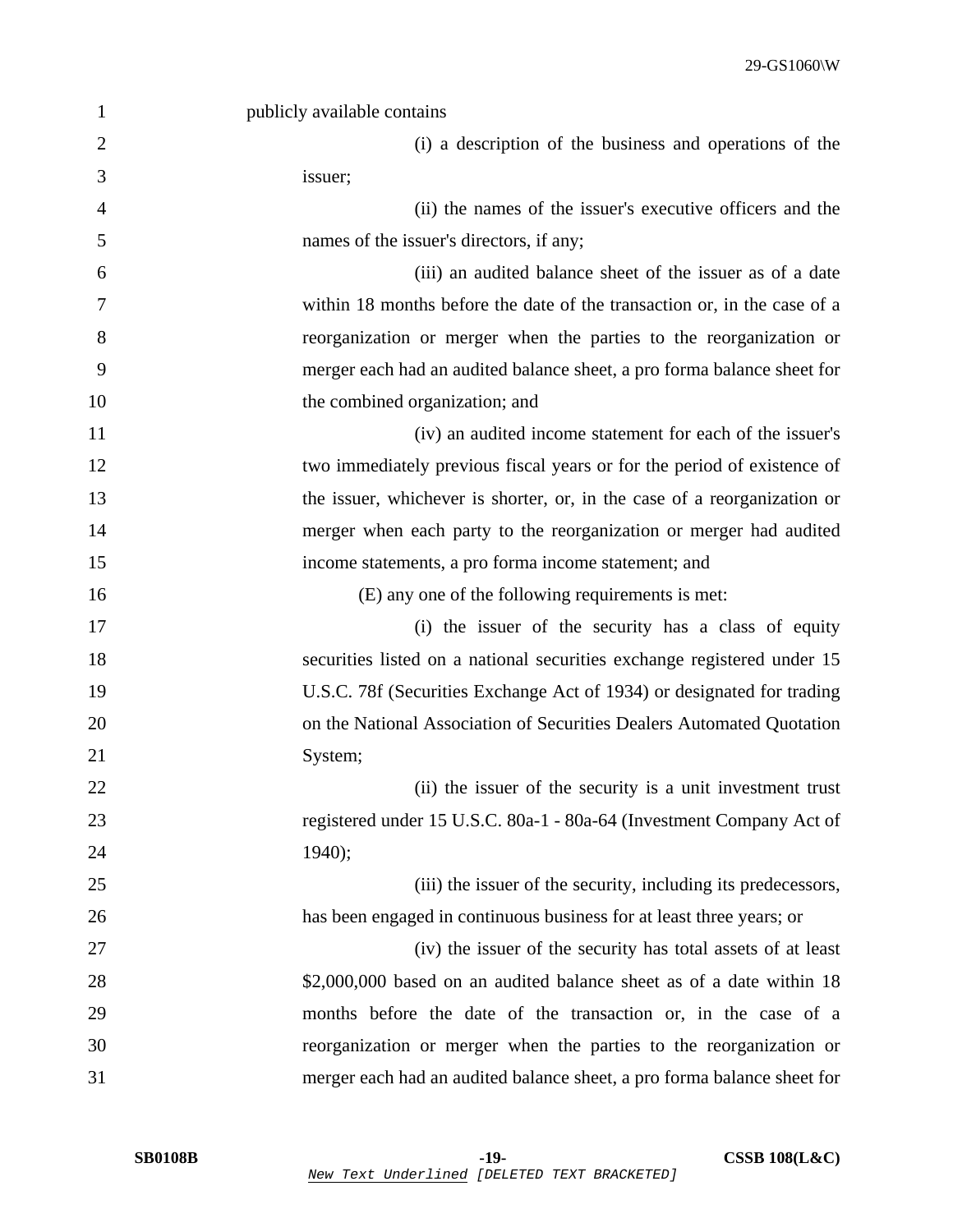publicly available contains

(i) a description of the business and operations of the issuer;

(ii) the names of the issuer's executive officers and the names of the issuer's directors, if any;

(iii) an audited balance sheet of the issuer as of a date within 18 months before the date of the transaction or, in the case of a reorganization or merger when the parties to the reorganization or merger each had an audited balance sheet, a pro forma balance sheet for the combined organization; and

(iv) an audited income statement for each of the issuer's two immediately previous fiscal years or for the period of existence of the issuer, whichever is shorter, or, in the case of a reorganization or merger when each party to the reorganization or merger had audited income statements, a pro forma income statement; and

(E) any one of the following requirements is met:

(i) the issuer of the security has a class of equity securities listed on a national securities exchange registered under 15 U.S.C. 78f (Securities Exchange Act of 1934) or designated for trading on the National Association of Securities Dealers Automated Quotation System;

(ii) the issuer of the security is a unit investment trust registered under 15 U.S.C. 80a-1 - 80a-64 (Investment Company Act of 1940);

(iii) the issuer of the security, including its predecessors, has been engaged in continuous business for at least three years; or

(iv) the issuer of the security has total assets of at least $2,000,000 based on an audited balance sheet as of a date within 18 months before the date of the transaction or, in the case of a reorganization or merger when the parties to the reorganization or merger each had an audited balance sheet, a pro forma balance sheet for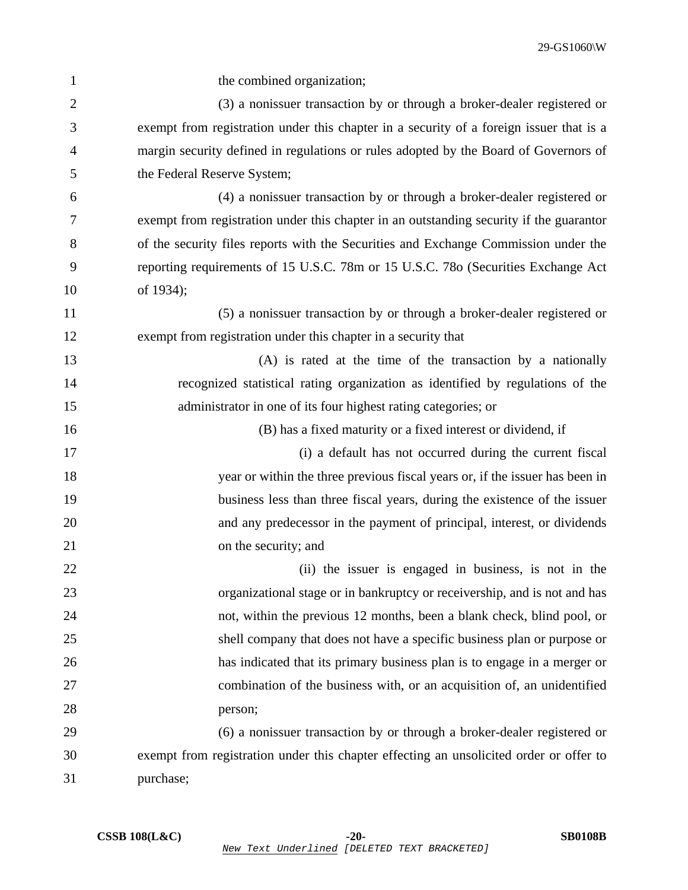the combined organization;

(3) a nonissuer transaction by or through a broker-dealer registered or exempt from registration under this chapter in a security of a foreign issuer that is a margin security defined in regulations or rules adopted by the Board of Governors of the Federal Reserve System;

(4) a nonissuer transaction by or through a broker-dealer registered or exempt from registration under this chapter in an outstanding security if the guarantor of the security files reports with the Securities and Exchange Commission under the reporting requirements of 15 U.S.C. 78m or 15 U.S.C. 78o (Securities Exchange Act of 1934);

(5) a nonissuer transaction by or through a broker-dealer registered or exempt from registration under this chapter in a security that

(A) is rated at the time of the transaction by a nationally recognized statistical rating organization as identified by regulations of the administrator in one of its four highest rating categories; or

(B) has a fixed maturity or a fixed interest or dividend, if

(i) a default has not occurred during the current fiscal year or within the three previous fiscal years or, if the issuer has been in business less than three fiscal years, during the existence of the issuer and any predecessor in the payment of principal, interest, or dividends on the security; and

(ii) the issuer is engaged in business, is not in the organizational stage or in bankruptcy or receivership, and is not and has not, within the previous 12 months, been a blank check, blind pool, or shell company that does not have a specific business plan or purpose or has indicated that its primary business plan is to engage in a merger or combination of the business with, or an acquisition of, an unidentified person;

(6) a nonissuer transaction by or through a broker-dealer registered or exempt from registration under this chapter effecting an unsolicited order or offer to purchase;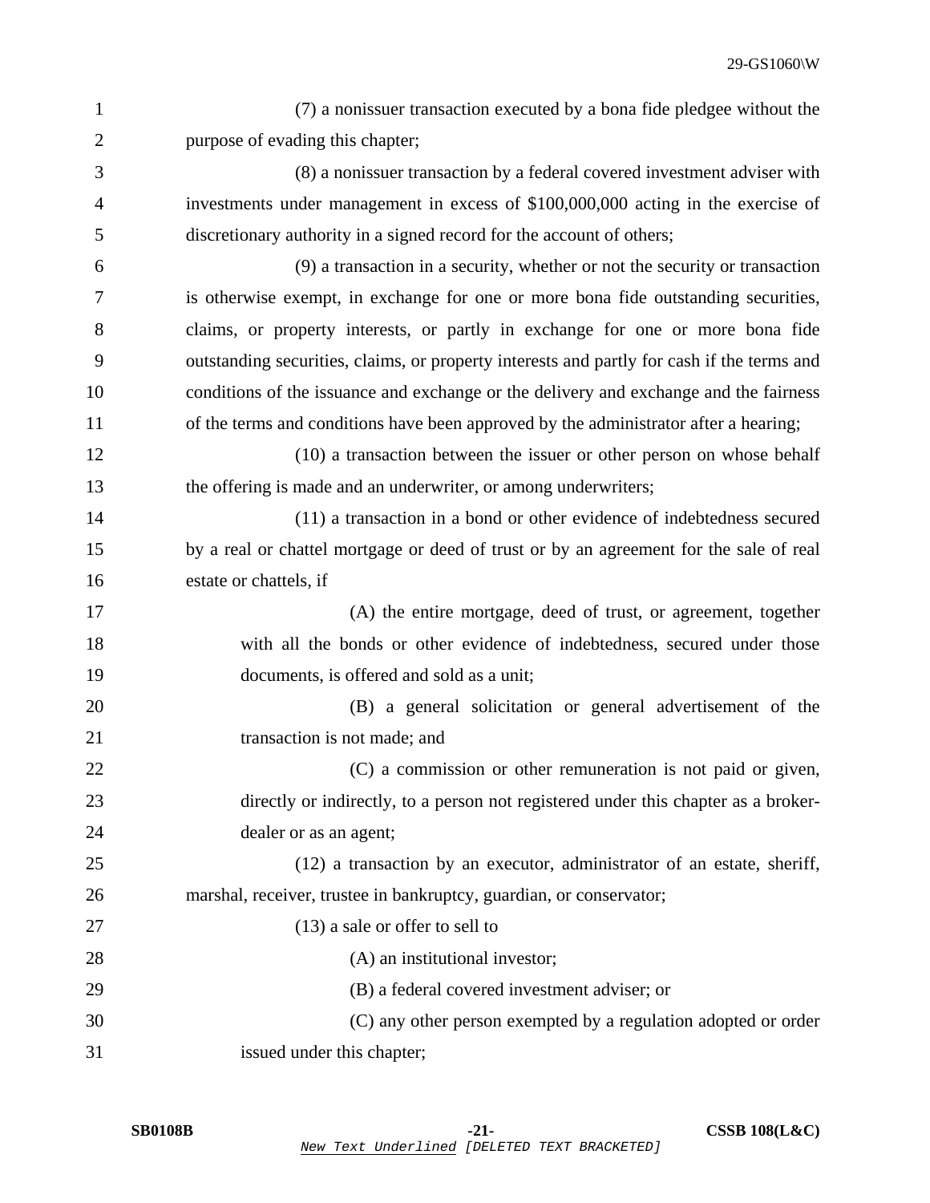(7) a nonissuer transaction executed by a bona fide pledgee without the purpose of evading this chapter;

(8) a nonissuer transaction by a federal covered investment adviser with investments under management in excess of $100,000,000 acting in the exercise of discretionary authority in a signed record for the account of others;

(9) a transaction in a security, whether or not the security or transaction is otherwise exempt, in exchange for one or more bona fide outstanding securities, claims, or property interests, or partly in exchange for one or more bona fide outstanding securities, claims, or property interests and partly for cash if the terms and conditions of the issuance and exchange or the delivery and exchange and the fairness of the terms and conditions have been approved by the administrator after a hearing;

(10) a transaction between the issuer or other person on whose behalf the offering is made and an underwriter, or among underwriters;

(11) a transaction in a bond or other evidence of indebtedness secured by a real or chattel mortgage or deed of trust or by an agreement for the sale of real estate or chattels, if

(A) the entire mortgage, deed of trust, or agreement, together with all the bonds or other evidence of indebtedness, secured under those documents, is offered and sold as a unit;

(B) a general solicitation or general advertisement of the transaction is not made; and

(C) a commission or other remuneration is not paid or given, directly or indirectly, to a person not registered under this chapter as a broker-dealer or as an agent;

(12) a transaction by an executor, administrator of an estate, sheriff, marshal, receiver, trustee in bankruptcy, guardian, or conservator;

(13) a sale or offer to sell to

(A) an institutional investor;

(B) a federal covered investment adviser; or

(C) any other person exempted by a regulation adopted or order issued under this chapter;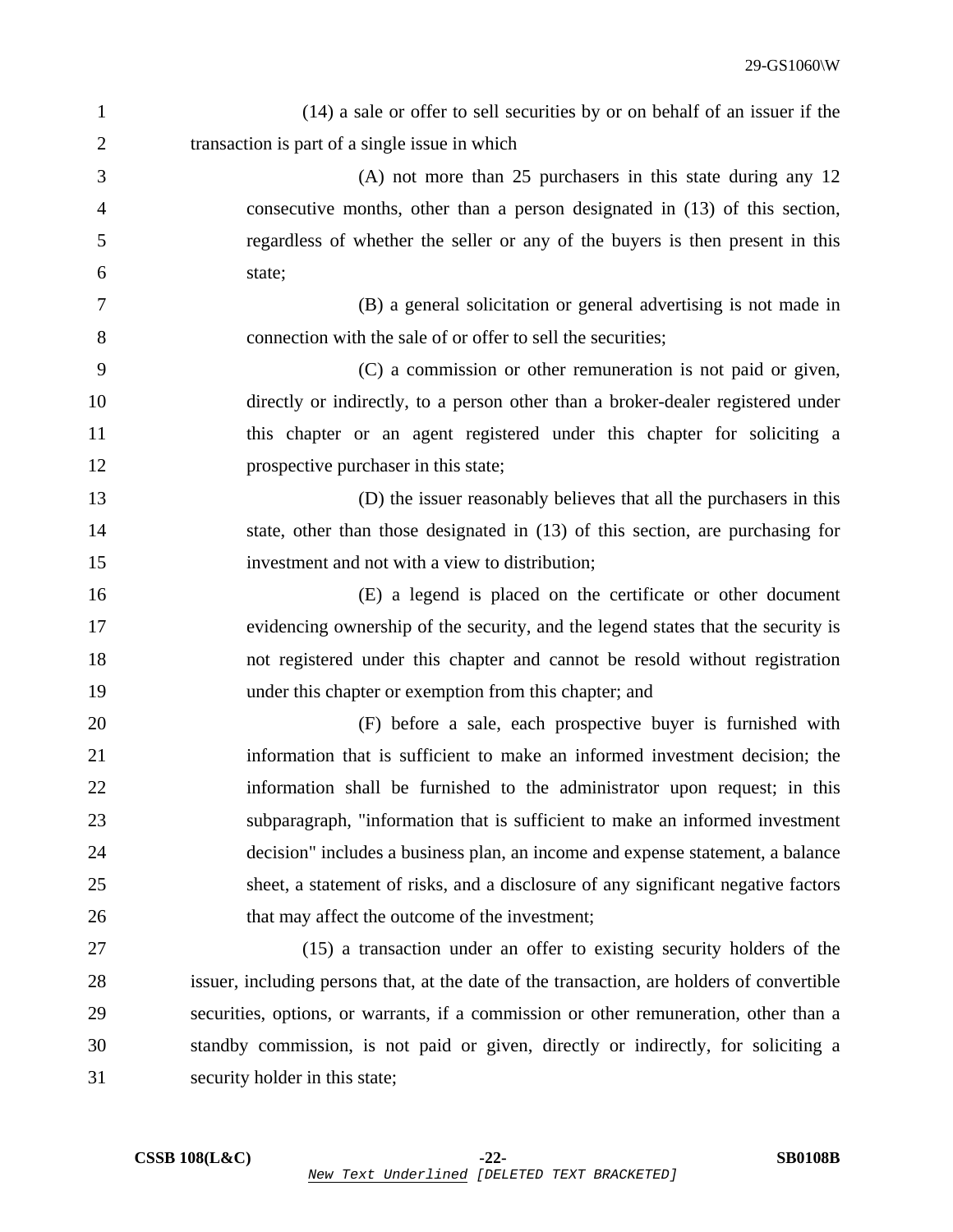(14) a sale or offer to sell securities by or on behalf of an issuer if the transaction is part of a single issue in which

(A) not more than 25 purchasers in this state during any 12 consecutive months, other than a person designated in (13) of this section, regardless of whether the seller or any of the buyers is then present in this state;

(B) a general solicitation or general advertising is not made in connection with the sale of or offer to sell the securities;

(C) a commission or other remuneration is not paid or given, directly or indirectly, to a person other than a broker-dealer registered under this chapter or an agent registered under this chapter for soliciting a prospective purchaser in this state;

(D) the issuer reasonably believes that all the purchasers in this state, other than those designated in (13) of this section, are purchasing for investment and not with a view to distribution;

(E) a legend is placed on the certificate or other document evidencing ownership of the security, and the legend states that the security is not registered under this chapter and cannot be resold without registration under this chapter or exemption from this chapter; and

(F) before a sale, each prospective buyer is furnished with information that is sufficient to make an informed investment decision; the information shall be furnished to the administrator upon request; in this subparagraph, "information that is sufficient to make an informed investment decision" includes a business plan, an income and expense statement, a balance sheet, a statement of risks, and a disclosure of any significant negative factors that may affect the outcome of the investment;

(15) a transaction under an offer to existing security holders of the issuer, including persons that, at the date of the transaction, are holders of convertible securities, options, or warrants, if a commission or other remuneration, other than a standby commission, is not paid or given, directly or indirectly, for soliciting a security holder in this state;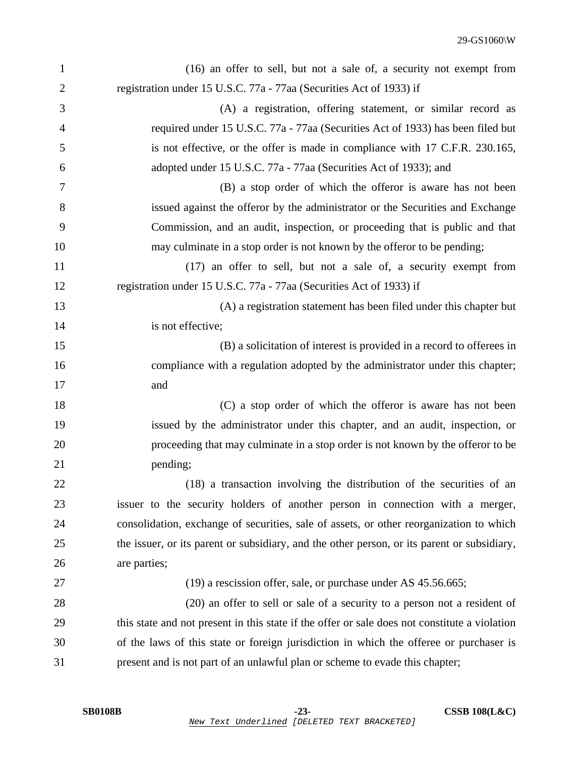(16) an offer to sell, but not a sale of, a security not exempt from registration under 15 U.S.C. 77a - 77aa (Securities Act of 1933) if

(A) a registration, offering statement, or similar record as required under 15 U.S.C. 77a - 77aa (Securities Act of 1933) has been filed but is not effective, or the offer is made in compliance with 17 C.F.R. 230.165, adopted under 15 U.S.C. 77a - 77aa (Securities Act of 1933); and

(B) a stop order of which the offeror is aware has not been issued against the offeror by the administrator or the Securities and Exchange Commission, and an audit, inspection, or proceeding that is public and that may culminate in a stop order is not known by the offeror to be pending;

(17) an offer to sell, but not a sale of, a security exempt from registration under 15 U.S.C. 77a - 77aa (Securities Act of 1933) if

(A) a registration statement has been filed under this chapter but is not effective;

(B) a solicitation of interest is provided in a record to offerees in compliance with a regulation adopted by the administrator under this chapter; and

(C) a stop order of which the offeror is aware has not been issued by the administrator under this chapter, and an audit, inspection, or proceeding that may culminate in a stop order is not known by the offeror to be pending;

(18) a transaction involving the distribution of the securities of an issuer to the security holders of another person in connection with a merger, consolidation, exchange of securities, sale of assets, or other reorganization to which the issuer, or its parent or subsidiary, and the other person, or its parent or subsidiary, are parties;

(19) a rescission offer, sale, or purchase under AS 45.56.665;

(20) an offer to sell or sale of a security to a person not a resident of this state and not present in this state if the offer or sale does not constitute a violation of the laws of this state or foreign jurisdiction in which the offeree or purchaser is present and is not part of an unlawful plan or scheme to evade this chapter;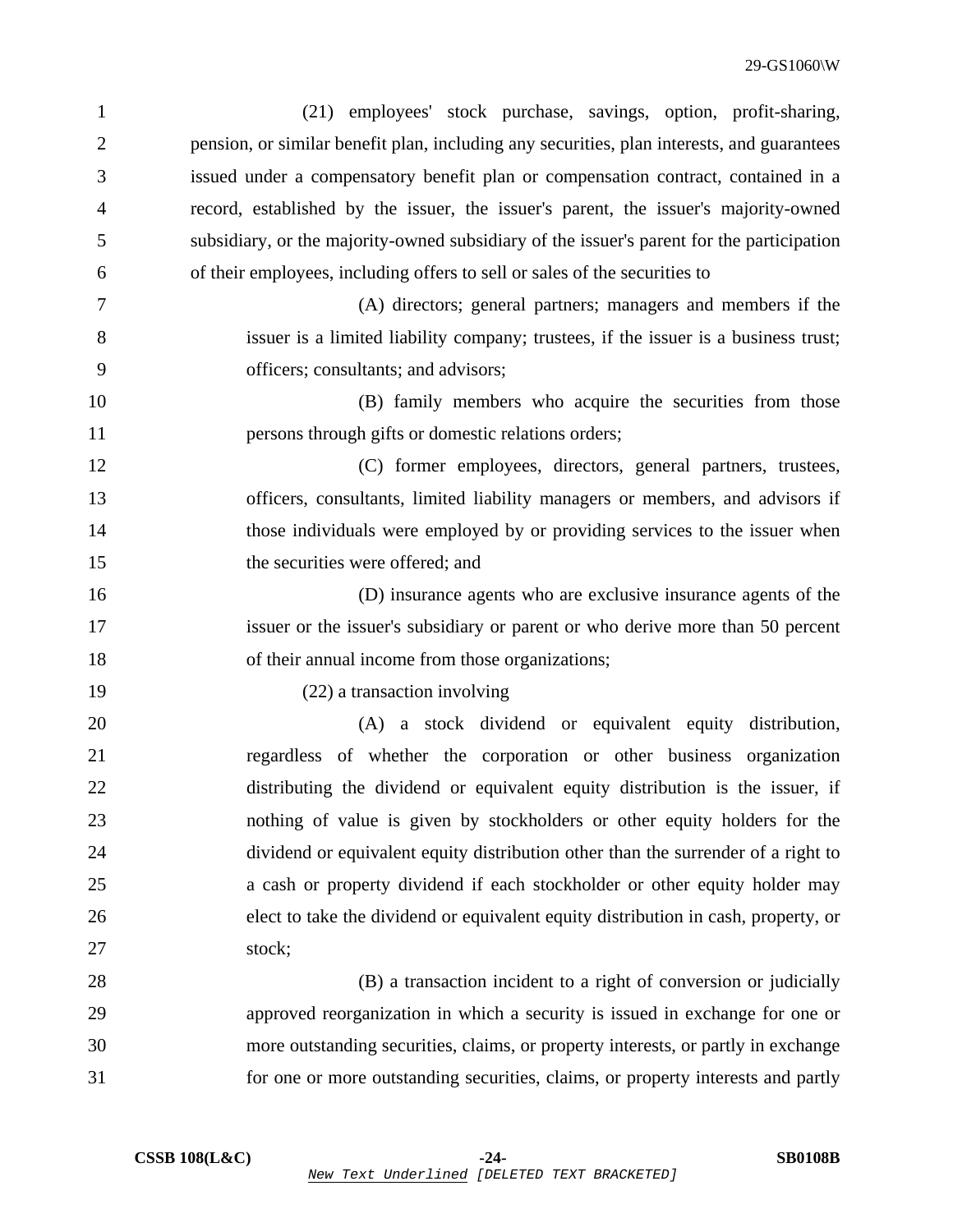(21) employees' stock purchase, savings, option, profit-sharing, pension, or similar benefit plan, including any securities, plan interests, and guarantees issued under a compensatory benefit plan or compensation contract, contained in a record, established by the issuer, the issuer's parent, the issuer's majority-owned subsidiary, or the majority-owned subsidiary of the issuer's parent for the participation of their employees, including offers to sell or sales of the securities to

(A) directors; general partners; managers and members if the issuer is a limited liability company; trustees, if the issuer is a business trust; officers; consultants; and advisors;

(B) family members who acquire the securities from those persons through gifts or domestic relations orders;

(C) former employees, directors, general partners, trustees, officers, consultants, limited liability managers or members, and advisors if those individuals were employed by or providing services to the issuer when the securities were offered; and

(D) insurance agents who are exclusive insurance agents of the issuer or the issuer's subsidiary or parent or who derive more than 50 percent of their annual income from those organizations;

(22) a transaction involving

(A) a stock dividend or equivalent equity distribution, regardless of whether the corporation or other business organization distributing the dividend or equivalent equity distribution is the issuer, if nothing of value is given by stockholders or other equity holders for the dividend or equivalent equity distribution other than the surrender of a right to a cash or property dividend if each stockholder or other equity holder may elect to take the dividend or equivalent equity distribution in cash, property, or stock;

(B) a transaction incident to a right of conversion or judicially approved reorganization in which a security is issued in exchange for one or more outstanding securities, claims, or property interests, or partly in exchange for one or more outstanding securities, claims, or property interests and partly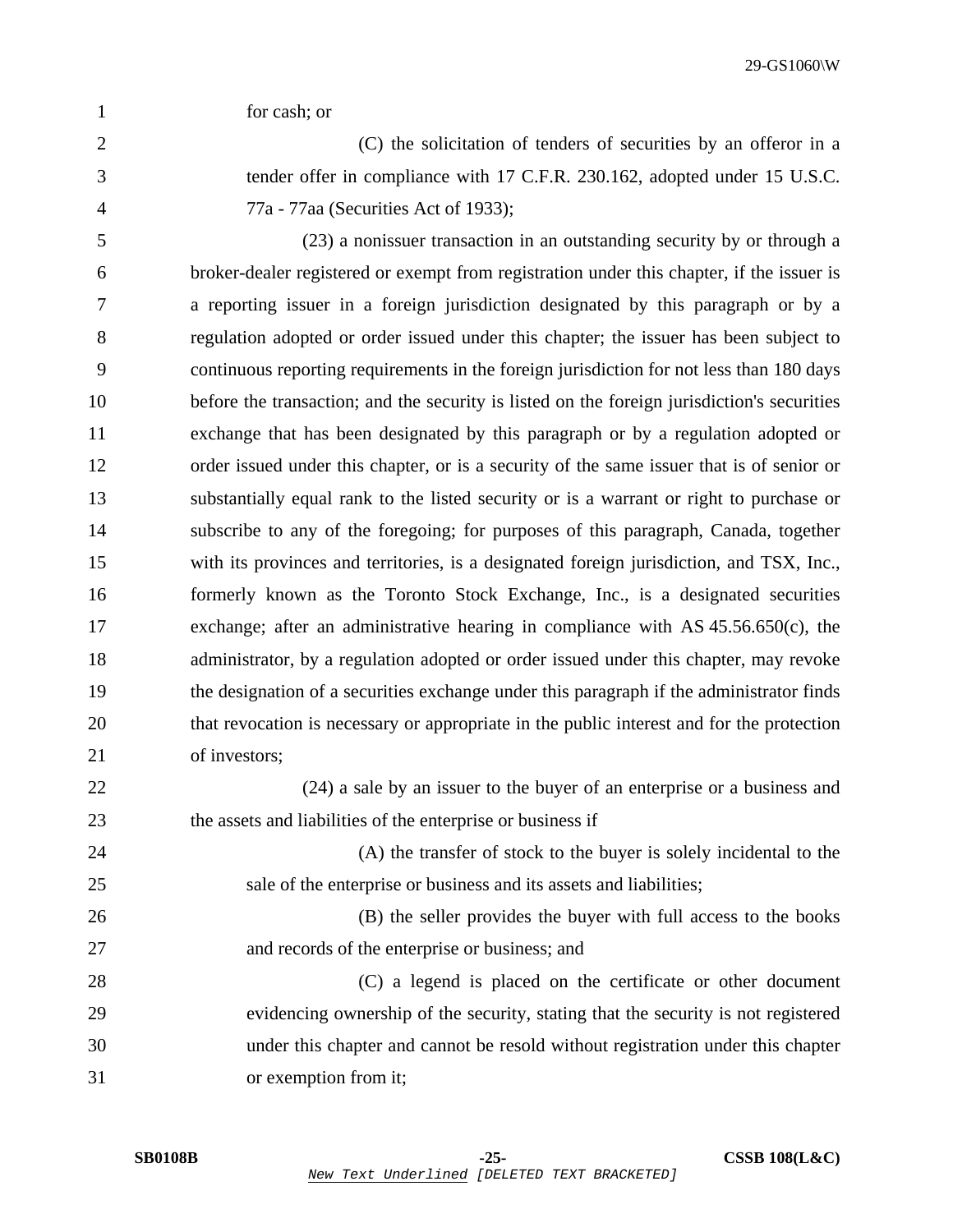for cash; or

(C) the solicitation of tenders of securities by an offeror in a tender offer in compliance with 17 C.F.R. 230.162, adopted under 15 U.S.C. 77a - 77aa (Securities Act of 1933);

(23) a nonissuer transaction in an outstanding security by or through a broker-dealer registered or exempt from registration under this chapter, if the issuer is a reporting issuer in a foreign jurisdiction designated by this paragraph or by a regulation adopted or order issued under this chapter; the issuer has been subject to continuous reporting requirements in the foreign jurisdiction for not less than 180 days before the transaction; and the security is listed on the foreign jurisdiction's securities exchange that has been designated by this paragraph or by a regulation adopted or order issued under this chapter, or is a security of the same issuer that is of senior or substantially equal rank to the listed security or is a warrant or right to purchase or subscribe to any of the foregoing; for purposes of this paragraph, Canada, together with its provinces and territories, is a designated foreign jurisdiction, and TSX, Inc., formerly known as the Toronto Stock Exchange, Inc., is a designated securities exchange; after an administrative hearing in compliance with AS 45.56.650(c), the administrator, by a regulation adopted or order issued under this chapter, may revoke the designation of a securities exchange under this paragraph if the administrator finds that revocation is necessary or appropriate in the public interest and for the protection of investors;

(24) a sale by an issuer to the buyer of an enterprise or a business and the assets and liabilities of the enterprise or business if

(A) the transfer of stock to the buyer is solely incidental to the sale of the enterprise or business and its assets and liabilities;

(B) the seller provides the buyer with full access to the books and records of the enterprise or business; and

(C) a legend is placed on the certificate or other document evidencing ownership of the security, stating that the security is not registered under this chapter and cannot be resold without registration under this chapter or exemption from it;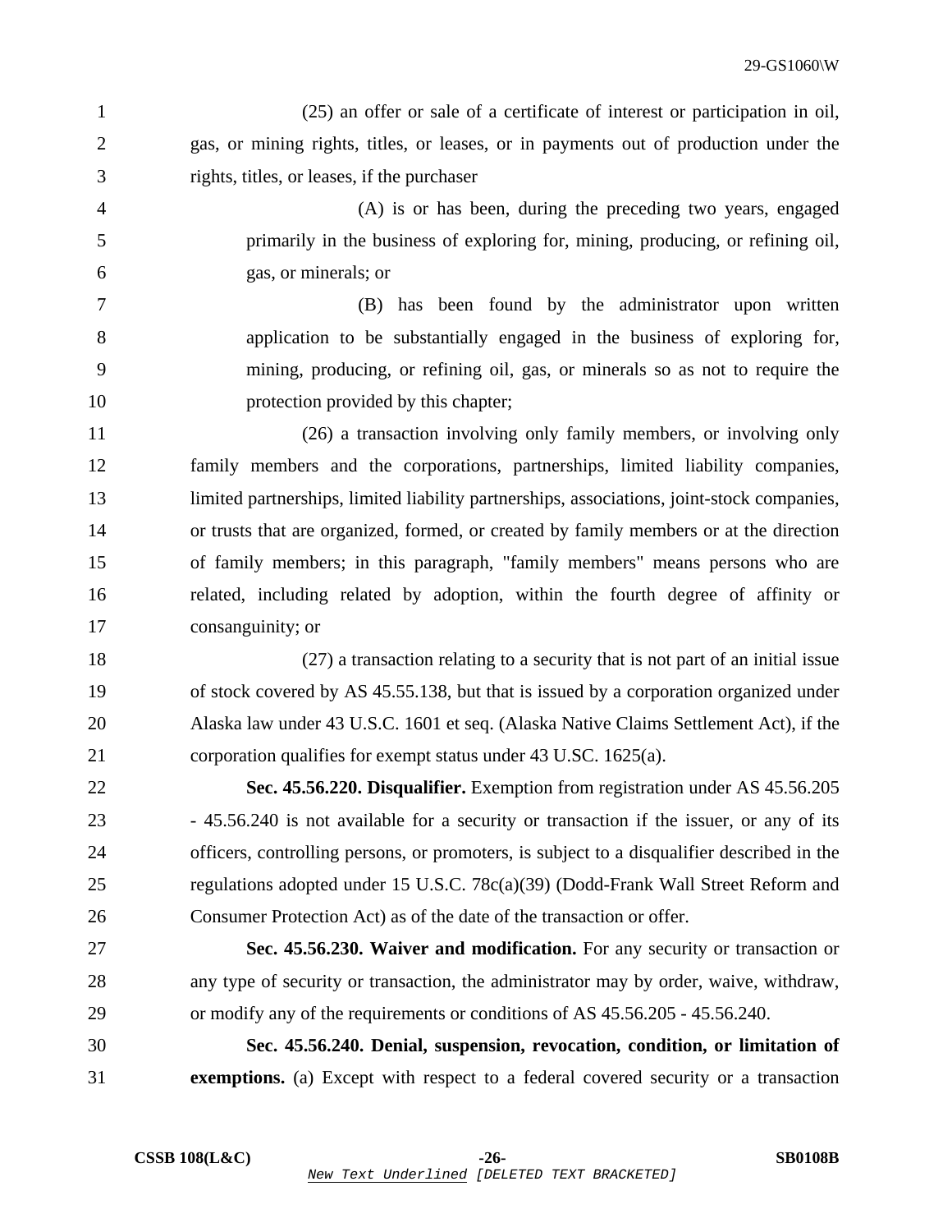(25) an offer or sale of a certificate of interest or participation in oil, gas, or mining rights, titles, or leases, or in payments out of production under the rights, titles, or leases, if the purchaser

(A) is or has been, during the preceding two years, engaged primarily in the business of exploring for, mining, producing, or refining oil, gas, or minerals; or

(B) has been found by the administrator upon written application to be substantially engaged in the business of exploring for, mining, producing, or refining oil, gas, or minerals so as not to require the protection provided by this chapter;

(26) a transaction involving only family members, or involving only family members and the corporations, partnerships, limited liability companies, limited partnerships, limited liability partnerships, associations, joint-stock companies, or trusts that are organized, formed, or created by family members or at the direction of family members; in this paragraph, "family members" means persons who are related, including related by adoption, within the fourth degree of affinity or consanguinity; or

(27) a transaction relating to a security that is not part of an initial issue of stock covered by AS 45.55.138, but that is issued by a corporation organized under Alaska law under 43 U.S.C. 1601 et seq. (Alaska Native Claims Settlement Act), if the corporation qualifies for exempt status under 43 U.SC. 1625(a).

**Sec. 45.56.220. Disqualifier.** Exemption from registration under AS 45.56.205 - 45.56.240 is not available for a security or transaction if the issuer, or any of its officers, controlling persons, or promoters, is subject to a disqualifier described in the regulations adopted under 15 U.S.C. 78c(a)(39) (Dodd-Frank Wall Street Reform and Consumer Protection Act) as of the date of the transaction or offer.

**Sec. 45.56.230. Waiver and modification.** For any security or transaction or any type of security or transaction, the administrator may by order, waive, withdraw, or modify any of the requirements or conditions of AS 45.56.205 - 45.56.240.

**Sec. 45.56.240. Denial, suspension, revocation, condition, or limitation of exemptions.** (a) Except with respect to a federal covered security or a transaction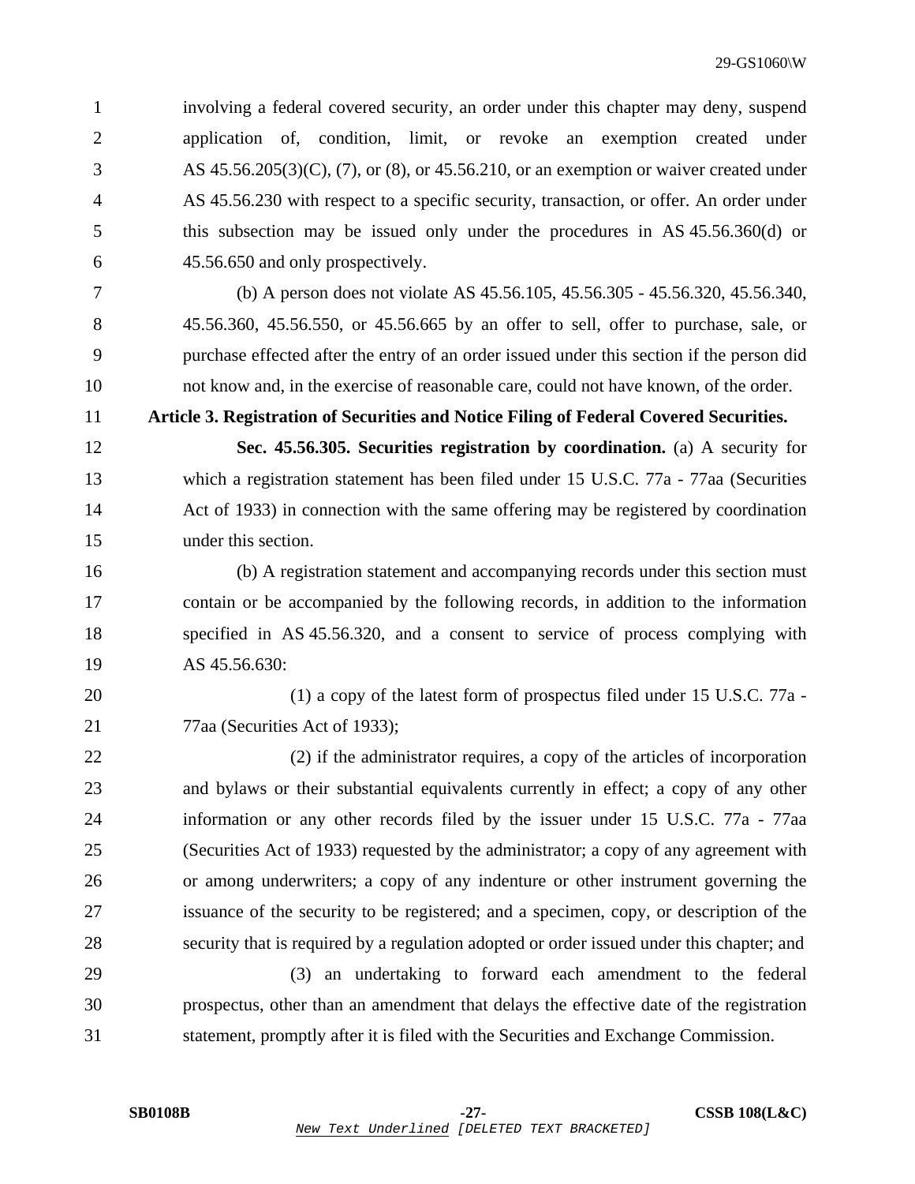involving a federal covered security, an order under this chapter may deny, suspend application of, condition, limit, or revoke an exemption created under AS 45.56.205(3)(C), (7), or (8), or 45.56.210, or an exemption or waiver created under AS 45.56.230 with respect to a specific security, transaction, or offer. An order under this subsection may be issued only under the procedures in AS 45.56.360(d) or 45.56.650 and only prospectively.

(b) A person does not violate AS 45.56.105, 45.56.305 - 45.56.320, 45.56.340, 45.56.360, 45.56.550, or 45.56.665 by an offer to sell, offer to purchase, sale, or purchase effected after the entry of an order issued under this section if the person did not know and, in the exercise of reasonable care, could not have known, of the order.

**Article 3. Registration of Securities and Notice Filing of Federal Covered Securities.**

**Sec. 45.56.305. Securities registration by coordination.** (a) A security for which a registration statement has been filed under 15 U.S.C. 77a - 77aa (Securities Act of 1933) in connection with the same offering may be registered by coordination under this section.

(b) A registration statement and accompanying records under this section must contain or be accompanied by the following records, in addition to the information specified in AS 45.56.320, and a consent to service of process complying with AS 45.56.630:

(1) a copy of the latest form of prospectus filed under 15 U.S.C. 77a - 77aa (Securities Act of 1933);

(2) if the administrator requires, a copy of the articles of incorporation and bylaws or their substantial equivalents currently in effect; a copy of any other information or any other records filed by the issuer under 15 U.S.C. 77a - 77aa (Securities Act of 1933) requested by the administrator; a copy of any agreement with or among underwriters; a copy of any indenture or other instrument governing the issuance of the security to be registered; and a specimen, copy, or description of the security that is required by a regulation adopted or order issued under this chapter; and

(3) an undertaking to forward each amendment to the federal prospectus, other than an amendment that delays the effective date of the registration statement, promptly after it is filed with the Securities and Exchange Commission.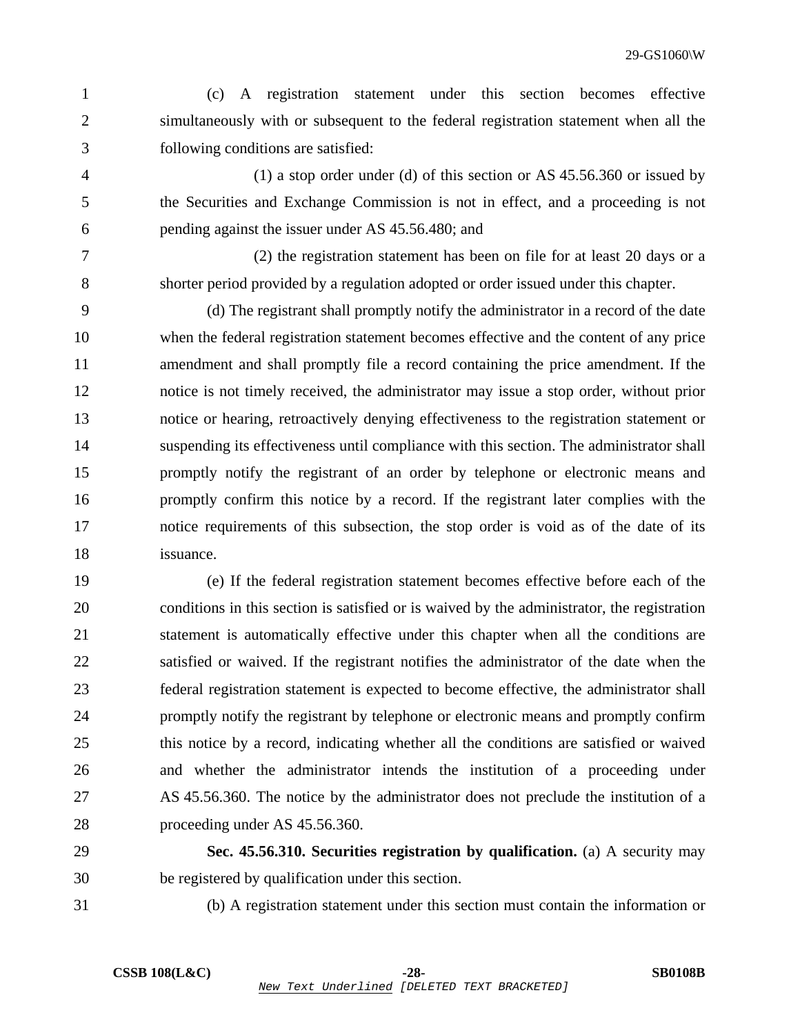(c) A registration statement under this section becomes effective simultaneously with or subsequent to the federal registration statement when all the following conditions are satisfied:

(1) a stop order under (d) of this section or AS 45.56.360 or issued by the Securities and Exchange Commission is not in effect, and a proceeding is not pending against the issuer under AS 45.56.480; and

(2) the registration statement has been on file for at least 20 days or a shorter period provided by a regulation adopted or order issued under this chapter.

(d) The registrant shall promptly notify the administrator in a record of the date when the federal registration statement becomes effective and the content of any price amendment and shall promptly file a record containing the price amendment. If the notice is not timely received, the administrator may issue a stop order, without prior notice or hearing, retroactively denying effectiveness to the registration statement or suspending its effectiveness until compliance with this section. The administrator shall promptly notify the registrant of an order by telephone or electronic means and promptly confirm this notice by a record. If the registrant later complies with the notice requirements of this subsection, the stop order is void as of the date of its issuance.

(e) If the federal registration statement becomes effective before each of the conditions in this section is satisfied or is waived by the administrator, the registration statement is automatically effective under this chapter when all the conditions are satisfied or waived. If the registrant notifies the administrator of the date when the federal registration statement is expected to become effective, the administrator shall promptly notify the registrant by telephone or electronic means and promptly confirm this notice by a record, indicating whether all the conditions are satisfied or waived and whether the administrator intends the institution of a proceeding under AS 45.56.360. The notice by the administrator does not preclude the institution of a proceeding under AS 45.56.360.

**Sec. 45.56.310. Securities registration by qualification.** (a) A security may be registered by qualification under this section.

(b) A registration statement under this section must contain the information or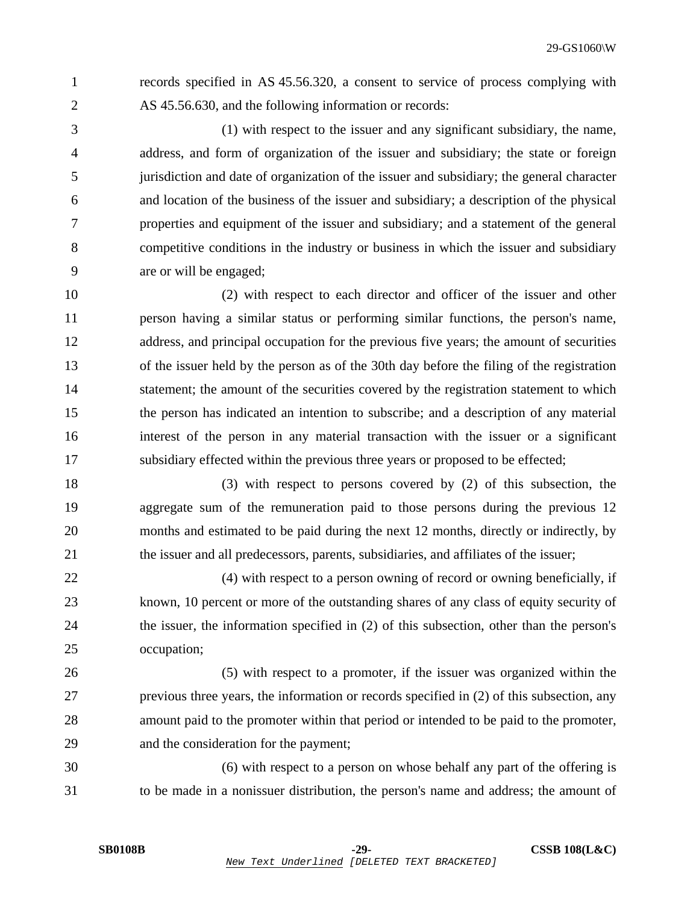records specified in AS 45.56.320, a consent to service of process complying with AS 45.56.630, and the following information or records:

(1) with respect to the issuer and any significant subsidiary, the name, address, and form of organization of the issuer and subsidiary; the state or foreign jurisdiction and date of organization of the issuer and subsidiary; the general character and location of the business of the issuer and subsidiary; a description of the physical properties and equipment of the issuer and subsidiary; and a statement of the general competitive conditions in the industry or business in which the issuer and subsidiary are or will be engaged;

(2) with respect to each director and officer of the issuer and other person having a similar status or performing similar functions, the person's name, address, and principal occupation for the previous five years; the amount of securities of the issuer held by the person as of the 30th day before the filing of the registration statement; the amount of the securities covered by the registration statement to which the person has indicated an intention to subscribe; and a description of any material interest of the person in any material transaction with the issuer or a significant subsidiary effected within the previous three years or proposed to be effected;

(3) with respect to persons covered by (2) of this subsection, the aggregate sum of the remuneration paid to those persons during the previous 12 months and estimated to be paid during the next 12 months, directly or indirectly, by the issuer and all predecessors, parents, subsidiaries, and affiliates of the issuer;

(4) with respect to a person owning of record or owning beneficially, if known, 10 percent or more of the outstanding shares of any class of equity security of the issuer, the information specified in (2) of this subsection, other than the person's occupation;

(5) with respect to a promoter, if the issuer was organized within the previous three years, the information or records specified in (2) of this subsection, any amount paid to the promoter within that period or intended to be paid to the promoter, and the consideration for the payment;

(6) with respect to a person on whose behalf any part of the offering is to be made in a nonissuer distribution, the person's name and address; the amount of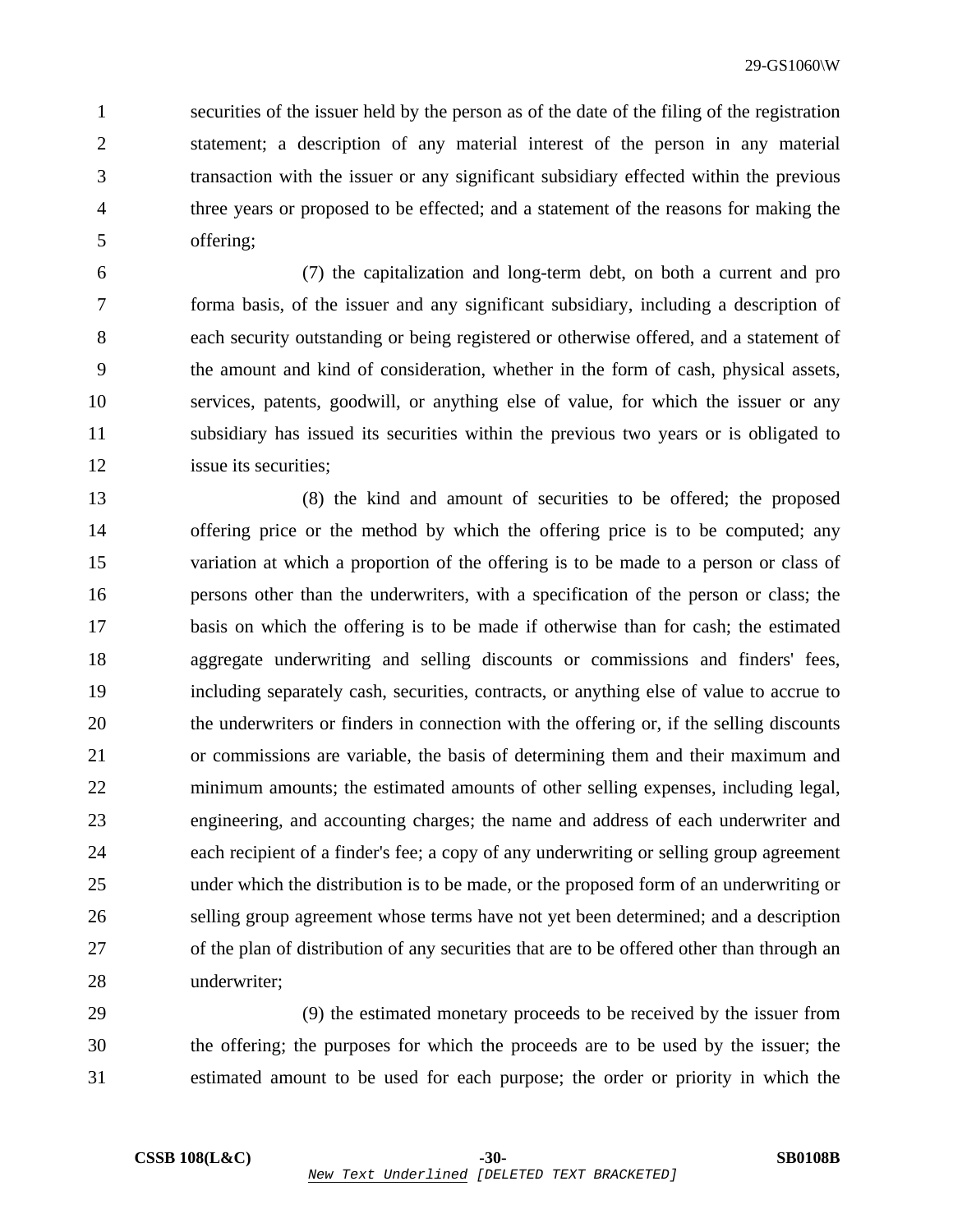securities of the issuer held by the person as of the date of the filing of the registration statement; a description of any material interest of the person in any material transaction with the issuer or any significant subsidiary effected within the previous three years or proposed to be effected; and a statement of the reasons for making the offering;

(7) the capitalization and long-term debt, on both a current and pro forma basis, of the issuer and any significant subsidiary, including a description of each security outstanding or being registered or otherwise offered, and a statement of the amount and kind of consideration, whether in the form of cash, physical assets, services, patents, goodwill, or anything else of value, for which the issuer or any subsidiary has issued its securities within the previous two years or is obligated to issue its securities;

(8) the kind and amount of securities to be offered; the proposed offering price or the method by which the offering price is to be computed; any variation at which a proportion of the offering is to be made to a person or class of persons other than the underwriters, with a specification of the person or class; the basis on which the offering is to be made if otherwise than for cash; the estimated aggregate underwriting and selling discounts or commissions and finders' fees, including separately cash, securities, contracts, or anything else of value to accrue to the underwriters or finders in connection with the offering or, if the selling discounts or commissions are variable, the basis of determining them and their maximum and minimum amounts; the estimated amounts of other selling expenses, including legal, engineering, and accounting charges; the name and address of each underwriter and each recipient of a finder's fee; a copy of any underwriting or selling group agreement under which the distribution is to be made, or the proposed form of an underwriting or selling group agreement whose terms have not yet been determined; and a description of the plan of distribution of any securities that are to be offered other than through an underwriter;

(9) the estimated monetary proceeds to be received by the issuer from the offering; the purposes for which the proceeds are to be used by the issuer; the estimated amount to be used for each purpose; the order or priority in which the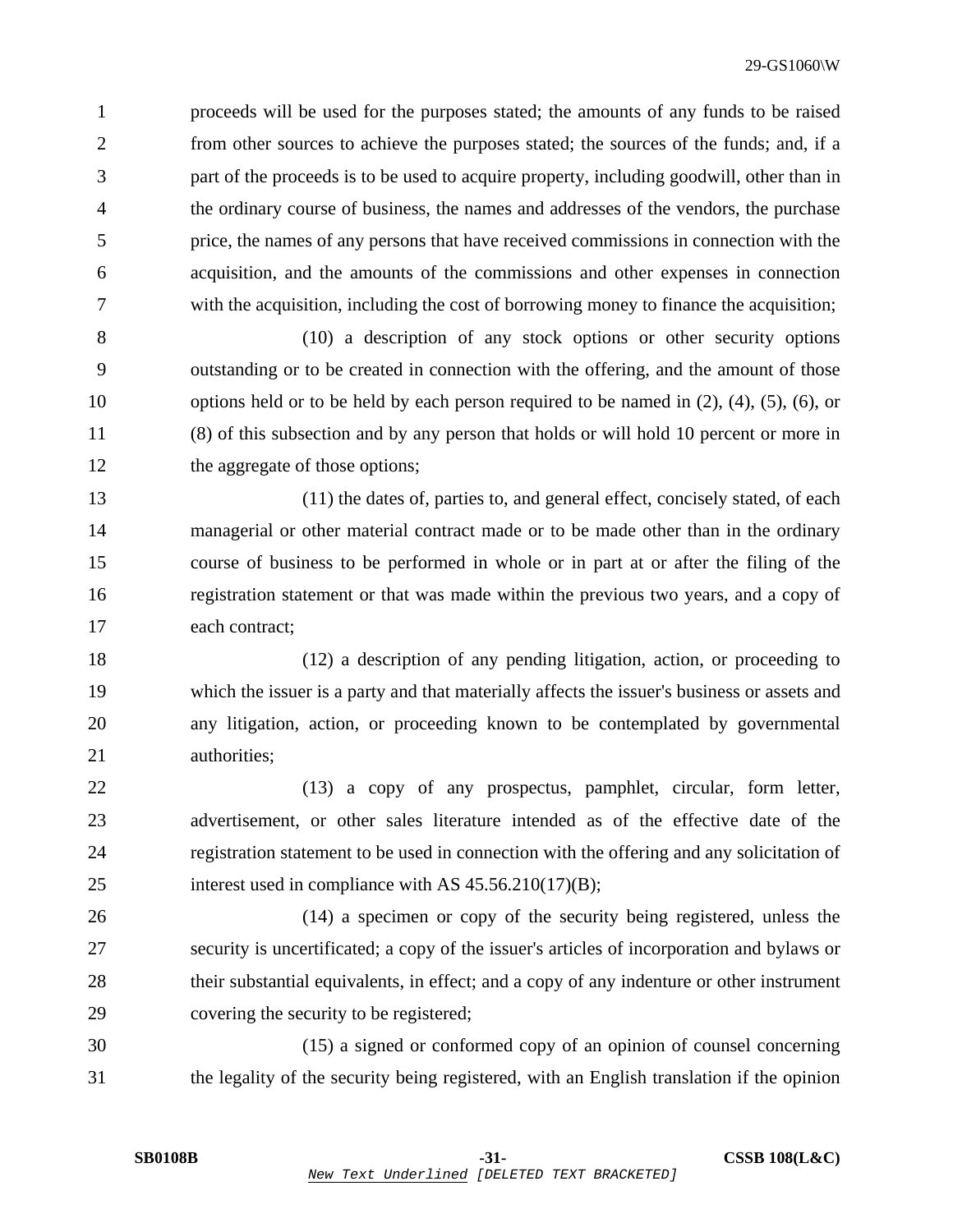proceeds will be used for the purposes stated; the amounts of any funds to be raised from other sources to achieve the purposes stated; the sources of the funds; and, if a part of the proceeds is to be used to acquire property, including goodwill, other than in the ordinary course of business, the names and addresses of the vendors, the purchase price, the names of any persons that have received commissions in connection with the acquisition, and the amounts of the commissions and other expenses in connection with the acquisition, including the cost of borrowing money to finance the acquisition;

(10) a description of any stock options or other security options outstanding or to be created in connection with the offering, and the amount of those options held or to be held by each person required to be named in (2), (4), (5), (6), or (8) of this subsection and by any person that holds or will hold 10 percent or more in the aggregate of those options;

(11) the dates of, parties to, and general effect, concisely stated, of each managerial or other material contract made or to be made other than in the ordinary course of business to be performed in whole or in part at or after the filing of the registration statement or that was made within the previous two years, and a copy of each contract;

(12) a description of any pending litigation, action, or proceeding to which the issuer is a party and that materially affects the issuer's business or assets and any litigation, action, or proceeding known to be contemplated by governmental authorities;

(13) a copy of any prospectus, pamphlet, circular, form letter, advertisement, or other sales literature intended as of the effective date of the registration statement to be used in connection with the offering and any solicitation of interest used in compliance with AS 45.56.210(17)(B);

(14) a specimen or copy of the security being registered, unless the security is uncertificated; a copy of the issuer's articles of incorporation and bylaws or their substantial equivalents, in effect; and a copy of any indenture or other instrument covering the security to be registered;

(15) a signed or conformed copy of an opinion of counsel concerning the legality of the security being registered, with an English translation if the opinion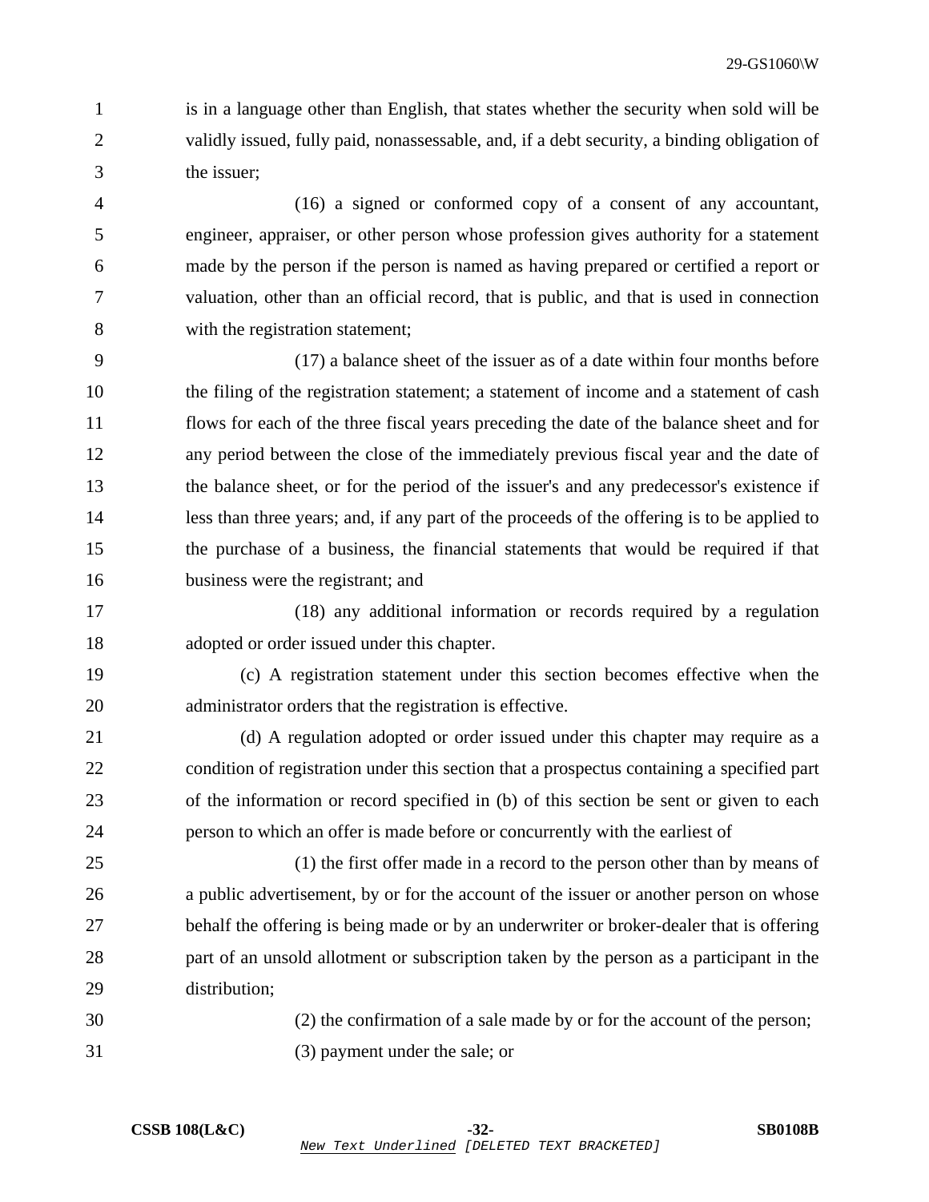is in a language other than English, that states whether the security when sold will be validly issued, fully paid, nonassessable, and, if a debt security, a binding obligation of the issuer;

(16) a signed or conformed copy of a consent of any accountant, engineer, appraiser, or other person whose profession gives authority for a statement made by the person if the person is named as having prepared or certified a report or valuation, other than an official record, that is public, and that is used in connection with the registration statement;

(17) a balance sheet of the issuer as of a date within four months before the filing of the registration statement; a statement of income and a statement of cash flows for each of the three fiscal years preceding the date of the balance sheet and for any period between the close of the immediately previous fiscal year and the date of the balance sheet, or for the period of the issuer's and any predecessor's existence if less than three years; and, if any part of the proceeds of the offering is to be applied to the purchase of a business, the financial statements that would be required if that business were the registrant; and

(18) any additional information or records required by a regulation adopted or order issued under this chapter.

(c) A registration statement under this section becomes effective when the administrator orders that the registration is effective.

(d) A regulation adopted or order issued under this chapter may require as a condition of registration under this section that a prospectus containing a specified part of the information or record specified in (b) of this section be sent or given to each person to which an offer is made before or concurrently with the earliest of

(1) the first offer made in a record to the person other than by means of a public advertisement, by or for the account of the issuer or another person on whose behalf the offering is being made or by an underwriter or broker-dealer that is offering part of an unsold allotment or subscription taken by the person as a participant in the distribution;

(2) the confirmation of a sale made by or for the account of the person;

(3) payment under the sale; or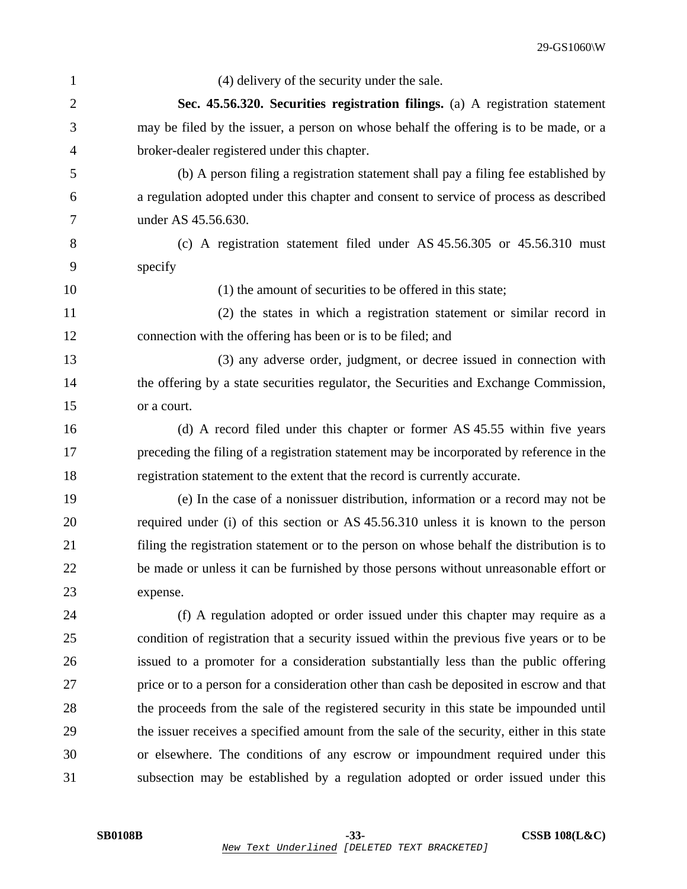(4) delivery of the security under the sale.

**Sec. 45.56.320. Securities registration filings.** (a) A registration statement may be filed by the issuer, a person on whose behalf the offering is to be made, or a broker-dealer registered under this chapter.

(b) A person filing a registration statement shall pay a filing fee established by a regulation adopted under this chapter and consent to service of process as described under AS 45.56.630.

(c) A registration statement filed under AS 45.56.305 or 45.56.310 must specify

(1) the amount of securities to be offered in this state;

(2) the states in which a registration statement or similar record in connection with the offering has been or is to be filed; and

(3) any adverse order, judgment, or decree issued in connection with the offering by a state securities regulator, the Securities and Exchange Commission, or a court.

(d) A record filed under this chapter or former AS 45.55 within five years preceding the filing of a registration statement may be incorporated by reference in the registration statement to the extent that the record is currently accurate.

(e) In the case of a nonissuer distribution, information or a record may not be required under (i) of this section or AS 45.56.310 unless it is known to the person filing the registration statement or to the person on whose behalf the distribution is to be made or unless it can be furnished by those persons without unreasonable effort or expense.

(f) A regulation adopted or order issued under this chapter may require as a condition of registration that a security issued within the previous five years or to be issued to a promoter for a consideration substantially less than the public offering price or to a person for a consideration other than cash be deposited in escrow and that the proceeds from the sale of the registered security in this state be impounded until the issuer receives a specified amount from the sale of the security, either in this state or elsewhere. The conditions of any escrow or impoundment required under this subsection may be established by a regulation adopted or order issued under this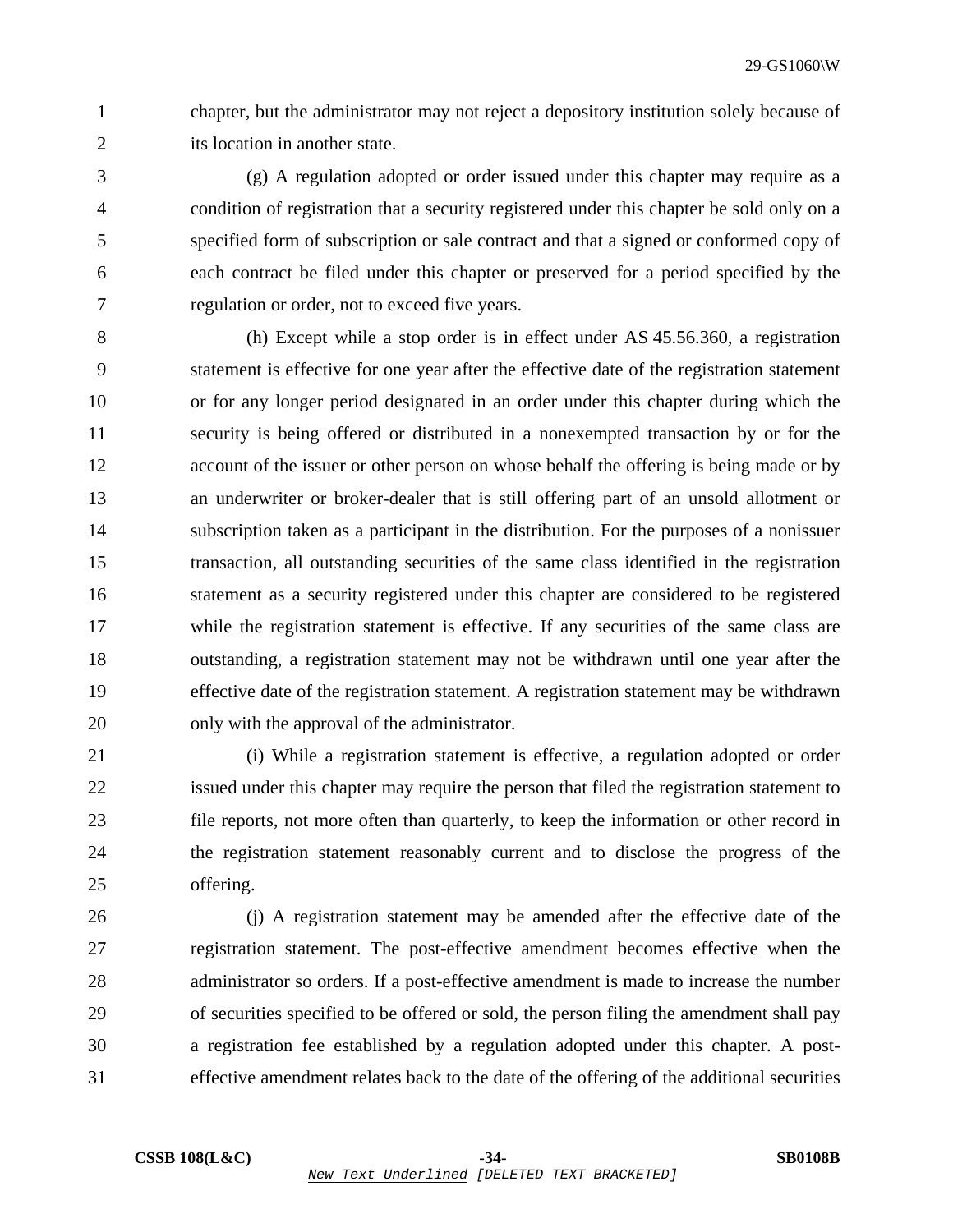chapter, but the administrator may not reject a depository institution solely because of its location in another state.

(g) A regulation adopted or order issued under this chapter may require as a condition of registration that a security registered under this chapter be sold only on a specified form of subscription or sale contract and that a signed or conformed copy of each contract be filed under this chapter or preserved for a period specified by the regulation or order, not to exceed five years.

(h) Except while a stop order is in effect under AS 45.56.360, a registration statement is effective for one year after the effective date of the registration statement or for any longer period designated in an order under this chapter during which the security is being offered or distributed in a nonexempted transaction by or for the account of the issuer or other person on whose behalf the offering is being made or by an underwriter or broker-dealer that is still offering part of an unsold allotment or subscription taken as a participant in the distribution. For the purposes of a nonissuer transaction, all outstanding securities of the same class identified in the registration statement as a security registered under this chapter are considered to be registered while the registration statement is effective. If any securities of the same class are outstanding, a registration statement may not be withdrawn until one year after the effective date of the registration statement. A registration statement may be withdrawn only with the approval of the administrator.

(i) While a registration statement is effective, a regulation adopted or order issued under this chapter may require the person that filed the registration statement to file reports, not more often than quarterly, to keep the information or other record in the registration statement reasonably current and to disclose the progress of the offering.

(j) A registration statement may be amended after the effective date of the registration statement. The post-effective amendment becomes effective when the administrator so orders. If a post-effective amendment is made to increase the number of securities specified to be offered or sold, the person filing the amendment shall pay a registration fee established by a regulation adopted under this chapter. A post-effective amendment relates back to the date of the offering of the additional securities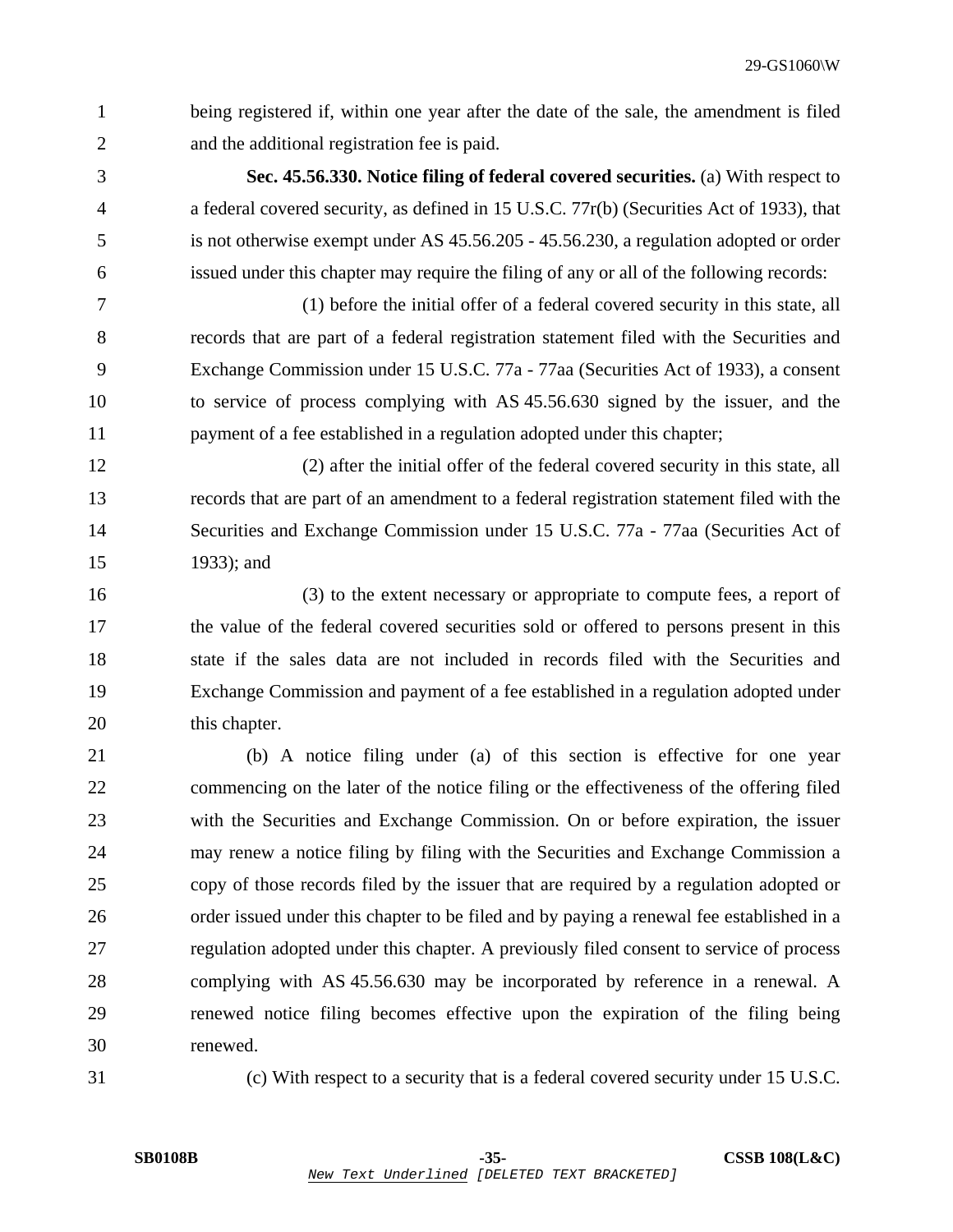being registered if, within one year after the date of the sale, the amendment is filed and the additional registration fee is paid.

**Sec. 45.56.330. Notice filing of federal covered securities.** (a) With respect to a federal covered security, as defined in 15 U.S.C. 77r(b) (Securities Act of 1933), that is not otherwise exempt under AS 45.56.205 - 45.56.230, a regulation adopted or order issued under this chapter may require the filing of any or all of the following records:

(1) before the initial offer of a federal covered security in this state, all records that are part of a federal registration statement filed with the Securities and Exchange Commission under 15 U.S.C. 77a - 77aa (Securities Act of 1933), a consent to service of process complying with AS 45.56.630 signed by the issuer, and the payment of a fee established in a regulation adopted under this chapter;

(2) after the initial offer of the federal covered security in this state, all records that are part of an amendment to a federal registration statement filed with the Securities and Exchange Commission under 15 U.S.C. 77a - 77aa (Securities Act of 1933); and

(3) to the extent necessary or appropriate to compute fees, a report of the value of the federal covered securities sold or offered to persons present in this state if the sales data are not included in records filed with the Securities and Exchange Commission and payment of a fee established in a regulation adopted under this chapter.

(b) A notice filing under (a) of this section is effective for one year commencing on the later of the notice filing or the effectiveness of the offering filed with the Securities and Exchange Commission. On or before expiration, the issuer may renew a notice filing by filing with the Securities and Exchange Commission a copy of those records filed by the issuer that are required by a regulation adopted or order issued under this chapter to be filed and by paying a renewal fee established in a regulation adopted under this chapter. A previously filed consent to service of process complying with AS 45.56.630 may be incorporated by reference in a renewal. A renewed notice filing becomes effective upon the expiration of the filing being renewed.

(c) With respect to a security that is a federal covered security under 15 U.S.C.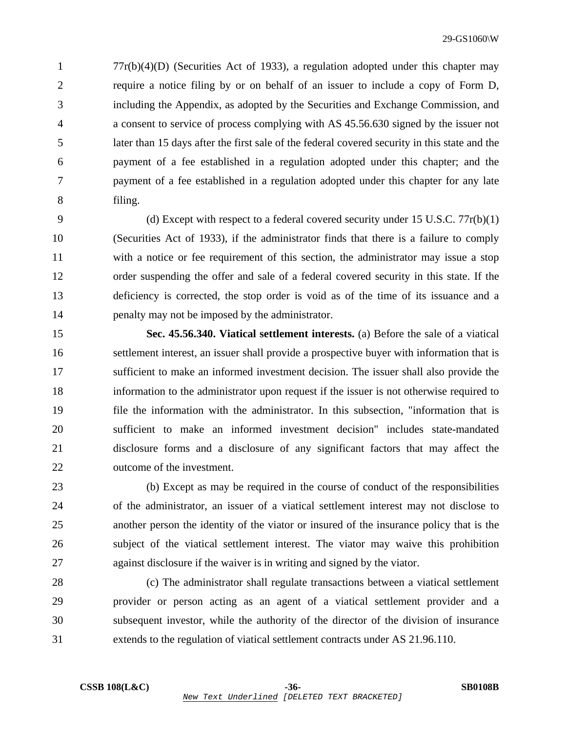77r(b)(4)(D) (Securities Act of 1933), a regulation adopted under this chapter may require a notice filing by or on behalf of an issuer to include a copy of Form D, including the Appendix, as adopted by the Securities and Exchange Commission, and a consent to service of process complying with AS 45.56.630 signed by the issuer not later than 15 days after the first sale of the federal covered security in this state and the payment of a fee established in a regulation adopted under this chapter; and the payment of a fee established in a regulation adopted under this chapter for any late filing.

(d) Except with respect to a federal covered security under 15 U.S.C. 77r(b)(1) (Securities Act of 1933), if the administrator finds that there is a failure to comply with a notice or fee requirement of this section, the administrator may issue a stop order suspending the offer and sale of a federal covered security in this state. If the deficiency is corrected, the stop order is void as of the time of its issuance and a penalty may not be imposed by the administrator.

**Sec. 45.56.340. Viatical settlement interests.** (a) Before the sale of a viatical settlement interest, an issuer shall provide a prospective buyer with information that is sufficient to make an informed investment decision. The issuer shall also provide the information to the administrator upon request if the issuer is not otherwise required to file the information with the administrator. In this subsection, "information that is sufficient to make an informed investment decision" includes state-mandated disclosure forms and a disclosure of any significant factors that may affect the outcome of the investment.

(b) Except as may be required in the course of conduct of the responsibilities of the administrator, an issuer of a viatical settlement interest may not disclose to another person the identity of the viator or insured of the insurance policy that is the subject of the viatical settlement interest. The viator may waive this prohibition against disclosure if the waiver is in writing and signed by the viator.

(c) The administrator shall regulate transactions between a viatical settlement provider or person acting as an agent of a viatical settlement provider and a subsequent investor, while the authority of the director of the division of insurance extends to the regulation of viatical settlement contracts under AS 21.96.110.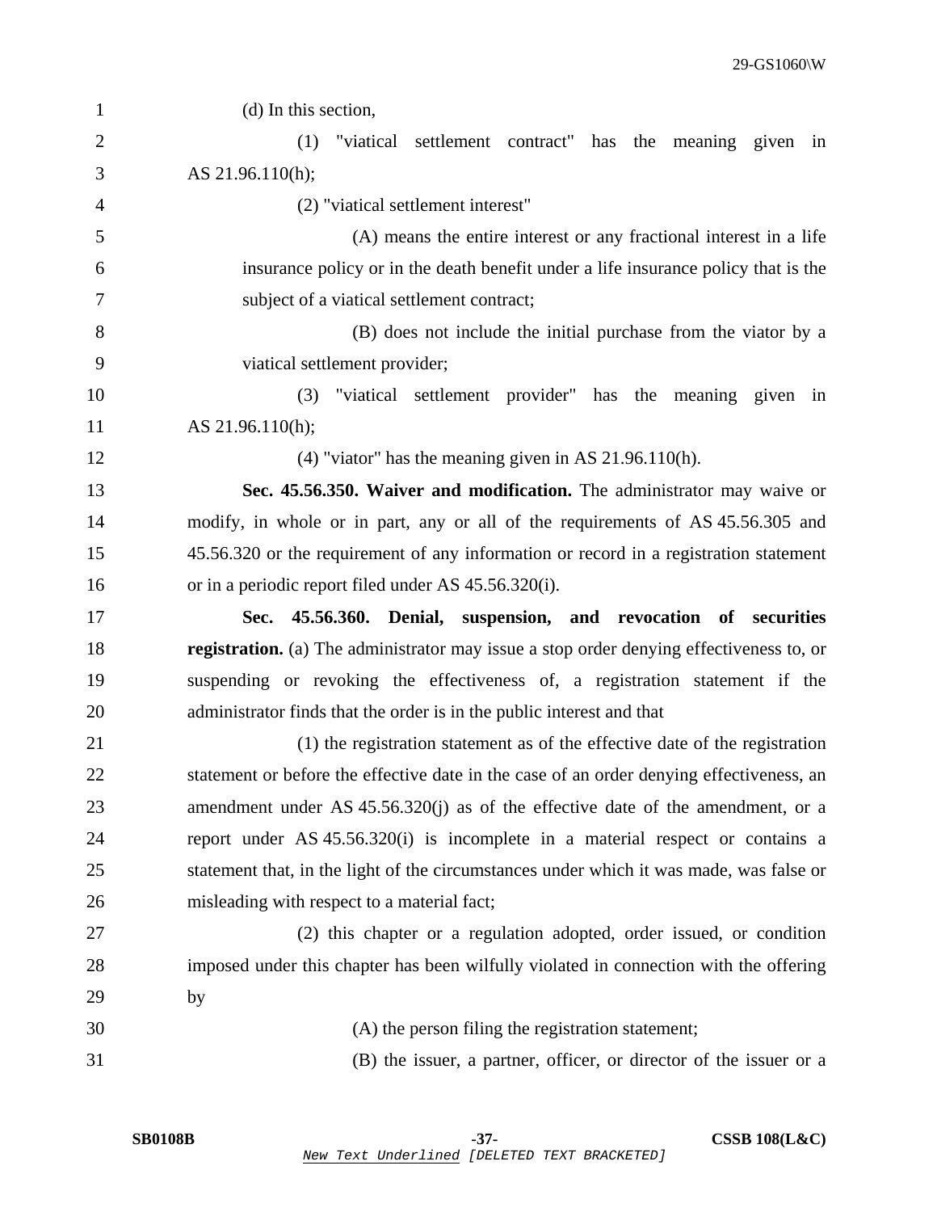(d) In this section,

(1) "viatical settlement contract" has the meaning given in AS 21.96.110(h);

(2) "viatical settlement interest"

(A) means the entire interest or any fractional interest in a life insurance policy or in the death benefit under a life insurance policy that is the subject of a viatical settlement contract;

(B) does not include the initial purchase from the viator by a viatical settlement provider;

(3) "viatical settlement provider" has the meaning given in AS 21.96.110(h);

(4) "viator" has the meaning given in AS 21.96.110(h).

**Sec. 45.56.350. Waiver and modification.** The administrator may waive or modify, in whole or in part, any or all of the requirements of AS 45.56.305 and 45.56.320 or the requirement of any information or record in a registration statement or in a periodic report filed under AS 45.56.320(i).

**Sec. 45.56.360. Denial, suspension, and revocation of securities registration.** (a) The administrator may issue a stop order denying effectiveness to, or suspending or revoking the effectiveness of, a registration statement if the administrator finds that the order is in the public interest and that

(1) the registration statement as of the effective date of the registration statement or before the effective date in the case of an order denying effectiveness, an amendment under AS 45.56.320(j) as of the effective date of the amendment, or a report under AS 45.56.320(i) is incomplete in a material respect or contains a statement that, in the light of the circumstances under which it was made, was false or misleading with respect to a material fact;

(2) this chapter or a regulation adopted, order issued, or condition imposed under this chapter has been wilfully violated in connection with the offering by

(A) the person filing the registration statement;

(B) the issuer, a partner, officer, or director of the issuer or a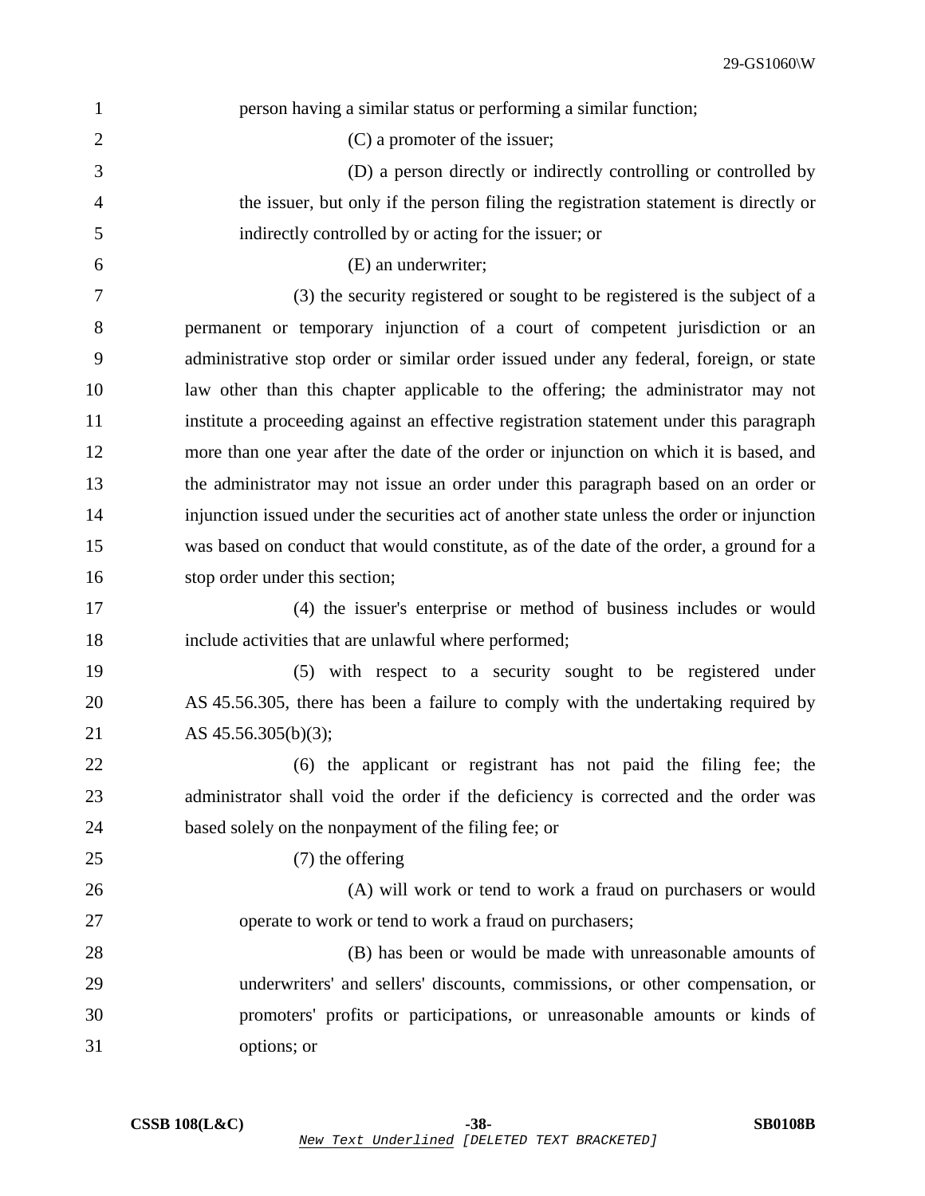person having a similar status or performing a similar function;

(C) a promoter of the issuer;

(D) a person directly or indirectly controlling or controlled by the issuer, but only if the person filing the registration statement is directly or indirectly controlled by or acting for the issuer; or

(E) an underwriter;

(3) the security registered or sought to be registered is the subject of a permanent or temporary injunction of a court of competent jurisdiction or an administrative stop order or similar order issued under any federal, foreign, or state law other than this chapter applicable to the offering; the administrator may not institute a proceeding against an effective registration statement under this paragraph more than one year after the date of the order or injunction on which it is based, and the administrator may not issue an order under this paragraph based on an order or injunction issued under the securities act of another state unless the order or injunction was based on conduct that would constitute, as of the date of the order, a ground for a stop order under this section;

(4) the issuer's enterprise or method of business includes or would include activities that are unlawful where performed;

(5) with respect to a security sought to be registered under AS 45.56.305, there has been a failure to comply with the undertaking required by AS 45.56.305(b)(3);

(6) the applicant or registrant has not paid the filing fee; the administrator shall void the order if the deficiency is corrected and the order was based solely on the nonpayment of the filing fee; or

(7) the offering

(A) will work or tend to work a fraud on purchasers or would operate to work or tend to work a fraud on purchasers;

(B) has been or would be made with unreasonable amounts of underwriters' and sellers' discounts, commissions, or other compensation, or promoters' profits or participations, or unreasonable amounts or kinds of options; or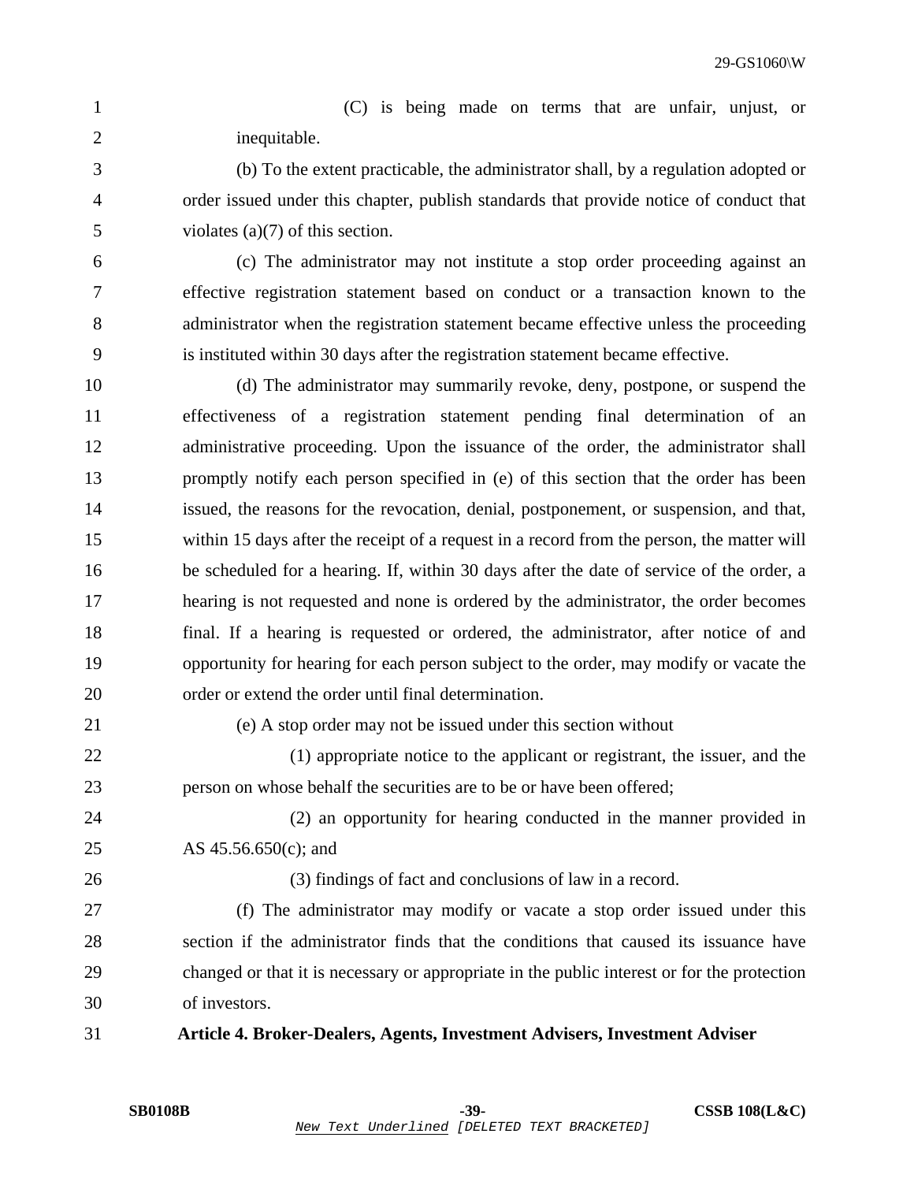(C) is being made on terms that are unfair, unjust, or inequitable.

(b) To the extent practicable, the administrator shall, by a regulation adopted or order issued under this chapter, publish standards that provide notice of conduct that violates (a)(7) of this section.

(c) The administrator may not institute a stop order proceeding against an effective registration statement based on conduct or a transaction known to the administrator when the registration statement became effective unless the proceeding is instituted within 30 days after the registration statement became effective.

(d) The administrator may summarily revoke, deny, postpone, or suspend the effectiveness of a registration statement pending final determination of an administrative proceeding. Upon the issuance of the order, the administrator shall promptly notify each person specified in (e) of this section that the order has been issued, the reasons for the revocation, denial, postponement, or suspension, and that, within 15 days after the receipt of a request in a record from the person, the matter will be scheduled for a hearing. If, within 30 days after the date of service of the order, a hearing is not requested and none is ordered by the administrator, the order becomes final. If a hearing is requested or ordered, the administrator, after notice of and opportunity for hearing for each person subject to the order, may modify or vacate the order or extend the order until final determination.

(e) A stop order may not be issued under this section without

(1) appropriate notice to the applicant or registrant, the issuer, and the person on whose behalf the securities are to be or have been offered;

(2) an opportunity for hearing conducted in the manner provided in AS 45.56.650(c); and

(3) findings of fact and conclusions of law in a record.

(f) The administrator may modify or vacate a stop order issued under this section if the administrator finds that the conditions that caused its issuance have changed or that it is necessary or appropriate in the public interest or for the protection of investors.

**Article 4. Broker-Dealers, Agents, Investment Advisers, Investment Adviser**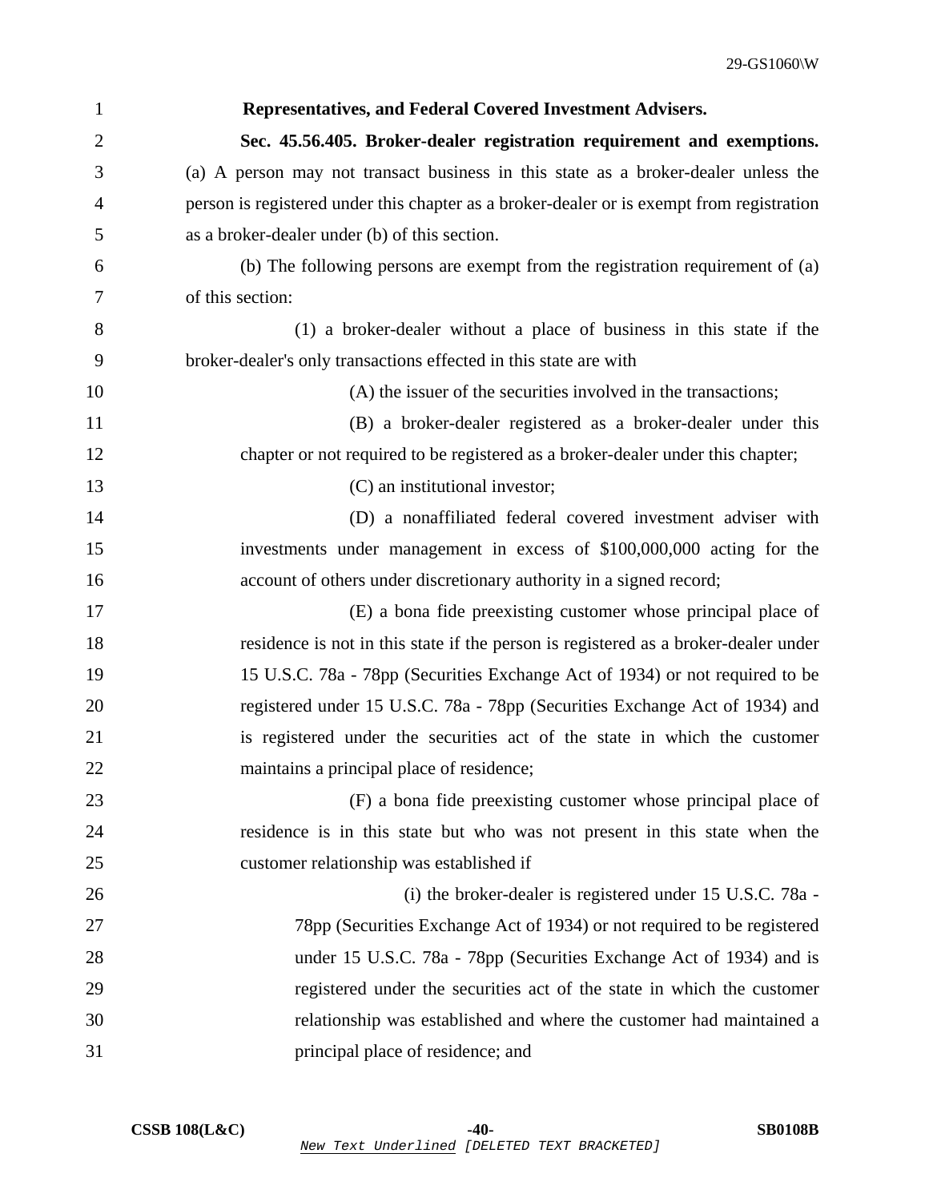**Representatives, and Federal Covered Investment Advisers.**

**Sec. 45.56.405. Broker-dealer registration requirement and exemptions.** (a) A person may not transact business in this state as a broker-dealer unless the person is registered under this chapter as a broker-dealer or is exempt from registration as a broker-dealer under (b) of this section.

(b) The following persons are exempt from the registration requirement of (a) of this section:

(1) a broker-dealer without a place of business in this state if the broker-dealer's only transactions effected in this state are with

(A) the issuer of the securities involved in the transactions;

(B) a broker-dealer registered as a broker-dealer under this chapter or not required to be registered as a broker-dealer under this chapter;

(C) an institutional investor;

(D) a nonaffiliated federal covered investment adviser with investments under management in excess of $100,000,000 acting for the account of others under discretionary authority in a signed record;

(E) a bona fide preexisting customer whose principal place of residence is not in this state if the person is registered as a broker-dealer under 15 U.S.C. 78a - 78pp (Securities Exchange Act of 1934) or not required to be registered under 15 U.S.C. 78a - 78pp (Securities Exchange Act of 1934) and is registered under the securities act of the state in which the customer maintains a principal place of residence;

(F) a bona fide preexisting customer whose principal place of residence is in this state but who was not present in this state when the customer relationship was established if

(i) the broker-dealer is registered under 15 U.S.C. 78a - 78pp (Securities Exchange Act of 1934) or not required to be registered under 15 U.S.C. 78a - 78pp (Securities Exchange Act of 1934) and is registered under the securities act of the state in which the customer relationship was established and where the customer had maintained a principal place of residence; and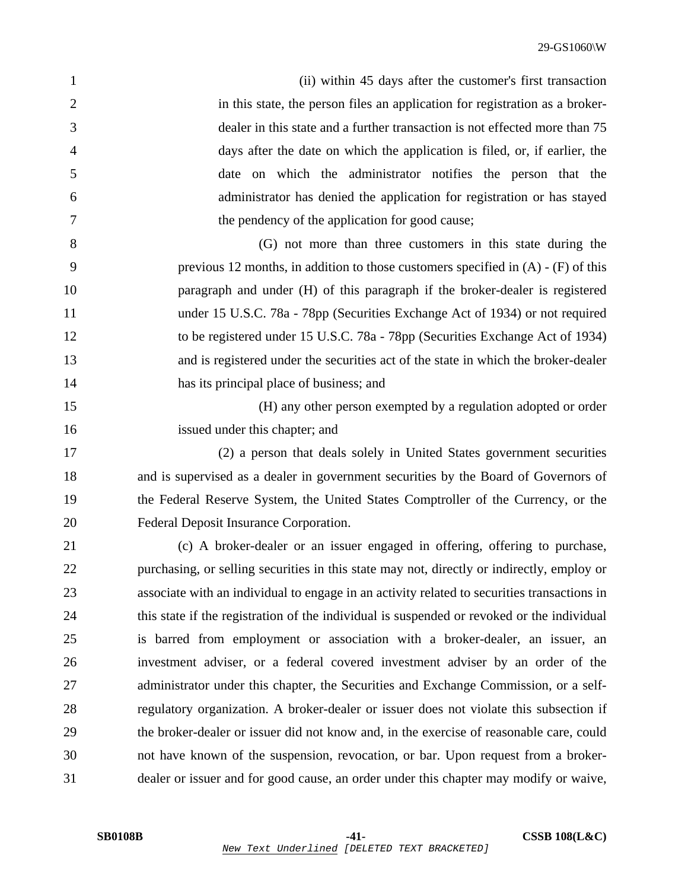(ii) within 45 days after the customer's first transaction in this state, the person files an application for registration as a broker-dealer in this state and a further transaction is not effected more than 75 days after the date on which the application is filed, or, if earlier, the date on which the administrator notifies the person that the administrator has denied the application for registration or has stayed the pendency of the application for good cause;

(G) not more than three customers in this state during the previous 12 months, in addition to those customers specified in (A) - (F) of this paragraph and under (H) of this paragraph if the broker-dealer is registered under 15 U.S.C. 78a - 78pp (Securities Exchange Act of 1934) or not required to be registered under 15 U.S.C. 78a - 78pp (Securities Exchange Act of 1934) and is registered under the securities act of the state in which the broker-dealer has its principal place of business; and

(H) any other person exempted by a regulation adopted or order issued under this chapter; and

(2) a person that deals solely in United States government securities and is supervised as a dealer in government securities by the Board of Governors of the Federal Reserve System, the United States Comptroller of the Currency, or the Federal Deposit Insurance Corporation.

(c) A broker-dealer or an issuer engaged in offering, offering to purchase, purchasing, or selling securities in this state may not, directly or indirectly, employ or associate with an individual to engage in an activity related to securities transactions in this state if the registration of the individual is suspended or revoked or the individual is barred from employment or association with a broker-dealer, an issuer, an investment adviser, or a federal covered investment adviser by an order of the administrator under this chapter, the Securities and Exchange Commission, or a self-regulatory organization. A broker-dealer or issuer does not violate this subsection if the broker-dealer or issuer did not know and, in the exercise of reasonable care, could not have known of the suspension, revocation, or bar. Upon request from a broker-dealer or issuer and for good cause, an order under this chapter may modify or waive,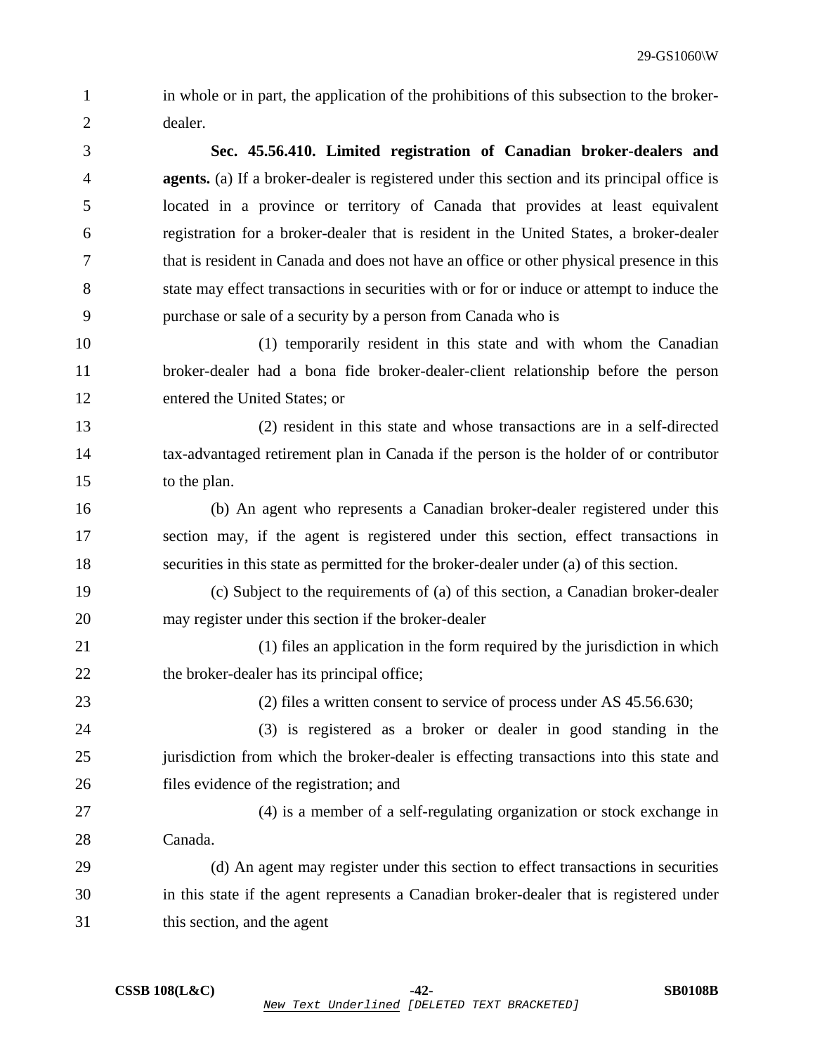in whole or in part, the application of the prohibitions of this subsection to the broker-dealer.

**Sec. 45.56.410. Limited registration of Canadian broker-dealers and agents.** (a) If a broker-dealer is registered under this section and its principal office is located in a province or territory of Canada that provides at least equivalent registration for a broker-dealer that is resident in the United States, a broker-dealer that is resident in Canada and does not have an office or other physical presence in this state may effect transactions in securities with or for or induce or attempt to induce the purchase or sale of a security by a person from Canada who is

(1) temporarily resident in this state and with whom the Canadian broker-dealer had a bona fide broker-dealer-client relationship before the person entered the United States; or

(2) resident in this state and whose transactions are in a self-directed tax-advantaged retirement plan in Canada if the person is the holder of or contributor to the plan.

(b) An agent who represents a Canadian broker-dealer registered under this section may, if the agent is registered under this section, effect transactions in securities in this state as permitted for the broker-dealer under (a) of this section.

(c) Subject to the requirements of (a) of this section, a Canadian broker-dealer may register under this section if the broker-dealer

(1) files an application in the form required by the jurisdiction in which the broker-dealer has its principal office;

(2) files a written consent to service of process under AS 45.56.630;

(3) is registered as a broker or dealer in good standing in the jurisdiction from which the broker-dealer is effecting transactions into this state and files evidence of the registration; and

(4) is a member of a self-regulating organization or stock exchange in Canada.

(d) An agent may register under this section to effect transactions in securities in this state if the agent represents a Canadian broker-dealer that is registered under this section, and the agent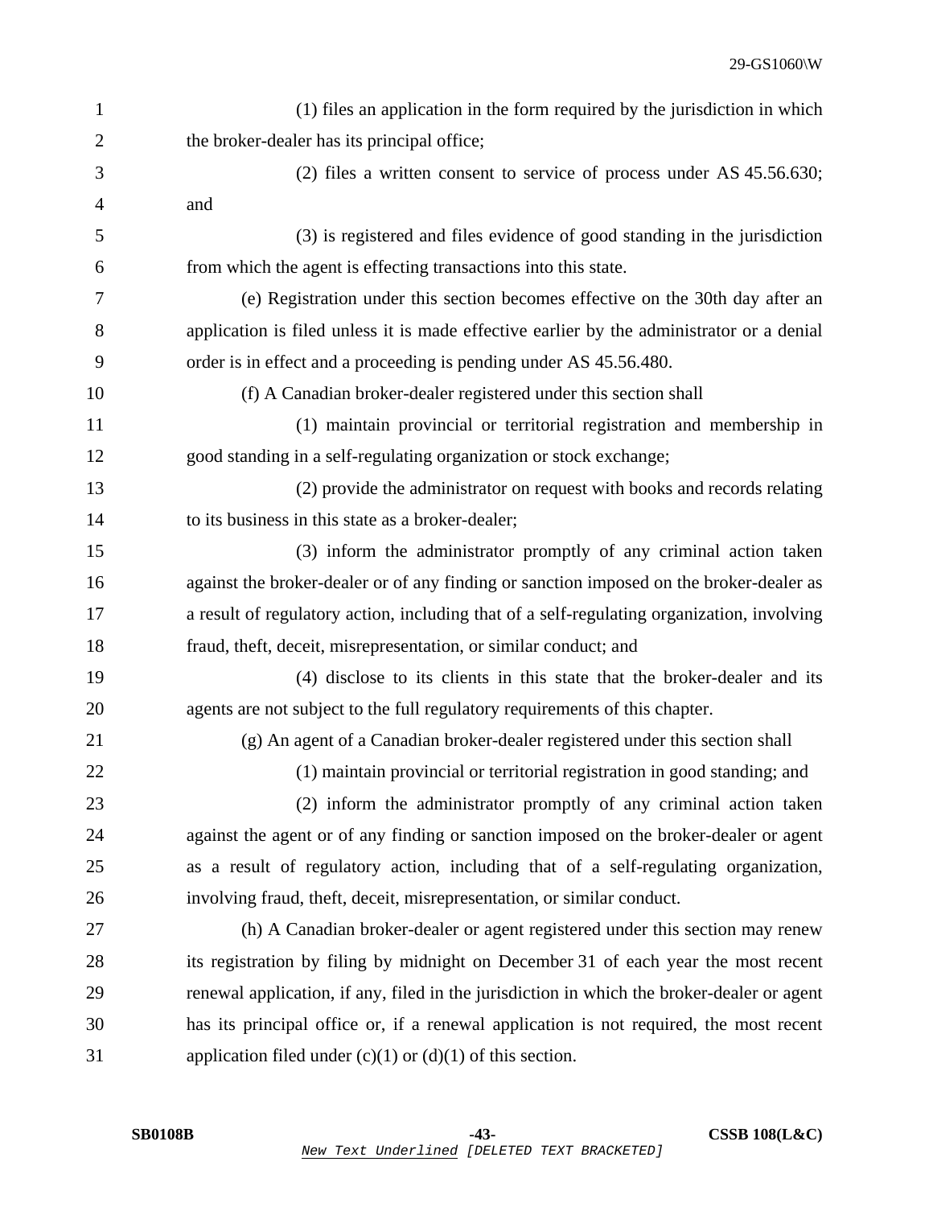(1) files an application in the form required by the jurisdiction in which the broker-dealer has its principal office;

(2) files a written consent to service of process under AS 45.56.630; and

(3) is registered and files evidence of good standing in the jurisdiction from which the agent is effecting transactions into this state.

(e) Registration under this section becomes effective on the 30th day after an application is filed unless it is made effective earlier by the administrator or a denial order is in effect and a proceeding is pending under AS 45.56.480.

(f) A Canadian broker-dealer registered under this section shall

(1) maintain provincial or territorial registration and membership in good standing in a self-regulating organization or stock exchange;

(2) provide the administrator on request with books and records relating to its business in this state as a broker-dealer;

(3) inform the administrator promptly of any criminal action taken against the broker-dealer or of any finding or sanction imposed on the broker-dealer as a result of regulatory action, including that of a self-regulating organization, involving fraud, theft, deceit, misrepresentation, or similar conduct; and

(4) disclose to its clients in this state that the broker-dealer and its agents are not subject to the full regulatory requirements of this chapter.

(g) An agent of a Canadian broker-dealer registered under this section shall

(1) maintain provincial or territorial registration in good standing; and

(2) inform the administrator promptly of any criminal action taken against the agent or of any finding or sanction imposed on the broker-dealer or agent as a result of regulatory action, including that of a self-regulating organization, involving fraud, theft, deceit, misrepresentation, or similar conduct.

(h) A Canadian broker-dealer or agent registered under this section may renew its registration by filing by midnight on December 31 of each year the most recent renewal application, if any, filed in the jurisdiction in which the broker-dealer or agent has its principal office or, if a renewal application is not required, the most recent application filed under (c)(1) or (d)(1) of this section.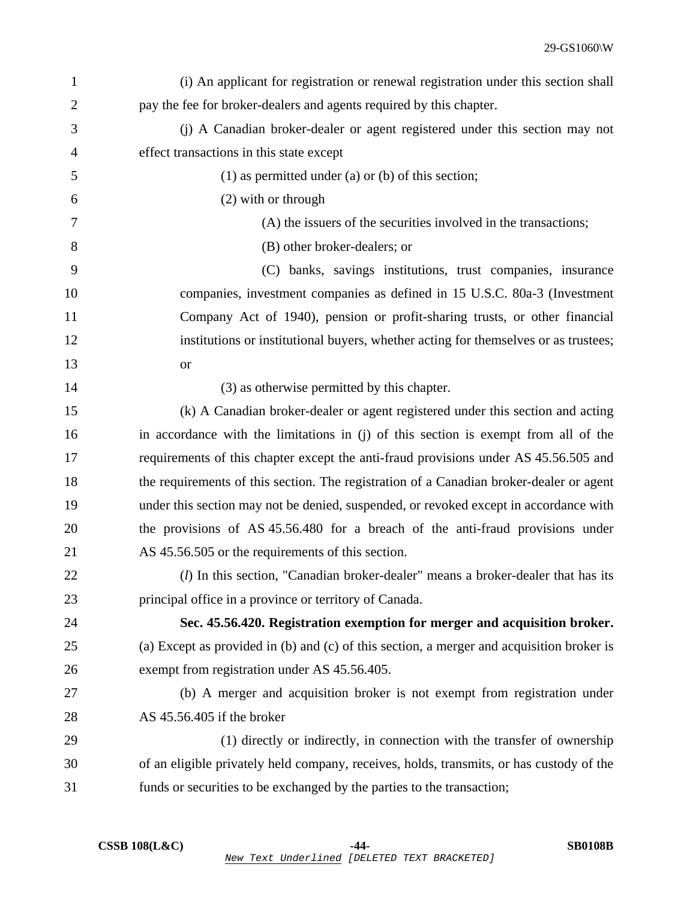(i) An applicant for registration or renewal registration under this section shall pay the fee for broker-dealers and agents required by this chapter.

(j) A Canadian broker-dealer or agent registered under this section may not effect transactions in this state except

(1) as permitted under (a) or (b) of this section;

(2) with or through

(A) the issuers of the securities involved in the transactions;

(B) other broker-dealers; or

(C) banks, savings institutions, trust companies, insurance companies, investment companies as defined in 15 U.S.C. 80a-3 (Investment Company Act of 1940), pension or profit-sharing trusts, or other financial institutions or institutional buyers, whether acting for themselves or as trustees; or

(3) as otherwise permitted by this chapter.

(k) A Canadian broker-dealer or agent registered under this section and acting in accordance with the limitations in (j) of this section is exempt from all of the requirements of this chapter except the anti-fraud provisions under AS 45.56.505 and the requirements of this section. The registration of a Canadian broker-dealer or agent under this section may not be denied, suspended, or revoked except in accordance with the provisions of AS 45.56.480 for a breach of the anti-fraud provisions under AS 45.56.505 or the requirements of this section.

(*l*) In this section, "Canadian broker-dealer" means a broker-dealer that has its principal office in a province or territory of Canada.

**Sec. 45.56.420. Registration exemption for merger and acquisition broker.** (a) Except as provided in (b) and (c) of this section, a merger and acquisition broker is exempt from registration under AS 45.56.405.

(b) A merger and acquisition broker is not exempt from registration under AS 45.56.405 if the broker

(1) directly or indirectly, in connection with the transfer of ownership of an eligible privately held company, receives, holds, transmits, or has custody of the funds or securities to be exchanged by the parties to the transaction;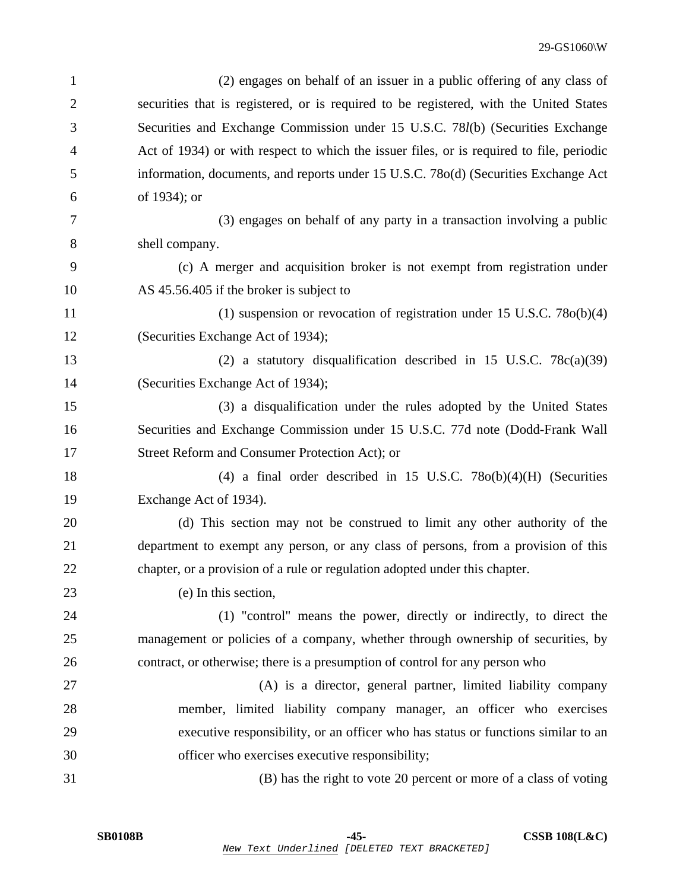(2) engages on behalf of an issuer in a public offering of any class of securities that is registered, or is required to be registered, with the United States Securities and Exchange Commission under 15 U.S.C. 78*l*(b) (Securities Exchange Act of 1934) or with respect to which the issuer files, or is required to file, periodic information, documents, and reports under 15 U.S.C. 78o(d) (Securities Exchange Act of 1934); or

(3) engages on behalf of any party in a transaction involving a public shell company.

(c) A merger and acquisition broker is not exempt from registration under AS 45.56.405 if the broker is subject to

(1) suspension or revocation of registration under 15 U.S.C. 78o(b)(4) (Securities Exchange Act of 1934);

(2) a statutory disqualification described in 15 U.S.C. 78c(a)(39) (Securities Exchange Act of 1934);

(3) a disqualification under the rules adopted by the United States Securities and Exchange Commission under 15 U.S.C. 77d note (Dodd-Frank Wall Street Reform and Consumer Protection Act); or

(4) a final order described in 15 U.S.C. 78o(b)(4)(H) (Securities Exchange Act of 1934).

(d) This section may not be construed to limit any other authority of the department to exempt any person, or any class of persons, from a provision of this chapter, or a provision of a rule or regulation adopted under this chapter.

(e) In this section,

(1) "control" means the power, directly or indirectly, to direct the management or policies of a company, whether through ownership of securities, by contract, or otherwise; there is a presumption of control for any person who

(A) is a director, general partner, limited liability company member, limited liability company manager, an officer who exercises executive responsibility, or an officer who has status or functions similar to an officer who exercises executive responsibility;

(B) has the right to vote 20 percent or more of a class of voting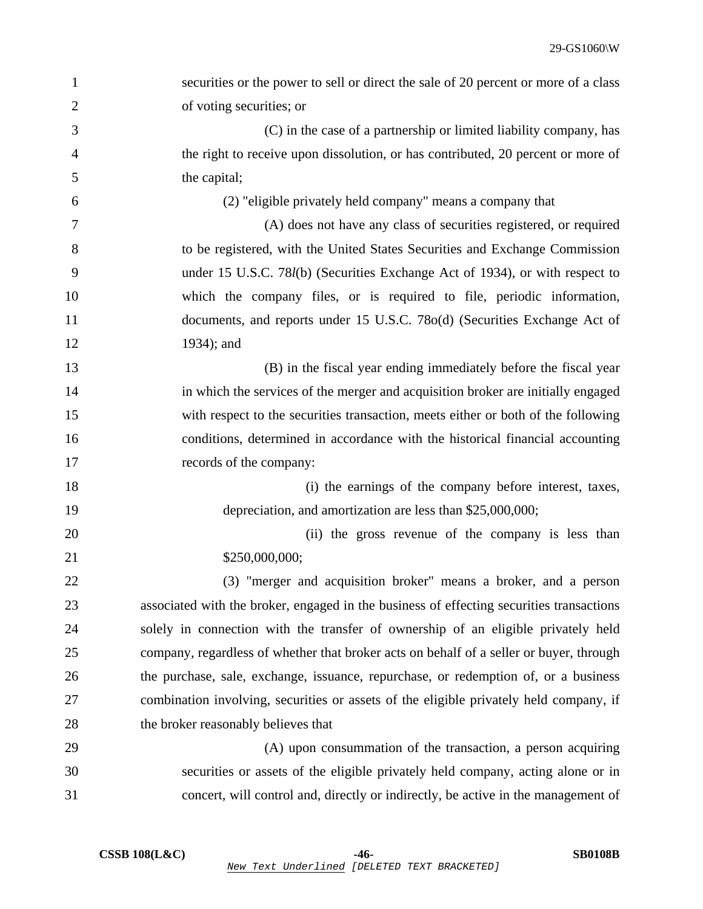securities or the power to sell or direct the sale of 20 percent or more of a class of voting securities; or

(C) in the case of a partnership or limited liability company, has the right to receive upon dissolution, or has contributed, 20 percent or more of the capital;

(2) "eligible privately held company" means a company that

(A) does not have any class of securities registered, or required to be registered, with the United States Securities and Exchange Commission under 15 U.S.C. 78*l*(b) (Securities Exchange Act of 1934), or with respect to which the company files, or is required to file, periodic information, documents, and reports under 15 U.S.C. 78o(d) (Securities Exchange Act of 1934); and

(B) in the fiscal year ending immediately before the fiscal year in which the services of the merger and acquisition broker are initially engaged with respect to the securities transaction, meets either or both of the following conditions, determined in accordance with the historical financial accounting records of the company:

(i) the earnings of the company before interest, taxes, depreciation, and amortization are less than $25,000,000;

(ii) the gross revenue of the company is less than $250,000,000;

(3) "merger and acquisition broker" means a broker, and a person associated with the broker, engaged in the business of effecting securities transactions solely in connection with the transfer of ownership of an eligible privately held company, regardless of whether that broker acts on behalf of a seller or buyer, through the purchase, sale, exchange, issuance, repurchase, or redemption of, or a business combination involving, securities or assets of the eligible privately held company, if the broker reasonably believes that

(A) upon consummation of the transaction, a person acquiring securities or assets of the eligible privately held company, acting alone or in concert, will control and, directly or indirectly, be active in the management of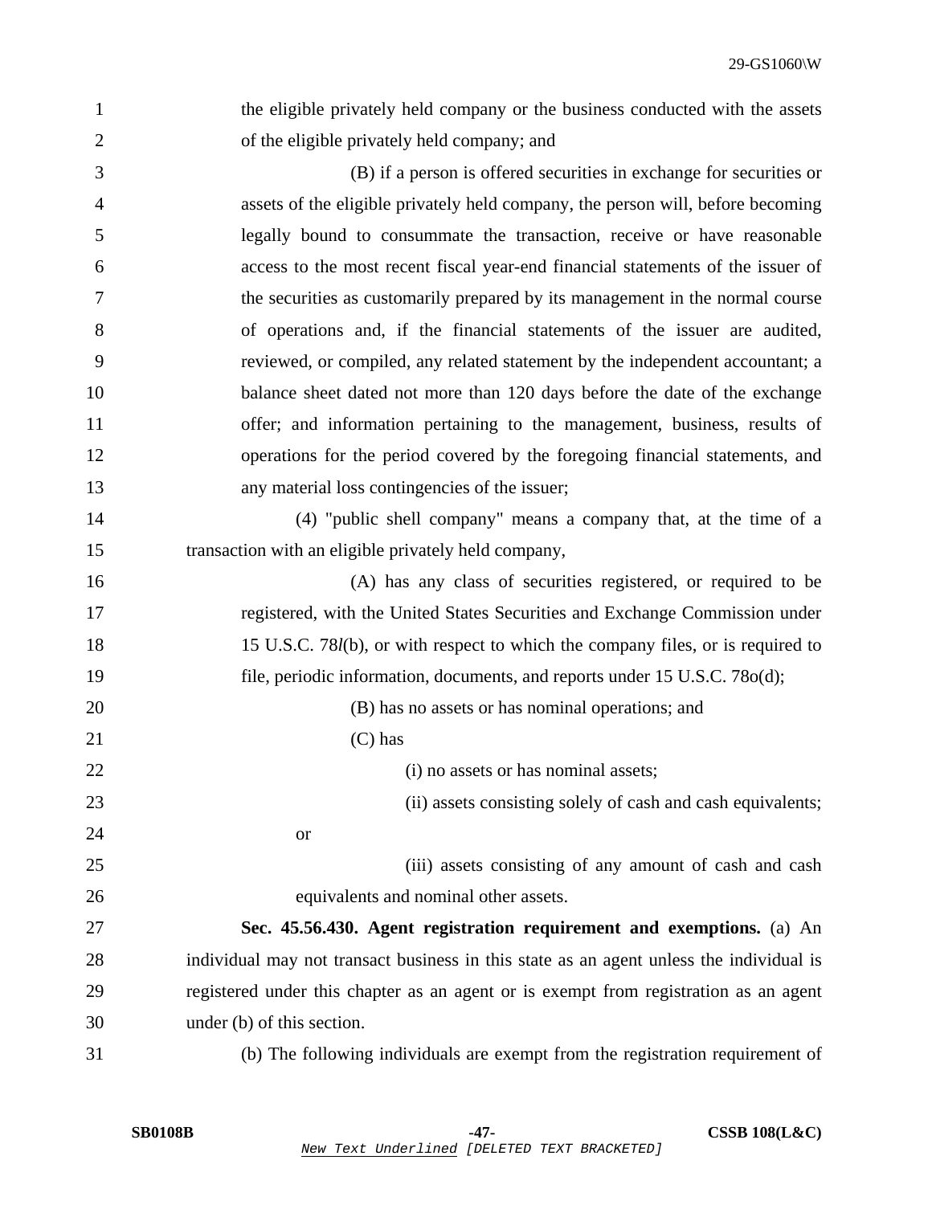the eligible privately held company or the business conducted with the assets of the eligible privately held company; and

(B) if a person is offered securities in exchange for securities or assets of the eligible privately held company, the person will, before becoming legally bound to consummate the transaction, receive or have reasonable access to the most recent fiscal year-end financial statements of the issuer of the securities as customarily prepared by its management in the normal course of operations and, if the financial statements of the issuer are audited, reviewed, or compiled, any related statement by the independent accountant; a balance sheet dated not more than 120 days before the date of the exchange offer; and information pertaining to the management, business, results of operations for the period covered by the foregoing financial statements, and any material loss contingencies of the issuer;

(4) "public shell company" means a company that, at the time of a transaction with an eligible privately held company,

(A) has any class of securities registered, or required to be registered, with the United States Securities and Exchange Commission under 15 U.S.C. 78*l*(b), or with respect to which the company files, or is required to file, periodic information, documents, and reports under 15 U.S.C. 78o(d);

(B) has no assets or has nominal operations; and

(C) has

(i) no assets or has nominal assets;

(ii) assets consisting solely of cash and cash equivalents; or

(iii) assets consisting of any amount of cash and cash equivalents and nominal other assets.

**Sec. 45.56.430. Agent registration requirement and exemptions.** (a) An individual may not transact business in this state as an agent unless the individual is registered under this chapter as an agent or is exempt from registration as an agent under (b) of this section.

(b) The following individuals are exempt from the registration requirement of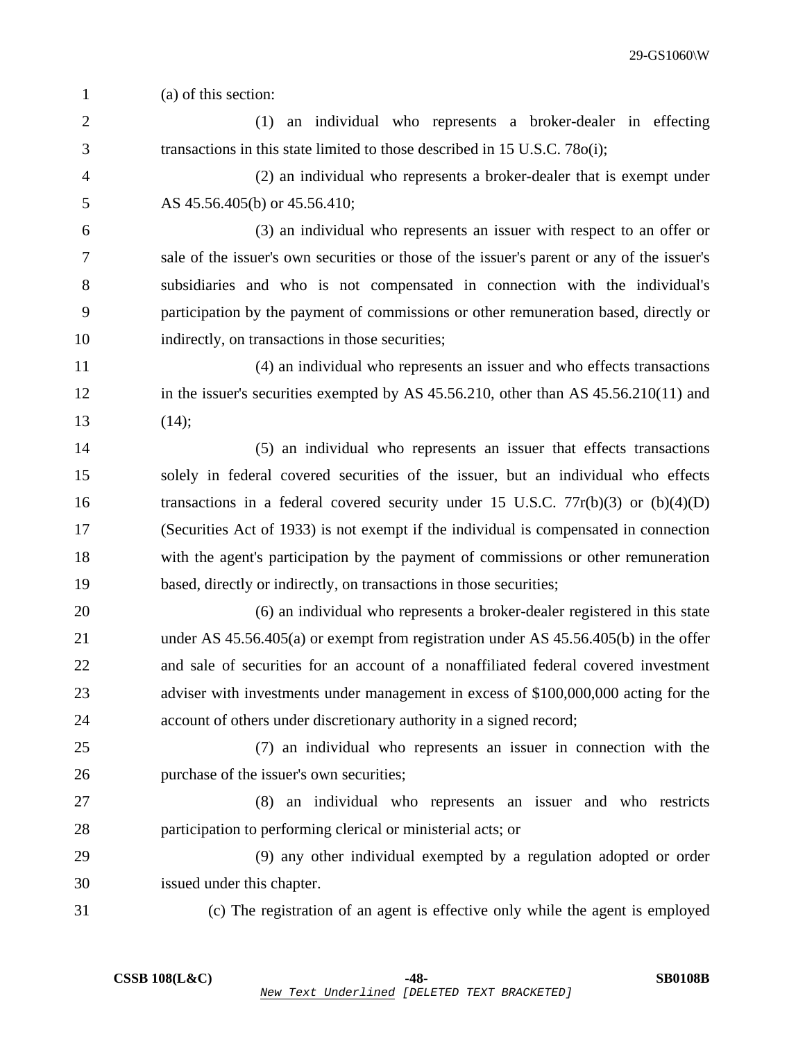(a) of this section:

(1) an individual who represents a broker-dealer in effecting transactions in this state limited to those described in 15 U.S.C. 78o(i);

(2) an individual who represents a broker-dealer that is exempt under AS 45.56.405(b) or 45.56.410;

(3) an individual who represents an issuer with respect to an offer or sale of the issuer's own securities or those of the issuer's parent or any of the issuer's subsidiaries and who is not compensated in connection with the individual's participation by the payment of commissions or other remuneration based, directly or indirectly, on transactions in those securities;

(4) an individual who represents an issuer and who effects transactions in the issuer's securities exempted by AS 45.56.210, other than AS 45.56.210(11) and (14);

(5) an individual who represents an issuer that effects transactions solely in federal covered securities of the issuer, but an individual who effects transactions in a federal covered security under 15 U.S.C. 77r(b)(3) or (b)(4)(D) (Securities Act of 1933) is not exempt if the individual is compensated in connection with the agent's participation by the payment of commissions or other remuneration based, directly or indirectly, on transactions in those securities;

(6) an individual who represents a broker-dealer registered in this state under AS 45.56.405(a) or exempt from registration under AS 45.56.405(b) in the offer and sale of securities for an account of a nonaffiliated federal covered investment adviser with investments under management in excess of $100,000,000 acting for the account of others under discretionary authority in a signed record;

(7) an individual who represents an issuer in connection with the purchase of the issuer's own securities;

(8) an individual who represents an issuer and who restricts participation to performing clerical or ministerial acts; or

(9) any other individual exempted by a regulation adopted or order issued under this chapter.

(c) The registration of an agent is effective only while the agent is employed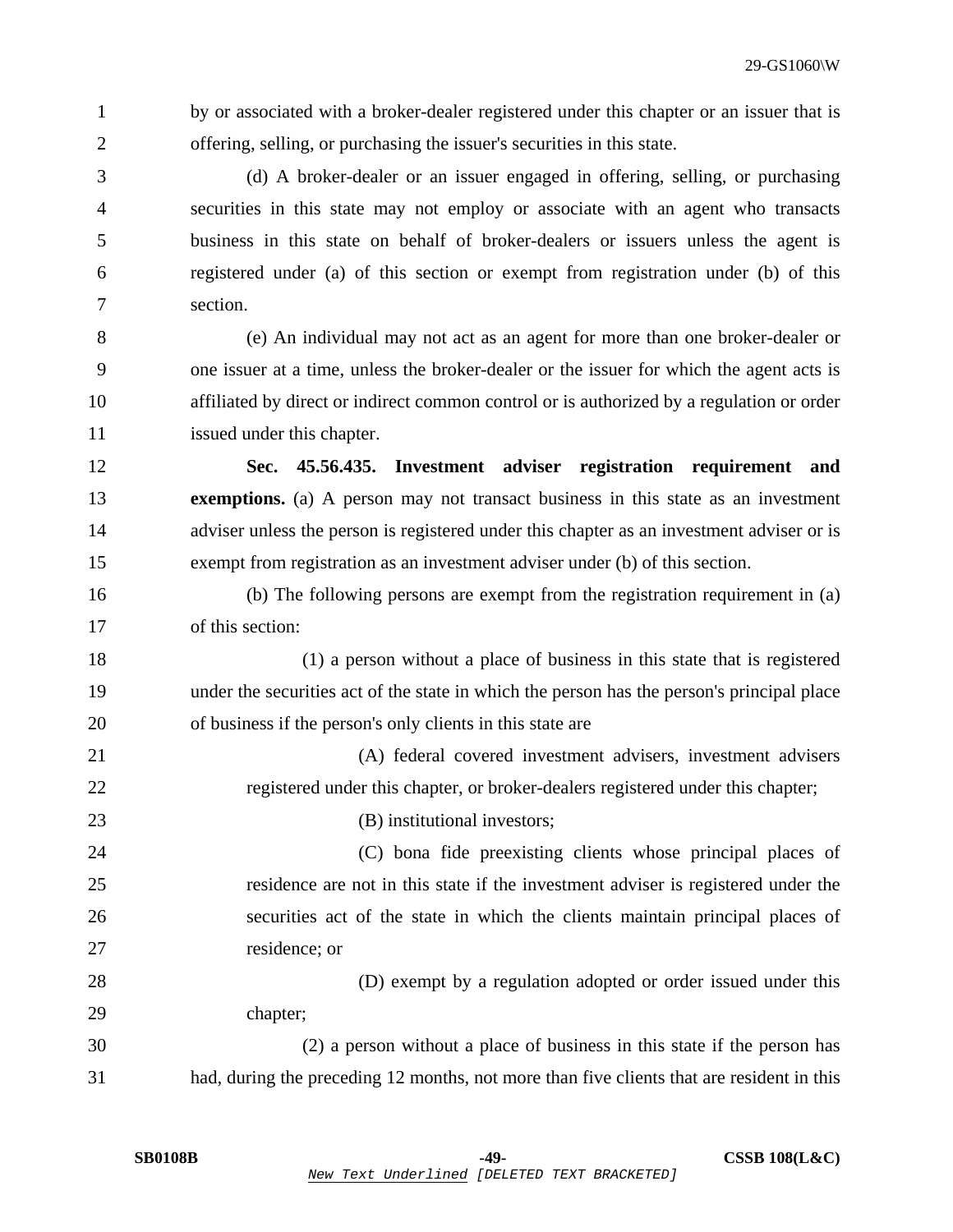by or associated with a broker-dealer registered under this chapter or an issuer that is offering, selling, or purchasing the issuer's securities in this state.

(d) A broker-dealer or an issuer engaged in offering, selling, or purchasing securities in this state may not employ or associate with an agent who transacts business in this state on behalf of broker-dealers or issuers unless the agent is registered under (a) of this section or exempt from registration under (b) of this section.

(e) An individual may not act as an agent for more than one broker-dealer or one issuer at a time, unless the broker-dealer or the issuer for which the agent acts is affiliated by direct or indirect common control or is authorized by a regulation or order issued under this chapter.

**Sec. 45.56.435. Investment adviser registration requirement and exemptions.** (a) A person may not transact business in this state as an investment adviser unless the person is registered under this chapter as an investment adviser or is exempt from registration as an investment adviser under (b) of this section.

(b) The following persons are exempt from the registration requirement in (a) of this section:

(1) a person without a place of business in this state that is registered under the securities act of the state in which the person has the person's principal place of business if the person's only clients in this state are

(A) federal covered investment advisers, investment advisers registered under this chapter, or broker-dealers registered under this chapter;

(B) institutional investors;

(C) bona fide preexisting clients whose principal places of residence are not in this state if the investment adviser is registered under the securities act of the state in which the clients maintain principal places of residence; or

(D) exempt by a regulation adopted or order issued under this chapter;

(2) a person without a place of business in this state if the person has had, during the preceding 12 months, not more than five clients that are resident in this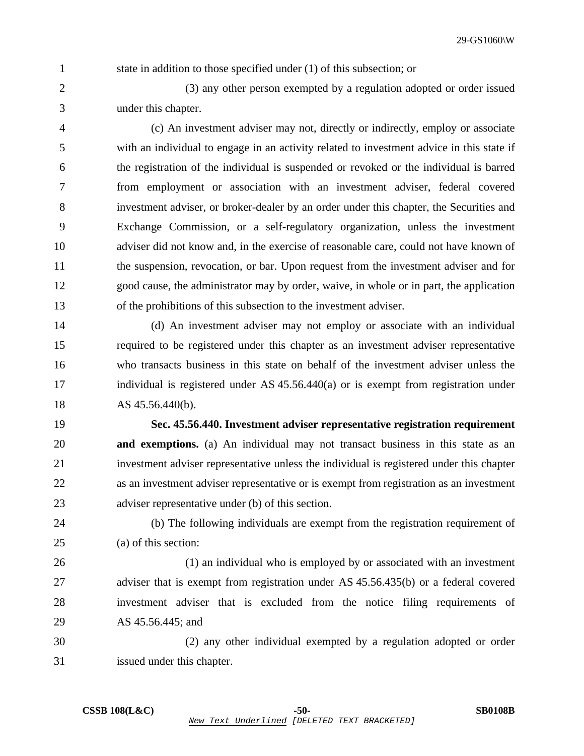state in addition to those specified under (1) of this subsection; or

(3) any other person exempted by a regulation adopted or order issued under this chapter.

(c) An investment adviser may not, directly or indirectly, employ or associate with an individual to engage in an activity related to investment advice in this state if the registration of the individual is suspended or revoked or the individual is barred from employment or association with an investment adviser, federal covered investment adviser, or broker-dealer by an order under this chapter, the Securities and Exchange Commission, or a self-regulatory organization, unless the investment adviser did not know and, in the exercise of reasonable care, could not have known of the suspension, revocation, or bar. Upon request from the investment adviser and for good cause, the administrator may by order, waive, in whole or in part, the application of the prohibitions of this subsection to the investment adviser.

(d) An investment adviser may not employ or associate with an individual required to be registered under this chapter as an investment adviser representative who transacts business in this state on behalf of the investment adviser unless the individual is registered under AS 45.56.440(a) or is exempt from registration under AS 45.56.440(b).

**Sec. 45.56.440. Investment adviser representative registration requirement and exemptions.** (a) An individual may not transact business in this state as an investment adviser representative unless the individual is registered under this chapter as an investment adviser representative or is exempt from registration as an investment adviser representative under (b) of this section.

(b) The following individuals are exempt from the registration requirement of (a) of this section:

(1) an individual who is employed by or associated with an investment adviser that is exempt from registration under AS 45.56.435(b) or a federal covered investment adviser that is excluded from the notice filing requirements of AS 45.56.445; and

(2) any other individual exempted by a regulation adopted or order issued under this chapter.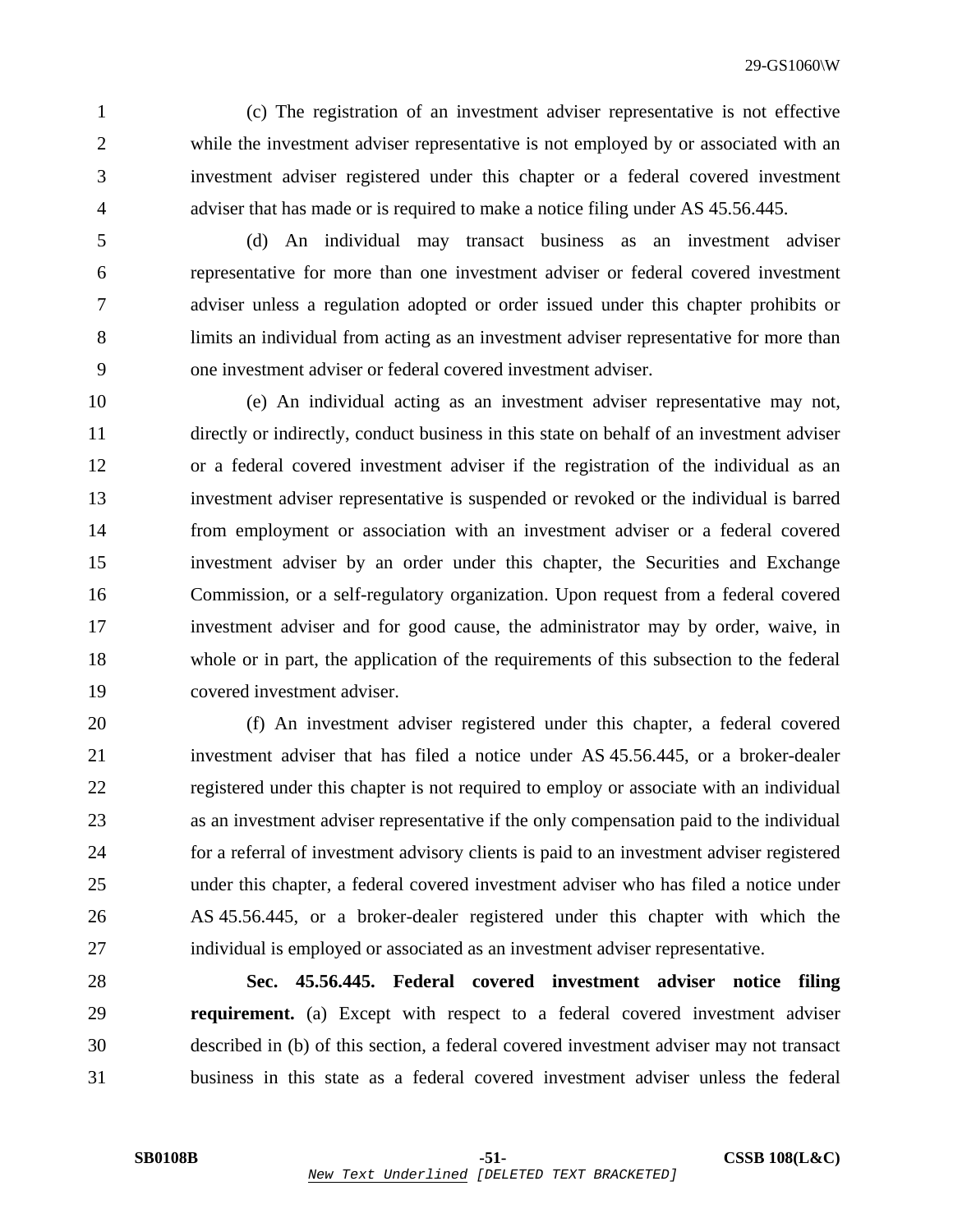(c) The registration of an investment adviser representative is not effective while the investment adviser representative is not employed by or associated with an investment adviser registered under this chapter or a federal covered investment adviser that has made or is required to make a notice filing under AS 45.56.445.

(d) An individual may transact business as an investment adviser representative for more than one investment adviser or federal covered investment adviser unless a regulation adopted or order issued under this chapter prohibits or limits an individual from acting as an investment adviser representative for more than one investment adviser or federal covered investment adviser.

(e) An individual acting as an investment adviser representative may not, directly or indirectly, conduct business in this state on behalf of an investment adviser or a federal covered investment adviser if the registration of the individual as an investment adviser representative is suspended or revoked or the individual is barred from employment or association with an investment adviser or a federal covered investment adviser by an order under this chapter, the Securities and Exchange Commission, or a self-regulatory organization. Upon request from a federal covered investment adviser and for good cause, the administrator may by order, waive, in whole or in part, the application of the requirements of this subsection to the federal covered investment adviser.

(f) An investment adviser registered under this chapter, a federal covered investment adviser that has filed a notice under AS 45.56.445, or a broker-dealer registered under this chapter is not required to employ or associate with an individual as an investment adviser representative if the only compensation paid to the individual for a referral of investment advisory clients is paid to an investment adviser registered under this chapter, a federal covered investment adviser who has filed a notice under AS 45.56.445, or a broker-dealer registered under this chapter with which the individual is employed or associated as an investment adviser representative.

**Sec. 45.56.445. Federal covered investment adviser notice filing requirement.** (a) Except with respect to a federal covered investment adviser described in (b) of this section, a federal covered investment adviser may not transact business in this state as a federal covered investment adviser unless the federal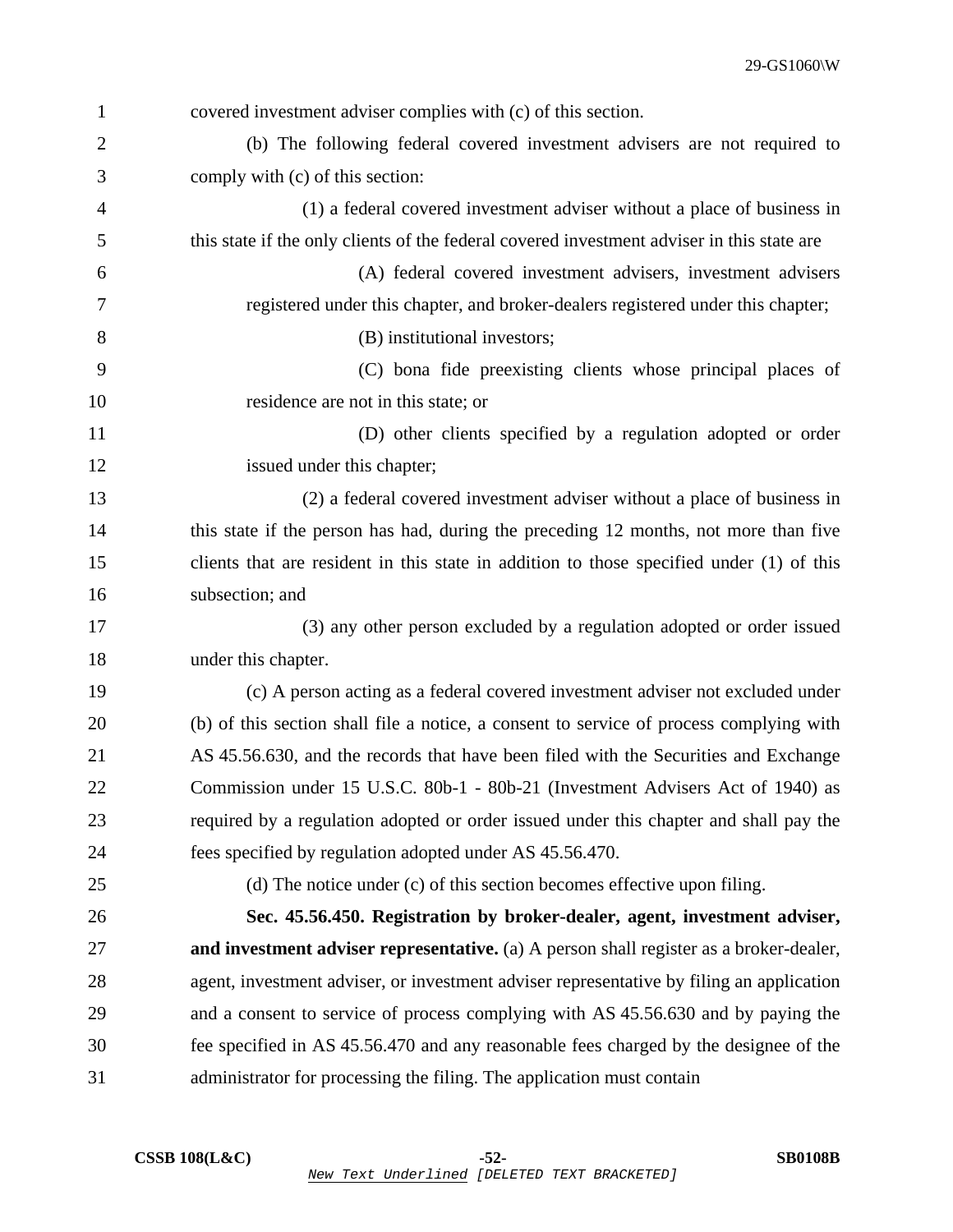covered investment adviser complies with (c) of this section.

(b) The following federal covered investment advisers are not required to comply with (c) of this section:

(1) a federal covered investment adviser without a place of business in this state if the only clients of the federal covered investment adviser in this state are

(A) federal covered investment advisers, investment advisers registered under this chapter, and broker-dealers registered under this chapter;

(B) institutional investors;

(C) bona fide preexisting clients whose principal places of residence are not in this state; or

(D) other clients specified by a regulation adopted or order issued under this chapter;

(2) a federal covered investment adviser without a place of business in this state if the person has had, during the preceding 12 months, not more than five clients that are resident in this state in addition to those specified under (1) of this subsection; and

(3) any other person excluded by a regulation adopted or order issued under this chapter.

(c) A person acting as a federal covered investment adviser not excluded under (b) of this section shall file a notice, a consent to service of process complying with AS 45.56.630, and the records that have been filed with the Securities and Exchange Commission under 15 U.S.C. 80b-1 - 80b-21 (Investment Advisers Act of 1940) as required by a regulation adopted or order issued under this chapter and shall pay the fees specified by regulation adopted under AS 45.56.470.

(d) The notice under (c) of this section becomes effective upon filing.

**Sec. 45.56.450. Registration by broker-dealer, agent, investment adviser, and investment adviser representative.** (a) A person shall register as a broker-dealer, agent, investment adviser, or investment adviser representative by filing an application and a consent to service of process complying with AS 45.56.630 and by paying the fee specified in AS 45.56.470 and any reasonable fees charged by the designee of the administrator for processing the filing. The application must contain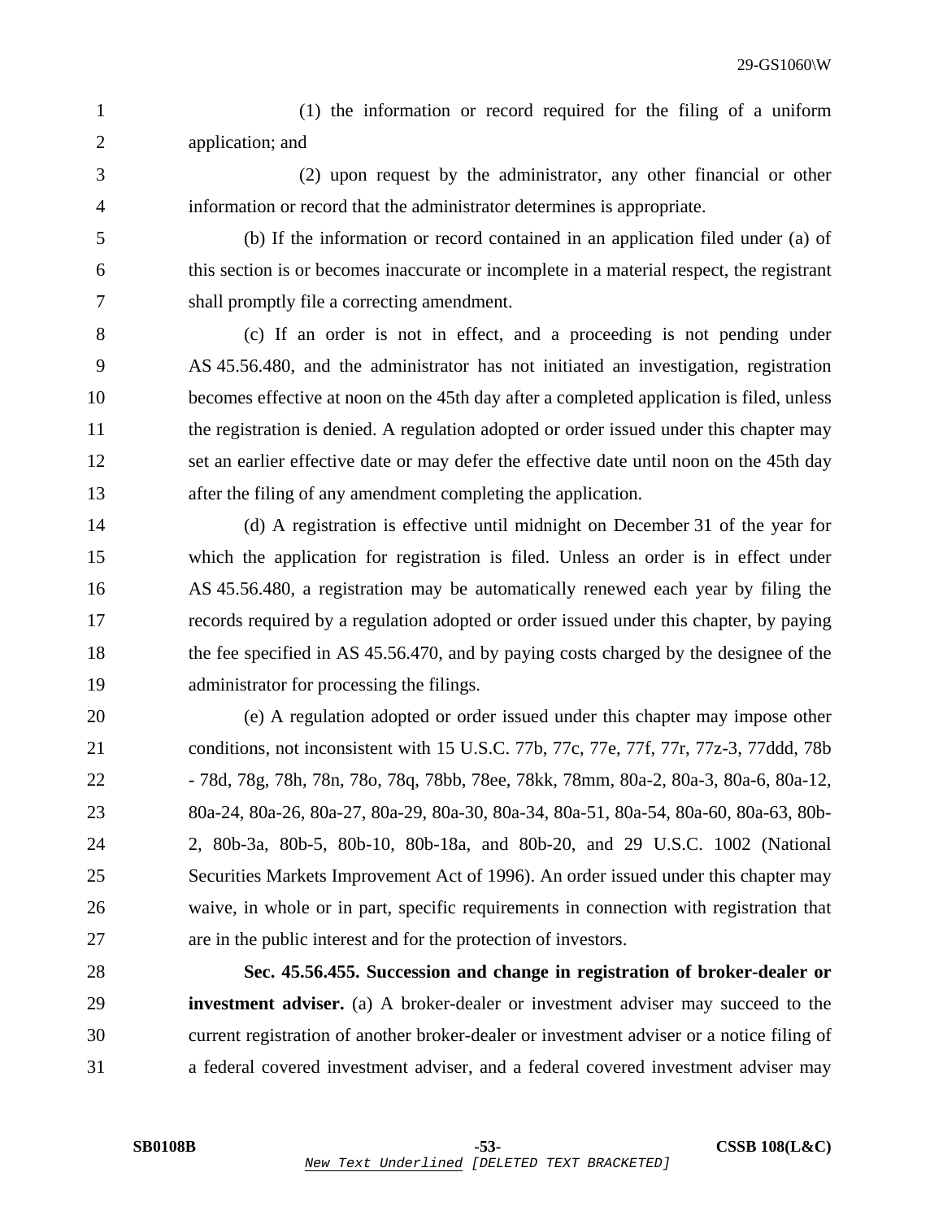(1) the information or record required for the filing of a uniform application; and

(2) upon request by the administrator, any other financial or other information or record that the administrator determines is appropriate.

(b) If the information or record contained in an application filed under (a) of this section is or becomes inaccurate or incomplete in a material respect, the registrant shall promptly file a correcting amendment.

(c) If an order is not in effect, and a proceeding is not pending under AS 45.56.480, and the administrator has not initiated an investigation, registration becomes effective at noon on the 45th day after a completed application is filed, unless the registration is denied. A regulation adopted or order issued under this chapter may set an earlier effective date or may defer the effective date until noon on the 45th day after the filing of any amendment completing the application.

(d) A registration is effective until midnight on December 31 of the year for which the application for registration is filed. Unless an order is in effect under AS 45.56.480, a registration may be automatically renewed each year by filing the records required by a regulation adopted or order issued under this chapter, by paying the fee specified in AS 45.56.470, and by paying costs charged by the designee of the administrator for processing the filings.

(e) A regulation adopted or order issued under this chapter may impose other conditions, not inconsistent with 15 U.S.C. 77b, 77c, 77e, 77f, 77r, 77z-3, 77ddd, 78b - 78d, 78g, 78h, 78n, 78o, 78q, 78bb, 78ee, 78kk, 78mm, 80a-2, 80a-3, 80a-6, 80a-12, 80a-24, 80a-26, 80a-27, 80a-29, 80a-30, 80a-34, 80a-51, 80a-54, 80a-60, 80a-63, 80b-2, 80b-3a, 80b-5, 80b-10, 80b-18a, and 80b-20, and 29 U.S.C. 1002 (National Securities Markets Improvement Act of 1996). An order issued under this chapter may waive, in whole or in part, specific requirements in connection with registration that are in the public interest and for the protection of investors.

**Sec. 45.56.455. Succession and change in registration of broker-dealer or investment adviser.** (a) A broker-dealer or investment adviser may succeed to the current registration of another broker-dealer or investment adviser or a notice filing of a federal covered investment adviser, and a federal covered investment adviser may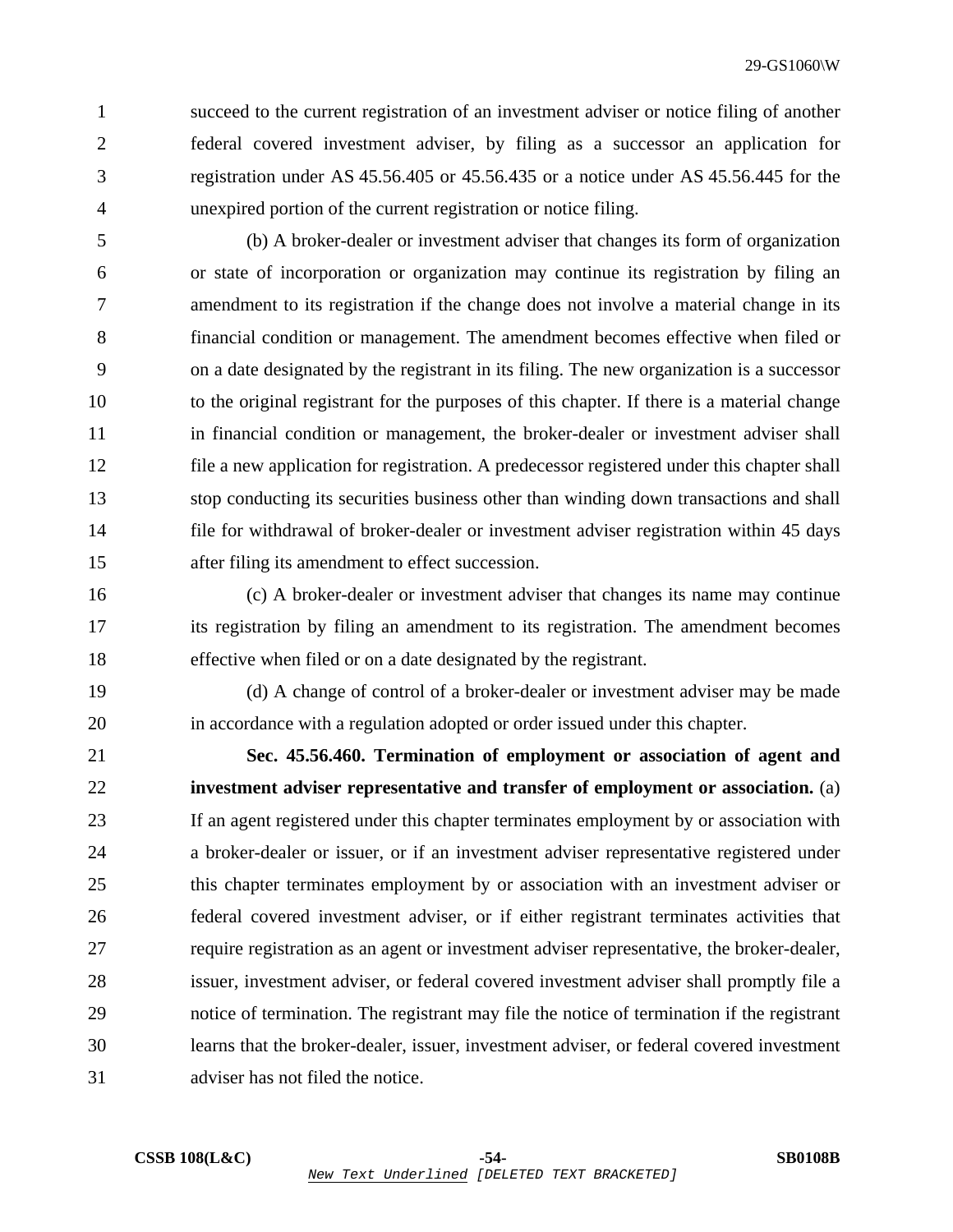succeed to the current registration of an investment adviser or notice filing of another federal covered investment adviser, by filing as a successor an application for registration under AS 45.56.405 or 45.56.435 or a notice under AS 45.56.445 for the unexpired portion of the current registration or notice filing.

(b) A broker-dealer or investment adviser that changes its form of organization or state of incorporation or organization may continue its registration by filing an amendment to its registration if the change does not involve a material change in its financial condition or management. The amendment becomes effective when filed or on a date designated by the registrant in its filing. The new organization is a successor to the original registrant for the purposes of this chapter. If there is a material change in financial condition or management, the broker-dealer or investment adviser shall file a new application for registration. A predecessor registered under this chapter shall stop conducting its securities business other than winding down transactions and shall file for withdrawal of broker-dealer or investment adviser registration within 45 days after filing its amendment to effect succession.

(c) A broker-dealer or investment adviser that changes its name may continue its registration by filing an amendment to its registration. The amendment becomes effective when filed or on a date designated by the registrant.

(d) A change of control of a broker-dealer or investment adviser may be made in accordance with a regulation adopted or order issued under this chapter.

**Sec. 45.56.460. Termination of employment or association of agent and investment adviser representative and transfer of employment or association.** (a) If an agent registered under this chapter terminates employment by or association with a broker-dealer or issuer, or if an investment adviser representative registered under this chapter terminates employment by or association with an investment adviser or federal covered investment adviser, or if either registrant terminates activities that require registration as an agent or investment adviser representative, the broker-dealer, issuer, investment adviser, or federal covered investment adviser shall promptly file a notice of termination. The registrant may file the notice of termination if the registrant learns that the broker-dealer, issuer, investment adviser, or federal covered investment adviser has not filed the notice.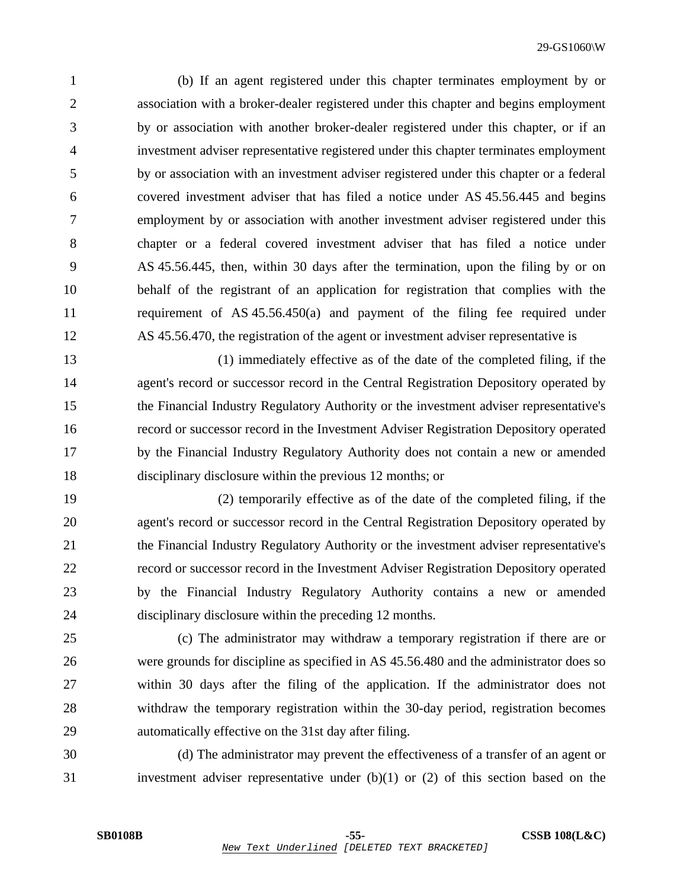(b) If an agent registered under this chapter terminates employment by or association with a broker-dealer registered under this chapter and begins employment by or association with another broker-dealer registered under this chapter, or if an investment adviser representative registered under this chapter terminates employment by or association with an investment adviser registered under this chapter or a federal covered investment adviser that has filed a notice under AS 45.56.445 and begins employment by or association with another investment adviser registered under this chapter or a federal covered investment adviser that has filed a notice under AS 45.56.445, then, within 30 days after the termination, upon the filing by or on behalf of the registrant of an application for registration that complies with the requirement of AS 45.56.450(a) and payment of the filing fee required under AS 45.56.470, the registration of the agent or investment adviser representative is

(1) immediately effective as of the date of the completed filing, if the agent's record or successor record in the Central Registration Depository operated by the Financial Industry Regulatory Authority or the investment adviser representative's record or successor record in the Investment Adviser Registration Depository operated by the Financial Industry Regulatory Authority does not contain a new or amended disciplinary disclosure within the previous 12 months; or

(2) temporarily effective as of the date of the completed filing, if the agent's record or successor record in the Central Registration Depository operated by the Financial Industry Regulatory Authority or the investment adviser representative's record or successor record in the Investment Adviser Registration Depository operated by the Financial Industry Regulatory Authority contains a new or amended disciplinary disclosure within the preceding 12 months.

(c) The administrator may withdraw a temporary registration if there are or were grounds for discipline as specified in AS 45.56.480 and the administrator does so within 30 days after the filing of the application. If the administrator does not withdraw the temporary registration within the 30-day period, registration becomes automatically effective on the 31st day after filing.

(d) The administrator may prevent the effectiveness of a transfer of an agent or investment adviser representative under (b)(1) or (2) of this section based on the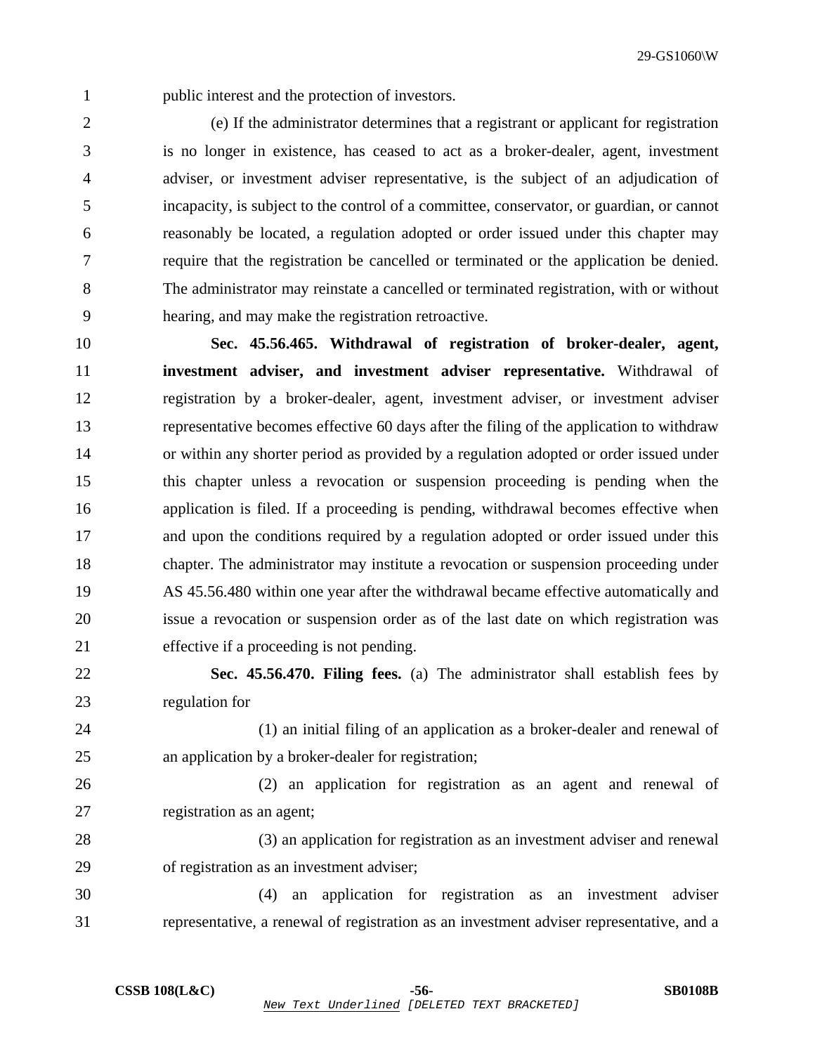public interest and the protection of investors.

(e) If the administrator determines that a registrant or applicant for registration is no longer in existence, has ceased to act as a broker-dealer, agent, investment adviser, or investment adviser representative, is the subject of an adjudication of incapacity, is subject to the control of a committee, conservator, or guardian, or cannot reasonably be located, a regulation adopted or order issued under this chapter may require that the registration be cancelled or terminated or the application be denied. The administrator may reinstate a cancelled or terminated registration, with or without hearing, and may make the registration retroactive.

**Sec. 45.56.465. Withdrawal of registration of broker-dealer, agent, investment adviser, and investment adviser representative.** Withdrawal of registration by a broker-dealer, agent, investment adviser, or investment adviser representative becomes effective 60 days after the filing of the application to withdraw or within any shorter period as provided by a regulation adopted or order issued under this chapter unless a revocation or suspension proceeding is pending when the application is filed. If a proceeding is pending, withdrawal becomes effective when and upon the conditions required by a regulation adopted or order issued under this chapter. The administrator may institute a revocation or suspension proceeding under AS 45.56.480 within one year after the withdrawal became effective automatically and issue a revocation or suspension order as of the last date on which registration was effective if a proceeding is not pending.

**Sec. 45.56.470. Filing fees.** (a) The administrator shall establish fees by regulation for

(1) an initial filing of an application as a broker-dealer and renewal of an application by a broker-dealer for registration;

(2) an application for registration as an agent and renewal of registration as an agent;

(3) an application for registration as an investment adviser and renewal of registration as an investment adviser;

(4) an application for registration as an investment adviser representative, a renewal of registration as an investment adviser representative, and a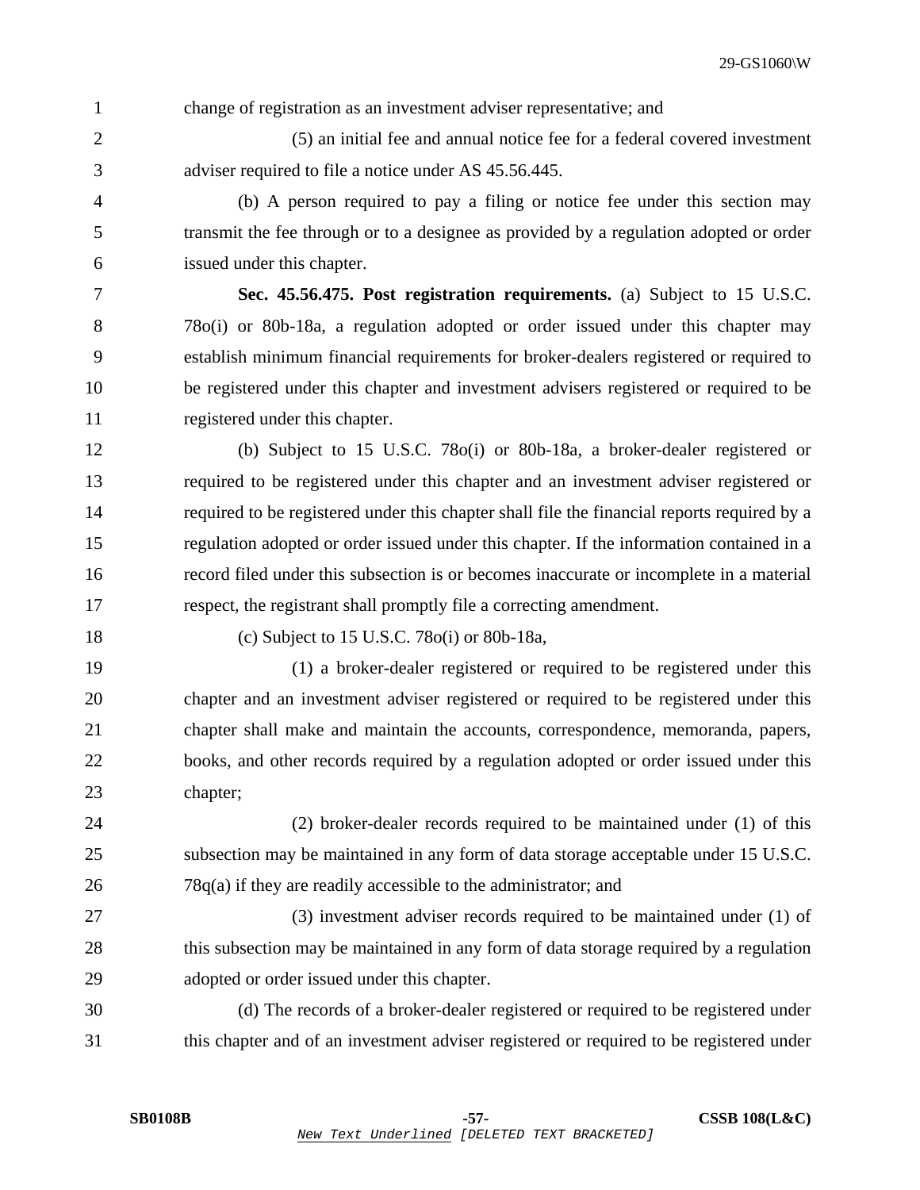change of registration as an investment adviser representative; and

(5) an initial fee and annual notice fee for a federal covered investment adviser required to file a notice under AS 45.56.445.

(b) A person required to pay a filing or notice fee under this section may transmit the fee through or to a designee as provided by a regulation adopted or order issued under this chapter.

**Sec. 45.56.475. Post registration requirements.** (a) Subject to 15 U.S.C. 78o(i) or 80b-18a, a regulation adopted or order issued under this chapter may establish minimum financial requirements for broker-dealers registered or required to be registered under this chapter and investment advisers registered or required to be registered under this chapter.

(b) Subject to 15 U.S.C. 78o(i) or 80b-18a, a broker-dealer registered or required to be registered under this chapter and an investment adviser registered or required to be registered under this chapter shall file the financial reports required by a regulation adopted or order issued under this chapter. If the information contained in a record filed under this subsection is or becomes inaccurate or incomplete in a material respect, the registrant shall promptly file a correcting amendment.

(c) Subject to 15 U.S.C. 78o(i) or 80b-18a,

(1) a broker-dealer registered or required to be registered under this chapter and an investment adviser registered or required to be registered under this chapter shall make and maintain the accounts, correspondence, memoranda, papers, books, and other records required by a regulation adopted or order issued under this chapter;

(2) broker-dealer records required to be maintained under (1) of this subsection may be maintained in any form of data storage acceptable under 15 U.S.C. 78q(a) if they are readily accessible to the administrator; and

(3) investment adviser records required to be maintained under (1) of this subsection may be maintained in any form of data storage required by a regulation adopted or order issued under this chapter.

(d) The records of a broker-dealer registered or required to be registered under this chapter and of an investment adviser registered or required to be registered under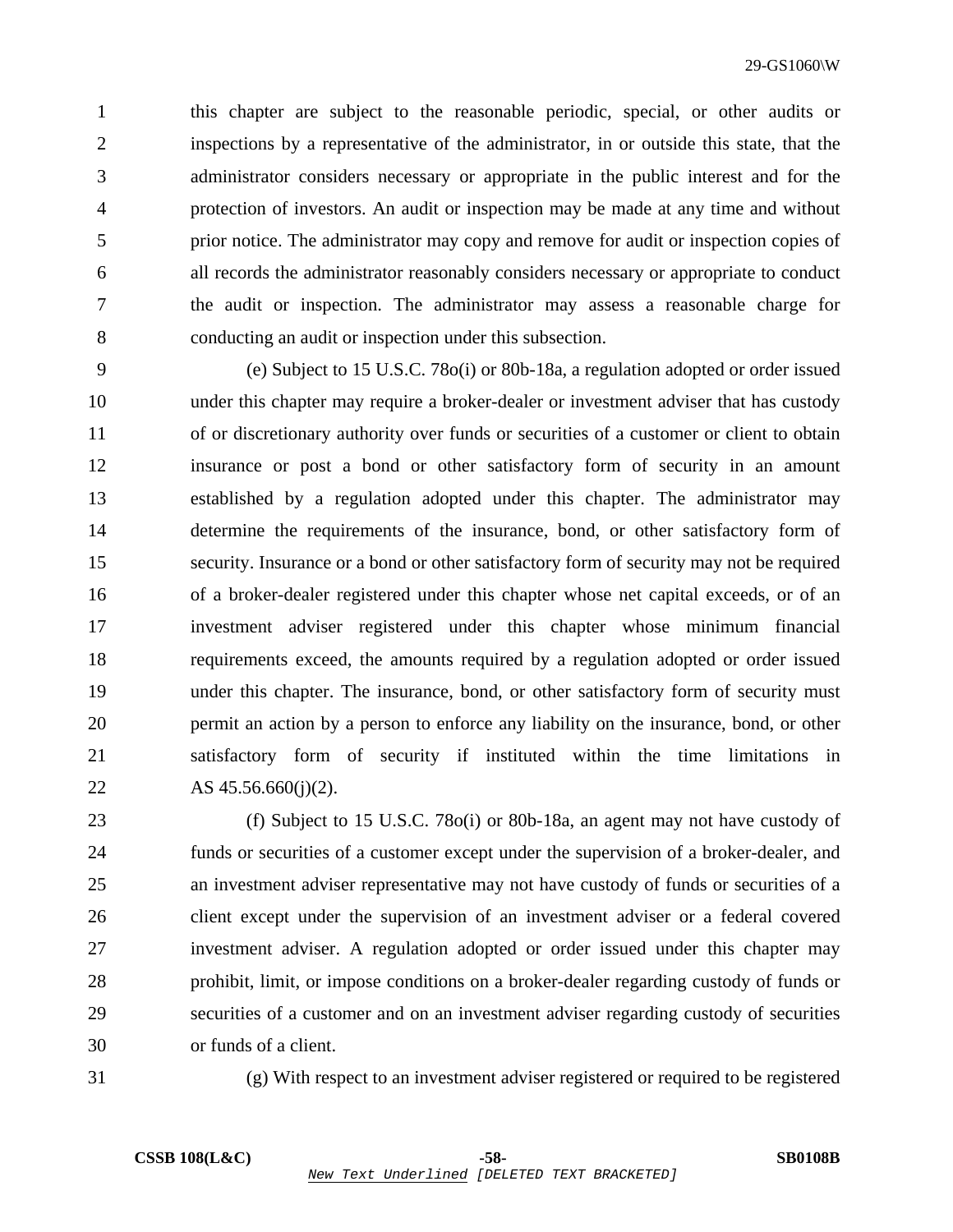this chapter are subject to the reasonable periodic, special, or other audits or inspections by a representative of the administrator, in or outside this state, that the administrator considers necessary or appropriate in the public interest and for the protection of investors. An audit or inspection may be made at any time and without prior notice. The administrator may copy and remove for audit or inspection copies of all records the administrator reasonably considers necessary or appropriate to conduct the audit or inspection. The administrator may assess a reasonable charge for conducting an audit or inspection under this subsection.

(e) Subject to 15 U.S.C. 78o(i) or 80b-18a, a regulation adopted or order issued under this chapter may require a broker-dealer or investment adviser that has custody of or discretionary authority over funds or securities of a customer or client to obtain insurance or post a bond or other satisfactory form of security in an amount established by a regulation adopted under this chapter. The administrator may determine the requirements of the insurance, bond, or other satisfactory form of security. Insurance or a bond or other satisfactory form of security may not be required of a broker-dealer registered under this chapter whose net capital exceeds, or of an investment adviser registered under this chapter whose minimum financial requirements exceed, the amounts required by a regulation adopted or order issued under this chapter. The insurance, bond, or other satisfactory form of security must permit an action by a person to enforce any liability on the insurance, bond, or other satisfactory form of security if instituted within the time limitations in AS 45.56.660(j)(2).

(f) Subject to 15 U.S.C. 78o(i) or 80b-18a, an agent may not have custody of funds or securities of a customer except under the supervision of a broker-dealer, and an investment adviser representative may not have custody of funds or securities of a client except under the supervision of an investment adviser or a federal covered investment adviser. A regulation adopted or order issued under this chapter may prohibit, limit, or impose conditions on a broker-dealer regarding custody of funds or securities of a customer and on an investment adviser regarding custody of securities or funds of a client.

(g) With respect to an investment adviser registered or required to be registered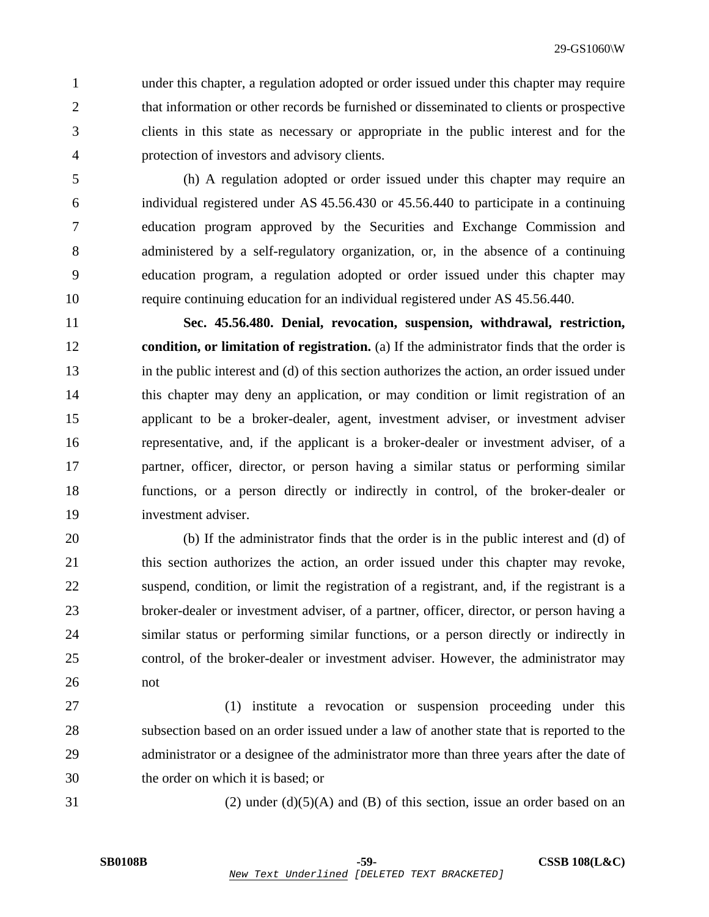under this chapter, a regulation adopted or order issued under this chapter may require that information or other records be furnished or disseminated to clients or prospective clients in this state as necessary or appropriate in the public interest and for the protection of investors and advisory clients.

(h) A regulation adopted or order issued under this chapter may require an individual registered under AS 45.56.430 or 45.56.440 to participate in a continuing education program approved by the Securities and Exchange Commission and administered by a self-regulatory organization, or, in the absence of a continuing education program, a regulation adopted or order issued under this chapter may require continuing education for an individual registered under AS 45.56.440.

**Sec. 45.56.480. Denial, revocation, suspension, withdrawal, restriction, condition, or limitation of registration.** (a) If the administrator finds that the order is in the public interest and (d) of this section authorizes the action, an order issued under this chapter may deny an application, or may condition or limit registration of an applicant to be a broker-dealer, agent, investment adviser, or investment adviser representative, and, if the applicant is a broker-dealer or investment adviser, of a partner, officer, director, or person having a similar status or performing similar functions, or a person directly or indirectly in control, of the broker-dealer or investment adviser.

(b) If the administrator finds that the order is in the public interest and (d) of this section authorizes the action, an order issued under this chapter may revoke, suspend, condition, or limit the registration of a registrant, and, if the registrant is a broker-dealer or investment adviser, of a partner, officer, director, or person having a similar status or performing similar functions, or a person directly or indirectly in control, of the broker-dealer or investment adviser. However, the administrator may not

(1) institute a revocation or suspension proceeding under this subsection based on an order issued under a law of another state that is reported to the administrator or a designee of the administrator more than three years after the date of the order on which it is based; or

(2) under (d)(5)(A) and (B) of this section, issue an order based on an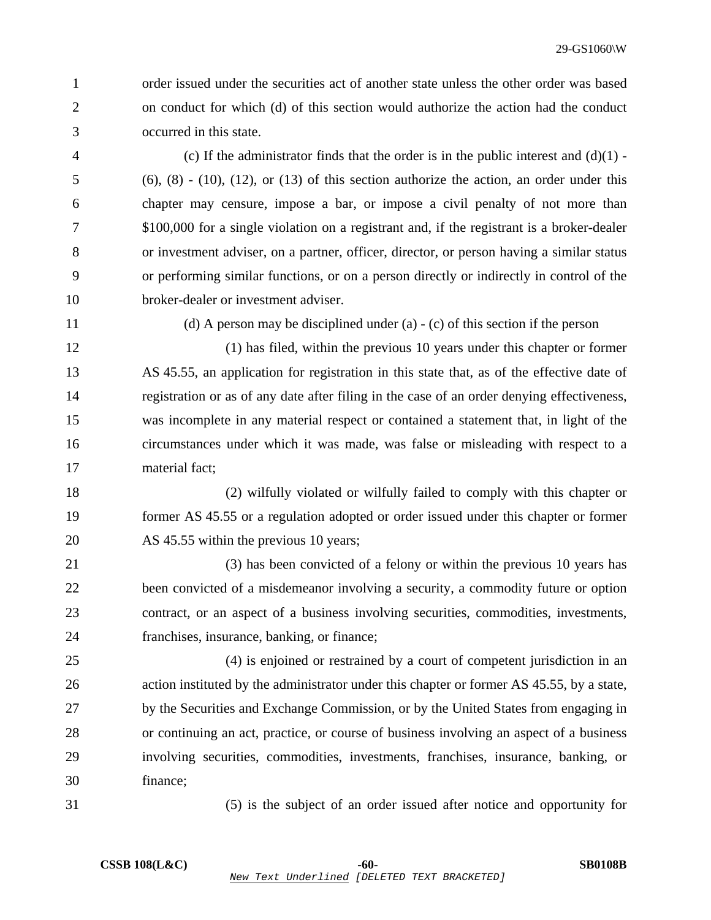order issued under the securities act of another state unless the other order was based on conduct for which (d) of this section would authorize the action had the conduct occurred in this state.

(c) If the administrator finds that the order is in the public interest and (d)(1) - (6), (8) - (10), (12), or (13) of this section authorize the action, an order under this chapter may censure, impose a bar, or impose a civil penalty of not more than $100,000 for a single violation on a registrant and, if the registrant is a broker-dealer or investment adviser, on a partner, officer, director, or person having a similar status or performing similar functions, or on a person directly or indirectly in control of the broker-dealer or investment adviser.

(d) A person may be disciplined under (a) - (c) of this section if the person

(1) has filed, within the previous 10 years under this chapter or former AS 45.55, an application for registration in this state that, as of the effective date of registration or as of any date after filing in the case of an order denying effectiveness, was incomplete in any material respect or contained a statement that, in light of the circumstances under which it was made, was false or misleading with respect to a material fact;

(2) wilfully violated or wilfully failed to comply with this chapter or former AS 45.55 or a regulation adopted or order issued under this chapter or former AS 45.55 within the previous 10 years;

(3) has been convicted of a felony or within the previous 10 years has been convicted of a misdemeanor involving a security, a commodity future or option contract, or an aspect of a business involving securities, commodities, investments, franchises, insurance, banking, or finance;

(4) is enjoined or restrained by a court of competent jurisdiction in an action instituted by the administrator under this chapter or former AS 45.55, by a state, by the Securities and Exchange Commission, or by the United States from engaging in or continuing an act, practice, or course of business involving an aspect of a business involving securities, commodities, investments, franchises, insurance, banking, or finance;

(5) is the subject of an order issued after notice and opportunity for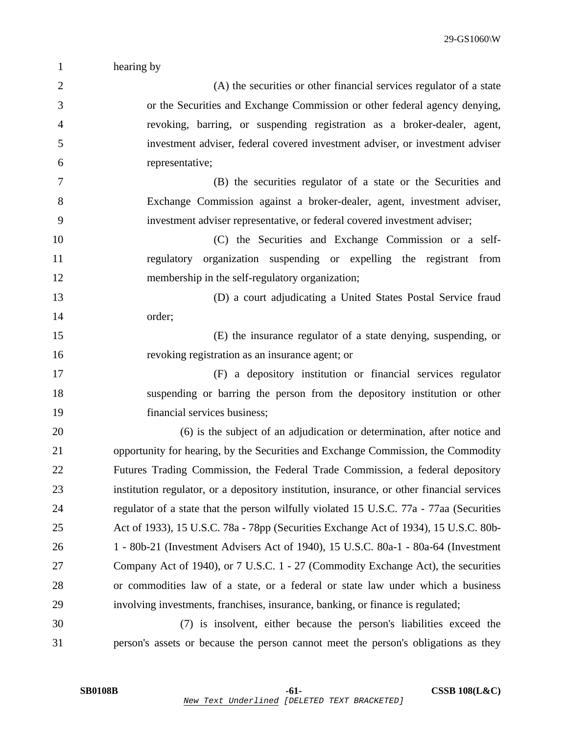hearing by

(A) the securities or other financial services regulator of a state or the Securities and Exchange Commission or other federal agency denying, revoking, barring, or suspending registration as a broker-dealer, agent, investment adviser, federal covered investment adviser, or investment adviser representative;

(B) the securities regulator of a state or the Securities and Exchange Commission against a broker-dealer, agent, investment adviser, investment adviser representative, or federal covered investment adviser;

(C) the Securities and Exchange Commission or a self-regulatory organization suspending or expelling the registrant from membership in the self-regulatory organization;

(D) a court adjudicating a United States Postal Service fraud order;

(E) the insurance regulator of a state denying, suspending, or revoking registration as an insurance agent; or

(F) a depository institution or financial services regulator suspending or barring the person from the depository institution or other financial services business;

(6) is the subject of an adjudication or determination, after notice and opportunity for hearing, by the Securities and Exchange Commission, the Commodity Futures Trading Commission, the Federal Trade Commission, a federal depository institution regulator, or a depository institution, insurance, or other financial services regulator of a state that the person wilfully violated 15 U.S.C. 77a - 77aa (Securities Act of 1933), 15 U.S.C. 78a - 78pp (Securities Exchange Act of 1934), 15 U.S.C. 80b-1 - 80b-21 (Investment Advisers Act of 1940), 15 U.S.C. 80a-1 - 80a-64 (Investment Company Act of 1940), or 7 U.S.C. 1 - 27 (Commodity Exchange Act), the securities or commodities law of a state, or a federal or state law under which a business involving investments, franchises, insurance, banking, or finance is regulated;

(7) is insolvent, either because the person's liabilities exceed the person's assets or because the person cannot meet the person's obligations as they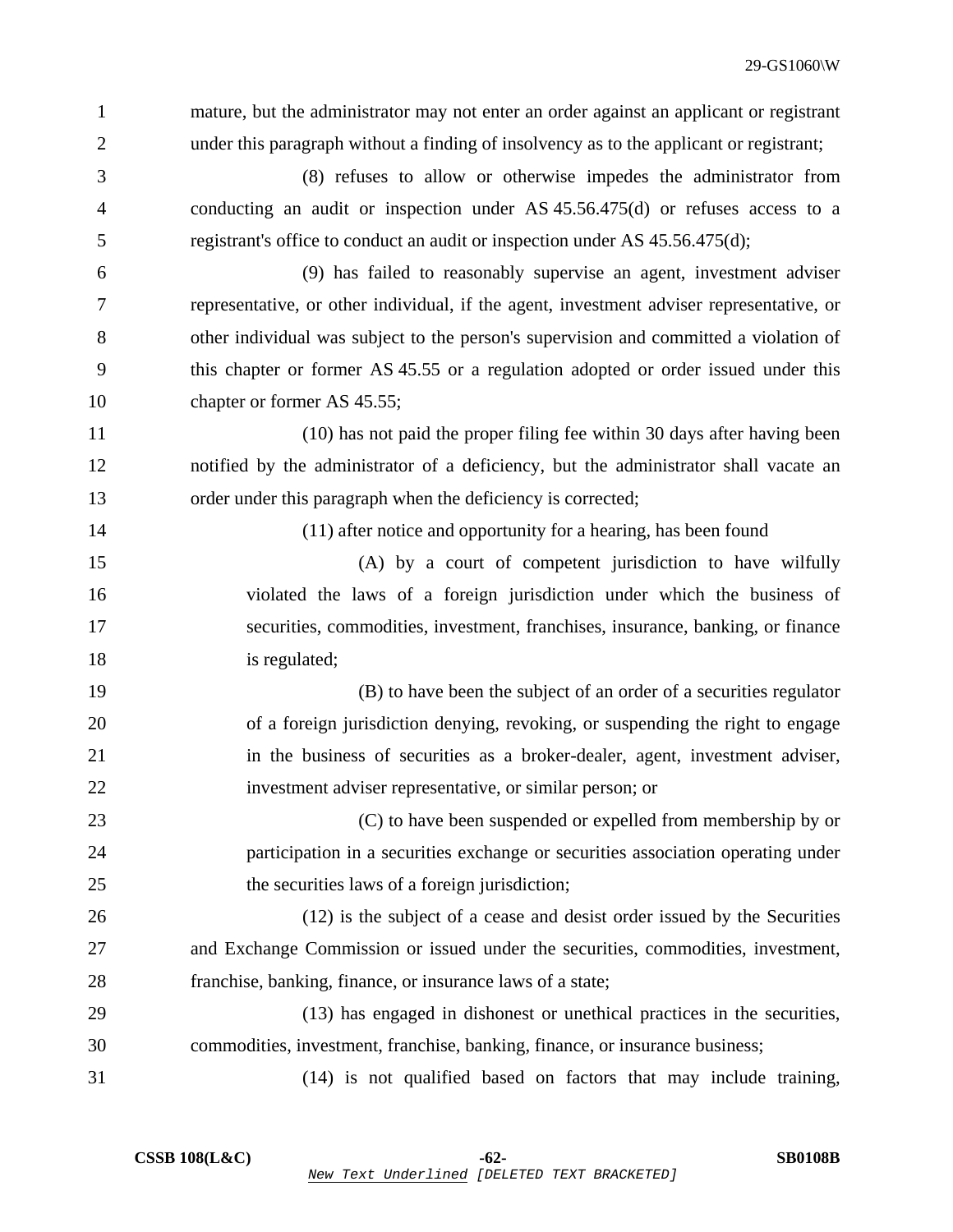mature, but the administrator may not enter an order against an applicant or registrant under this paragraph without a finding of insolvency as to the applicant or registrant;

(8) refuses to allow or otherwise impedes the administrator from conducting an audit or inspection under AS 45.56.475(d) or refuses access to a registrant's office to conduct an audit or inspection under AS 45.56.475(d);

(9) has failed to reasonably supervise an agent, investment adviser representative, or other individual, if the agent, investment adviser representative, or other individual was subject to the person's supervision and committed a violation of this chapter or former AS 45.55 or a regulation adopted or order issued under this chapter or former AS 45.55;

(10) has not paid the proper filing fee within 30 days after having been notified by the administrator of a deficiency, but the administrator shall vacate an order under this paragraph when the deficiency is corrected;

(11) after notice and opportunity for a hearing, has been found

(A) by a court of competent jurisdiction to have wilfully violated the laws of a foreign jurisdiction under which the business of securities, commodities, investment, franchises, insurance, banking, or finance is regulated;

(B) to have been the subject of an order of a securities regulator of a foreign jurisdiction denying, revoking, or suspending the right to engage in the business of securities as a broker-dealer, agent, investment adviser, investment adviser representative, or similar person; or

(C) to have been suspended or expelled from membership by or participation in a securities exchange or securities association operating under the securities laws of a foreign jurisdiction;

(12) is the subject of a cease and desist order issued by the Securities and Exchange Commission or issued under the securities, commodities, investment, franchise, banking, finance, or insurance laws of a state;

(13) has engaged in dishonest or unethical practices in the securities, commodities, investment, franchise, banking, finance, or insurance business;

(14) is not qualified based on factors that may include training,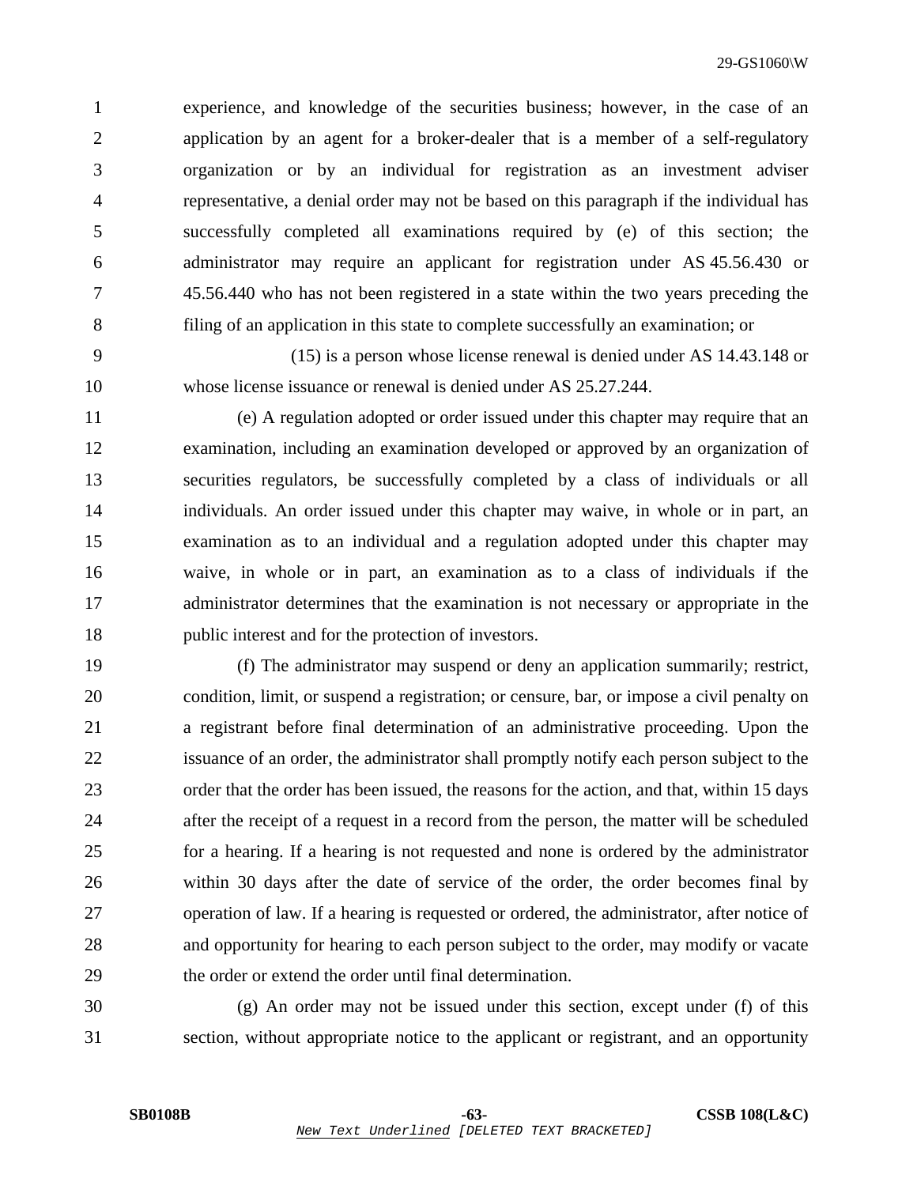experience, and knowledge of the securities business; however, in the case of an application by an agent for a broker-dealer that is a member of a self-regulatory organization or by an individual for registration as an investment adviser representative, a denial order may not be based on this paragraph if the individual has successfully completed all examinations required by (e) of this section; the administrator may require an applicant for registration under AS 45.56.430 or 45.56.440 who has not been registered in a state within the two years preceding the filing of an application in this state to complete successfully an examination; or

(15) is a person whose license renewal is denied under AS 14.43.148 or whose license issuance or renewal is denied under AS 25.27.244.

(e) A regulation adopted or order issued under this chapter may require that an examination, including an examination developed or approved by an organization of securities regulators, be successfully completed by a class of individuals or all individuals. An order issued under this chapter may waive, in whole or in part, an examination as to an individual and a regulation adopted under this chapter may waive, in whole or in part, an examination as to a class of individuals if the administrator determines that the examination is not necessary or appropriate in the public interest and for the protection of investors.

(f) The administrator may suspend or deny an application summarily; restrict, condition, limit, or suspend a registration; or censure, bar, or impose a civil penalty on a registrant before final determination of an administrative proceeding. Upon the issuance of an order, the administrator shall promptly notify each person subject to the order that the order has been issued, the reasons for the action, and that, within 15 days after the receipt of a request in a record from the person, the matter will be scheduled for a hearing. If a hearing is not requested and none is ordered by the administrator within 30 days after the date of service of the order, the order becomes final by operation of law. If a hearing is requested or ordered, the administrator, after notice of and opportunity for hearing to each person subject to the order, may modify or vacate the order or extend the order until final determination.

(g) An order may not be issued under this section, except under (f) of this section, without appropriate notice to the applicant or registrant, and an opportunity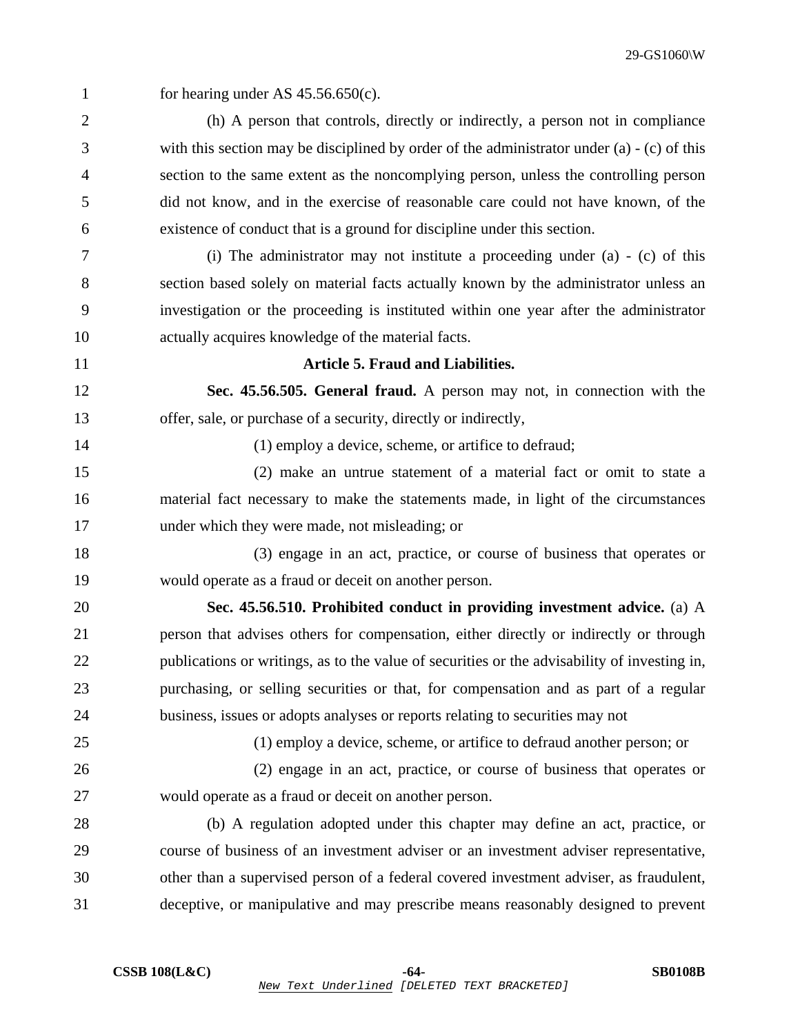for hearing under AS 45.56.650(c).

(h) A person that controls, directly or indirectly, a person not in compliance with this section may be disciplined by order of the administrator under (a) - (c) of this section to the same extent as the noncomplying person, unless the controlling person did not know, and in the exercise of reasonable care could not have known, of the existence of conduct that is a ground for discipline under this section.

(i) The administrator may not institute a proceeding under (a) - (c) of this section based solely on material facts actually known by the administrator unless an investigation or the proceeding is instituted within one year after the administrator actually acquires knowledge of the material facts.

**Article 5. Fraud and Liabilities.**

**Sec. 45.56.505. General fraud.** A person may not, in connection with the offer, sale, or purchase of a security, directly or indirectly,

(1) employ a device, scheme, or artifice to defraud;

(2) make an untrue statement of a material fact or omit to state a material fact necessary to make the statements made, in light of the circumstances under which they were made, not misleading; or

(3) engage in an act, practice, or course of business that operates or would operate as a fraud or deceit on another person.

**Sec. 45.56.510. Prohibited conduct in providing investment advice.** (a) A person that advises others for compensation, either directly or indirectly or through publications or writings, as to the value of securities or the advisability of investing in, purchasing, or selling securities or that, for compensation and as part of a regular business, issues or adopts analyses or reports relating to securities may not

(1) employ a device, scheme, or artifice to defraud another person; or

(2) engage in an act, practice, or course of business that operates or would operate as a fraud or deceit on another person.

(b) A regulation adopted under this chapter may define an act, practice, or course of business of an investment adviser or an investment adviser representative, other than a supervised person of a federal covered investment adviser, as fraudulent, deceptive, or manipulative and may prescribe means reasonably designed to prevent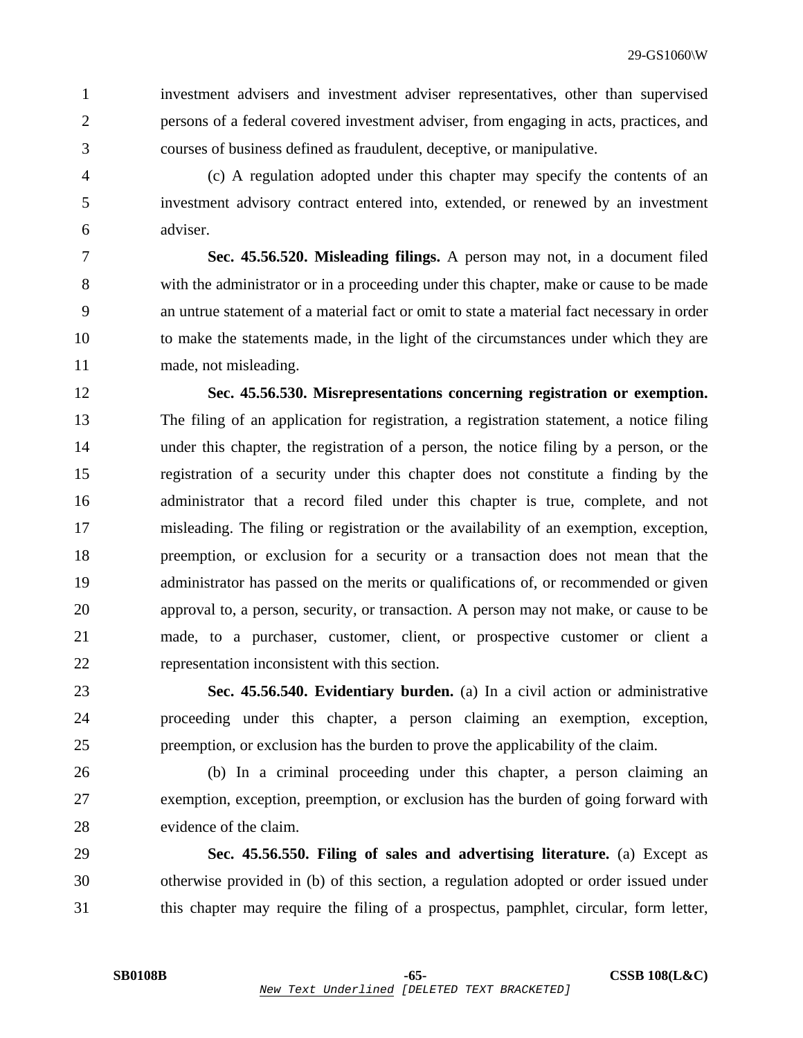investment advisers and investment adviser representatives, other than supervised persons of a federal covered investment adviser, from engaging in acts, practices, and courses of business defined as fraudulent, deceptive, or manipulative.

(c) A regulation adopted under this chapter may specify the contents of an investment advisory contract entered into, extended, or renewed by an investment adviser.

**Sec. 45.56.520. Misleading filings.** A person may not, in a document filed with the administrator or in a proceeding under this chapter, make or cause to be made an untrue statement of a material fact or omit to state a material fact necessary in order to make the statements made, in the light of the circumstances under which they are made, not misleading.

**Sec. 45.56.530. Misrepresentations concerning registration or exemption.** The filing of an application for registration, a registration statement, a notice filing under this chapter, the registration of a person, the notice filing by a person, or the registration of a security under this chapter does not constitute a finding by the administrator that a record filed under this chapter is true, complete, and not misleading. The filing or registration or the availability of an exemption, exception, preemption, or exclusion for a security or a transaction does not mean that the administrator has passed on the merits or qualifications of, or recommended or given approval to, a person, security, or transaction. A person may not make, or cause to be made, to a purchaser, customer, client, or prospective customer or client a representation inconsistent with this section.

**Sec. 45.56.540. Evidentiary burden.** (a) In a civil action or administrative proceeding under this chapter, a person claiming an exemption, exception, preemption, or exclusion has the burden to prove the applicability of the claim.

(b) In a criminal proceeding under this chapter, a person claiming an exemption, exception, preemption, or exclusion has the burden of going forward with evidence of the claim.

**Sec. 45.56.550. Filing of sales and advertising literature.** (a) Except as otherwise provided in (b) of this section, a regulation adopted or order issued under this chapter may require the filing of a prospectus, pamphlet, circular, form letter,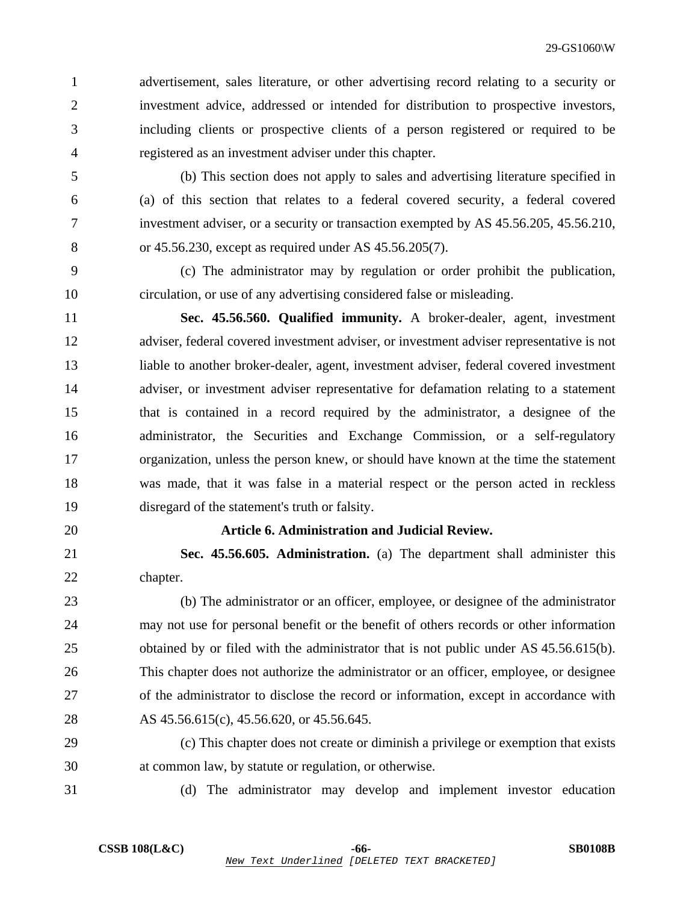advertisement, sales literature, or other advertising record relating to a security or investment advice, addressed or intended for distribution to prospective investors, including clients or prospective clients of a person registered or required to be registered as an investment adviser under this chapter.

(b) This section does not apply to sales and advertising literature specified in (a) of this section that relates to a federal covered security, a federal covered investment adviser, or a security or transaction exempted by AS 45.56.205, 45.56.210, or 45.56.230, except as required under AS 45.56.205(7).

(c) The administrator may by regulation or order prohibit the publication, circulation, or use of any advertising considered false or misleading.

**Sec. 45.56.560. Qualified immunity.** A broker-dealer, agent, investment adviser, federal covered investment adviser, or investment adviser representative is not liable to another broker-dealer, agent, investment adviser, federal covered investment adviser, or investment adviser representative for defamation relating to a statement that is contained in a record required by the administrator, a designee of the administrator, the Securities and Exchange Commission, or a self-regulatory organization, unless the person knew, or should have known at the time the statement was made, that it was false in a material respect or the person acted in reckless disregard of the statement's truth or falsity.

**Article 6. Administration and Judicial Review.**

**Sec. 45.56.605. Administration.** (a) The department shall administer this chapter.

(b) The administrator or an officer, employee, or designee of the administrator may not use for personal benefit or the benefit of others records or other information obtained by or filed with the administrator that is not public under AS 45.56.615(b). This chapter does not authorize the administrator or an officer, employee, or designee of the administrator to disclose the record or information, except in accordance with AS 45.56.615(c), 45.56.620, or 45.56.645.

(c) This chapter does not create or diminish a privilege or exemption that exists at common law, by statute or regulation, or otherwise.

(d) The administrator may develop and implement investor education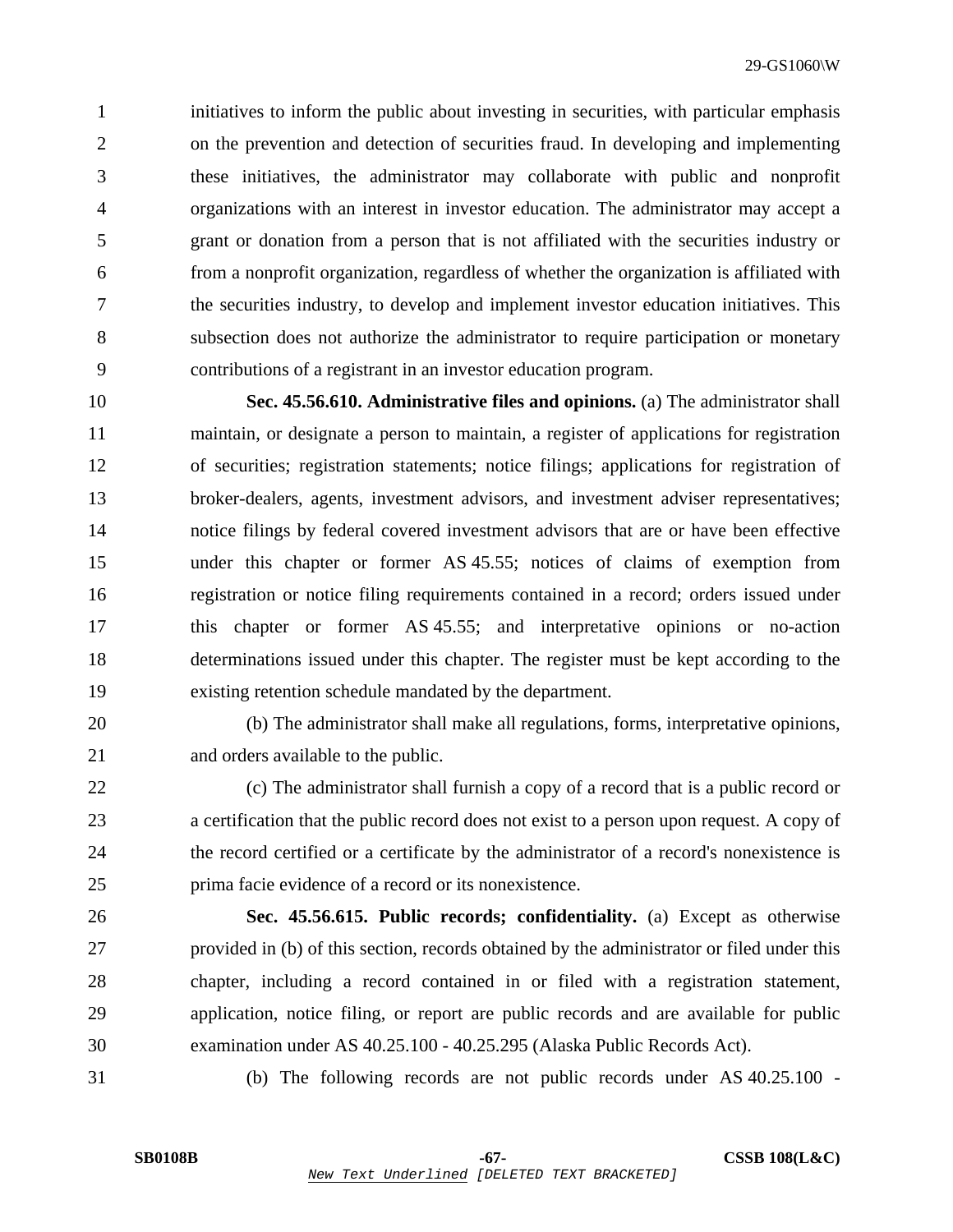initiatives to inform the public about investing in securities, with particular emphasis on the prevention and detection of securities fraud. In developing and implementing these initiatives, the administrator may collaborate with public and nonprofit organizations with an interest in investor education. The administrator may accept a grant or donation from a person that is not affiliated with the securities industry or from a nonprofit organization, regardless of whether the organization is affiliated with the securities industry, to develop and implement investor education initiatives. This subsection does not authorize the administrator to require participation or monetary contributions of a registrant in an investor education program.

**Sec. 45.56.610. Administrative files and opinions.** (a) The administrator shall maintain, or designate a person to maintain, a register of applications for registration of securities; registration statements; notice filings; applications for registration of broker-dealers, agents, investment advisors, and investment adviser representatives; notice filings by federal covered investment advisors that are or have been effective under this chapter or former AS 45.55; notices of claims of exemption from registration or notice filing requirements contained in a record; orders issued under this chapter or former AS 45.55; and interpretative opinions or no-action determinations issued under this chapter. The register must be kept according to the existing retention schedule mandated by the department.

(b) The administrator shall make all regulations, forms, interpretative opinions, and orders available to the public.

(c) The administrator shall furnish a copy of a record that is a public record or a certification that the public record does not exist to a person upon request. A copy of the record certified or a certificate by the administrator of a record's nonexistence is prima facie evidence of a record or its nonexistence.

**Sec. 45.56.615. Public records; confidentiality.** (a) Except as otherwise provided in (b) of this section, records obtained by the administrator or filed under this chapter, including a record contained in or filed with a registration statement, application, notice filing, or report are public records and are available for public examination under AS 40.25.100 - 40.25.295 (Alaska Public Records Act).

(b) The following records are not public records under AS 40.25.100 -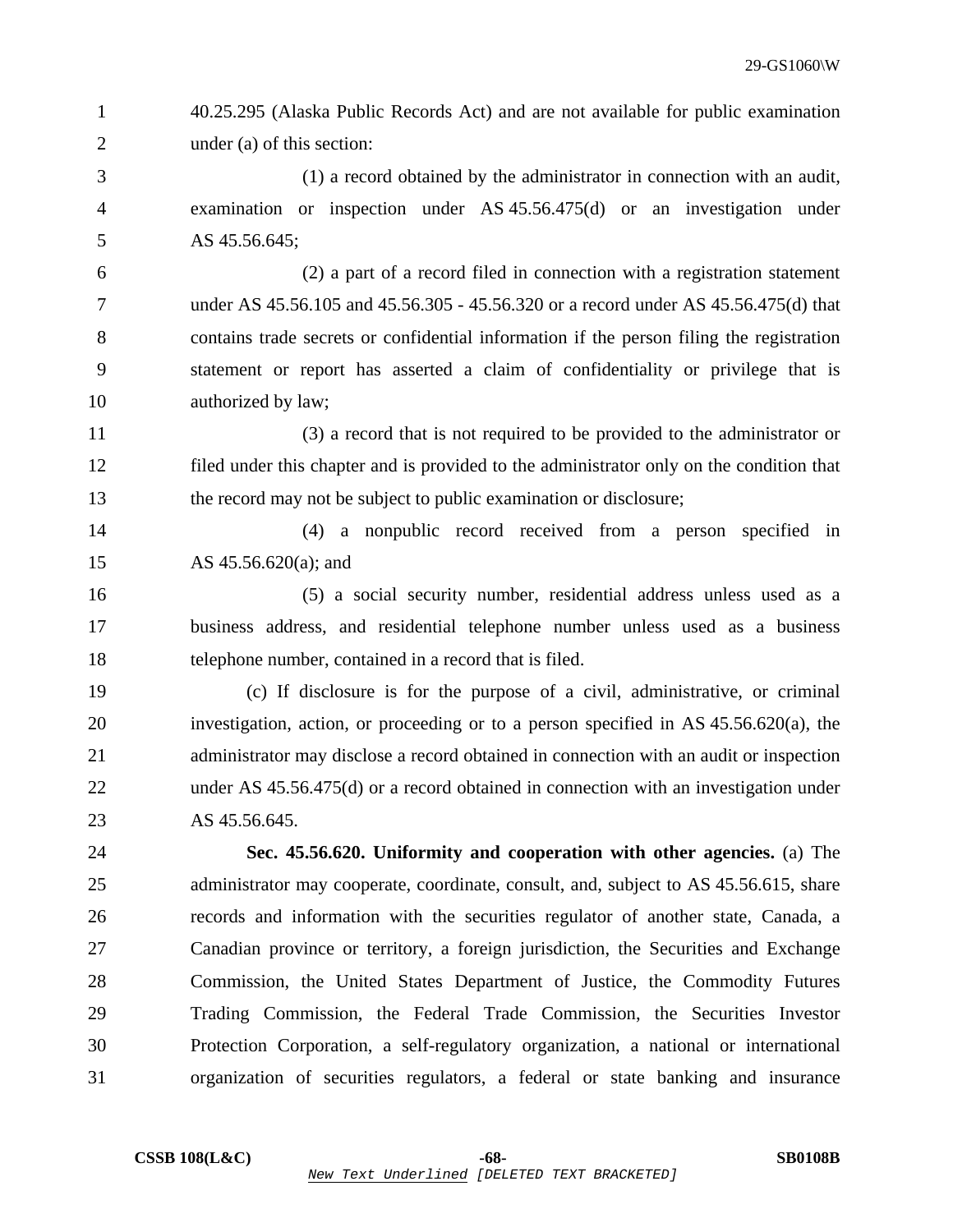40.25.295 (Alaska Public Records Act) and are not available for public examination under (a) of this section:

(1) a record obtained by the administrator in connection with an audit, examination or inspection under AS 45.56.475(d) or an investigation under AS 45.56.645;

(2) a part of a record filed in connection with a registration statement under AS 45.56.105 and 45.56.305 - 45.56.320 or a record under AS 45.56.475(d) that contains trade secrets or confidential information if the person filing the registration statement or report has asserted a claim of confidentiality or privilege that is authorized by law;

(3) a record that is not required to be provided to the administrator or filed under this chapter and is provided to the administrator only on the condition that the record may not be subject to public examination or disclosure;

(4) a nonpublic record received from a person specified in AS 45.56.620(a); and

(5) a social security number, residential address unless used as a business address, and residential telephone number unless used as a business telephone number, contained in a record that is filed.

(c) If disclosure is for the purpose of a civil, administrative, or criminal investigation, action, or proceeding or to a person specified in AS 45.56.620(a), the administrator may disclose a record obtained in connection with an audit or inspection under AS 45.56.475(d) or a record obtained in connection with an investigation under AS 45.56.645.

**Sec. 45.56.620. Uniformity and cooperation with other agencies.** (a) The administrator may cooperate, coordinate, consult, and, subject to AS 45.56.615, share records and information with the securities regulator of another state, Canada, a Canadian province or territory, a foreign jurisdiction, the Securities and Exchange Commission, the United States Department of Justice, the Commodity Futures Trading Commission, the Federal Trade Commission, the Securities Investor Protection Corporation, a self-regulatory organization, a national or international organization of securities regulators, a federal or state banking and insurance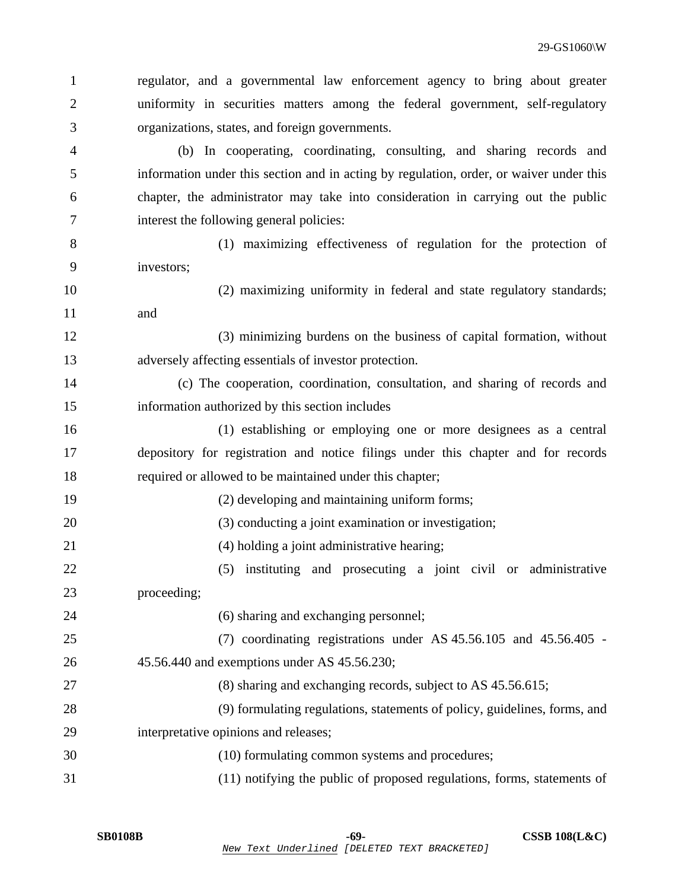regulator, and a governmental law enforcement agency to bring about greater uniformity in securities matters among the federal government, self-regulatory organizations, states, and foreign governments.

(b) In cooperating, coordinating, consulting, and sharing records and information under this section and in acting by regulation, order, or waiver under this chapter, the administrator may take into consideration in carrying out the public interest the following general policies:

(1) maximizing effectiveness of regulation for the protection of investors;

(2) maximizing uniformity in federal and state regulatory standards; and

(3) minimizing burdens on the business of capital formation, without adversely affecting essentials of investor protection.

(c) The cooperation, coordination, consultation, and sharing of records and information authorized by this section includes

(1) establishing or employing one or more designees as a central depository for registration and notice filings under this chapter and for records required or allowed to be maintained under this chapter;

(2) developing and maintaining uniform forms;

(3) conducting a joint examination or investigation;

(4) holding a joint administrative hearing;

(5) instituting and prosecuting a joint civil or administrative proceeding;

(6) sharing and exchanging personnel;

(7) coordinating registrations under AS 45.56.105 and 45.56.405 - 45.56.440 and exemptions under AS 45.56.230;

(8) sharing and exchanging records, subject to AS 45.56.615;

(9) formulating regulations, statements of policy, guidelines, forms, and interpretative opinions and releases;

(10) formulating common systems and procedures;

(11) notifying the public of proposed regulations, forms, statements of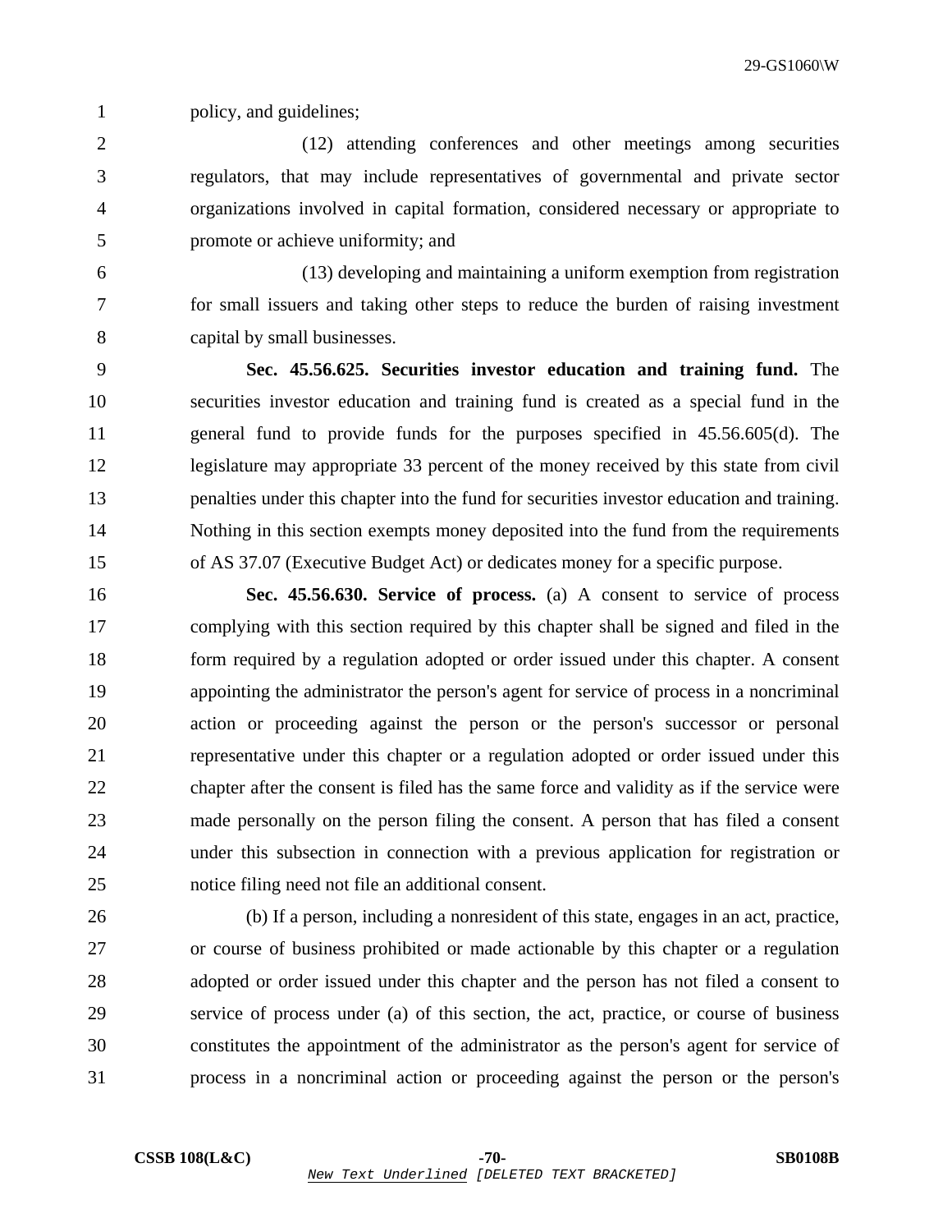policy, and guidelines;

(12) attending conferences and other meetings among securities regulators, that may include representatives of governmental and private sector organizations involved in capital formation, considered necessary or appropriate to promote or achieve uniformity; and

(13) developing and maintaining a uniform exemption from registration for small issuers and taking other steps to reduce the burden of raising investment capital by small businesses.

**Sec. 45.56.625. Securities investor education and training fund.** The securities investor education and training fund is created as a special fund in the general fund to provide funds for the purposes specified in 45.56.605(d). The legislature may appropriate 33 percent of the money received by this state from civil penalties under this chapter into the fund for securities investor education and training. Nothing in this section exempts money deposited into the fund from the requirements of AS 37.07 (Executive Budget Act) or dedicates money for a specific purpose.

**Sec. 45.56.630. Service of process.** (a) A consent to service of process complying with this section required by this chapter shall be signed and filed in the form required by a regulation adopted or order issued under this chapter. A consent appointing the administrator the person's agent for service of process in a noncriminal action or proceeding against the person or the person's successor or personal representative under this chapter or a regulation adopted or order issued under this chapter after the consent is filed has the same force and validity as if the service were made personally on the person filing the consent. A person that has filed a consent under this subsection in connection with a previous application for registration or notice filing need not file an additional consent.

(b) If a person, including a nonresident of this state, engages in an act, practice, or course of business prohibited or made actionable by this chapter or a regulation adopted or order issued under this chapter and the person has not filed a consent to service of process under (a) of this section, the act, practice, or course of business constitutes the appointment of the administrator as the person's agent for service of process in a noncriminal action or proceeding against the person or the person's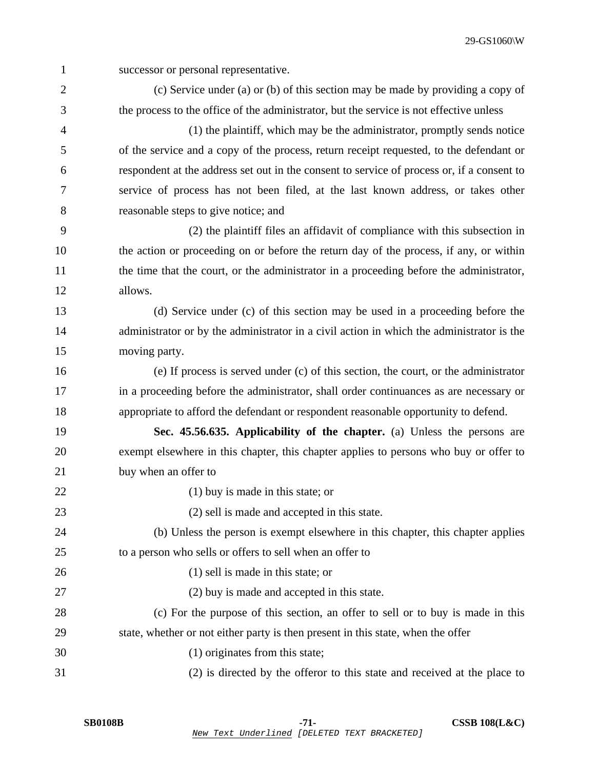successor or personal representative.

(c) Service under (a) or (b) of this section may be made by providing a copy of the process to the office of the administrator, but the service is not effective unless

(1) the plaintiff, which may be the administrator, promptly sends notice of the service and a copy of the process, return receipt requested, to the defendant or respondent at the address set out in the consent to service of process or, if a consent to service of process has not been filed, at the last known address, or takes other reasonable steps to give notice; and

(2) the plaintiff files an affidavit of compliance with this subsection in the action or proceeding on or before the return day of the process, if any, or within the time that the court, or the administrator in a proceeding before the administrator, allows.

(d) Service under (c) of this section may be used in a proceeding before the administrator or by the administrator in a civil action in which the administrator is the moving party.

(e) If process is served under (c) of this section, the court, or the administrator in a proceeding before the administrator, shall order continuances as are necessary or appropriate to afford the defendant or respondent reasonable opportunity to defend.

**Sec. 45.56.635. Applicability of the chapter.** (a) Unless the persons are exempt elsewhere in this chapter, this chapter applies to persons who buy or offer to buy when an offer to

(1) buy is made in this state; or

(2) sell is made and accepted in this state.

(b) Unless the person is exempt elsewhere in this chapter, this chapter applies to a person who sells or offers to sell when an offer to

(1) sell is made in this state; or

(2) buy is made and accepted in this state.

(c) For the purpose of this section, an offer to sell or to buy is made in this state, whether or not either party is then present in this state, when the offer

(1) originates from this state;

(2) is directed by the offeror to this state and received at the place to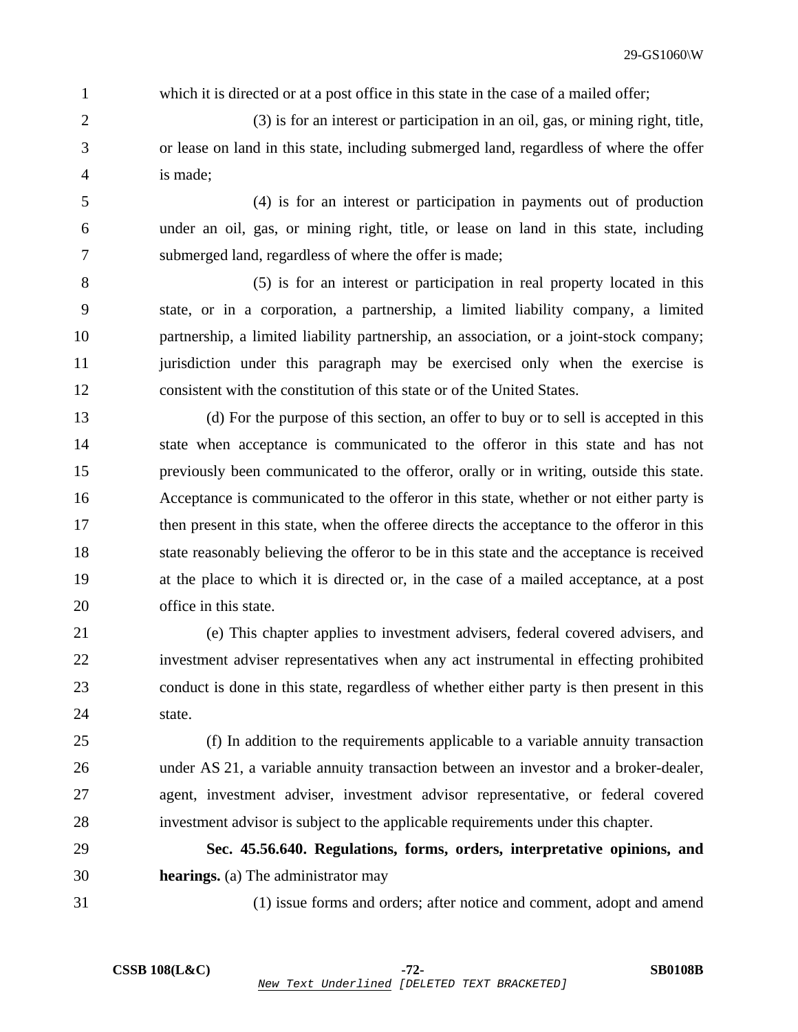which it is directed or at a post office in this state in the case of a mailed offer;

(3) is for an interest or participation in an oil, gas, or mining right, title, or lease on land in this state, including submerged land, regardless of where the offer is made;

(4) is for an interest or participation in payments out of production under an oil, gas, or mining right, title, or lease on land in this state, including submerged land, regardless of where the offer is made;

(5) is for an interest or participation in real property located in this state, or in a corporation, a partnership, a limited liability company, a limited partnership, a limited liability partnership, an association, or a joint-stock company; jurisdiction under this paragraph may be exercised only when the exercise is consistent with the constitution of this state or of the United States.

(d) For the purpose of this section, an offer to buy or to sell is accepted in this state when acceptance is communicated to the offeror in this state and has not previously been communicated to the offeror, orally or in writing, outside this state. Acceptance is communicated to the offeror in this state, whether or not either party is then present in this state, when the offeree directs the acceptance to the offeror in this state reasonably believing the offeror to be in this state and the acceptance is received at the place to which it is directed or, in the case of a mailed acceptance, at a post office in this state.

(e) This chapter applies to investment advisers, federal covered advisers, and investment adviser representatives when any act instrumental in effecting prohibited conduct is done in this state, regardless of whether either party is then present in this state.

(f) In addition to the requirements applicable to a variable annuity transaction under AS 21, a variable annuity transaction between an investor and a broker-dealer, agent, investment adviser, investment advisor representative, or federal covered investment advisor is subject to the applicable requirements under this chapter.

**Sec. 45.56.640. Regulations, forms, orders, interpretative opinions, and hearings.** (a) The administrator may

(1) issue forms and orders; after notice and comment, adopt and amend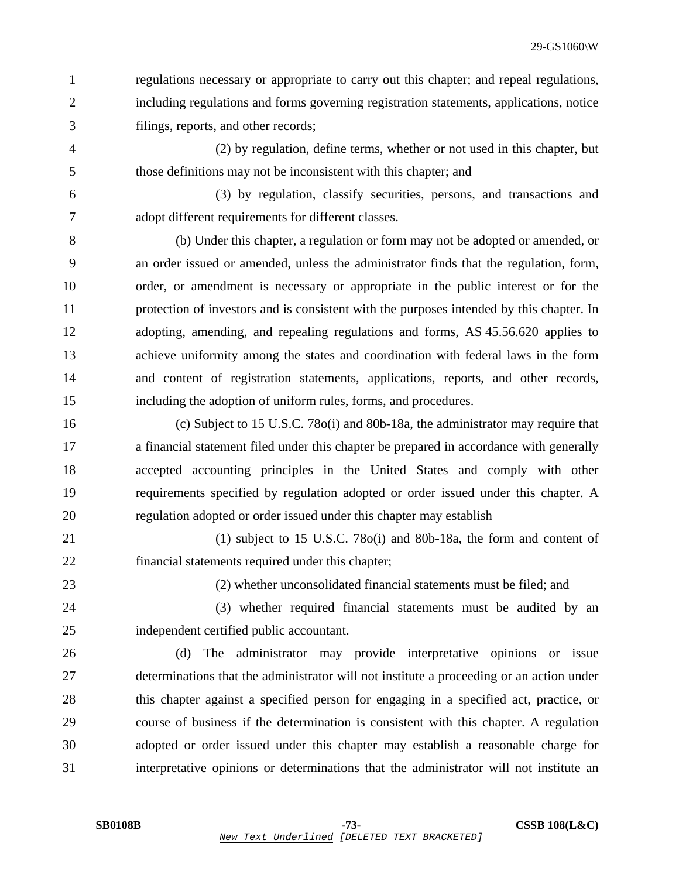regulations necessary or appropriate to carry out this chapter; and repeal regulations, including regulations and forms governing registration statements, applications, notice filings, reports, and other records;

(2) by regulation, define terms, whether or not used in this chapter, but those definitions may not be inconsistent with this chapter; and

(3) by regulation, classify securities, persons, and transactions and adopt different requirements for different classes.

(b) Under this chapter, a regulation or form may not be adopted or amended, or an order issued or amended, unless the administrator finds that the regulation, form, order, or amendment is necessary or appropriate in the public interest or for the protection of investors and is consistent with the purposes intended by this chapter. In adopting, amending, and repealing regulations and forms, AS 45.56.620 applies to achieve uniformity among the states and coordination with federal laws in the form and content of registration statements, applications, reports, and other records, including the adoption of uniform rules, forms, and procedures.

(c) Subject to 15 U.S.C. 78o(i) and 80b-18a, the administrator may require that a financial statement filed under this chapter be prepared in accordance with generally accepted accounting principles in the United States and comply with other requirements specified by regulation adopted or order issued under this chapter. A regulation adopted or order issued under this chapter may establish

(1) subject to 15 U.S.C. 78o(i) and 80b-18a, the form and content of financial statements required under this chapter;

(2) whether unconsolidated financial statements must be filed; and

(3) whether required financial statements must be audited by an independent certified public accountant.

(d) The administrator may provide interpretative opinions or issue determinations that the administrator will not institute a proceeding or an action under this chapter against a specified person for engaging in a specified act, practice, or course of business if the determination is consistent with this chapter. A regulation adopted or order issued under this chapter may establish a reasonable charge for interpretative opinions or determinations that the administrator will not institute an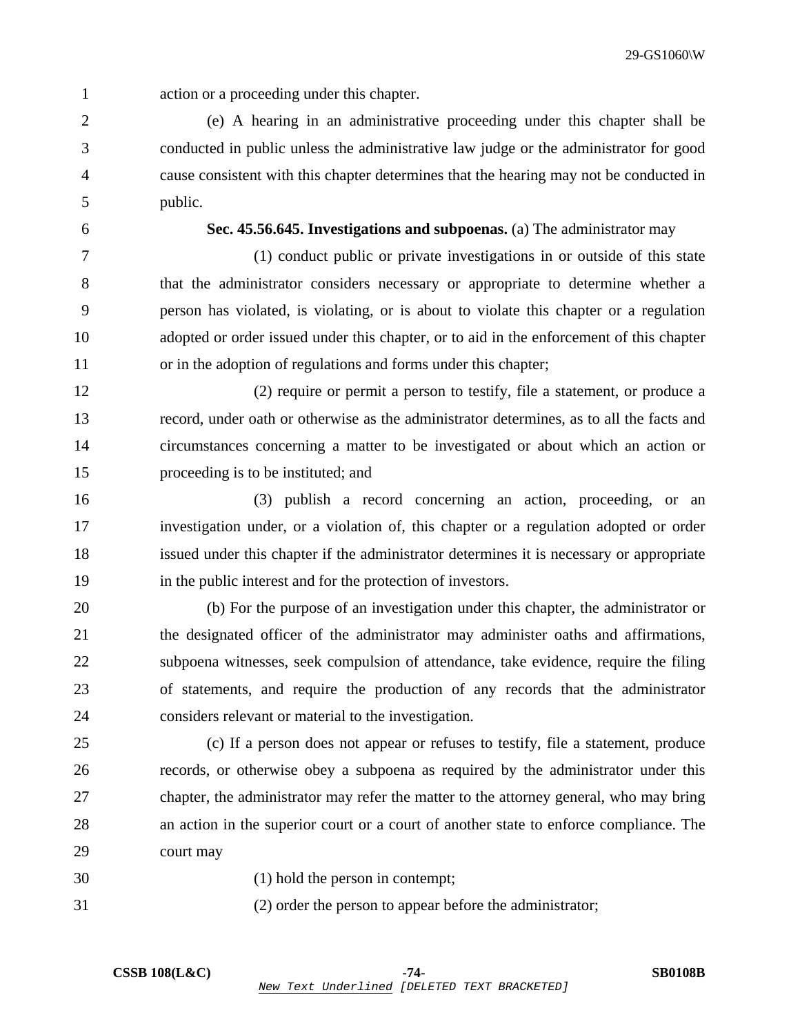action or a proceeding under this chapter.

(e) A hearing in an administrative proceeding under this chapter shall be conducted in public unless the administrative law judge or the administrator for good cause consistent with this chapter determines that the hearing may not be conducted in public.

**Sec. 45.56.645. Investigations and subpoenas.** (a) The administrator may

(1) conduct public or private investigations in or outside of this state that the administrator considers necessary or appropriate to determine whether a person has violated, is violating, or is about to violate this chapter or a regulation adopted or order issued under this chapter, or to aid in the enforcement of this chapter or in the adoption of regulations and forms under this chapter;

(2) require or permit a person to testify, file a statement, or produce a record, under oath or otherwise as the administrator determines, as to all the facts and circumstances concerning a matter to be investigated or about which an action or proceeding is to be instituted; and

(3) publish a record concerning an action, proceeding, or an investigation under, or a violation of, this chapter or a regulation adopted or order issued under this chapter if the administrator determines it is necessary or appropriate in the public interest and for the protection of investors.

(b) For the purpose of an investigation under this chapter, the administrator or the designated officer of the administrator may administer oaths and affirmations, subpoena witnesses, seek compulsion of attendance, take evidence, require the filing of statements, and require the production of any records that the administrator considers relevant or material to the investigation.

(c) If a person does not appear or refuses to testify, file a statement, produce records, or otherwise obey a subpoena as required by the administrator under this chapter, the administrator may refer the matter to the attorney general, who may bring an action in the superior court or a court of another state to enforce compliance. The court may

(1) hold the person in contempt;

(2) order the person to appear before the administrator;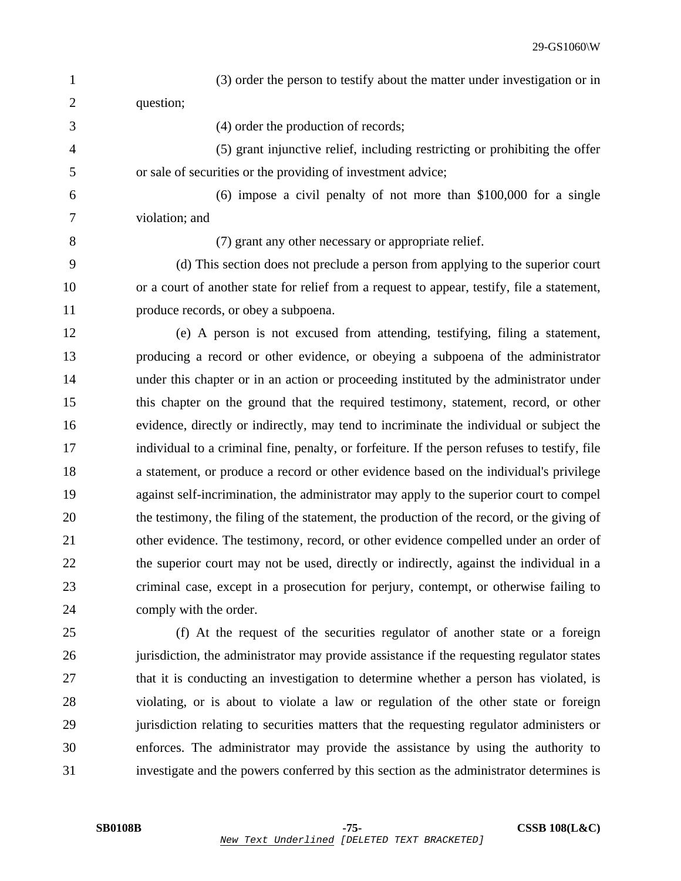(3) order the person to testify about the matter under investigation or in question;

(4) order the production of records;

(5) grant injunctive relief, including restricting or prohibiting the offer or sale of securities or the providing of investment advice;

(6) impose a civil penalty of not more than $100,000 for a single violation; and

(7) grant any other necessary or appropriate relief.

(d) This section does not preclude a person from applying to the superior court or a court of another state for relief from a request to appear, testify, file a statement, produce records, or obey a subpoena.

(e) A person is not excused from attending, testifying, filing a statement, producing a record or other evidence, or obeying a subpoena of the administrator under this chapter or in an action or proceeding instituted by the administrator under this chapter on the ground that the required testimony, statement, record, or other evidence, directly or indirectly, may tend to incriminate the individual or subject the individual to a criminal fine, penalty, or forfeiture. If the person refuses to testify, file a statement, or produce a record or other evidence based on the individual's privilege against self-incrimination, the administrator may apply to the superior court to compel the testimony, the filing of the statement, the production of the record, or the giving of other evidence. The testimony, record, or other evidence compelled under an order of the superior court may not be used, directly or indirectly, against the individual in a criminal case, except in a prosecution for perjury, contempt, or otherwise failing to comply with the order.

(f) At the request of the securities regulator of another state or a foreign jurisdiction, the administrator may provide assistance if the requesting regulator states that it is conducting an investigation to determine whether a person has violated, is violating, or is about to violate a law or regulation of the other state or foreign jurisdiction relating to securities matters that the requesting regulator administers or enforces. The administrator may provide the assistance by using the authority to investigate and the powers conferred by this section as the administrator determines is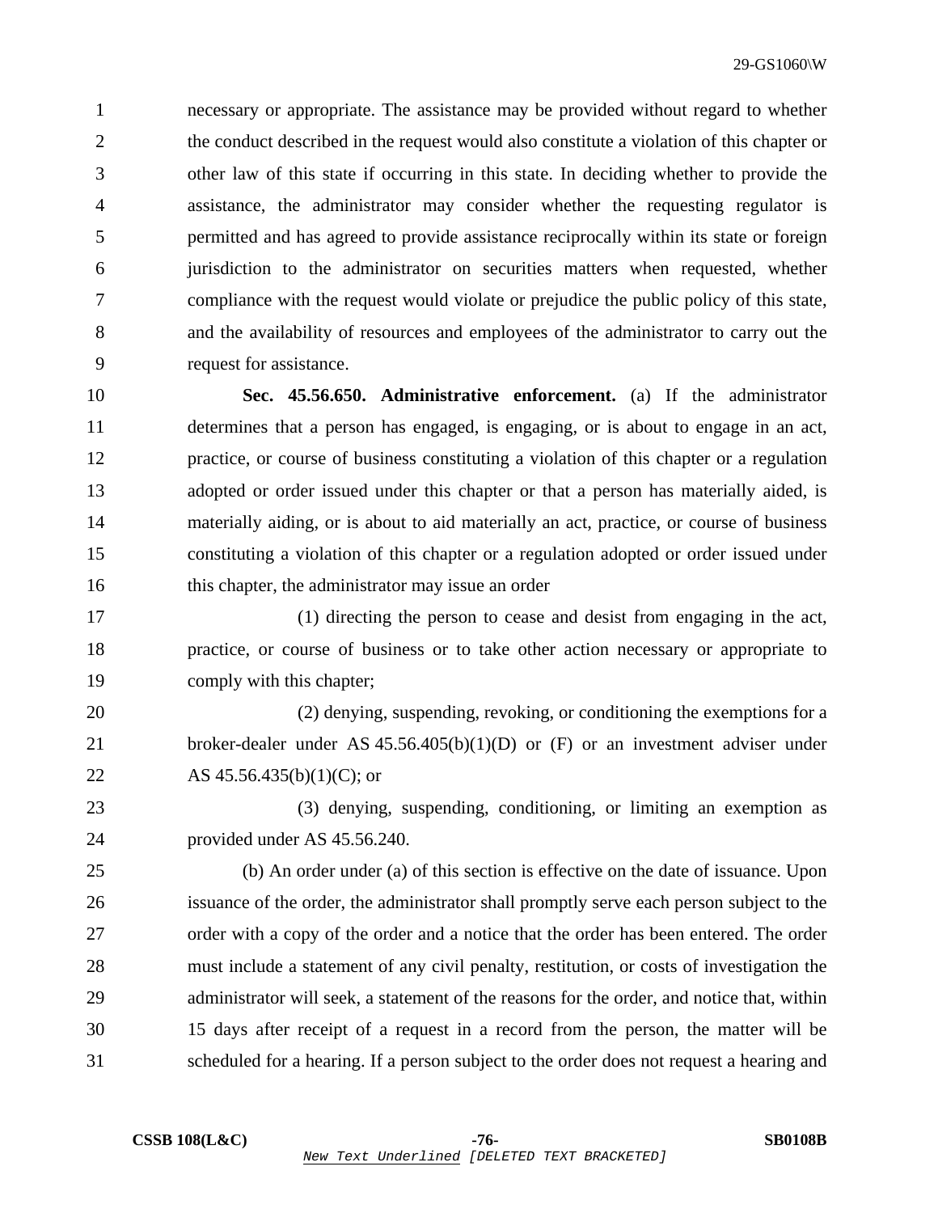necessary or appropriate. The assistance may be provided without regard to whether the conduct described in the request would also constitute a violation of this chapter or other law of this state if occurring in this state. In deciding whether to provide the assistance, the administrator may consider whether the requesting regulator is permitted and has agreed to provide assistance reciprocally within its state or foreign jurisdiction to the administrator on securities matters when requested, whether compliance with the request would violate or prejudice the public policy of this state, and the availability of resources and employees of the administrator to carry out the request for assistance.

**Sec. 45.56.650. Administrative enforcement.** (a) If the administrator determines that a person has engaged, is engaging, or is about to engage in an act, practice, or course of business constituting a violation of this chapter or a regulation adopted or order issued under this chapter or that a person has materially aided, is materially aiding, or is about to aid materially an act, practice, or course of business constituting a violation of this chapter or a regulation adopted or order issued under this chapter, the administrator may issue an order

(1) directing the person to cease and desist from engaging in the act, practice, or course of business or to take other action necessary or appropriate to comply with this chapter;

(2) denying, suspending, revoking, or conditioning the exemptions for a broker-dealer under AS 45.56.405(b)(1)(D) or (F) or an investment adviser under AS 45.56.435(b)(1)(C); or

(3) denying, suspending, conditioning, or limiting an exemption as provided under AS 45.56.240.

(b) An order under (a) of this section is effective on the date of issuance. Upon issuance of the order, the administrator shall promptly serve each person subject to the order with a copy of the order and a notice that the order has been entered. The order must include a statement of any civil penalty, restitution, or costs of investigation the administrator will seek, a statement of the reasons for the order, and notice that, within 15 days after receipt of a request in a record from the person, the matter will be scheduled for a hearing. If a person subject to the order does not request a hearing and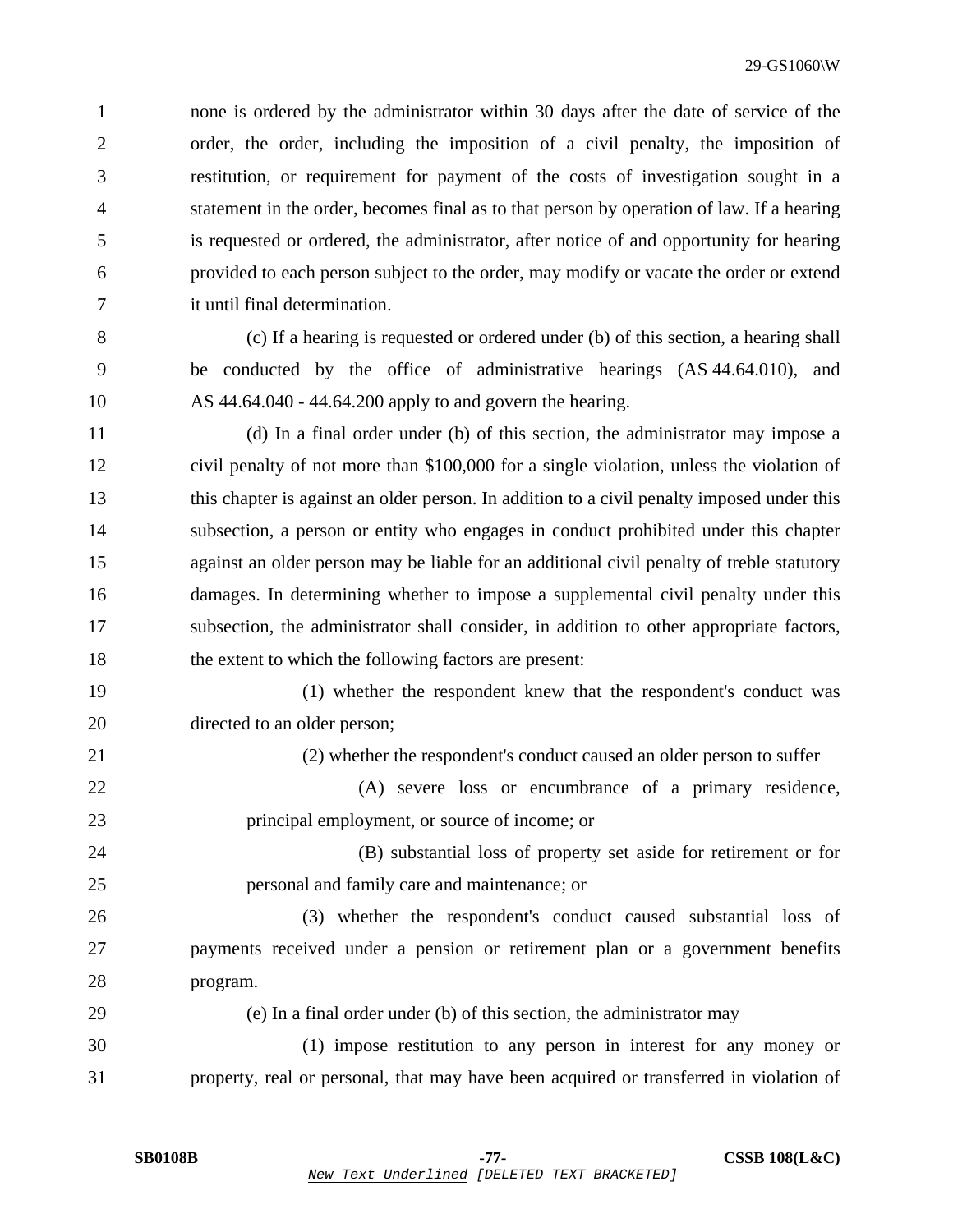none is ordered by the administrator within 30 days after the date of service of the order, the order, including the imposition of a civil penalty, the imposition of restitution, or requirement for payment of the costs of investigation sought in a statement in the order, becomes final as to that person by operation of law. If a hearing is requested or ordered, the administrator, after notice of and opportunity for hearing provided to each person subject to the order, may modify or vacate the order or extend it until final determination.

(c) If a hearing is requested or ordered under (b) of this section, a hearing shall be conducted by the office of administrative hearings (AS 44.64.010), and AS 44.64.040 - 44.64.200 apply to and govern the hearing.

(d) In a final order under (b) of this section, the administrator may impose a civil penalty of not more than $100,000 for a single violation, unless the violation of this chapter is against an older person. In addition to a civil penalty imposed under this subsection, a person or entity who engages in conduct prohibited under this chapter against an older person may be liable for an additional civil penalty of treble statutory damages. In determining whether to impose a supplemental civil penalty under this subsection, the administrator shall consider, in addition to other appropriate factors, the extent to which the following factors are present:

(1) whether the respondent knew that the respondent's conduct was directed to an older person;

(2) whether the respondent's conduct caused an older person to suffer

(A) severe loss or encumbrance of a primary residence, principal employment, or source of income; or

(B) substantial loss of property set aside for retirement or for personal and family care and maintenance; or

(3) whether the respondent's conduct caused substantial loss of payments received under a pension or retirement plan or a government benefits program.

(e) In a final order under (b) of this section, the administrator may

(1) impose restitution to any person in interest for any money or property, real or personal, that may have been acquired or transferred in violation of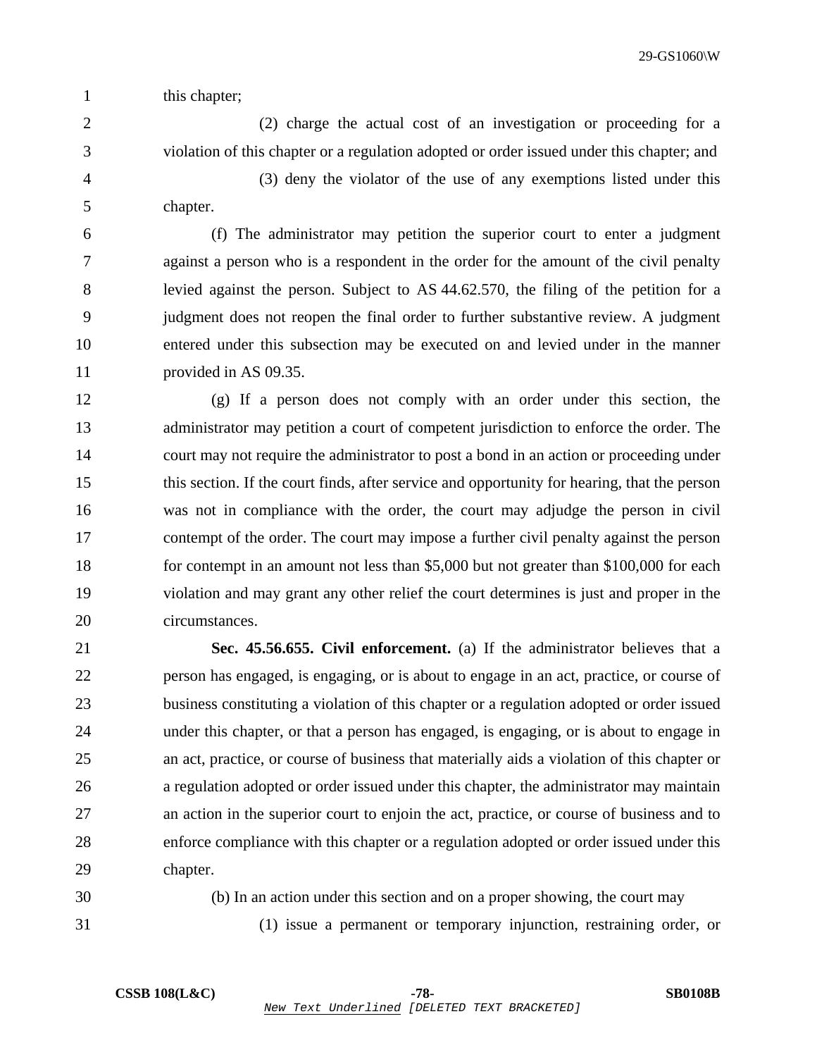this chapter;

(2) charge the actual cost of an investigation or proceeding for a violation of this chapter or a regulation adopted or order issued under this chapter; and

(3) deny the violator of the use of any exemptions listed under this chapter.

(f) The administrator may petition the superior court to enter a judgment against a person who is a respondent in the order for the amount of the civil penalty levied against the person. Subject to AS 44.62.570, the filing of the petition for a judgment does not reopen the final order to further substantive review. A judgment entered under this subsection may be executed on and levied under in the manner provided in AS 09.35.

(g) If a person does not comply with an order under this section, the administrator may petition a court of competent jurisdiction to enforce the order. The court may not require the administrator to post a bond in an action or proceeding under this section. If the court finds, after service and opportunity for hearing, that the person was not in compliance with the order, the court may adjudge the person in civil contempt of the order. The court may impose a further civil penalty against the person for contempt in an amount not less than $5,000 but not greater than $100,000 for each violation and may grant any other relief the court determines is just and proper in the circumstances.

**Sec. 45.56.655. Civil enforcement.** (a) If the administrator believes that a person has engaged, is engaging, or is about to engage in an act, practice, or course of business constituting a violation of this chapter or a regulation adopted or order issued under this chapter, or that a person has engaged, is engaging, or is about to engage in an act, practice, or course of business that materially aids a violation of this chapter or a regulation adopted or order issued under this chapter, the administrator may maintain an action in the superior court to enjoin the act, practice, or course of business and to enforce compliance with this chapter or a regulation adopted or order issued under this chapter.

(b) In an action under this section and on a proper showing, the court may

(1) issue a permanent or temporary injunction, restraining order, or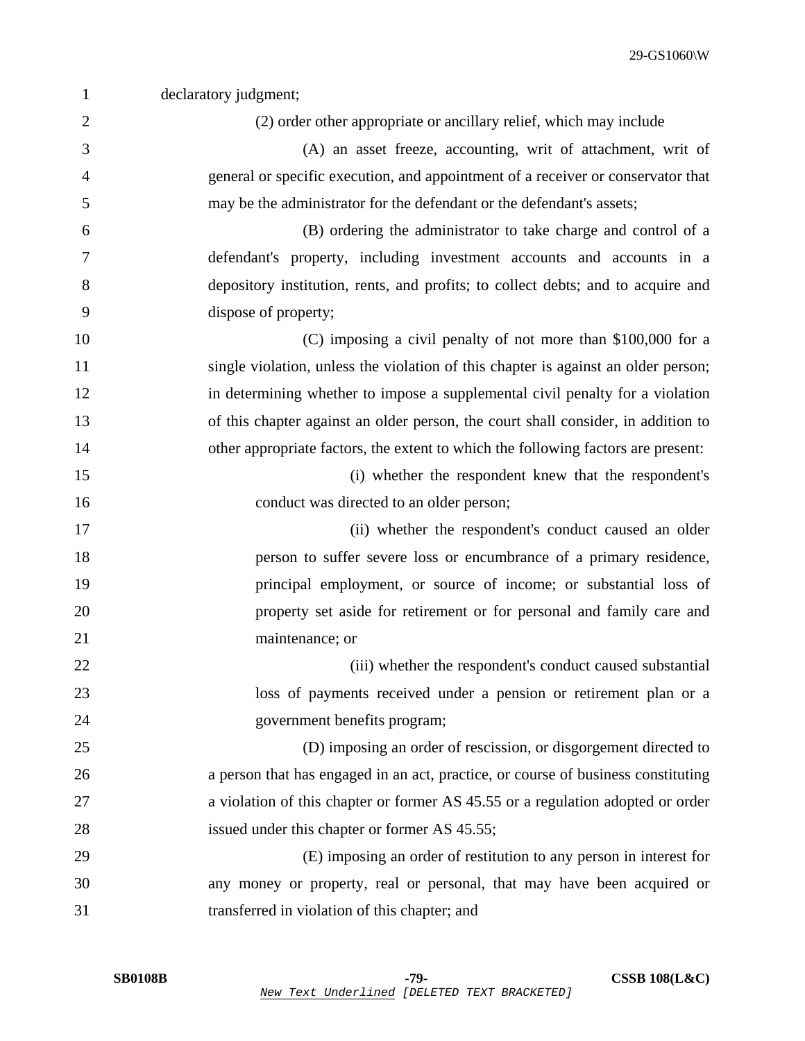declaratory judgment;

(2) order other appropriate or ancillary relief, which may include

(A) an asset freeze, accounting, writ of attachment, writ of general or specific execution, and appointment of a receiver or conservator that may be the administrator for the defendant or the defendant's assets;

(B) ordering the administrator to take charge and control of a defendant's property, including investment accounts and accounts in a depository institution, rents, and profits; to collect debts; and to acquire and dispose of property;

(C) imposing a civil penalty of not more than $100,000 for a single violation, unless the violation of this chapter is against an older person; in determining whether to impose a supplemental civil penalty for a violation of this chapter against an older person, the court shall consider, in addition to other appropriate factors, the extent to which the following factors are present:

(i) whether the respondent knew that the respondent's conduct was directed to an older person;

(ii) whether the respondent's conduct caused an older person to suffer severe loss or encumbrance of a primary residence, principal employment, or source of income; or substantial loss of property set aside for retirement or for personal and family care and maintenance; or

(iii) whether the respondent's conduct caused substantial loss of payments received under a pension or retirement plan or a government benefits program;

(D) imposing an order of rescission, or disgorgement directed to a person that has engaged in an act, practice, or course of business constituting a violation of this chapter or former AS 45.55 or a regulation adopted or order issued under this chapter or former AS 45.55;

(E) imposing an order of restitution to any person in interest for any money or property, real or personal, that may have been acquired or transferred in violation of this chapter; and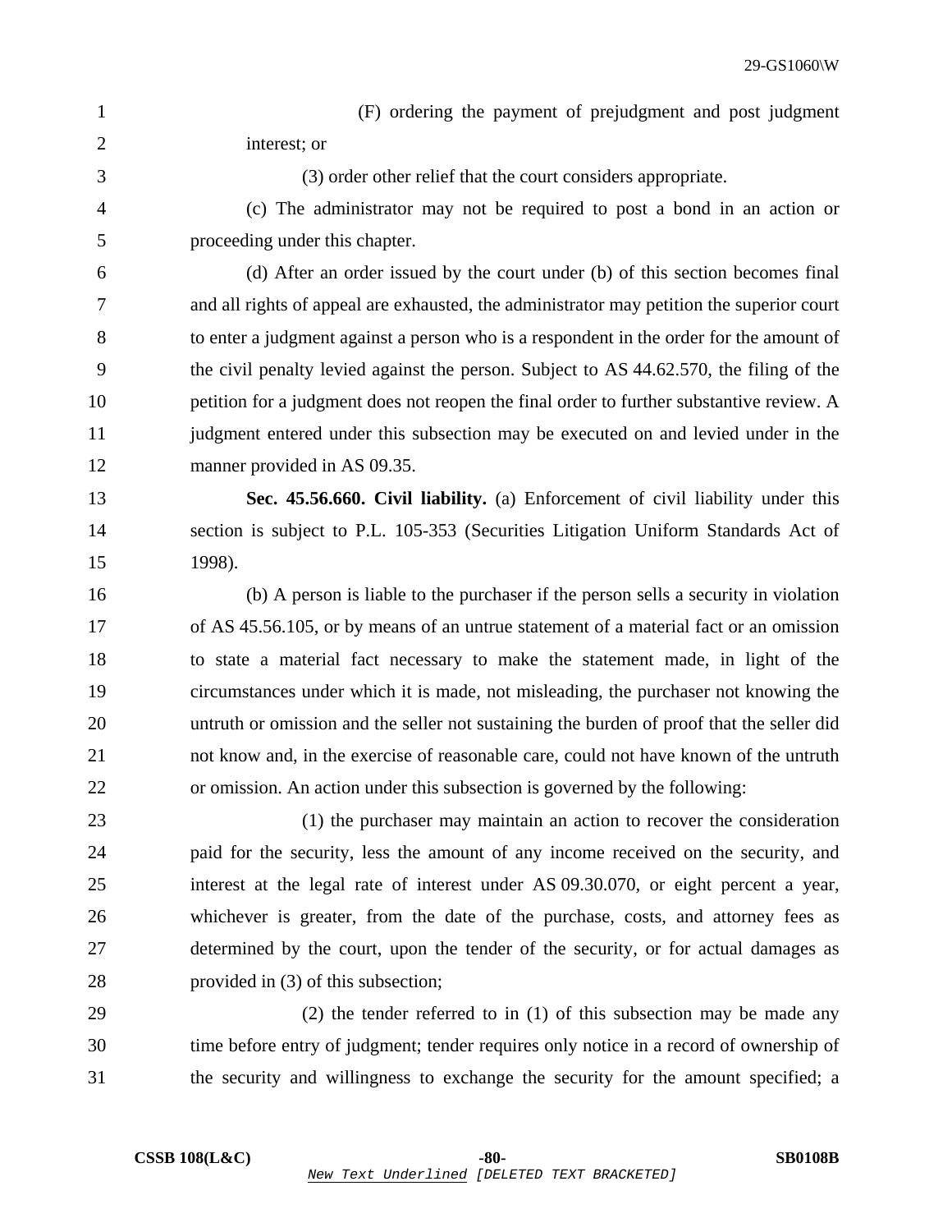(F) ordering the payment of prejudgment and post judgment interest; or

(3) order other relief that the court considers appropriate.

(c) The administrator may not be required to post a bond in an action or proceeding under this chapter.

(d) After an order issued by the court under (b) of this section becomes final and all rights of appeal are exhausted, the administrator may petition the superior court to enter a judgment against a person who is a respondent in the order for the amount of the civil penalty levied against the person. Subject to AS 44.62.570, the filing of the petition for a judgment does not reopen the final order to further substantive review. A judgment entered under this subsection may be executed on and levied under in the manner provided in AS 09.35.

**Sec. 45.56.660. Civil liability.** (a) Enforcement of civil liability under this section is subject to P.L. 105-353 (Securities Litigation Uniform Standards Act of 1998).

(b) A person is liable to the purchaser if the person sells a security in violation of AS 45.56.105, or by means of an untrue statement of a material fact or an omission to state a material fact necessary to make the statement made, in light of the circumstances under which it is made, not misleading, the purchaser not knowing the untruth or omission and the seller not sustaining the burden of proof that the seller did not know and, in the exercise of reasonable care, could not have known of the untruth or omission. An action under this subsection is governed by the following:

(1) the purchaser may maintain an action to recover the consideration paid for the security, less the amount of any income received on the security, and interest at the legal rate of interest under AS 09.30.070, or eight percent a year, whichever is greater, from the date of the purchase, costs, and attorney fees as determined by the court, upon the tender of the security, or for actual damages as provided in (3) of this subsection;

(2) the tender referred to in (1) of this subsection may be made any time before entry of judgment; tender requires only notice in a record of ownership of the security and willingness to exchange the security for the amount specified; a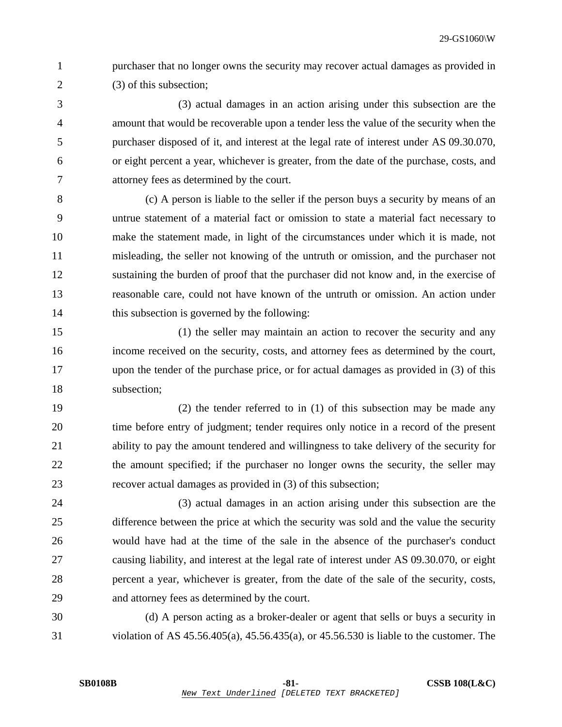purchaser that no longer owns the security may recover actual damages as provided in (3) of this subsection;

(3) actual damages in an action arising under this subsection are the amount that would be recoverable upon a tender less the value of the security when the purchaser disposed of it, and interest at the legal rate of interest under AS 09.30.070, or eight percent a year, whichever is greater, from the date of the purchase, costs, and attorney fees as determined by the court.

(c) A person is liable to the seller if the person buys a security by means of an untrue statement of a material fact or omission to state a material fact necessary to make the statement made, in light of the circumstances under which it is made, not misleading, the seller not knowing of the untruth or omission, and the purchaser not sustaining the burden of proof that the purchaser did not know and, in the exercise of reasonable care, could not have known of the untruth or omission. An action under this subsection is governed by the following:

(1) the seller may maintain an action to recover the security and any income received on the security, costs, and attorney fees as determined by the court, upon the tender of the purchase price, or for actual damages as provided in (3) of this subsection;

(2) the tender referred to in (1) of this subsection may be made any time before entry of judgment; tender requires only notice in a record of the present ability to pay the amount tendered and willingness to take delivery of the security for the amount specified; if the purchaser no longer owns the security, the seller may recover actual damages as provided in (3) of this subsection;

(3) actual damages in an action arising under this subsection are the difference between the price at which the security was sold and the value the security would have had at the time of the sale in the absence of the purchaser's conduct causing liability, and interest at the legal rate of interest under AS 09.30.070, or eight percent a year, whichever is greater, from the date of the sale of the security, costs, and attorney fees as determined by the court.

(d) A person acting as a broker-dealer or agent that sells or buys a security in violation of AS 45.56.405(a), 45.56.435(a), or 45.56.530 is liable to the customer. The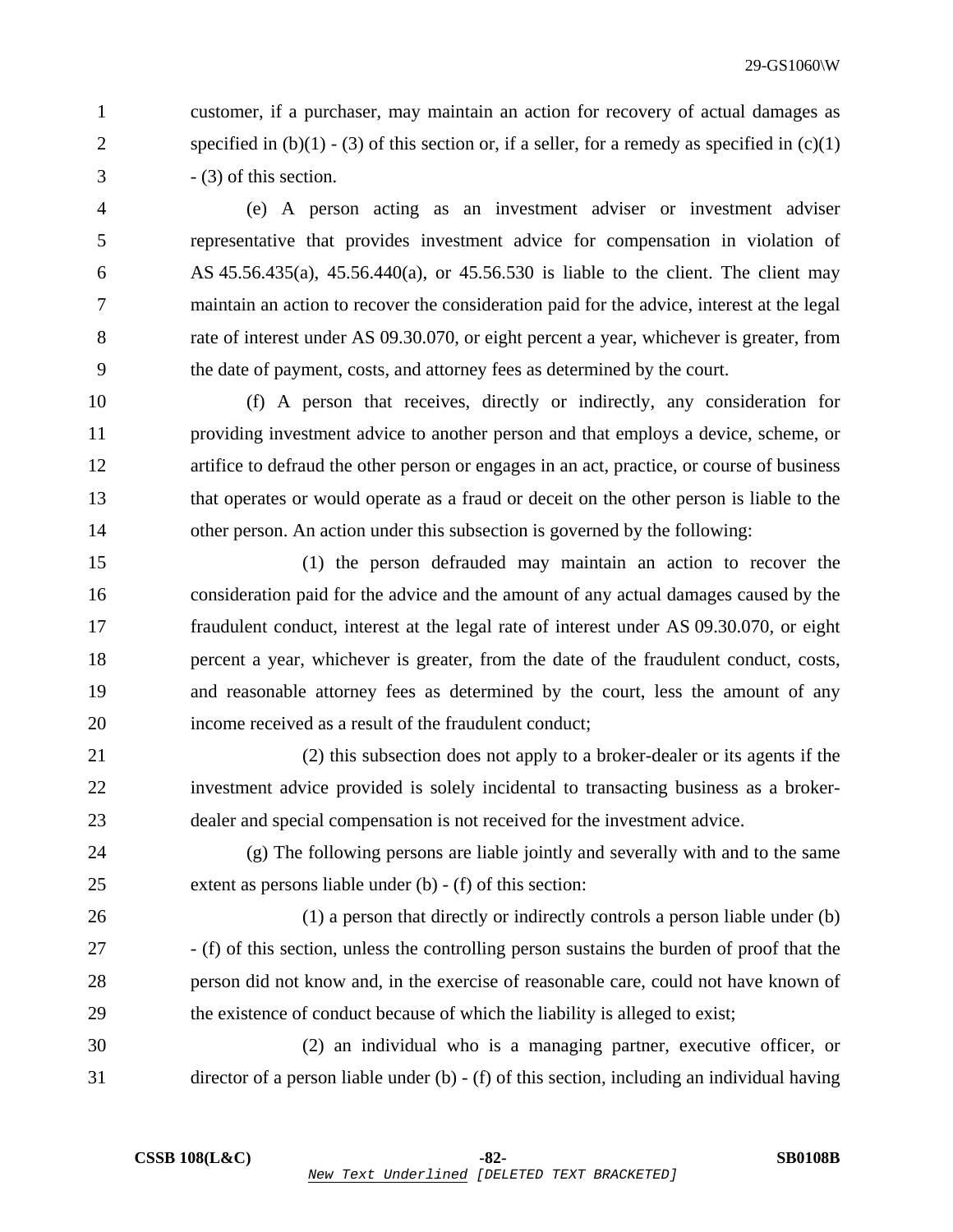customer, if a purchaser, may maintain an action for recovery of actual damages as specified in (b)(1) - (3) of this section or, if a seller, for a remedy as specified in (c)(1) - (3) of this section.

(e) A person acting as an investment adviser or investment adviser representative that provides investment advice for compensation in violation of AS 45.56.435(a), 45.56.440(a), or 45.56.530 is liable to the client. The client may maintain an action to recover the consideration paid for the advice, interest at the legal rate of interest under AS 09.30.070, or eight percent a year, whichever is greater, from the date of payment, costs, and attorney fees as determined by the court.

(f) A person that receives, directly or indirectly, any consideration for providing investment advice to another person and that employs a device, scheme, or artifice to defraud the other person or engages in an act, practice, or course of business that operates or would operate as a fraud or deceit on the other person is liable to the other person. An action under this subsection is governed by the following:

(1) the person defrauded may maintain an action to recover the consideration paid for the advice and the amount of any actual damages caused by the fraudulent conduct, interest at the legal rate of interest under AS 09.30.070, or eight percent a year, whichever is greater, from the date of the fraudulent conduct, costs, and reasonable attorney fees as determined by the court, less the amount of any income received as a result of the fraudulent conduct;

(2) this subsection does not apply to a broker-dealer or its agents if the investment advice provided is solely incidental to transacting business as a broker-dealer and special compensation is not received for the investment advice.

(g) The following persons are liable jointly and severally with and to the same extent as persons liable under (b) - (f) of this section:

(1) a person that directly or indirectly controls a person liable under (b) - (f) of this section, unless the controlling person sustains the burden of proof that the person did not know and, in the exercise of reasonable care, could not have known of the existence of conduct because of which the liability is alleged to exist;

(2) an individual who is a managing partner, executive officer, or director of a person liable under (b) - (f) of this section, including an individual having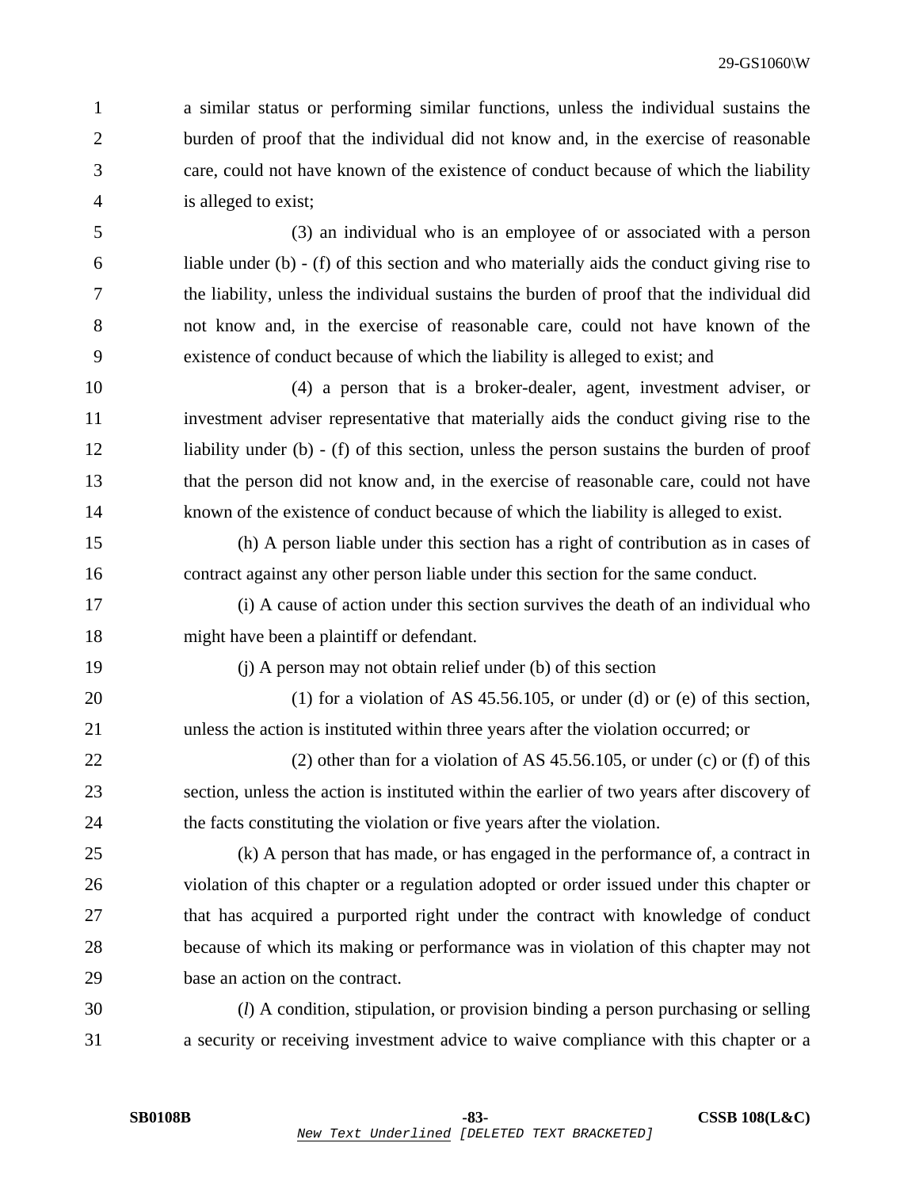a similar status or performing similar functions, unless the individual sustains the burden of proof that the individual did not know and, in the exercise of reasonable care, could not have known of the existence of conduct because of which the liability is alleged to exist;

(3) an individual who is an employee of or associated with a person liable under (b) - (f) of this section and who materially aids the conduct giving rise to the liability, unless the individual sustains the burden of proof that the individual did not know and, in the exercise of reasonable care, could not have known of the existence of conduct because of which the liability is alleged to exist; and

(4) a person that is a broker-dealer, agent, investment adviser, or investment adviser representative that materially aids the conduct giving rise to the liability under (b) - (f) of this section, unless the person sustains the burden of proof that the person did not know and, in the exercise of reasonable care, could not have known of the existence of conduct because of which the liability is alleged to exist.

(h) A person liable under this section has a right of contribution as in cases of contract against any other person liable under this section for the same conduct.

(i) A cause of action under this section survives the death of an individual who might have been a plaintiff or defendant.

(j) A person may not obtain relief under (b) of this section

(1) for a violation of AS 45.56.105, or under (d) or (e) of this section, unless the action is instituted within three years after the violation occurred; or

(2) other than for a violation of AS 45.56.105, or under (c) or (f) of this section, unless the action is instituted within the earlier of two years after discovery of the facts constituting the violation or five years after the violation.

(k) A person that has made, or has engaged in the performance of, a contract in violation of this chapter or a regulation adopted or order issued under this chapter or that has acquired a purported right under the contract with knowledge of conduct because of which its making or performance was in violation of this chapter may not base an action on the contract.

(*l*) A condition, stipulation, or provision binding a person purchasing or selling a security or receiving investment advice to waive compliance with this chapter or a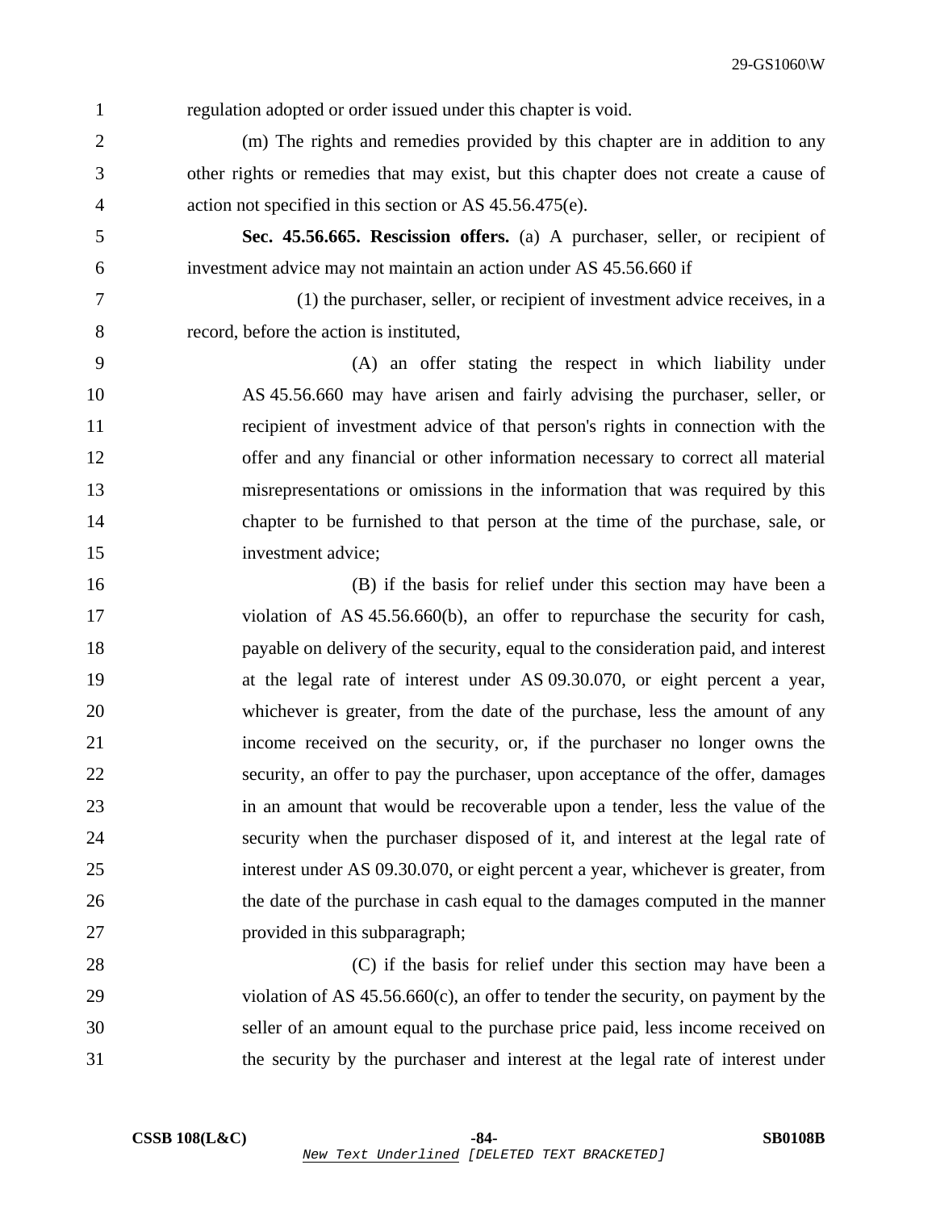regulation adopted or order issued under this chapter is void.

(m) The rights and remedies provided by this chapter are in addition to any other rights or remedies that may exist, but this chapter does not create a cause of action not specified in this section or AS 45.56.475(e).

**Sec. 45.56.665. Rescission offers.** (a) A purchaser, seller, or recipient of investment advice may not maintain an action under AS 45.56.660 if

(1) the purchaser, seller, or recipient of investment advice receives, in a record, before the action is instituted,

(A) an offer stating the respect in which liability under AS 45.56.660 may have arisen and fairly advising the purchaser, seller, or recipient of investment advice of that person's rights in connection with the offer and any financial or other information necessary to correct all material misrepresentations or omissions in the information that was required by this chapter to be furnished to that person at the time of the purchase, sale, or investment advice;

(B) if the basis for relief under this section may have been a violation of AS 45.56.660(b), an offer to repurchase the security for cash, payable on delivery of the security, equal to the consideration paid, and interest at the legal rate of interest under AS 09.30.070, or eight percent a year, whichever is greater, from the date of the purchase, less the amount of any income received on the security, or, if the purchaser no longer owns the security, an offer to pay the purchaser, upon acceptance of the offer, damages in an amount that would be recoverable upon a tender, less the value of the security when the purchaser disposed of it, and interest at the legal rate of interest under AS 09.30.070, or eight percent a year, whichever is greater, from the date of the purchase in cash equal to the damages computed in the manner provided in this subparagraph;

(C) if the basis for relief under this section may have been a violation of AS 45.56.660(c), an offer to tender the security, on payment by the seller of an amount equal to the purchase price paid, less income received on the security by the purchaser and interest at the legal rate of interest under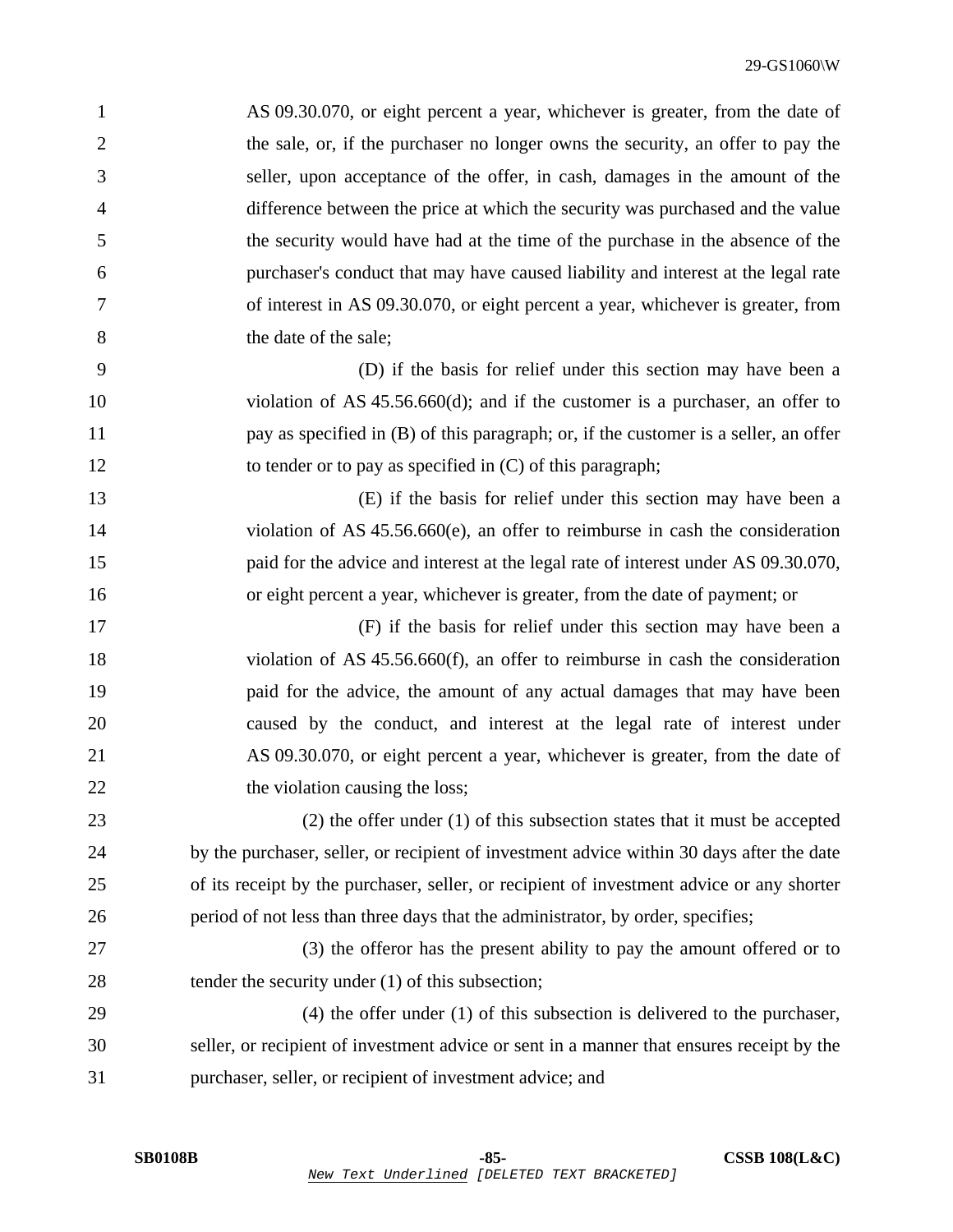AS 09.30.070, or eight percent a year, whichever is greater, from the date of the sale, or, if the purchaser no longer owns the security, an offer to pay the seller, upon acceptance of the offer, in cash, damages in the amount of the difference between the price at which the security was purchased and the value the security would have had at the time of the purchase in the absence of the purchaser's conduct that may have caused liability and interest at the legal rate of interest in AS 09.30.070, or eight percent a year, whichever is greater, from the date of the sale;

(D) if the basis for relief under this section may have been a violation of AS 45.56.660(d); and if the customer is a purchaser, an offer to pay as specified in (B) of this paragraph; or, if the customer is a seller, an offer to tender or to pay as specified in (C) of this paragraph;

(E) if the basis for relief under this section may have been a violation of AS 45.56.660(e), an offer to reimburse in cash the consideration paid for the advice and interest at the legal rate of interest under AS 09.30.070, or eight percent a year, whichever is greater, from the date of payment; or

(F) if the basis for relief under this section may have been a violation of AS 45.56.660(f), an offer to reimburse in cash the consideration paid for the advice, the amount of any actual damages that may have been caused by the conduct, and interest at the legal rate of interest under AS 09.30.070, or eight percent a year, whichever is greater, from the date of the violation causing the loss;

(2) the offer under (1) of this subsection states that it must be accepted by the purchaser, seller, or recipient of investment advice within 30 days after the date of its receipt by the purchaser, seller, or recipient of investment advice or any shorter period of not less than three days that the administrator, by order, specifies;

(3) the offeror has the present ability to pay the amount offered or to tender the security under (1) of this subsection;

(4) the offer under (1) of this subsection is delivered to the purchaser, seller, or recipient of investment advice or sent in a manner that ensures receipt by the purchaser, seller, or recipient of investment advice; and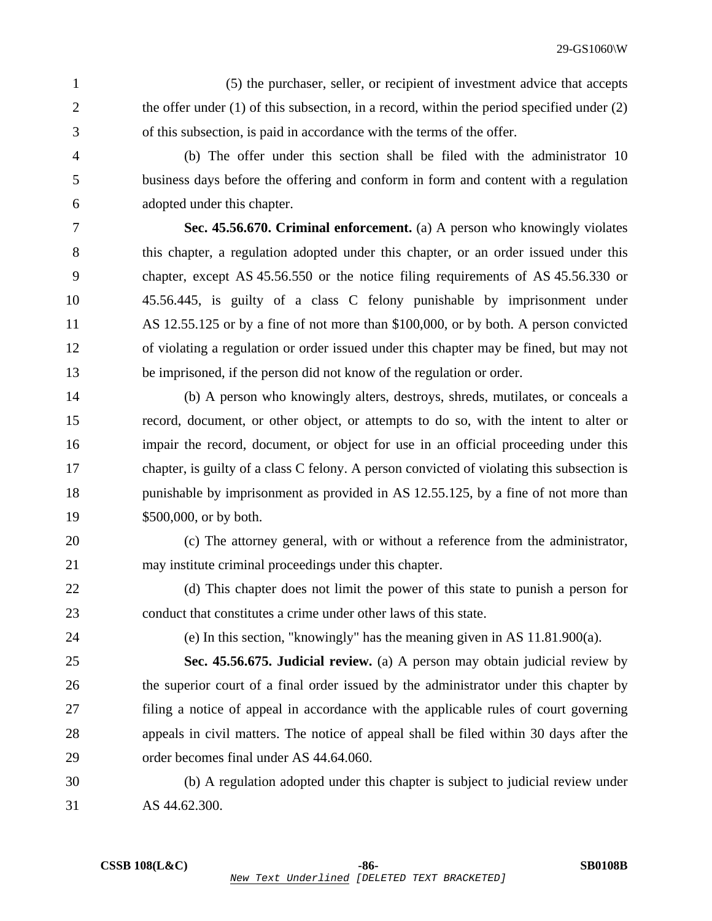(5) the purchaser, seller, or recipient of investment advice that accepts the offer under (1) of this subsection, in a record, within the period specified under (2) of this subsection, is paid in accordance with the terms of the offer.

(b) The offer under this section shall be filed with the administrator 10 business days before the offering and conform in form and content with a regulation adopted under this chapter.

**Sec. 45.56.670. Criminal enforcement.** (a) A person who knowingly violates this chapter, a regulation adopted under this chapter, or an order issued under this chapter, except AS 45.56.550 or the notice filing requirements of AS 45.56.330 or 45.56.445, is guilty of a class C felony punishable by imprisonment under AS 12.55.125 or by a fine of not more than $100,000, or by both. A person convicted of violating a regulation or order issued under this chapter may be fined, but may not be imprisoned, if the person did not know of the regulation or order.

(b) A person who knowingly alters, destroys, shreds, mutilates, or conceals a record, document, or other object, or attempts to do so, with the intent to alter or impair the record, document, or object for use in an official proceeding under this chapter, is guilty of a class C felony. A person convicted of violating this subsection is punishable by imprisonment as provided in AS 12.55.125, by a fine of not more than $500,000, or by both.

(c) The attorney general, with or without a reference from the administrator, may institute criminal proceedings under this chapter.

(d) This chapter does not limit the power of this state to punish a person for conduct that constitutes a crime under other laws of this state.

(e) In this section, "knowingly" has the meaning given in AS 11.81.900(a).

**Sec. 45.56.675. Judicial review.** (a) A person may obtain judicial review by the superior court of a final order issued by the administrator under this chapter by filing a notice of appeal in accordance with the applicable rules of court governing appeals in civil matters. The notice of appeal shall be filed within 30 days after the order becomes final under AS 44.64.060.

(b) A regulation adopted under this chapter is subject to judicial review under AS 44.62.300.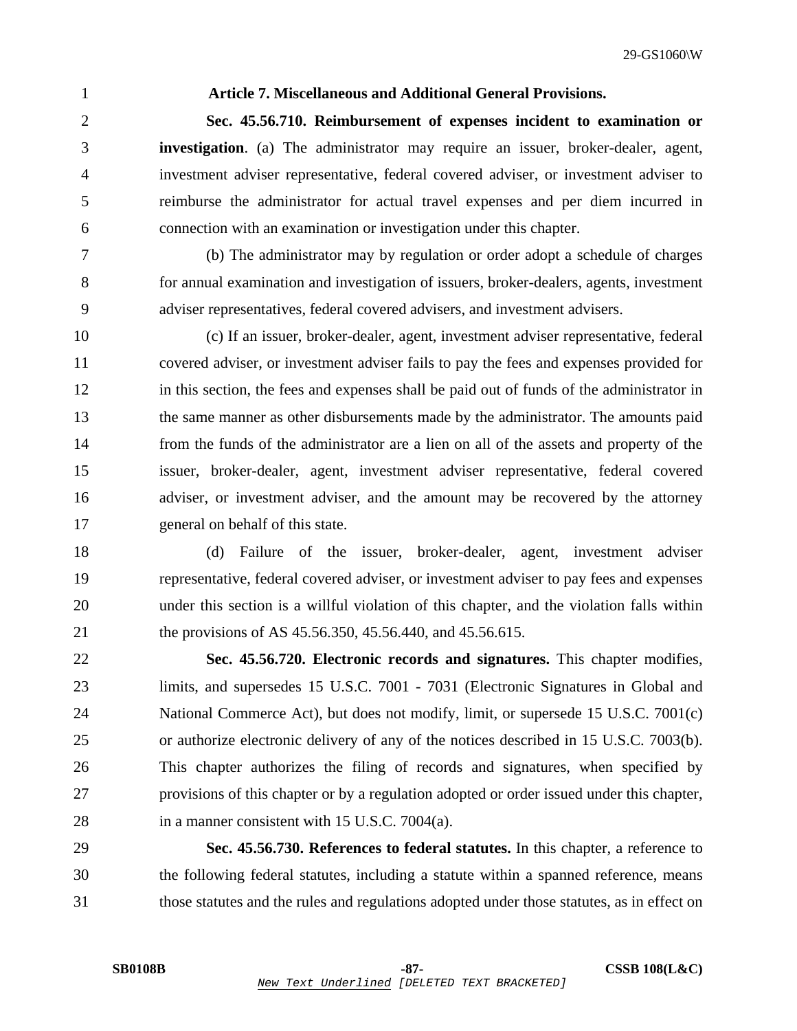**Article 7. Miscellaneous and Additional General Provisions.**

**Sec. 45.56.710. Reimbursement of expenses incident to examination or investigation**. (a) The administrator may require an issuer, broker-dealer, agent, investment adviser representative, federal covered adviser, or investment adviser to reimburse the administrator for actual travel expenses and per diem incurred in connection with an examination or investigation under this chapter.

(b) The administrator may by regulation or order adopt a schedule of charges for annual examination and investigation of issuers, broker-dealers, agents, investment adviser representatives, federal covered advisers, and investment advisers.

(c) If an issuer, broker-dealer, agent, investment adviser representative, federal covered adviser, or investment adviser fails to pay the fees and expenses provided for in this section, the fees and expenses shall be paid out of funds of the administrator in the same manner as other disbursements made by the administrator. The amounts paid from the funds of the administrator are a lien on all of the assets and property of the issuer, broker-dealer, agent, investment adviser representative, federal covered adviser, or investment adviser, and the amount may be recovered by the attorney general on behalf of this state.

(d) Failure of the issuer, broker-dealer, agent, investment adviser representative, federal covered adviser, or investment adviser to pay fees and expenses under this section is a willful violation of this chapter, and the violation falls within the provisions of AS 45.56.350, 45.56.440, and 45.56.615.

**Sec. 45.56.720. Electronic records and signatures.** This chapter modifies, limits, and supersedes 15 U.S.C. 7001 - 7031 (Electronic Signatures in Global and National Commerce Act), but does not modify, limit, or supersede 15 U.S.C. 7001(c) or authorize electronic delivery of any of the notices described in 15 U.S.C. 7003(b). This chapter authorizes the filing of records and signatures, when specified by provisions of this chapter or by a regulation adopted or order issued under this chapter, in a manner consistent with 15 U.S.C. 7004(a).

**Sec. 45.56.730. References to federal statutes.** In this chapter, a reference to the following federal statutes, including a statute within a spanned reference, means those statutes and the rules and regulations adopted under those statutes, as in effect on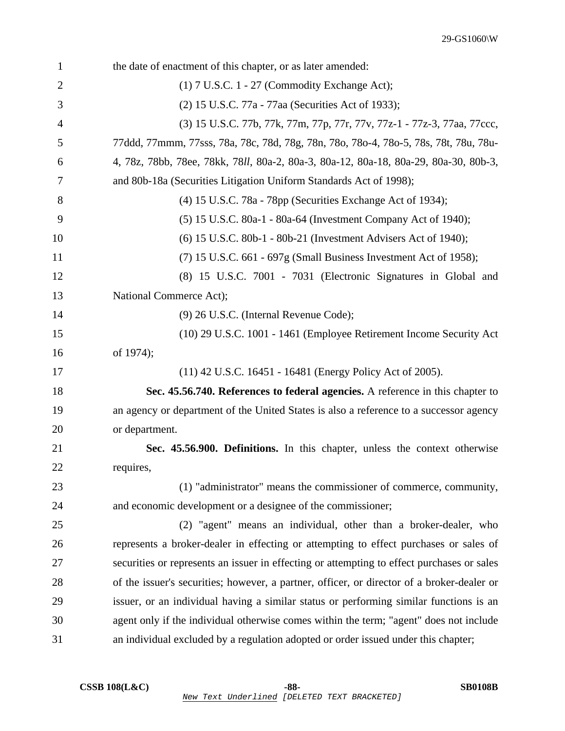the date of enactment of this chapter, or as later amended:

(1) 7 U.S.C. 1 - 27 (Commodity Exchange Act);

(2) 15 U.S.C. 77a - 77aa (Securities Act of 1933);

(3) 15 U.S.C. 77b, 77k, 77m, 77p, 77r, 77v, 77z-1 - 77z-3, 77aa, 77ccc, 77ddd, 77mmm, 77sss, 78a, 78c, 78d, 78g, 78n, 78o, 78o-4, 78o-5, 78s, 78t, 78u, 78u-4, 78z, 78bb, 78ee, 78kk, 78*ll*, 80a-2, 80a-3, 80a-12, 80a-18, 80a-29, 80a-30, 80b-3, and 80b-18a (Securities Litigation Uniform Standards Act of 1998);

(4) 15 U.S.C. 78a - 78pp (Securities Exchange Act of 1934);

(5) 15 U.S.C. 80a-1 - 80a-64 (Investment Company Act of 1940);

(6) 15 U.S.C. 80b-1 - 80b-21 (Investment Advisers Act of 1940);

(7) 15 U.S.C. 661 - 697g (Small Business Investment Act of 1958);

(8) 15 U.S.C. 7001 - 7031 (Electronic Signatures in Global and National Commerce Act);

(9) 26 U.S.C. (Internal Revenue Code);

(10) 29 U.S.C. 1001 - 1461 (Employee Retirement Income Security Act of 1974);

(11) 42 U.S.C. 16451 - 16481 (Energy Policy Act of 2005).

**Sec. 45.56.740. References to federal agencies.** A reference in this chapter to an agency or department of the United States is also a reference to a successor agency or department.

**Sec. 45.56.900. Definitions.** In this chapter, unless the context otherwise requires,

(1) "administrator" means the commissioner of commerce, community, and economic development or a designee of the commissioner;

(2) "agent" means an individual, other than a broker-dealer, who represents a broker-dealer in effecting or attempting to effect purchases or sales of securities or represents an issuer in effecting or attempting to effect purchases or sales of the issuer's securities; however, a partner, officer, or director of a broker-dealer or issuer, or an individual having a similar status or performing similar functions is an agent only if the individual otherwise comes within the term; "agent" does not include an individual excluded by a regulation adopted or order issued under this chapter;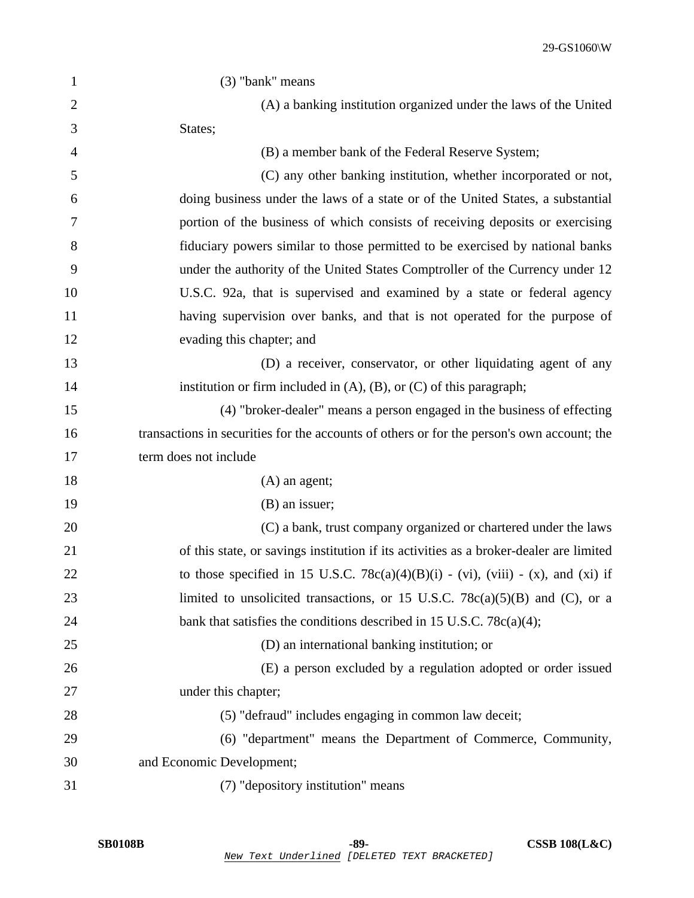(3) "bank" means

(A) a banking institution organized under the laws of the United States;

(B) a member bank of the Federal Reserve System;

(C) any other banking institution, whether incorporated or not, doing business under the laws of a state or of the United States, a substantial portion of the business of which consists of receiving deposits or exercising fiduciary powers similar to those permitted to be exercised by national banks under the authority of the United States Comptroller of the Currency under 12 U.S.C. 92a, that is supervised and examined by a state or federal agency having supervision over banks, and that is not operated for the purpose of evading this chapter; and

(D) a receiver, conservator, or other liquidating agent of any institution or firm included in (A), (B), or (C) of this paragraph;

(4) "broker-dealer" means a person engaged in the business of effecting transactions in securities for the accounts of others or for the person's own account; the term does not include

(A) an agent;

(B) an issuer;

(C) a bank, trust company organized or chartered under the laws of this state, or savings institution if its activities as a broker-dealer are limited to those specified in 15 U.S.C. 78c(a)(4)(B)(i) - (vi), (viii) - (x), and (xi) if limited to unsolicited transactions, or 15 U.S.C. 78c(a)(5)(B) and (C), or a bank that satisfies the conditions described in 15 U.S.C. 78c(a)(4);

(D) an international banking institution; or

(E) a person excluded by a regulation adopted or order issued under this chapter;

(5) "defraud" includes engaging in common law deceit;

(6) "department" means the Department of Commerce, Community, and Economic Development;

(7) "depository institution" means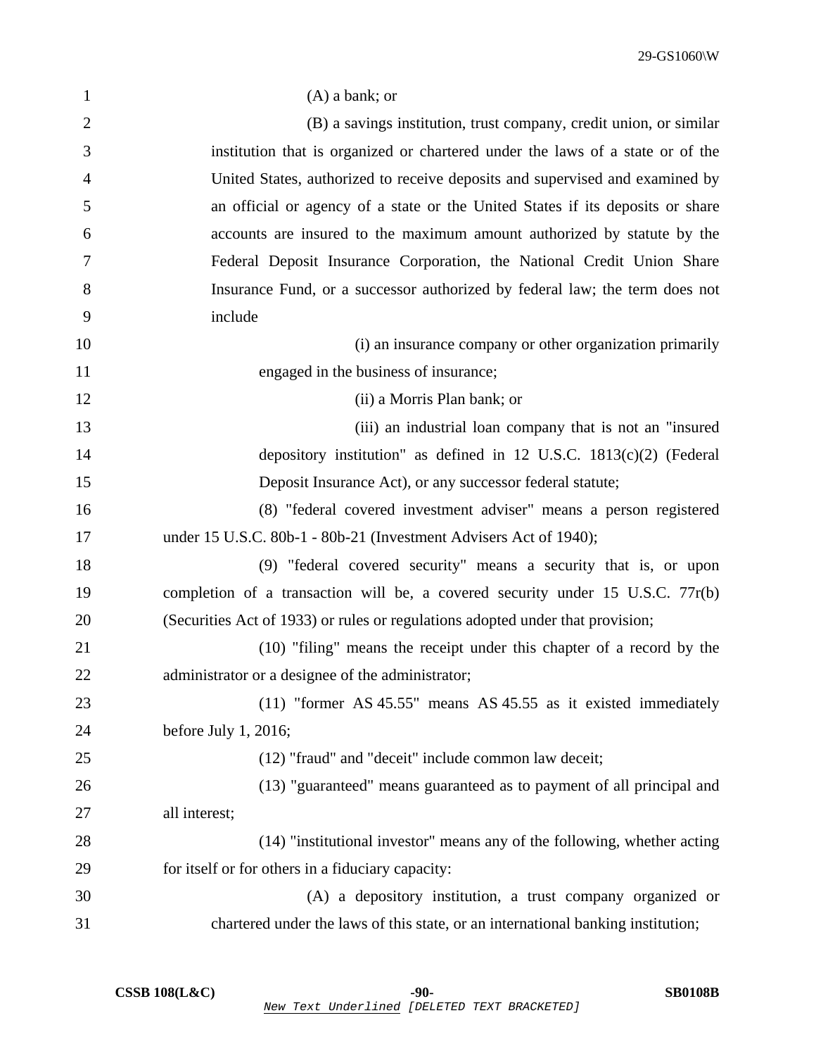(A) a bank; or

(B) a savings institution, trust company, credit union, or similar institution that is organized or chartered under the laws of a state or of the United States, authorized to receive deposits and supervised and examined by an official or agency of a state or the United States if its deposits or share accounts are insured to the maximum amount authorized by statute by the Federal Deposit Insurance Corporation, the National Credit Union Share Insurance Fund, or a successor authorized by federal law; the term does not include

(i) an insurance company or other organization primarily engaged in the business of insurance;

(ii) a Morris Plan bank; or

(iii) an industrial loan company that is not an "insured depository institution" as defined in 12 U.S.C. 1813(c)(2) (Federal Deposit Insurance Act), or any successor federal statute;

(8) "federal covered investment adviser" means a person registered under 15 U.S.C. 80b-1 - 80b-21 (Investment Advisers Act of 1940);

(9) "federal covered security" means a security that is, or upon completion of a transaction will be, a covered security under 15 U.S.C. 77r(b) (Securities Act of 1933) or rules or regulations adopted under that provision;

(10) "filing" means the receipt under this chapter of a record by the administrator or a designee of the administrator;

(11) "former AS 45.55" means AS 45.55 as it existed immediately before July 1, 2016;

(12) "fraud" and "deceit" include common law deceit;

(13) "guaranteed" means guaranteed as to payment of all principal and all interest;

(14) "institutional investor" means any of the following, whether acting for itself or for others in a fiduciary capacity:

(A) a depository institution, a trust company organized or chartered under the laws of this state, or an international banking institution;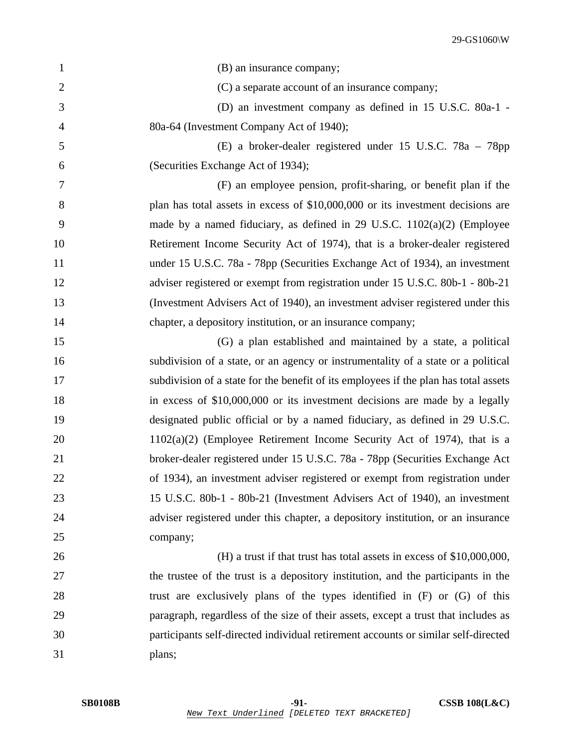(B) an insurance company;

(C) a separate account of an insurance company;

(D) an investment company as defined in 15 U.S.C. 80a-1 - 80a-64 (Investment Company Act of 1940);

(E) a broker-dealer registered under 15 U.S.C. 78a – 78pp (Securities Exchange Act of 1934);

(F) an employee pension, profit-sharing, or benefit plan if the plan has total assets in excess of $10,000,000 or its investment decisions are made by a named fiduciary, as defined in 29 U.S.C. 1102(a)(2) (Employee Retirement Income Security Act of 1974), that is a broker-dealer registered under 15 U.S.C. 78a - 78pp (Securities Exchange Act of 1934), an investment adviser registered or exempt from registration under 15 U.S.C. 80b-1 - 80b-21 (Investment Advisers Act of 1940), an investment adviser registered under this chapter, a depository institution, or an insurance company;

(G) a plan established and maintained by a state, a political subdivision of a state, or an agency or instrumentality of a state or a political subdivision of a state for the benefit of its employees if the plan has total assets in excess of $10,000,000 or its investment decisions are made by a legally designated public official or by a named fiduciary, as defined in 29 U.S.C. 1102(a)(2) (Employee Retirement Income Security Act of 1974), that is a broker-dealer registered under 15 U.S.C. 78a - 78pp (Securities Exchange Act of 1934), an investment adviser registered or exempt from registration under 15 U.S.C. 80b-1 - 80b-21 (Investment Advisers Act of 1940), an investment adviser registered under this chapter, a depository institution, or an insurance company;

(H) a trust if that trust has total assets in excess of $10,000,000, the trustee of the trust is a depository institution, and the participants in the trust are exclusively plans of the types identified in (F) or (G) of this paragraph, regardless of the size of their assets, except a trust that includes as participants self-directed individual retirement accounts or similar self-directed plans;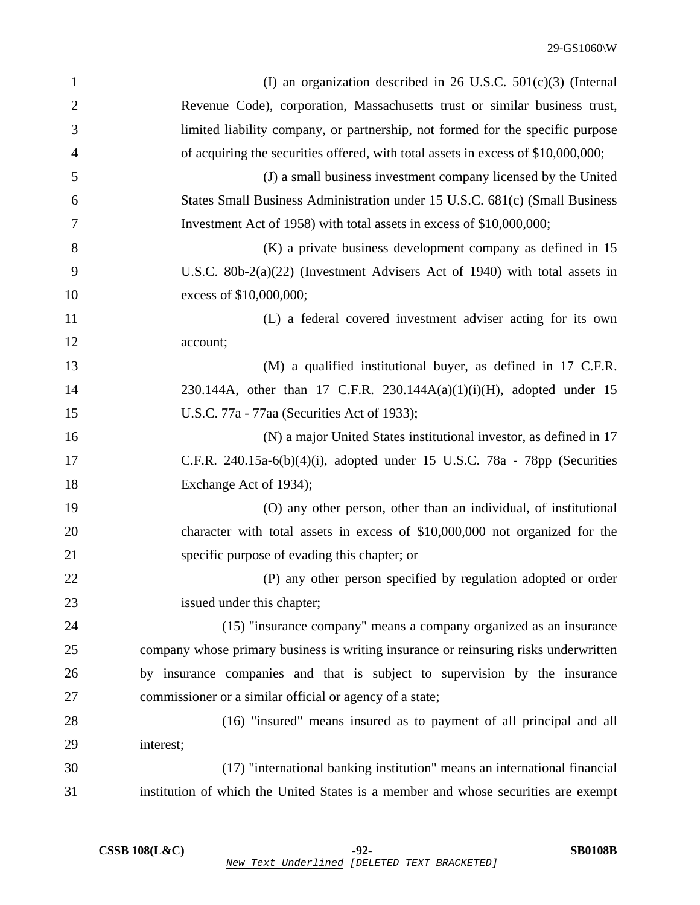(I) an organization described in 26 U.S.C. 501(c)(3) (Internal Revenue Code), corporation, Massachusetts trust or similar business trust, limited liability company, or partnership, not formed for the specific purpose of acquiring the securities offered, with total assets in excess of $10,000,000;

(J) a small business investment company licensed by the United States Small Business Administration under 15 U.S.C. 681(c) (Small Business Investment Act of 1958) with total assets in excess of $10,000,000;

(K) a private business development company as defined in 15 U.S.C. 80b-2(a)(22) (Investment Advisers Act of 1940) with total assets in excess of $10,000,000;

(L) a federal covered investment adviser acting for its own account;

(M) a qualified institutional buyer, as defined in 17 C.F.R. 230.144A, other than 17 C.F.R. 230.144A(a)(1)(i)(H), adopted under 15 U.S.C. 77a - 77aa (Securities Act of 1933);

(N) a major United States institutional investor, as defined in 17 C.F.R. 240.15a-6(b)(4)(i), adopted under 15 U.S.C. 78a - 78pp (Securities Exchange Act of 1934);

(O) any other person, other than an individual, of institutional character with total assets in excess of $10,000,000 not organized for the specific purpose of evading this chapter; or

(P) any other person specified by regulation adopted or order issued under this chapter;

(15) "insurance company" means a company organized as an insurance company whose primary business is writing insurance or reinsuring risks underwritten by insurance companies and that is subject to supervision by the insurance commissioner or a similar official or agency of a state;

(16) "insured" means insured as to payment of all principal and all interest;

(17) "international banking institution" means an international financial institution of which the United States is a member and whose securities are exempt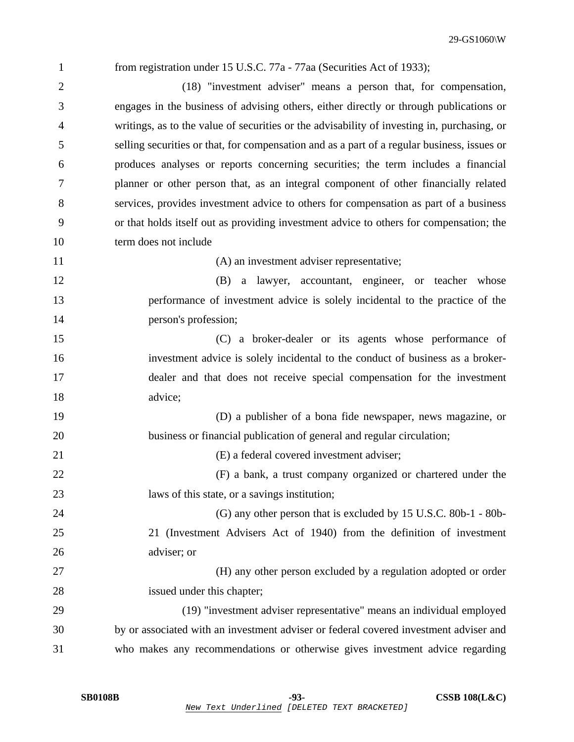from registration under 15 U.S.C. 77a - 77aa (Securities Act of 1933);

(18) "investment adviser" means a person that, for compensation, engages in the business of advising others, either directly or through publications or writings, as to the value of securities or the advisability of investing in, purchasing, or selling securities or that, for compensation and as a part of a regular business, issues or produces analyses or reports concerning securities; the term includes a financial planner or other person that, as an integral component of other financially related services, provides investment advice to others for compensation as part of a business or that holds itself out as providing investment advice to others for compensation; the term does not include

(A) an investment adviser representative;

(B) a lawyer, accountant, engineer, or teacher whose performance of investment advice is solely incidental to the practice of the person's profession;

(C) a broker-dealer or its agents whose performance of investment advice is solely incidental to the conduct of business as a broker-dealer and that does not receive special compensation for the investment advice;

(D) a publisher of a bona fide newspaper, news magazine, or business or financial publication of general and regular circulation;

(E) a federal covered investment adviser;

(F) a bank, a trust company organized or chartered under the laws of this state, or a savings institution;

(G) any other person that is excluded by 15 U.S.C. 80b-1 - 80b-21 (Investment Advisers Act of 1940) from the definition of investment adviser; or

(H) any other person excluded by a regulation adopted or order issued under this chapter;

(19) "investment adviser representative" means an individual employed by or associated with an investment adviser or federal covered investment adviser and who makes any recommendations or otherwise gives investment advice regarding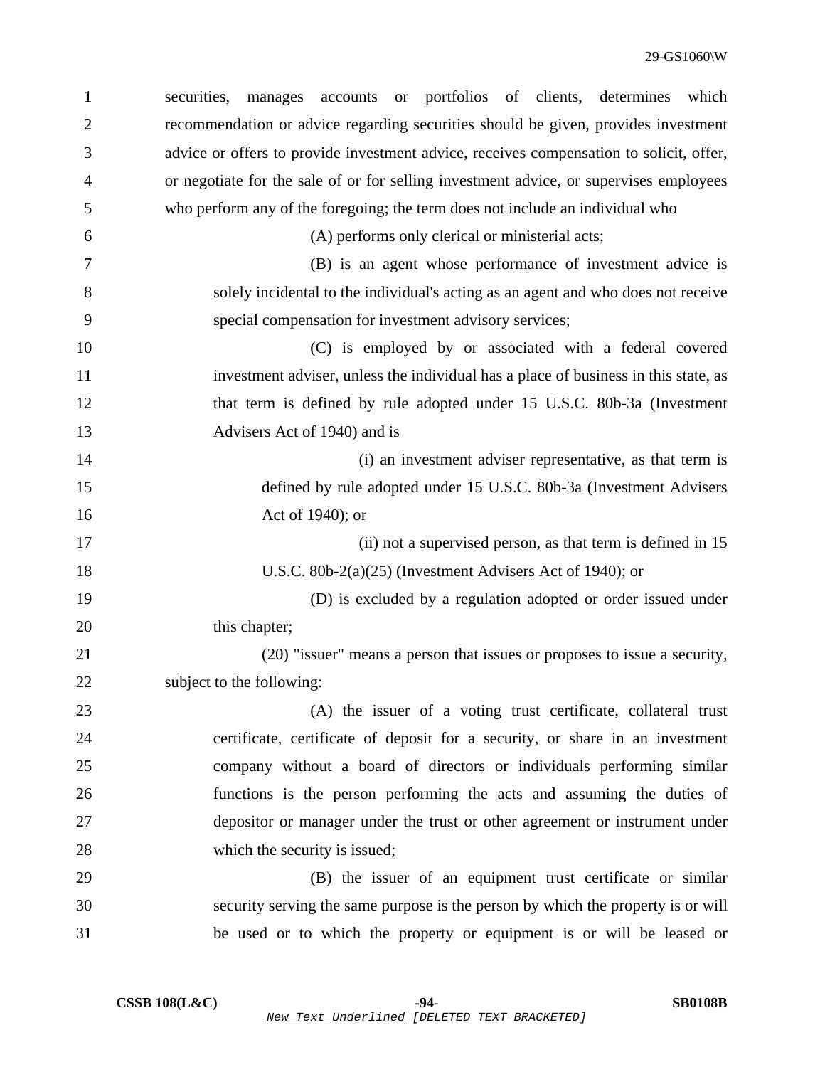securities, manages accounts or portfolios of clients, determines which recommendation or advice regarding securities should be given, provides investment advice or offers to provide investment advice, receives compensation to solicit, offer, or negotiate for the sale of or for selling investment advice, or supervises employees who perform any of the foregoing; the term does not include an individual who

(A) performs only clerical or ministerial acts;

(B) is an agent whose performance of investment advice is solely incidental to the individual's acting as an agent and who does not receive special compensation for investment advisory services;

(C) is employed by or associated with a federal covered investment adviser, unless the individual has a place of business in this state, as that term is defined by rule adopted under 15 U.S.C. 80b-3a (Investment Advisers Act of 1940) and is

(i) an investment adviser representative, as that term is defined by rule adopted under 15 U.S.C. 80b-3a (Investment Advisers Act of 1940); or

(ii) not a supervised person, as that term is defined in 15 U.S.C. 80b-2(a)(25) (Investment Advisers Act of 1940); or

(D) is excluded by a regulation adopted or order issued under this chapter;

(20) "issuer" means a person that issues or proposes to issue a security, subject to the following:

(A) the issuer of a voting trust certificate, collateral trust certificate, certificate of deposit for a security, or share in an investment company without a board of directors or individuals performing similar functions is the person performing the acts and assuming the duties of depositor or manager under the trust or other agreement or instrument under which the security is issued;

(B) the issuer of an equipment trust certificate or similar security serving the same purpose is the person by which the property is or will be used or to which the property or equipment is or will be leased or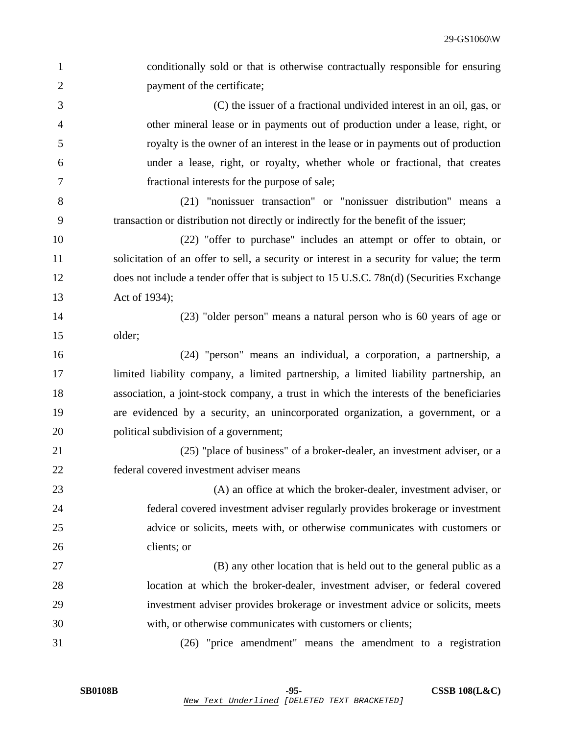conditionally sold or that is otherwise contractually responsible for ensuring payment of the certificate;

(C) the issuer of a fractional undivided interest in an oil, gas, or other mineral lease or in payments out of production under a lease, right, or royalty is the owner of an interest in the lease or in payments out of production under a lease, right, or royalty, whether whole or fractional, that creates fractional interests for the purpose of sale;

(21) "nonissuer transaction" or "nonissuer distribution" means a transaction or distribution not directly or indirectly for the benefit of the issuer;

(22) "offer to purchase" includes an attempt or offer to obtain, or solicitation of an offer to sell, a security or interest in a security for value; the term does not include a tender offer that is subject to 15 U.S.C. 78n(d) (Securities Exchange Act of 1934);

(23) "older person" means a natural person who is 60 years of age or older;

(24) "person" means an individual, a corporation, a partnership, a limited liability company, a limited partnership, a limited liability partnership, an association, a joint-stock company, a trust in which the interests of the beneficiaries are evidenced by a security, an unincorporated organization, a government, or a political subdivision of a government;

(25) "place of business" of a broker-dealer, an investment adviser, or a federal covered investment adviser means

(A) an office at which the broker-dealer, investment adviser, or federal covered investment adviser regularly provides brokerage or investment advice or solicits, meets with, or otherwise communicates with customers or clients; or

(B) any other location that is held out to the general public as a location at which the broker-dealer, investment adviser, or federal covered investment adviser provides brokerage or investment advice or solicits, meets with, or otherwise communicates with customers or clients;

(26) "price amendment" means the amendment to a registration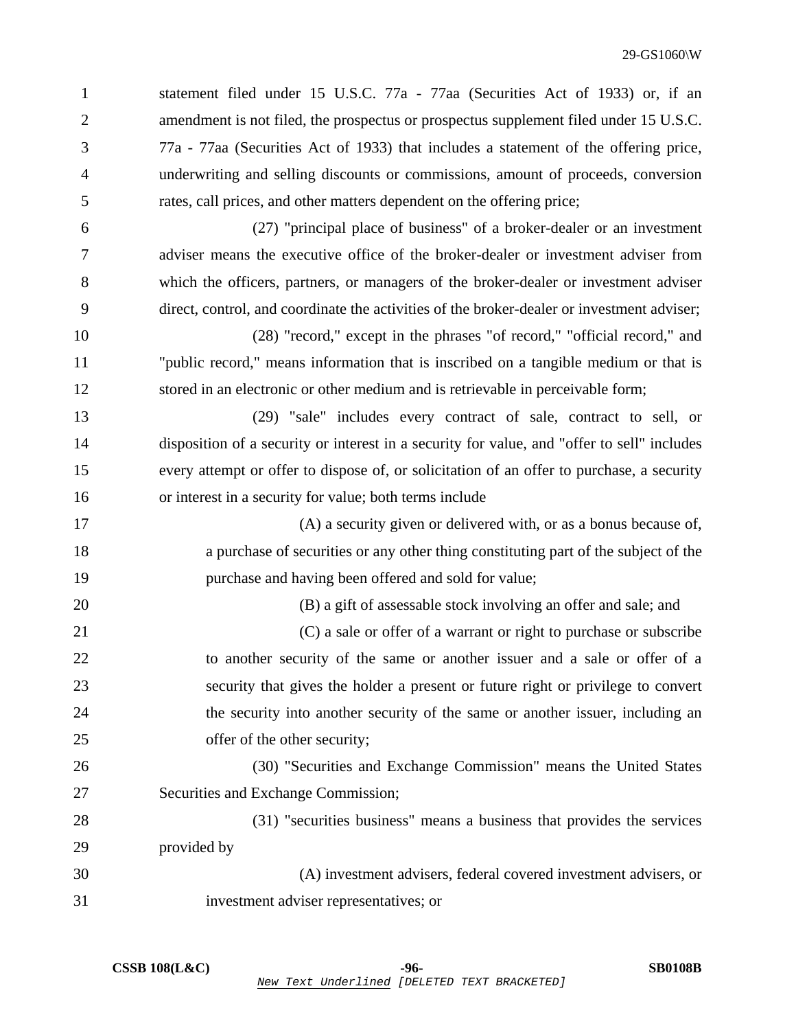statement filed under 15 U.S.C. 77a - 77aa (Securities Act of 1933) or, if an amendment is not filed, the prospectus or prospectus supplement filed under 15 U.S.C. 77a - 77aa (Securities Act of 1933) that includes a statement of the offering price, underwriting and selling discounts or commissions, amount of proceeds, conversion rates, call prices, and other matters dependent on the offering price;

(27) "principal place of business" of a broker-dealer or an investment adviser means the executive office of the broker-dealer or investment adviser from which the officers, partners, or managers of the broker-dealer or investment adviser direct, control, and coordinate the activities of the broker-dealer or investment adviser;

(28) "record," except in the phrases "of record," "official record," and "public record," means information that is inscribed on a tangible medium or that is stored in an electronic or other medium and is retrievable in perceivable form;

(29) "sale" includes every contract of sale, contract to sell, or disposition of a security or interest in a security for value, and "offer to sell" includes every attempt or offer to dispose of, or solicitation of an offer to purchase, a security or interest in a security for value; both terms include

(A) a security given or delivered with, or as a bonus because of, a purchase of securities or any other thing constituting part of the subject of the purchase and having been offered and sold for value;

(B) a gift of assessable stock involving an offer and sale; and

(C) a sale or offer of a warrant or right to purchase or subscribe to another security of the same or another issuer and a sale or offer of a security that gives the holder a present or future right or privilege to convert the security into another security of the same or another issuer, including an offer of the other security;

(30) "Securities and Exchange Commission" means the United States Securities and Exchange Commission;

(31) "securities business" means a business that provides the services provided by

(A) investment advisers, federal covered investment advisers, or investment adviser representatives; or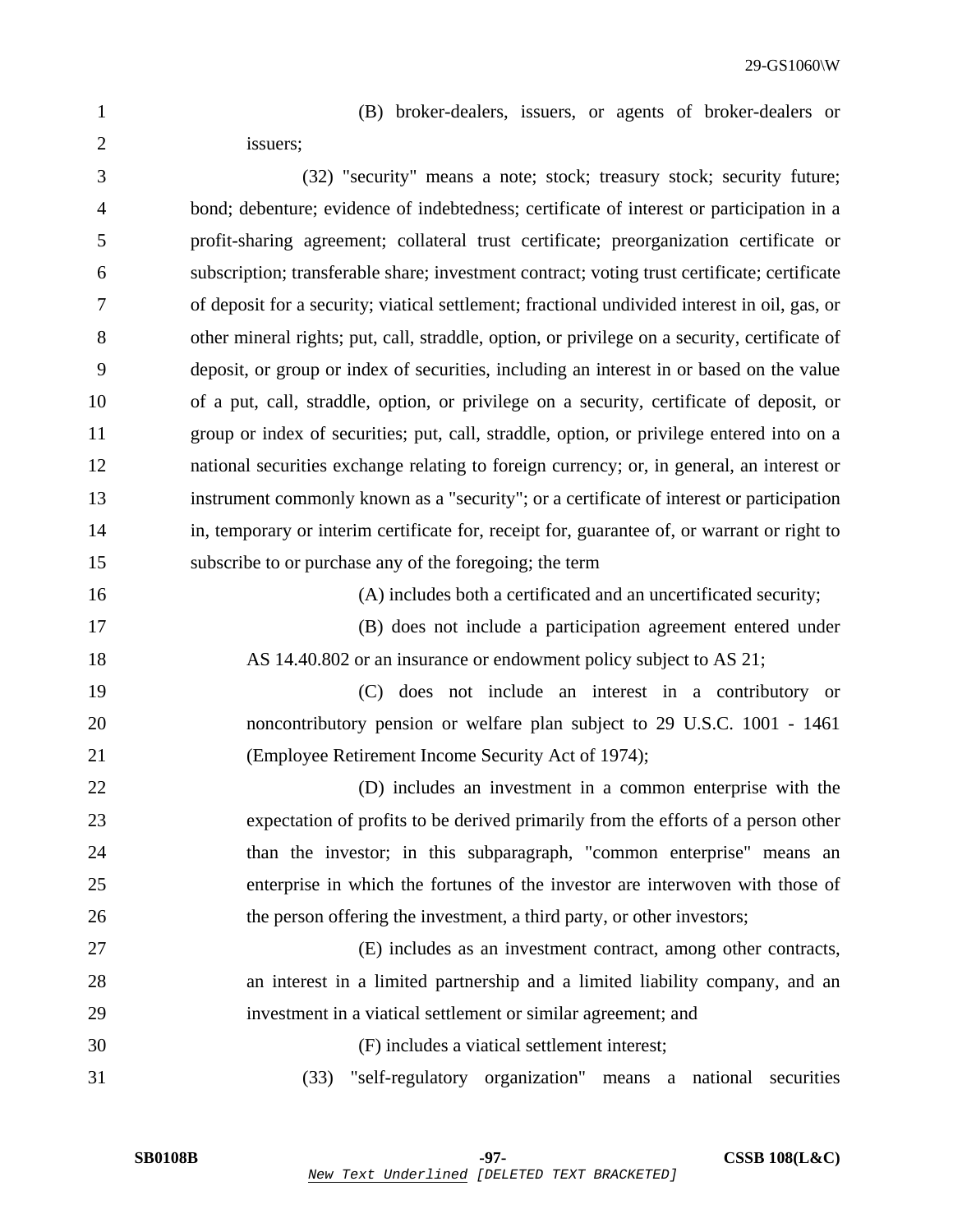(B) broker-dealers, issuers, or agents of broker-dealers or issuers;

(32) "security" means a note; stock; treasury stock; security future; bond; debenture; evidence of indebtedness; certificate of interest or participation in a profit-sharing agreement; collateral trust certificate; preorganization certificate or subscription; transferable share; investment contract; voting trust certificate; certificate of deposit for a security; viatical settlement; fractional undivided interest in oil, gas, or other mineral rights; put, call, straddle, option, or privilege on a security, certificate of deposit, or group or index of securities, including an interest in or based on the value of a put, call, straddle, option, or privilege on a security, certificate of deposit, or group or index of securities; put, call, straddle, option, or privilege entered into on a national securities exchange relating to foreign currency; or, in general, an interest or instrument commonly known as a "security"; or a certificate of interest or participation in, temporary or interim certificate for, receipt for, guarantee of, or warrant or right to subscribe to or purchase any of the foregoing; the term

(A) includes both a certificated and an uncertificated security;

(B) does not include a participation agreement entered under AS 14.40.802 or an insurance or endowment policy subject to AS 21;

(C) does not include an interest in a contributory or noncontributory pension or welfare plan subject to 29 U.S.C. 1001 - 1461 (Employee Retirement Income Security Act of 1974);

(D) includes an investment in a common enterprise with the expectation of profits to be derived primarily from the efforts of a person other than the investor; in this subparagraph, "common enterprise" means an enterprise in which the fortunes of the investor are interwoven with those of the person offering the investment, a third party, or other investors;

(E) includes as an investment contract, among other contracts, an interest in a limited partnership and a limited liability company, and an investment in a viatical settlement or similar agreement; and

(F) includes a viatical settlement interest;

(33) "self-regulatory organization" means a national securities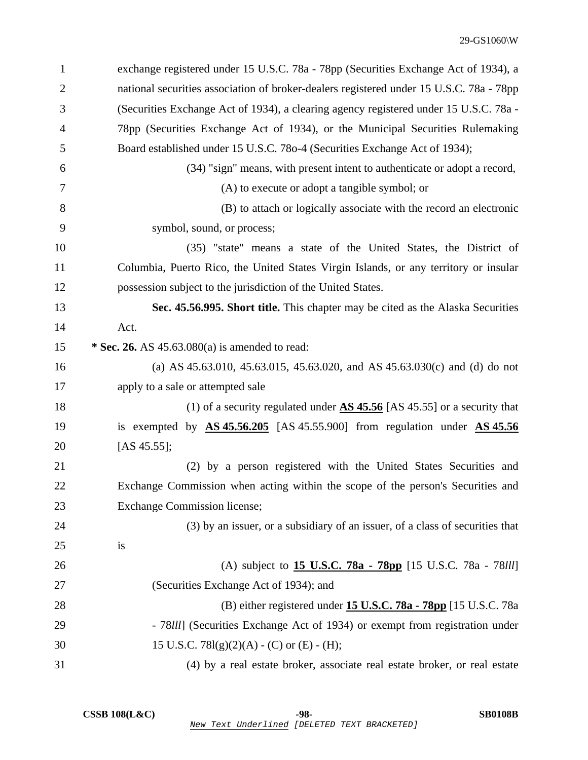exchange registered under 15 U.S.C. 78a - 78pp (Securities Exchange Act of 1934), a national securities association of broker-dealers registered under 15 U.S.C. 78a - 78pp (Securities Exchange Act of 1934), a clearing agency registered under 15 U.S.C. 78a - 78pp (Securities Exchange Act of 1934), or the Municipal Securities Rulemaking Board established under 15 U.S.C. 78o-4 (Securities Exchange Act of 1934);

(34) "sign" means, with present intent to authenticate or adopt a record,

(A) to execute or adopt a tangible symbol; or

(B) to attach or logically associate with the record an electronic symbol, sound, or process;

(35) "state" means a state of the United States, the District of Columbia, Puerto Rico, the United States Virgin Islands, or any territory or insular possession subject to the jurisdiction of the United States.

**Sec. 45.56.995. Short title.** This chapter may be cited as the Alaska Securities Act.

*** Sec. 26.** AS 45.63.080(a) is amended to read:

(a) AS 45.63.010, 45.63.015, 45.63.020, and AS 45.63.030(c) and (d) do not apply to a sale or attempted sale

(1) of a security regulated under <u>**AS 45.56**</u> [AS 45.55] or a security that is exempted by <u>**AS 45.56.205**</u> [AS 45.55.900] from regulation under <u>**AS 45.56**</u> [AS 45.55];

(2) by a person registered with the United States Securities and Exchange Commission when acting within the scope of the person's Securities and Exchange Commission license;

(3) by an issuer, or a subsidiary of an issuer, of a class of securities that is

(A) subject to <u>**15 U.S.C. 78a - 78pp**</u> [15 U.S.C. 78a - 78*lll*] (Securities Exchange Act of 1934); and

(B) either registered under <u>**15 U.S.C. 78a - 78pp**</u> [15 U.S.C. 78a - 78*lll*] (Securities Exchange Act of 1934) or exempt from registration under 15 U.S.C. 78l(g)(2)(A) - (C) or (E) - (H);

(4) by a real estate broker, associate real estate broker, or real estate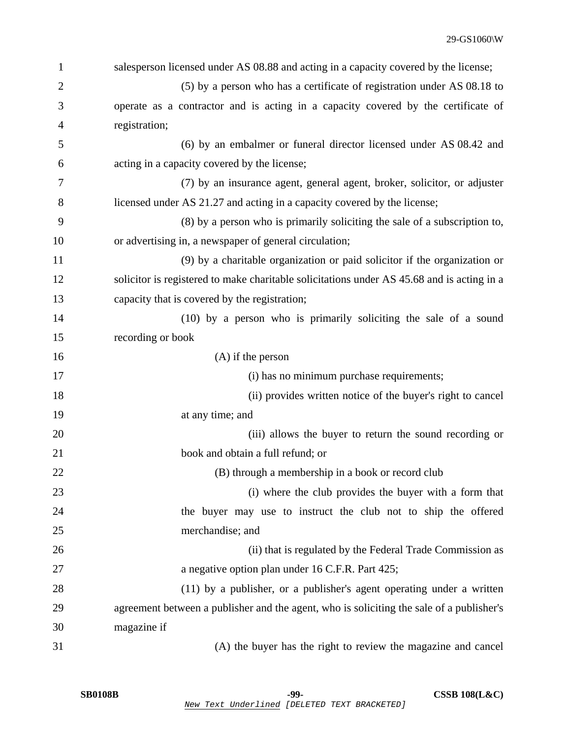salesperson licensed under AS 08.88 and acting in a capacity covered by the license;

(5) by a person who has a certificate of registration under AS 08.18 to operate as a contractor and is acting in a capacity covered by the certificate of registration;

(6) by an embalmer or funeral director licensed under AS 08.42 and acting in a capacity covered by the license;

(7) by an insurance agent, general agent, broker, solicitor, or adjuster licensed under AS 21.27 and acting in a capacity covered by the license;

(8) by a person who is primarily soliciting the sale of a subscription to, or advertising in, a newspaper of general circulation;

(9) by a charitable organization or paid solicitor if the organization or solicitor is registered to make charitable solicitations under AS 45.68 and is acting in a capacity that is covered by the registration;

(10) by a person who is primarily soliciting the sale of a sound recording or book

(A) if the person

(i) has no minimum purchase requirements;

(ii) provides written notice of the buyer's right to cancel at any time; and

(iii) allows the buyer to return the sound recording or book and obtain a full refund; or

(B) through a membership in a book or record club

(i) where the club provides the buyer with a form that the buyer may use to instruct the club not to ship the offered merchandise; and

(ii) that is regulated by the Federal Trade Commission as a negative option plan under 16 C.F.R. Part 425;

(11) by a publisher, or a publisher's agent operating under a written agreement between a publisher and the agent, who is soliciting the sale of a publisher's magazine if

(A) the buyer has the right to review the magazine and cancel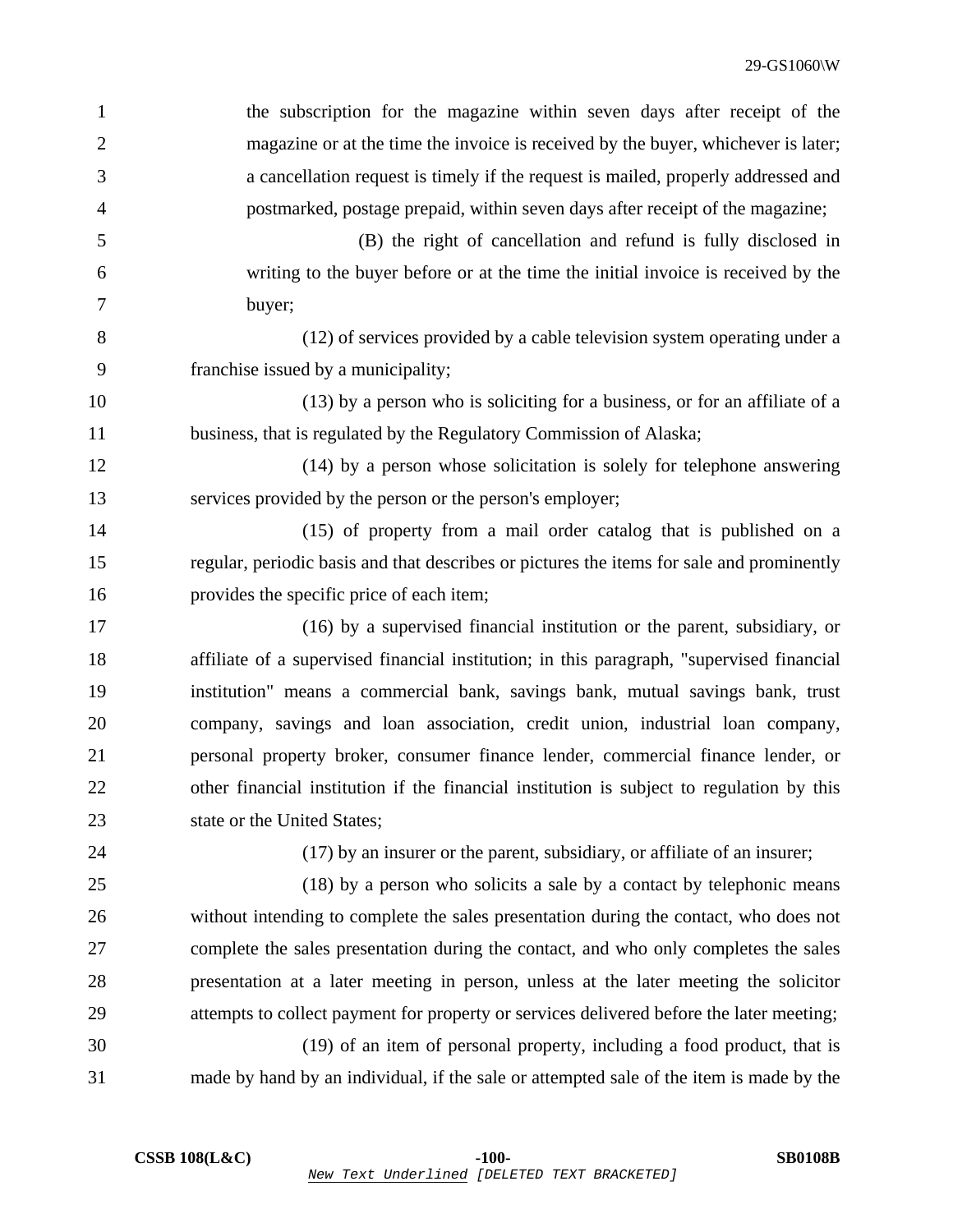the subscription for the magazine within seven days after receipt of the magazine or at the time the invoice is received by the buyer, whichever is later; a cancellation request is timely if the request is mailed, properly addressed and postmarked, postage prepaid, within seven days after receipt of the magazine;

(B) the right of cancellation and refund is fully disclosed in writing to the buyer before or at the time the initial invoice is received by the buyer;

(12) of services provided by a cable television system operating under a franchise issued by a municipality;

(13) by a person who is soliciting for a business, or for an affiliate of a business, that is regulated by the Regulatory Commission of Alaska;

(14) by a person whose solicitation is solely for telephone answering services provided by the person or the person's employer;

(15) of property from a mail order catalog that is published on a regular, periodic basis and that describes or pictures the items for sale and prominently provides the specific price of each item;

(16) by a supervised financial institution or the parent, subsidiary, or affiliate of a supervised financial institution; in this paragraph, "supervised financial institution" means a commercial bank, savings bank, mutual savings bank, trust company, savings and loan association, credit union, industrial loan company, personal property broker, consumer finance lender, commercial finance lender, or other financial institution if the financial institution is subject to regulation by this state or the United States;

(17) by an insurer or the parent, subsidiary, or affiliate of an insurer;

(18) by a person who solicits a sale by a contact by telephonic means without intending to complete the sales presentation during the contact, who does not complete the sales presentation during the contact, and who only completes the sales presentation at a later meeting in person, unless at the later meeting the solicitor attempts to collect payment for property or services delivered before the later meeting;

(19) of an item of personal property, including a food product, that is made by hand by an individual, if the sale or attempted sale of the item is made by the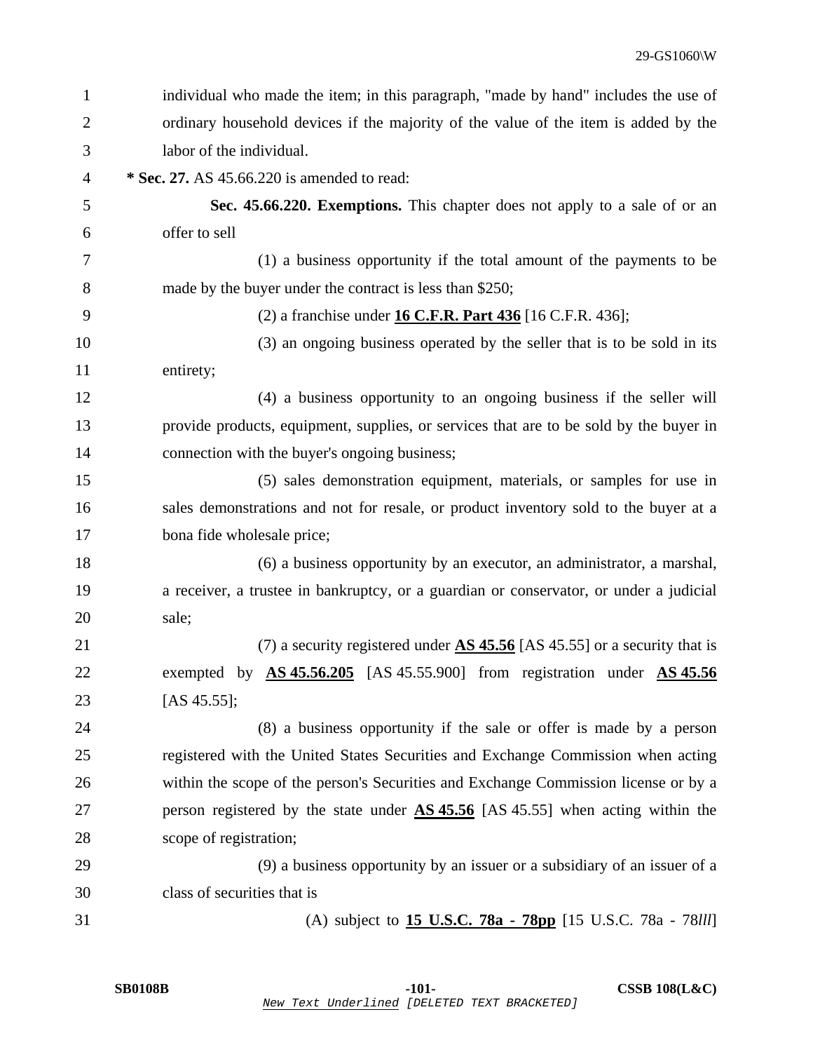individual who made the item; in this paragraph, "made by hand" includes the use of ordinary household devices if the majority of the value of the item is added by the labor of the individual.

**\* Sec. 27.** AS 45.66.220 is amended to read:

**Sec. 45.66.220. Exemptions.** This chapter does not apply to a sale of or an offer to sell

(1) a business opportunity if the total amount of the payments to be made by the buyer under the contract is less than $250;

(2) a franchise under **<u>16 C.F.R. Part 436</u>** [16 C.F.R. 436];

(3) an ongoing business operated by the seller that is to be sold in its entirety;

(4) a business opportunity to an ongoing business if the seller will provide products, equipment, supplies, or services that are to be sold by the buyer in connection with the buyer's ongoing business;

(5) sales demonstration equipment, materials, or samples for use in sales demonstrations and not for resale, or product inventory sold to the buyer at a bona fide wholesale price;

(6) a business opportunity by an executor, an administrator, a marshal, a receiver, a trustee in bankruptcy, or a guardian or conservator, or under a judicial sale;

(7) a security registered under **<u>AS 45.56</u>** [AS 45.55] or a security that is exempted by **<u>AS 45.56.205</u>** [AS 45.55.900] from registration under **<u>AS 45.56</u>** [AS 45.55];

(8) a business opportunity if the sale or offer is made by a person registered with the United States Securities and Exchange Commission when acting within the scope of the person's Securities and Exchange Commission license or by a person registered by the state under **<u>AS 45.56</u>** [AS 45.55] when acting within the scope of registration;

(9) a business opportunity by an issuer or a subsidiary of an issuer of a class of securities that is

(A) subject to **<u>15 U.S.C. 78a - 78pp</u>** [15 U.S.C. 78a - 78*lll*]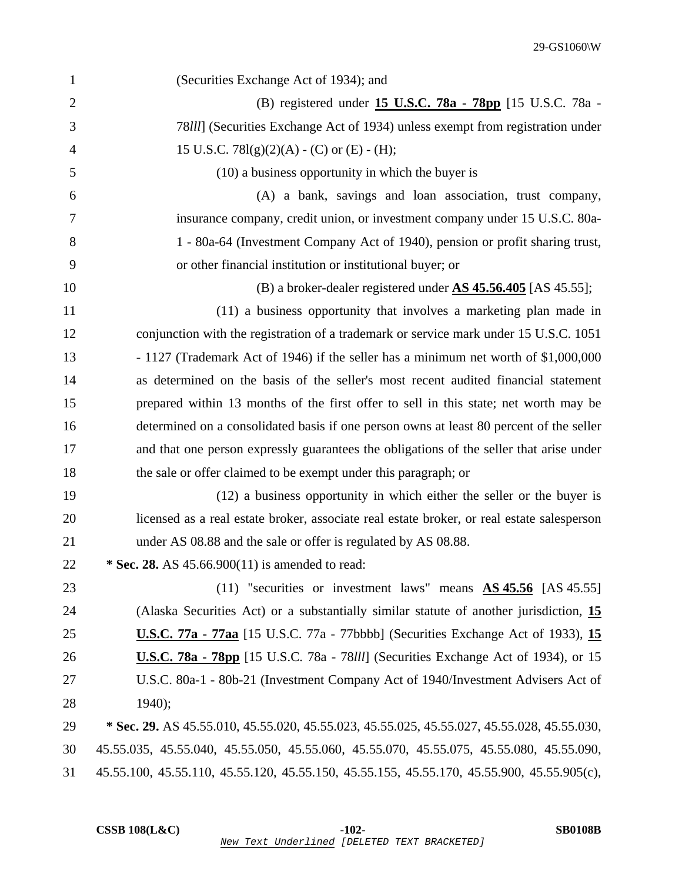(Securities Exchange Act of 1934); and

(B) registered under **15 U.S.C. 78a - 78pp** [15 U.S.C. 78a - 78*lll*] (Securities Exchange Act of 1934) unless exempt from registration under 15 U.S.C. 78l(g)(2)(A) - (C) or (E) - (H);

(10) a business opportunity in which the buyer is

(A) a bank, savings and loan association, trust company, insurance company, credit union, or investment company under 15 U.S.C. 80a-1 - 80a-64 (Investment Company Act of 1940), pension or profit sharing trust, or other financial institution or institutional buyer; or

(B) a broker-dealer registered under **AS 45.56.405** [AS 45.55];

(11) a business opportunity that involves a marketing plan made in conjunction with the registration of a trademark or service mark under 15 U.S.C. 1051 - 1127 (Trademark Act of 1946) if the seller has a minimum net worth of $1,000,000 as determined on the basis of the seller's most recent audited financial statement prepared within 13 months of the first offer to sell in this state; net worth may be determined on a consolidated basis if one person owns at least 80 percent of the seller and that one person expressly guarantees the obligations of the seller that arise under the sale or offer claimed to be exempt under this paragraph; or

(12) a business opportunity in which either the seller or the buyer is licensed as a real estate broker, associate real estate broker, or real estate salesperson under AS 08.88 and the sale or offer is regulated by AS 08.88.

**\* Sec. 28.** AS 45.66.900(11) is amended to read:

(11) "securities or investment laws" means **AS 45.56** [AS 45.55] (Alaska Securities Act) or a substantially similar statute of another jurisdiction, **15 U.S.C. 77a - 77aa** [15 U.S.C. 77a - 77bbbb] (Securities Exchange Act of 1933), **15 U.S.C. 78a - 78pp** [15 U.S.C. 78a - 78*lll*] (Securities Exchange Act of 1934), or 15 U.S.C. 80a-1 - 80b-21 (Investment Company Act of 1940/Investment Advisers Act of 1940);

**\* Sec. 29.** AS 45.55.010, 45.55.020, 45.55.023, 45.55.025, 45.55.027, 45.55.028, 45.55.030, 45.55.035, 45.55.040, 45.55.050, 45.55.060, 45.55.070, 45.55.075, 45.55.080, 45.55.090, 45.55.100, 45.55.110, 45.55.120, 45.55.150, 45.55.155, 45.55.170, 45.55.900, 45.55.905(c),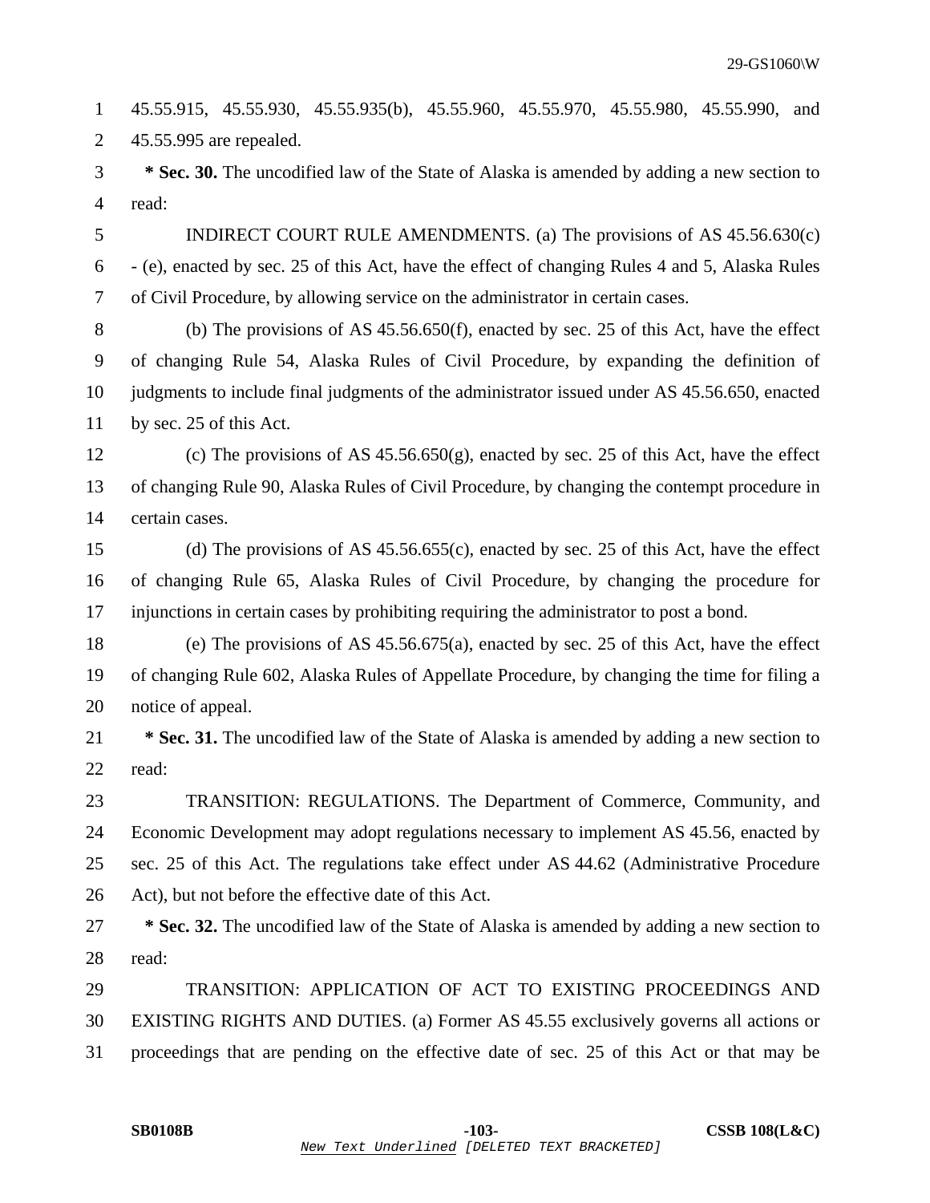45.55.915, 45.55.930, 45.55.935(b), 45.55.960, 45.55.970, 45.55.980, 45.55.990, and 45.55.995 are repealed.

**\* Sec. 30.** The uncodified law of the State of Alaska is amended by adding a new section to read:

INDIRECT COURT RULE AMENDMENTS. (a) The provisions of AS 45.56.630(c) - (e), enacted by sec. 25 of this Act, have the effect of changing Rules 4 and 5, Alaska Rules of Civil Procedure, by allowing service on the administrator in certain cases.

(b) The provisions of AS 45.56.650(f), enacted by sec. 25 of this Act, have the effect of changing Rule 54, Alaska Rules of Civil Procedure, by expanding the definition of judgments to include final judgments of the administrator issued under AS 45.56.650, enacted by sec. 25 of this Act.

(c) The provisions of AS 45.56.650(g), enacted by sec. 25 of this Act, have the effect of changing Rule 90, Alaska Rules of Civil Procedure, by changing the contempt procedure in certain cases.

(d) The provisions of AS 45.56.655(c), enacted by sec. 25 of this Act, have the effect of changing Rule 65, Alaska Rules of Civil Procedure, by changing the procedure for injunctions in certain cases by prohibiting requiring the administrator to post a bond.

(e) The provisions of AS 45.56.675(a), enacted by sec. 25 of this Act, have the effect of changing Rule 602, Alaska Rules of Appellate Procedure, by changing the time for filing a notice of appeal.

**\* Sec. 31.** The uncodified law of the State of Alaska is amended by adding a new section to read:

TRANSITION: REGULATIONS. The Department of Commerce, Community, and Economic Development may adopt regulations necessary to implement AS 45.56, enacted by sec. 25 of this Act. The regulations take effect under AS 44.62 (Administrative Procedure Act), but not before the effective date of this Act.

**\* Sec. 32.** The uncodified law of the State of Alaska is amended by adding a new section to read:

TRANSITION: APPLICATION OF ACT TO EXISTING PROCEEDINGS AND EXISTING RIGHTS AND DUTIES. (a) Former AS 45.55 exclusively governs all actions or proceedings that are pending on the effective date of sec. 25 of this Act or that may be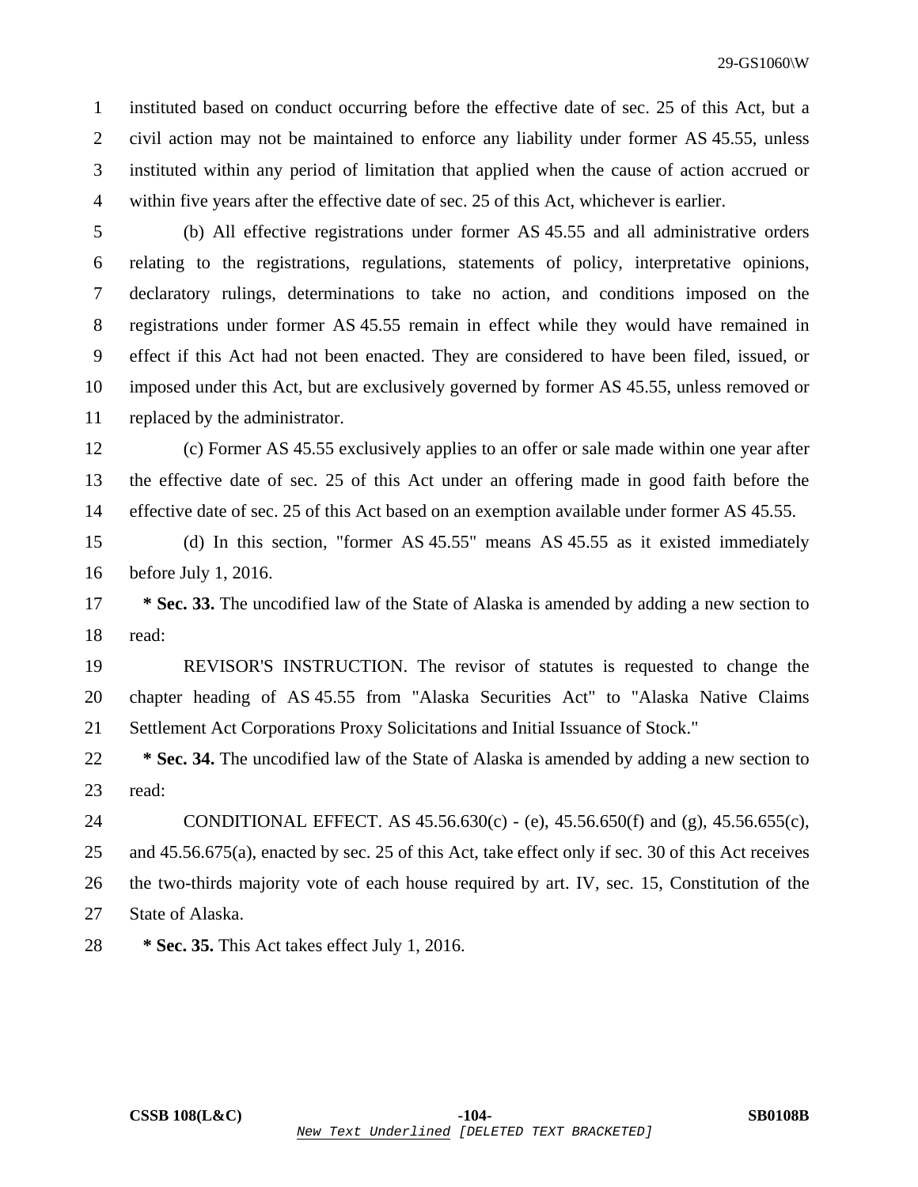instituted based on conduct occurring before the effective date of sec. 25 of this Act, but a civil action may not be maintained to enforce any liability under former AS 45.55, unless instituted within any period of limitation that applied when the cause of action accrued or within five years after the effective date of sec. 25 of this Act, whichever is earlier.

(b) All effective registrations under former AS 45.55 and all administrative orders relating to the registrations, regulations, statements of policy, interpretative opinions, declaratory rulings, determinations to take no action, and conditions imposed on the registrations under former AS 45.55 remain in effect while they would have remained in effect if this Act had not been enacted. They are considered to have been filed, issued, or imposed under this Act, but are exclusively governed by former AS 45.55, unless removed or replaced by the administrator.

(c) Former AS 45.55 exclusively applies to an offer or sale made within one year after the effective date of sec. 25 of this Act under an offering made in good faith before the effective date of sec. 25 of this Act based on an exemption available under former AS 45.55.

(d) In this section, "former AS 45.55" means AS 45.55 as it existed immediately before July 1, 2016.

**\* Sec. 33.** The uncodified law of the State of Alaska is amended by adding a new section to read:

REVISOR'S INSTRUCTION. The revisor of statutes is requested to change the chapter heading of AS 45.55 from "Alaska Securities Act" to "Alaska Native Claims Settlement Act Corporations Proxy Solicitations and Initial Issuance of Stock."

**\* Sec. 34.** The uncodified law of the State of Alaska is amended by adding a new section to read:

CONDITIONAL EFFECT. AS 45.56.630(c) - (e), 45.56.650(f) and (g), 45.56.655(c), and 45.56.675(a), enacted by sec. 25 of this Act, take effect only if sec. 30 of this Act receives the two-thirds majority vote of each house required by art. IV, sec. 15, Constitution of the State of Alaska.

**\* Sec. 35.** This Act takes effect July 1, 2016.